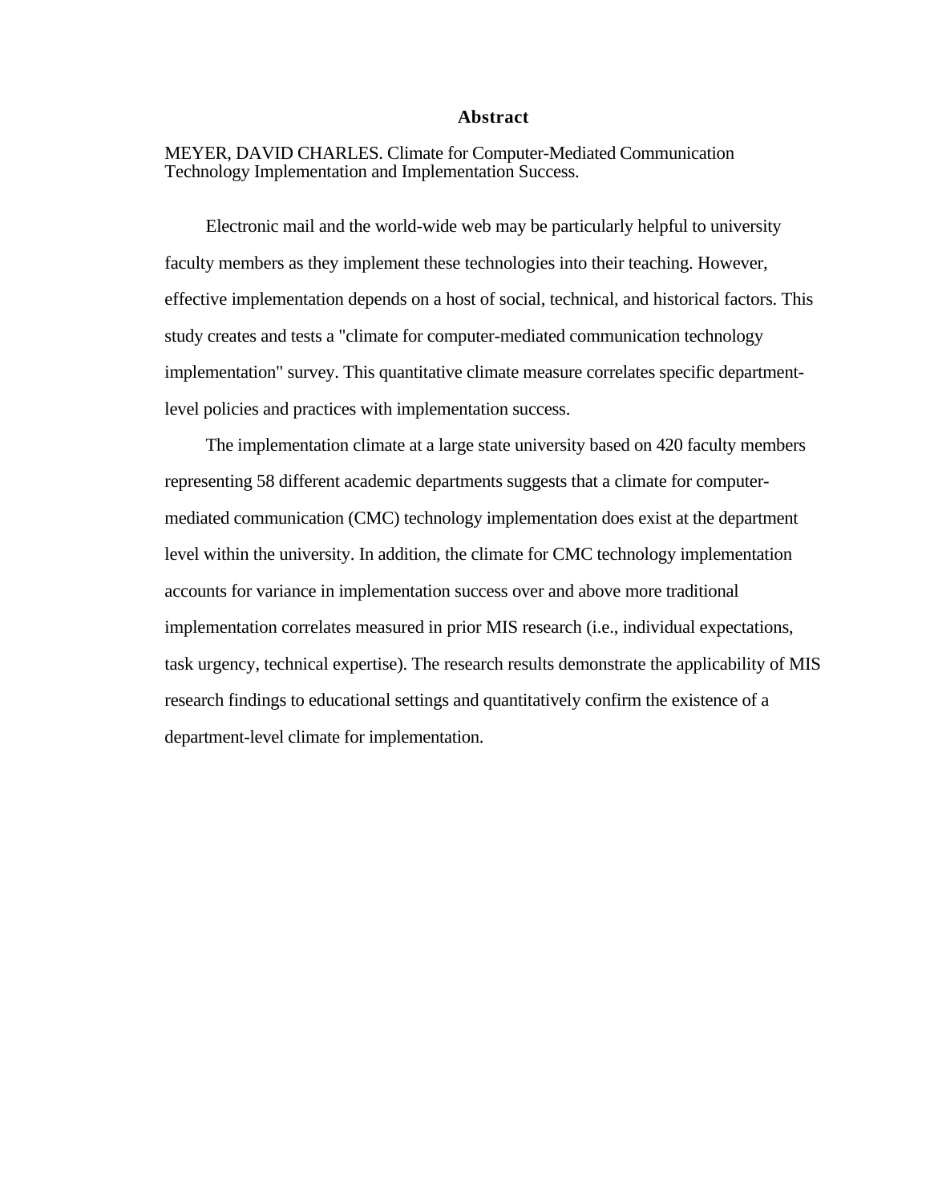# Abstract

MEYER, DAVID CHARLES. Climate for Computer-Mediated Communication Technology Implementation and Implementation Success.

Electronic mail and the world-wide web may be particularly helpful to university faculty members as they implement these technologies into their teaching. However, effective implementation depends on a host of social, technical, and historical factors. This study creates and tests a "climate for computer-mediated communication technology implementation" survey. This quantitative climate measure correlates specific department-level policies and practices with implementation success.

The implementation climate at a large state university based on 420 faculty members representing 58 different academic departments suggests that a climate for computer-mediated communication (CMC) technology implementation does exist at the department level within the university. In addition, the climate for CMC technology implementation accounts for variance in implementation success over and above more traditional implementation correlates measured in prior MIS research (i.e., individual expectations, task urgency, technical expertise). The research results demonstrate the applicability of MIS research findings to educational settings and quantitatively confirm the existence of a department-level climate for implementation.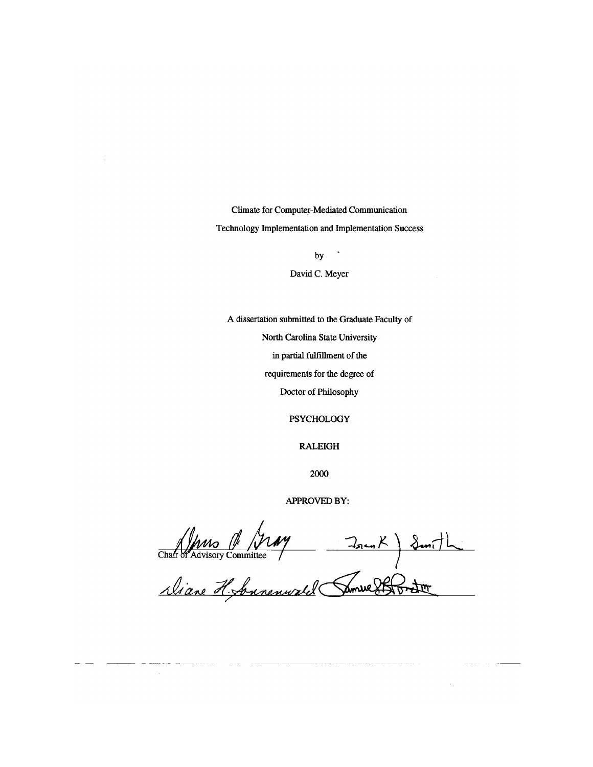Climate for Computer-Mediated Communication

Technology Implementation and Implementation Success

by

David C. Meyer

A dissertation submitted to the Graduate Faculty of

North Carolina State University

in partial fulfillment of the

requirements for the degree of

Doctor of Philosophy

PSYCHOLOGY

RALEIGH

2000

APPROVED BY:

Chair of Advisory Committee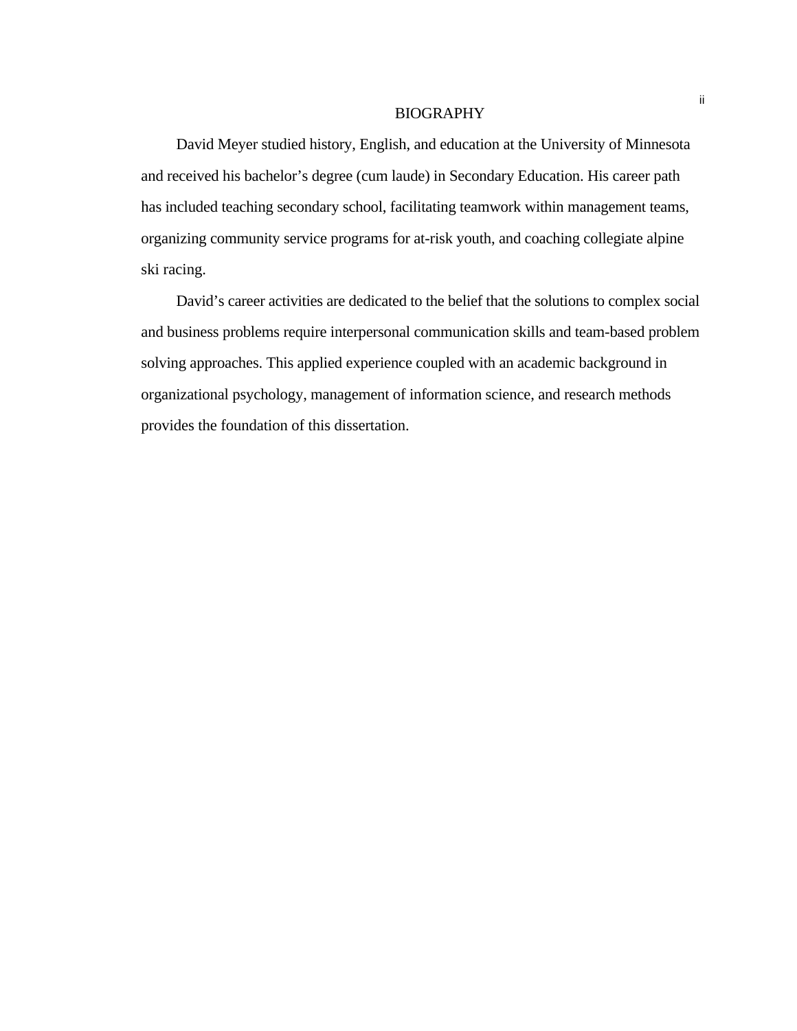# BIOGRAPHY

David Meyer studied history, English, and education at the University of Minnesota and received his bachelor's degree (cum laude) in Secondary Education. His career path has included teaching secondary school, facilitating teamwork within management teams, organizing community service programs for at-risk youth, and coaching collegiate alpine ski racing.

David's career activities are dedicated to the belief that the solutions to complex social and business problems require interpersonal communication skills and team-based problem solving approaches. This applied experience coupled with an academic background in organizational psychology, management of information science, and research methods provides the foundation of this dissertation.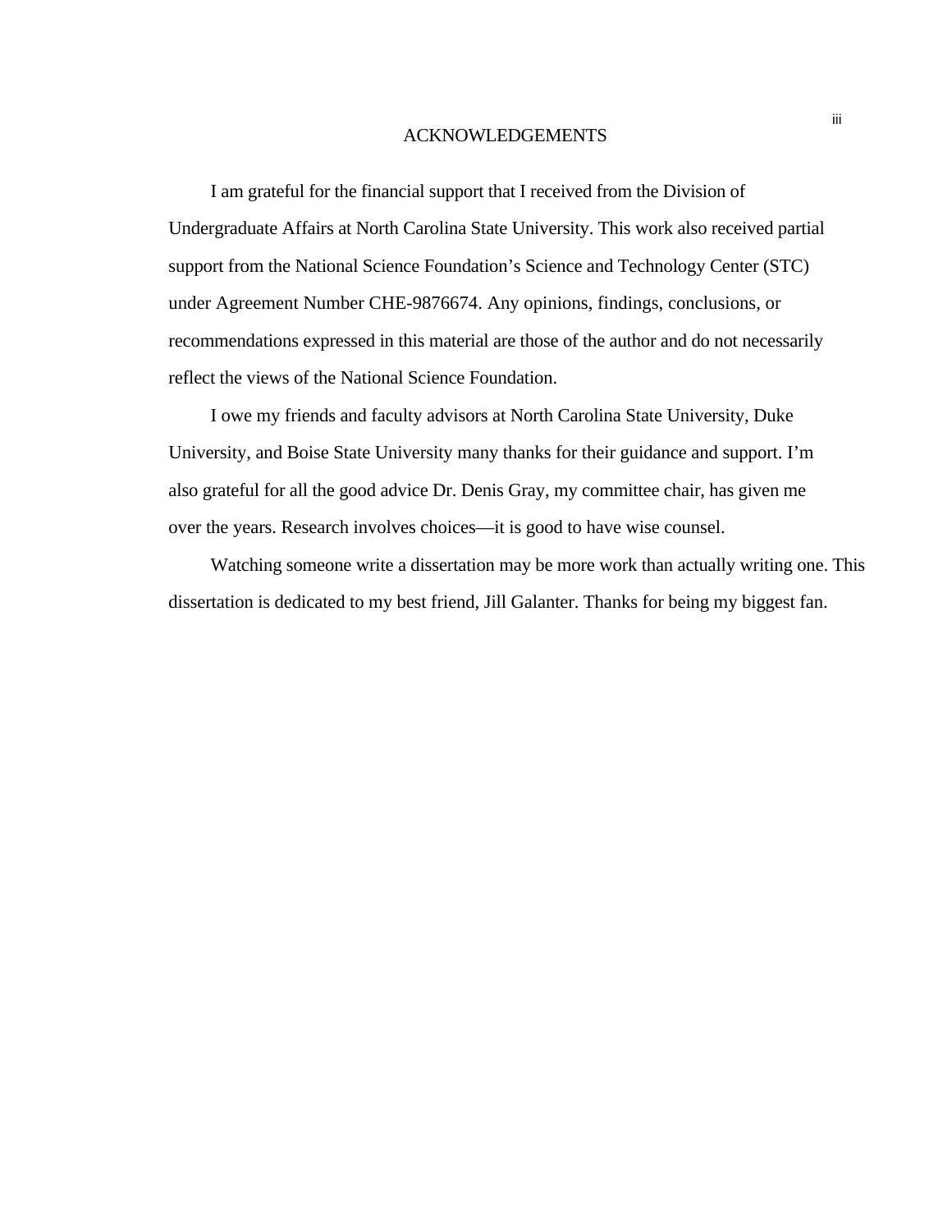# ACKNOWLEDGEMENTS

I am grateful for the financial support that I received from the Division of Undergraduate Affairs at North Carolina State University. This work also received partial support from the National Science Foundation's Science and Technology Center (STC) under Agreement Number CHE-9876674. Any opinions, findings, conclusions, or recommendations expressed in this material are those of the author and do not necessarily reflect the views of the National Science Foundation.

I owe my friends and faculty advisors at North Carolina State University, Duke University, and Boise State University many thanks for their guidance and support. I'm also grateful for all the good advice Dr. Denis Gray, my committee chair, has given me over the years. Research involves choices—it is good to have wise counsel.

Watching someone write a dissertation may be more work than actually writing one. This dissertation is dedicated to my best friend, Jill Galanter. Thanks for being my biggest fan.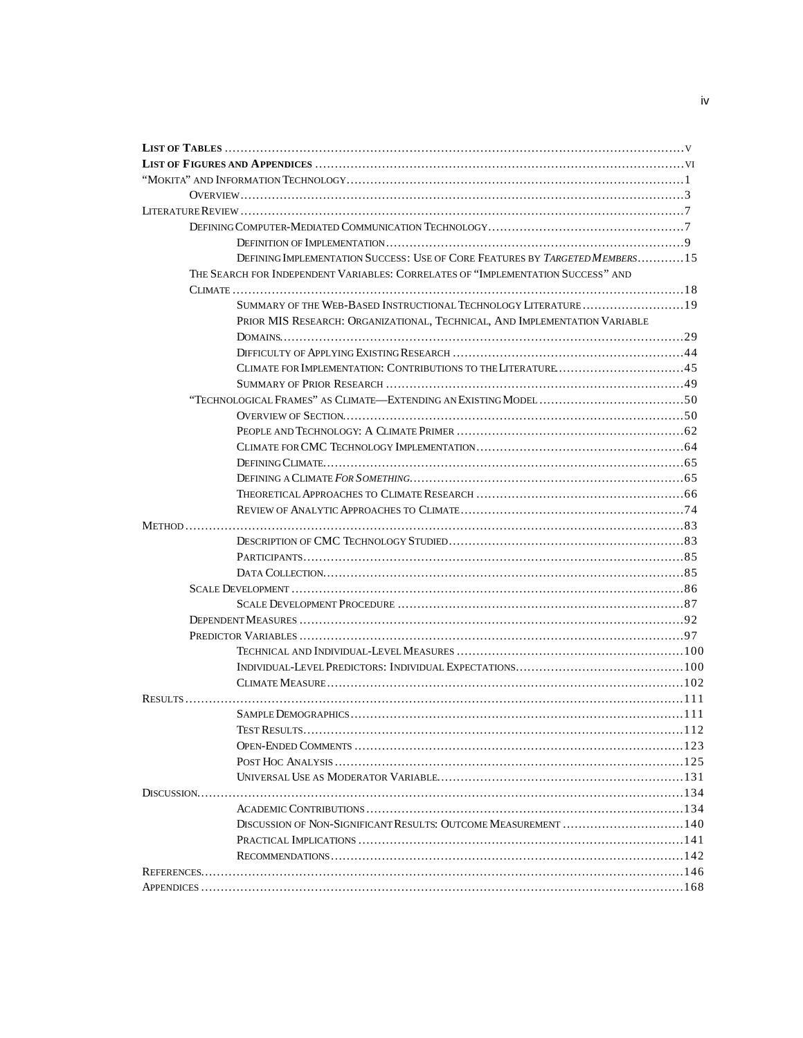**List of Tables** ........ v

**List of Figures and Appendices** ........ vi

"Mokita" and Information Technology ........ 1

- Overview ........ 3

Literature Review ........ 7

- Defining Computer-Mediated Communication Technology ........ 7
  - Definition of Implementation ........ 9
  - Defining Implementation Success: Use of Core Features by *Targeted Members* ........ 15
- The Search for Independent Variables: Correlates of "Implementation Success" and Climate ........ 18
  - Summary of the Web-Based Instructional Technology Literature ........ 19
  - Prior MIS Research: Organizational, Technical, And Implementation Variable Domains ........ 29
  - Difficulty of Applying Existing Research ........ 44
  - Climate for Implementation: Contributions to the Literature ........ 45
  - Summary of Prior Research ........ 49
- "Technological Frames" as Climate—Extending an Existing Model ........ 50
  - Overview of Section ........ 50
  - People and Technology: A Climate Primer ........ 62
  - Climate for CMC Technology Implementation ........ 64
  - Defining Climate ........ 65
  - Defining a Climate *For Something* ........ 65
  - Theoretical Approaches to Climate Research ........ 66
  - Review of Analytic Approaches to Climate ........ 74

Method ........ 83

- Description of CMC Technology Studied ........ 83
- Participants ........ 85
- Data Collection ........ 85
- Scale Development ........ 86
  - Scale Development Procedure ........ 87
- Dependent Measures ........ 92
- Predictor Variables ........ 97
  - Technical and Individual-Level Measures ........ 100
  - Individual-Level Predictors: Individual Expectations ........ 100
  - Climate Measure ........ 102

Results ........ 111

- Sample Demographics ........ 111
- Test Results ........ 112
- Open-Ended Comments ........ 123
- Post Hoc Analysis ........ 125
- Universal Use as Moderator Variable ........ 131

Discussion ........ 134

- Academic Contributions ........ 134
- Discussion of Non-Significant Results: Outcome Measurement ........ 140
- Practical Implications ........ 141
- Recommendations ........ 142

References ........ 146

Appendices ........ 168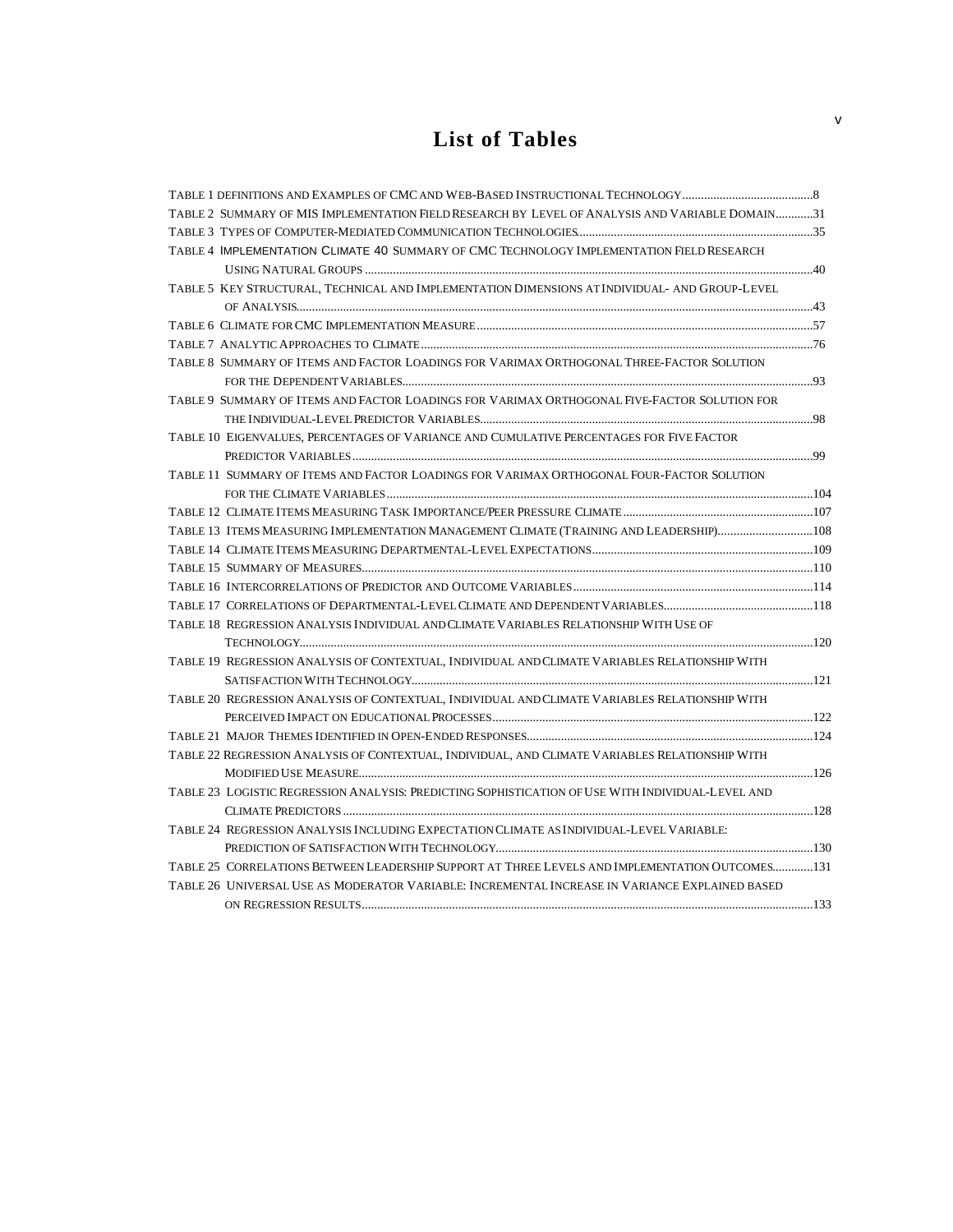# List of Tables

TABLE 1 DEFINITIONS AND EXAMPLES OF CMC AND WEB-BASED INSTRUCTIONAL TECHNOLOGY ..........................................8
TABLE 2 SUMMARY OF MIS IMPLEMENTATION FIELD RESEARCH BY LEVEL OF ANALYSIS AND VARIABLE DOMAIN............31
TABLE 3 TYPES OF COMPUTER-MEDIATED COMMUNICATION TECHNOLOGIES...........................................................................35
TABLE 4 IMPLEMENTATION CLIMATE 40 SUMMARY OF CMC TECHNOLOGY IMPLEMENTATION FIELD RESEARCH USING NATURAL GROUPS ..........................................................................................................................................40
TABLE 5 KEY STRUCTURAL, TECHNICAL AND IMPLEMENTATION DIMENSIONS AT INDIVIDUAL- AND GROUP-LEVEL OF ANALYSIS.....................................................................................................................................................................43
TABLE 6 CLIMATE FOR CMC IMPLEMENTATION MEASURE ............................................................................................................57
TABLE 7 ANALYTIC APPROACHES TO CLIMATE ................................................................................................................................76
TABLE 8 SUMMARY OF ITEMS AND FACTOR LOADINGS FOR VARIMAX ORTHOGONAL THREE-FACTOR SOLUTION FOR THE DEPENDENT VARIABLES.....................................................................................................................................93
TABLE 9 SUMMARY OF ITEMS AND FACTOR LOADINGS FOR VARIMAX ORTHOGONAL FIVE-FACTOR SOLUTION FOR THE INDIVIDUAL-LEVEL PREDICTOR VARIABLES...........................................................................................................98
TABLE 10 EIGENVALUES, PERCENTAGES OF VARIANCE AND CUMULATIVE PERCENTAGES FOR FIVE FACTOR PREDICTOR VARIABLES ....................................................................................................................................................99
TABLE 11 SUMMARY OF ITEMS AND FACTOR LOADINGS FOR VARIMAX ORTHOGONAL FOUR-FACTOR SOLUTION FOR THE CLIMATE VARIABLES ........................................................................................................................................104
TABLE 12 CLIMATE ITEMS MEASURING TASK IMPORTANCE/PEER PRESSURE CLIMATE .............................................................107
TABLE 13 ITEMS MEASURING IMPLEMENTATION MANAGEMENT CLIMATE (TRAINING AND LEADERSHIP)..............................108
TABLE 14 CLIMATE ITEMS MEASURING DEPARTMENTAL-LEVEL EXPECTATIONS.......................................................................109
TABLE 15 SUMMARY OF MEASURES..................................................................................................................................................110
TABLE 16 INTERCORRELATIONS OF PREDICTOR AND OUTCOME VARIABLES .............................................................................114
TABLE 17 CORRELATIONS OF DEPARTMENTAL-LEVEL CLIMATE AND DEPENDENT VARIABLES................................................118
TABLE 18 REGRESSION ANALYSIS INDIVIDUAL AND CLIMATE VARIABLES RELATIONSHIP WITH USE OF TECHNOLOGY...................................................................................................................................................................120
TABLE 19 REGRESSION ANALYSIS OF CONTEXTUAL, INDIVIDUAL AND CLIMATE VARIABLES RELATIONSHIP WITH SATISFACTION WITH TECHNOLOGY...............................................................................................................................121
TABLE 20 REGRESSION ANALYSIS OF CONTEXTUAL, INDIVIDUAL AND CLIMATE VARIABLES RELATIONSHIP WITH PERCEIVED IMPACT ON EDUCATIONAL PROCESSES......................................................................................................122
TABLE 21 MAJOR THEMES IDENTIFIED IN OPEN-ENDED RESPONSES..........................................................................................124
TABLE 22 REGRESSION ANALYSIS OF CONTEXTUAL, INDIVIDUAL, AND CLIMATE VARIABLES RELATIONSHIP WITH MODIFIED USE MEASURE.................................................................................................................................................126
TABLE 23 LOGISTIC REGRESSION ANALYSIS: PREDICTING SOPHISTICATION OF USE WITH INDIVIDUAL-LEVEL AND CLIMATE PREDICTORS .......................................................................................................................................................128
TABLE 24 REGRESSION ANALYSIS INCLUDING EXPECTATION CLIMATE AS INDIVIDUAL-LEVEL VARIABLE: PREDICTION OF SATISFACTION WITH TECHNOLOGY.....................................................................................................130
TABLE 25 CORRELATIONS BETWEEN LEADERSHIP SUPPORT AT THREE LEVELS AND IMPLEMENTATION OUTCOMES............131
TABLE 26 UNIVERSAL USE AS MODERATOR VARIABLE: INCREMENTAL INCREASE IN VARIANCE EXPLAINED BASED ON REGRESSION RESULTS.................................................................................................................................................133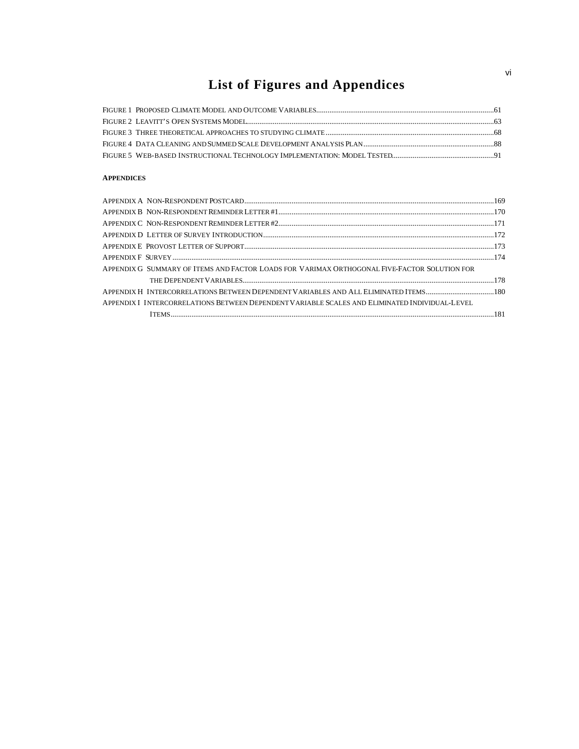# List of Figures and Appendices

FIGURE 1 PROPOSED CLIMATE MODEL AND OUTCOME VARIABLES.............................................................................................61
FIGURE 2 LEAVITT'S OPEN SYSTEMS MODEL.................................................................................................................63
FIGURE 3 THREE THEORETICAL APPROACHES TO STUDYING CLIMATE........................................................................................68
FIGURE 4 DATA CLEANING AND SUMMED SCALE DEVELOPMENT ANALYSIS PLAN.....................................................................88
FIGURE 5 WEB-BASED INSTRUCTIONAL TECHNOLOGY IMPLEMENTATION: MODEL TESTED......................................................91

**APPENDICES**

APPENDIX A NON-RESPONDENT POSTCARD...................................................................................................................169
APPENDIX B NON-RESPONDENT REMINDER LETTER #1.................................................................................................170
APPENDIX C NON-RESPONDENT REMINDER LETTER #2.................................................................................................171
APPENDIX D LETTER OF SURVEY INTRODUCTION.........................................................................................................172
APPENDIX E PROVOST LETTER OF SUPPORT...................................................................................................................173
APPENDIX F SURVEY.........................................................................................................................................................174
APPENDIX G SUMMARY OF ITEMS AND FACTOR LOADS FOR VARIMAX ORTHOGONAL FIVE-FACTOR SOLUTION FOR THE DEPENDENT VARIABLES...................................................................................................................178
APPENDIX H INTERCORRELATIONS BETWEEN DEPENDENT VARIABLES AND ALL ELIMINATED ITEMS....................................180
APPENDIX I INTERCORRELATIONS BETWEEN DEPENDENT VARIABLE SCALES AND ELIMINATED INDIVIDUAL-LEVEL ITEMS.........................................................................................................................................................181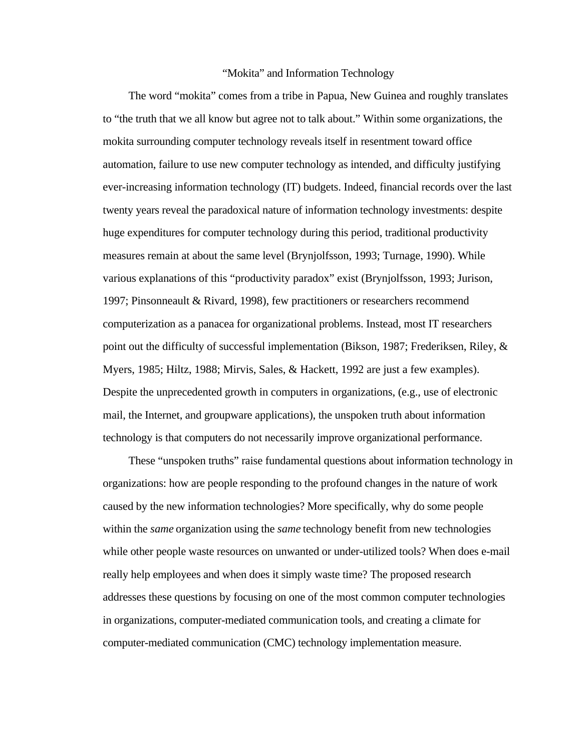# "Mokita" and Information Technology

The word "mokita" comes from a tribe in Papua, New Guinea and roughly translates to "the truth that we all know but agree not to talk about." Within some organizations, the mokita surrounding computer technology reveals itself in resentment toward office automation, failure to use new computer technology as intended, and difficulty justifying ever-increasing information technology (IT) budgets. Indeed, financial records over the last twenty years reveal the paradoxical nature of information technology investments: despite huge expenditures for computer technology during this period, traditional productivity measures remain at about the same level (Brynjolfsson, 1993; Turnage, 1990). While various explanations of this "productivity paradox" exist (Brynjolfsson, 1993; Jurison, 1997; Pinsonneault & Rivard, 1998), few practitioners or researchers recommend computerization as a panacea for organizational problems. Instead, most IT researchers point out the difficulty of successful implementation (Bikson, 1987; Frederiksen, Riley, & Myers, 1985; Hiltz, 1988; Mirvis, Sales, & Hackett, 1992 are just a few examples). Despite the unprecedented growth in computers in organizations, (e.g., use of electronic mail, the Internet, and groupware applications), the unspoken truth about information technology is that computers do not necessarily improve organizational performance.

These "unspoken truths" raise fundamental questions about information technology in organizations: how are people responding to the profound changes in the nature of work caused by the new information technologies? More specifically, why do some people within the *same* organization using the *same* technology benefit from new technologies while other people waste resources on unwanted or under-utilized tools? When does e-mail really help employees and when does it simply waste time? The proposed research addresses these questions by focusing on one of the most common computer technologies in organizations, computer-mediated communication tools, and creating a climate for computer-mediated communication (CMC) technology implementation measure.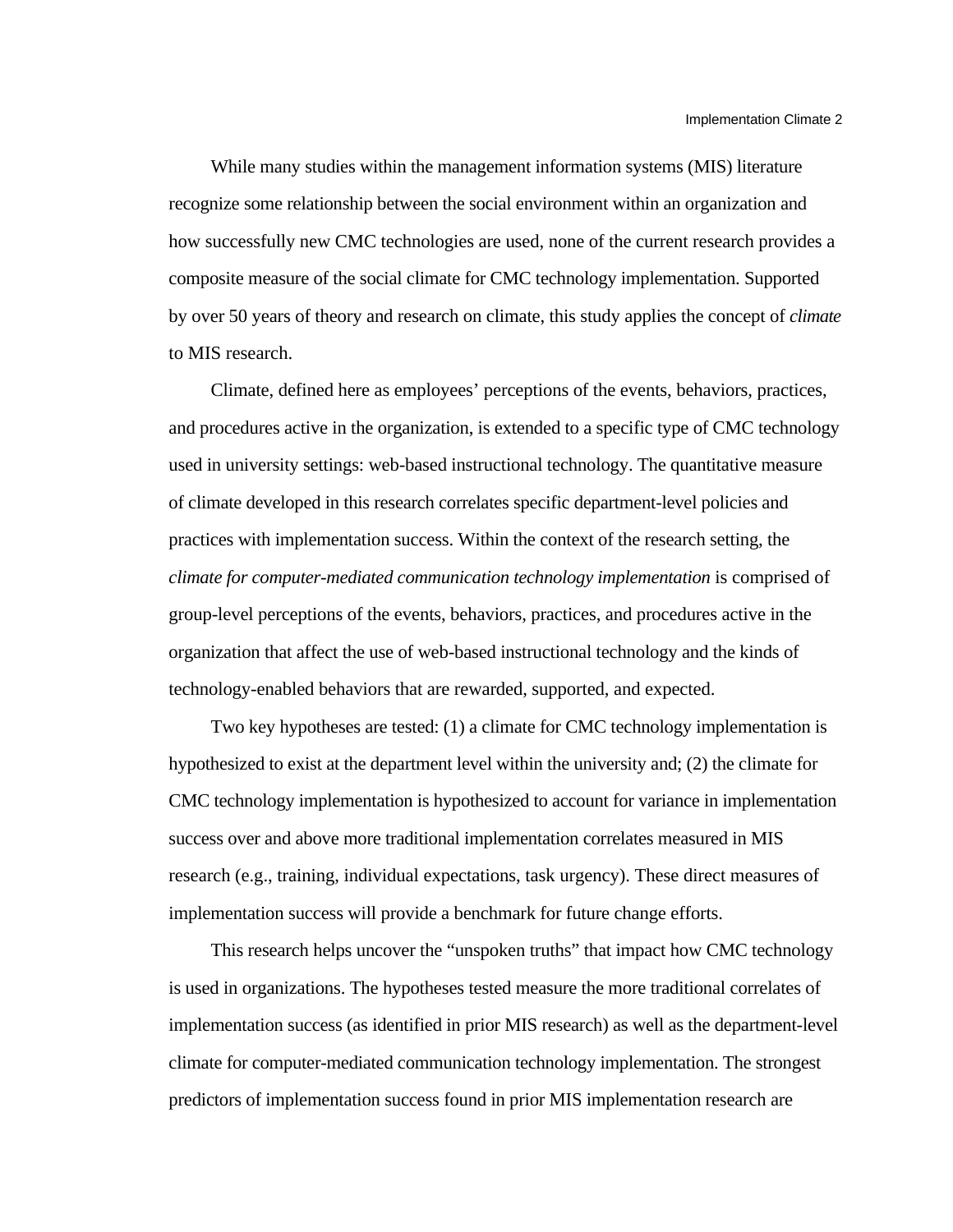While many studies within the management information systems (MIS) literature recognize some relationship between the social environment within an organization and how successfully new CMC technologies are used, none of the current research provides a composite measure of the social climate for CMC technology implementation. Supported by over 50 years of theory and research on climate, this study applies the concept of *climate* to MIS research.

Climate, defined here as employees' perceptions of the events, behaviors, practices, and procedures active in the organization, is extended to a specific type of CMC technology used in university settings: web-based instructional technology. The quantitative measure of climate developed in this research correlates specific department-level policies and practices with implementation success. Within the context of the research setting, the *climate for computer-mediated communication technology implementation* is comprised of group-level perceptions of the events, behaviors, practices, and procedures active in the organization that affect the use of web-based instructional technology and the kinds of technology-enabled behaviors that are rewarded, supported, and expected.

Two key hypotheses are tested: (1) a climate for CMC technology implementation is hypothesized to exist at the department level within the university and; (2) the climate for CMC technology implementation is hypothesized to account for variance in implementation success over and above more traditional implementation correlates measured in MIS research (e.g., training, individual expectations, task urgency). These direct measures of implementation success will provide a benchmark for future change efforts.

This research helps uncover the "unspoken truths" that impact how CMC technology is used in organizations. The hypotheses tested measure the more traditional correlates of implementation success (as identified in prior MIS research) as well as the department-level climate for computer-mediated communication technology implementation. The strongest predictors of implementation success found in prior MIS implementation research are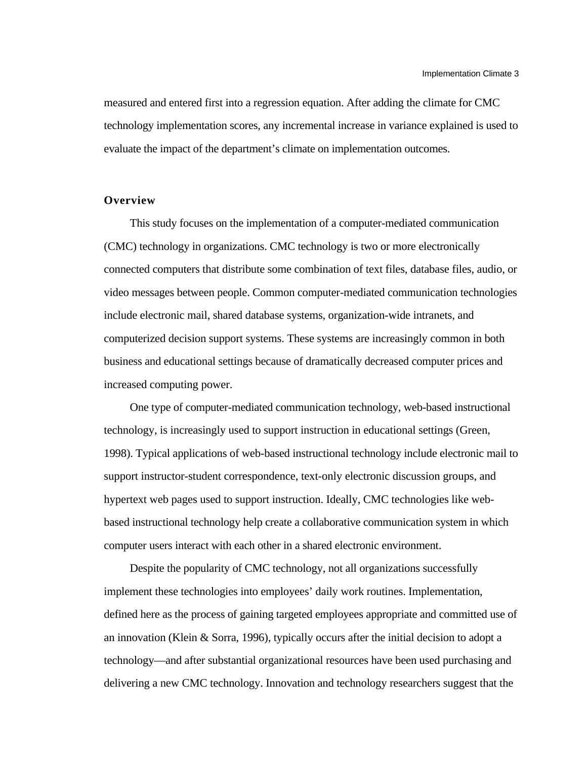measured and entered first into a regression equation. After adding the climate for CMC technology implementation scores, any incremental increase in variance explained is used to evaluate the impact of the department's climate on implementation outcomes.

## Overview

This study focuses on the implementation of a computer-mediated communication (CMC) technology in organizations. CMC technology is two or more electronically connected computers that distribute some combination of text files, database files, audio, or video messages between people. Common computer-mediated communication technologies include electronic mail, shared database systems, organization-wide intranets, and computerized decision support systems. These systems are increasingly common in both business and educational settings because of dramatically decreased computer prices and increased computing power.

One type of computer-mediated communication technology, web-based instructional technology, is increasingly used to support instruction in educational settings (Green, 1998). Typical applications of web-based instructional technology include electronic mail to support instructor-student correspondence, text-only electronic discussion groups, and hypertext web pages used to support instruction. Ideally, CMC technologies like web-based instructional technology help create a collaborative communication system in which computer users interact with each other in a shared electronic environment.

Despite the popularity of CMC technology, not all organizations successfully implement these technologies into employees' daily work routines. Implementation, defined here as the process of gaining targeted employees appropriate and committed use of an innovation (Klein & Sorra, 1996), typically occurs after the initial decision to adopt a technology—and after substantial organizational resources have been used purchasing and delivering a new CMC technology. Innovation and technology researchers suggest that the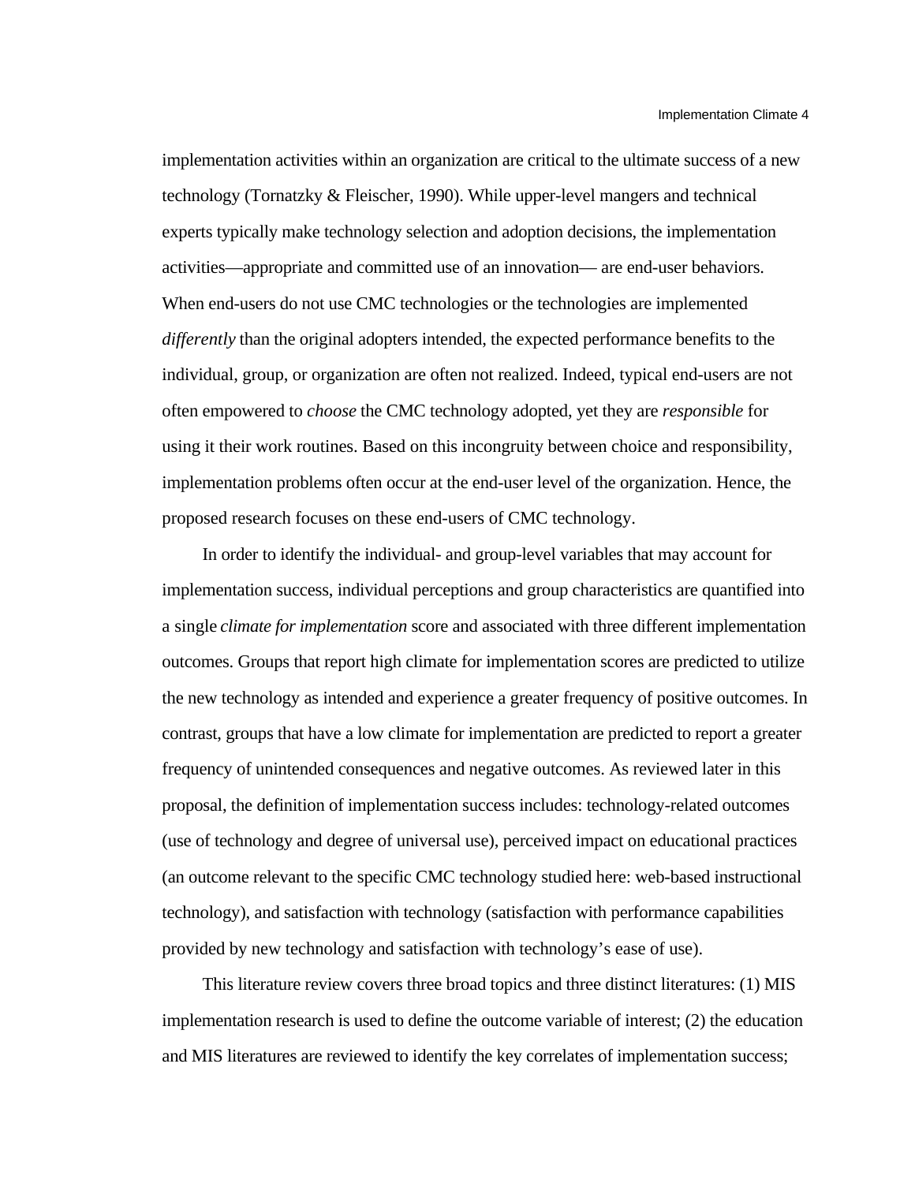implementation activities within an organization are critical to the ultimate success of a new technology (Tornatzky & Fleischer, 1990). While upper-level mangers and technical experts typically make technology selection and adoption decisions, the implementation activities—appropriate and committed use of an innovation— are end-user behaviors. When end-users do not use CMC technologies or the technologies are implemented *differently* than the original adopters intended, the expected performance benefits to the individual, group, or organization are often not realized. Indeed, typical end-users are not often empowered to *choose* the CMC technology adopted, yet they are *responsible* for using it their work routines. Based on this incongruity between choice and responsibility, implementation problems often occur at the end-user level of the organization. Hence, the proposed research focuses on these end-users of CMC technology.

In order to identify the individual- and group-level variables that may account for implementation success, individual perceptions and group characteristics are quantified into a single *climate for implementation* score and associated with three different implementation outcomes. Groups that report high climate for implementation scores are predicted to utilize the new technology as intended and experience a greater frequency of positive outcomes. In contrast, groups that have a low climate for implementation are predicted to report a greater frequency of unintended consequences and negative outcomes. As reviewed later in this proposal, the definition of implementation success includes: technology-related outcomes (use of technology and degree of universal use), perceived impact on educational practices (an outcome relevant to the specific CMC technology studied here: web-based instructional technology), and satisfaction with technology (satisfaction with performance capabilities provided by new technology and satisfaction with technology's ease of use).

This literature review covers three broad topics and three distinct literatures: (1) MIS implementation research is used to define the outcome variable of interest; (2) the education and MIS literatures are reviewed to identify the key correlates of implementation success;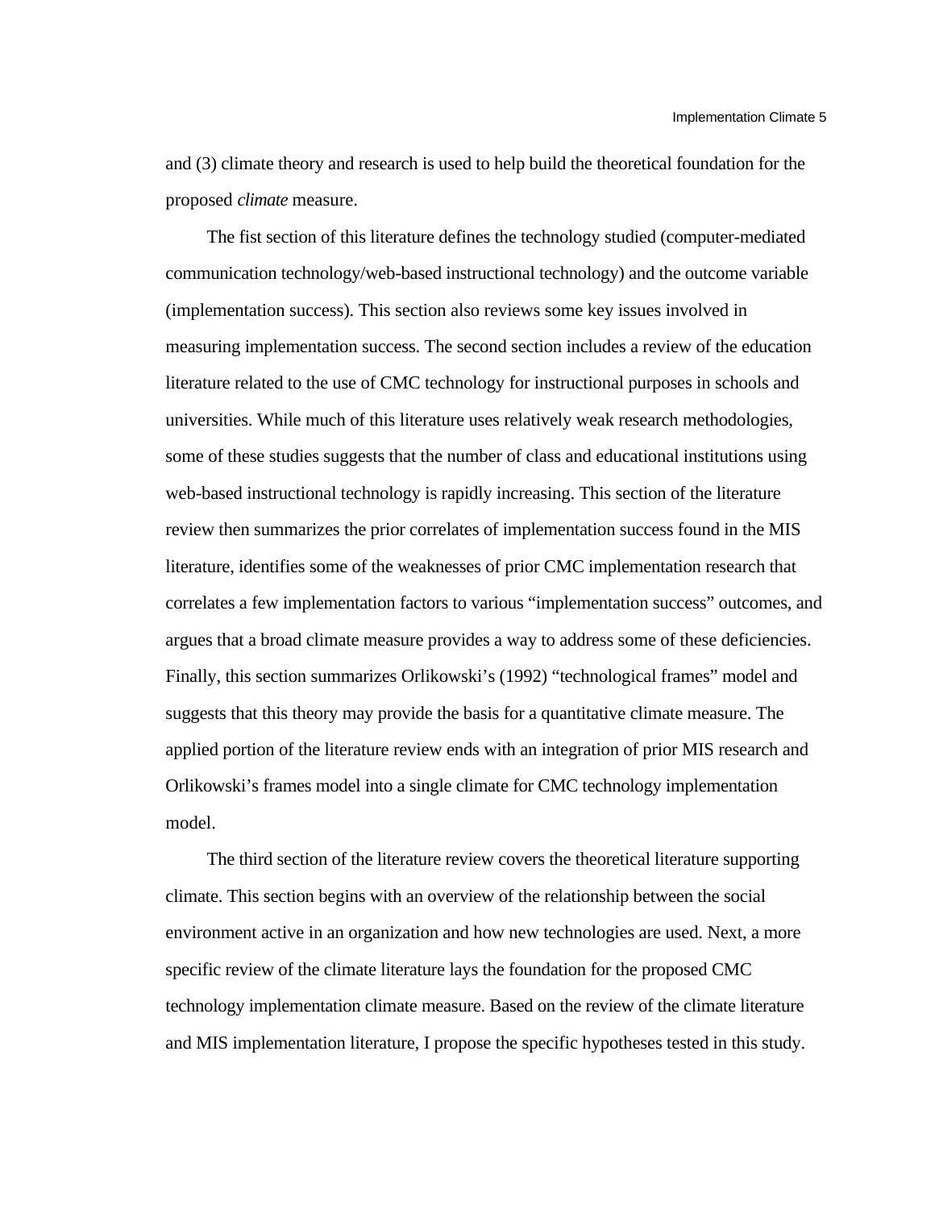and (3) climate theory and research is used to help build the theoretical foundation for the proposed *climate* measure.

The fist section of this literature defines the technology studied (computer-mediated communication technology/web-based instructional technology) and the outcome variable (implementation success). This section also reviews some key issues involved in measuring implementation success. The second section includes a review of the education literature related to the use of CMC technology for instructional purposes in schools and universities. While much of this literature uses relatively weak research methodologies, some of these studies suggests that the number of class and educational institutions using web-based instructional technology is rapidly increasing. This section of the literature review then summarizes the prior correlates of implementation success found in the MIS literature, identifies some of the weaknesses of prior CMC implementation research that correlates a few implementation factors to various "implementation success" outcomes, and argues that a broad climate measure provides a way to address some of these deficiencies. Finally, this section summarizes Orlikowski's (1992) "technological frames" model and suggests that this theory may provide the basis for a quantitative climate measure. The applied portion of the literature review ends with an integration of prior MIS research and Orlikowski's frames model into a single climate for CMC technology implementation model.

The third section of the literature review covers the theoretical literature supporting climate. This section begins with an overview of the relationship between the social environment active in an organization and how new technologies are used. Next, a more specific review of the climate literature lays the foundation for the proposed CMC technology implementation climate measure. Based on the review of the climate literature and MIS implementation literature, I propose the specific hypotheses tested in this study.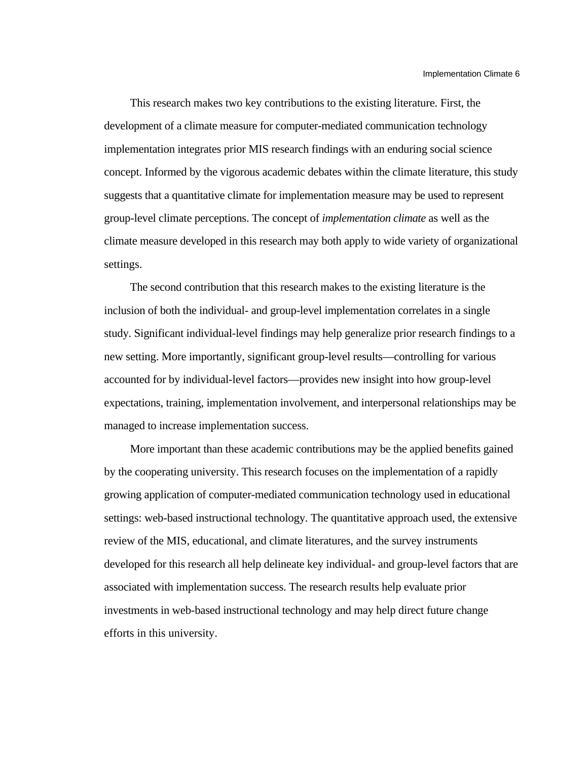This research makes two key contributions to the existing literature. First, the development of a climate measure for computer-mediated communication technology implementation integrates prior MIS research findings with an enduring social science concept. Informed by the vigorous academic debates within the climate literature, this study suggests that a quantitative climate for implementation measure may be used to represent group-level climate perceptions. The concept of *implementation climate* as well as the climate measure developed in this research may both apply to wide variety of organizational settings.

The second contribution that this research makes to the existing literature is the inclusion of both the individual- and group-level implementation correlates in a single study. Significant individual-level findings may help generalize prior research findings to a new setting. More importantly, significant group-level results—controlling for various accounted for by individual-level factors—provides new insight into how group-level expectations, training, implementation involvement, and interpersonal relationships may be managed to increase implementation success.

More important than these academic contributions may be the applied benefits gained by the cooperating university. This research focuses on the implementation of a rapidly growing application of computer-mediated communication technology used in educational settings: web-based instructional technology. The quantitative approach used, the extensive review of the MIS, educational, and climate literatures, and the survey instruments developed for this research all help delineate key individual- and group-level factors that are associated with implementation success. The research results help evaluate prior investments in web-based instructional technology and may help direct future change efforts in this university.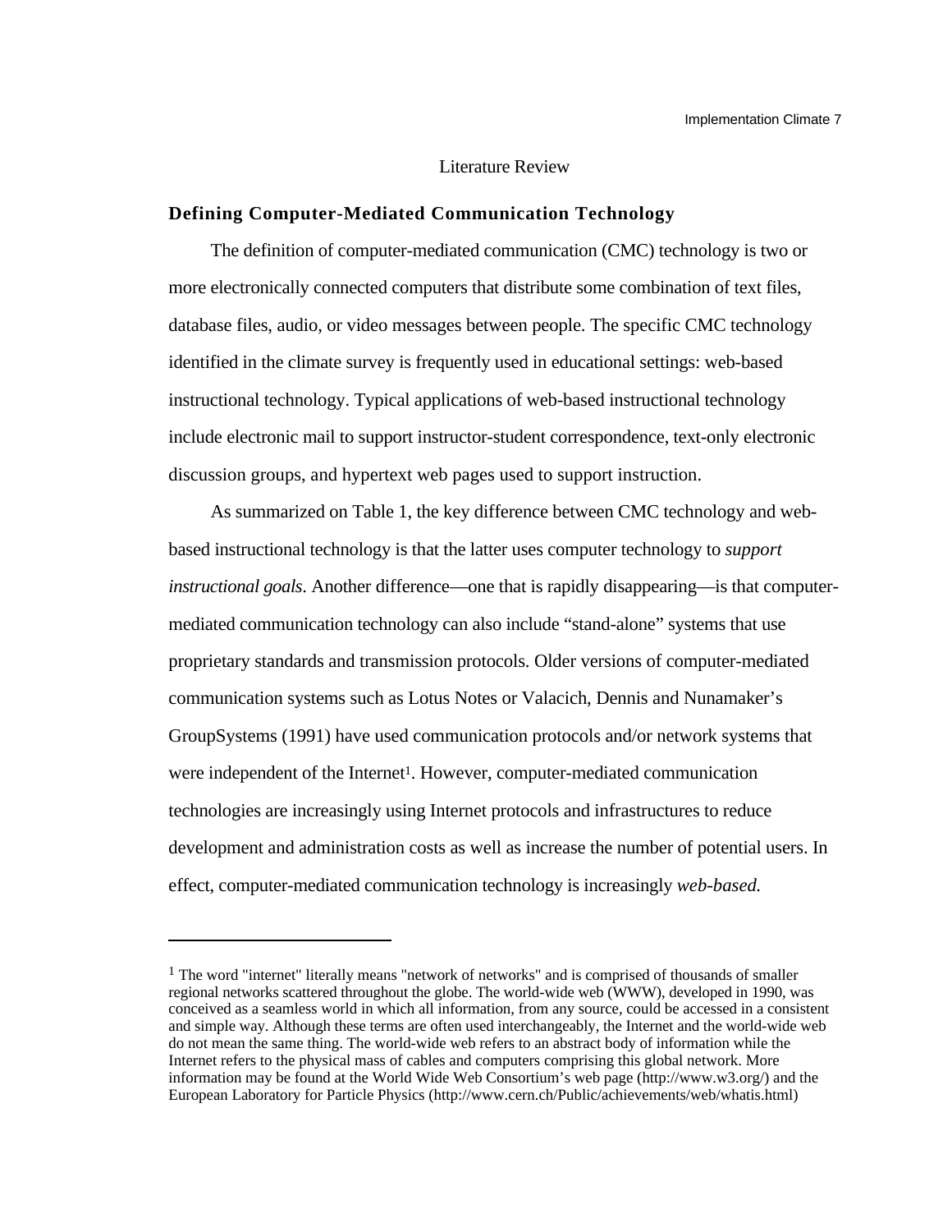## Literature Review

### Defining Computer-Mediated Communication Technology

The definition of computer-mediated communication (CMC) technology is two or more electronically connected computers that distribute some combination of text files, database files, audio, or video messages between people. The specific CMC technology identified in the climate survey is frequently used in educational settings: web-based instructional technology. Typical applications of web-based instructional technology include electronic mail to support instructor-student correspondence, text-only electronic discussion groups, and hypertext web pages used to support instruction.

As summarized on Table 1, the key difference between CMC technology and web-based instructional technology is that the latter uses computer technology to *support instructional goals.* Another difference—one that is rapidly disappearing—is that computer-mediated communication technology can also include “stand-alone” systems that use proprietary standards and transmission protocols. Older versions of computer-mediated communication systems such as Lotus Notes or Valacich, Dennis and Nunamaker’s GroupSystems (1991) have used communication protocols and/or network systems that were independent of the Internet[1]. However, computer-mediated communication technologies are increasingly using Internet protocols and infrastructures to reduce development and administration costs as well as increase the number of potential users. In effect, computer-mediated communication technology is increasingly *web-based.*

---

[1] The word "internet" literally means "network of networks" and is comprised of thousands of smaller regional networks scattered throughout the globe. The world-wide web (WWW), developed in 1990, was conceived as a seamless world in which all information, from any source, could be accessed in a consistent and simple way. Although these terms are often used interchangeably, the Internet and the world-wide web do not mean the same thing. The world-wide web refers to an abstract body of information while the Internet refers to the physical mass of cables and computers comprising this global network. More information may be found at the World Wide Web Consortium’s web page (http://www.w3.org/) and the European Laboratory for Particle Physics (http://www.cern.ch/Public/achievements/web/whatis.html)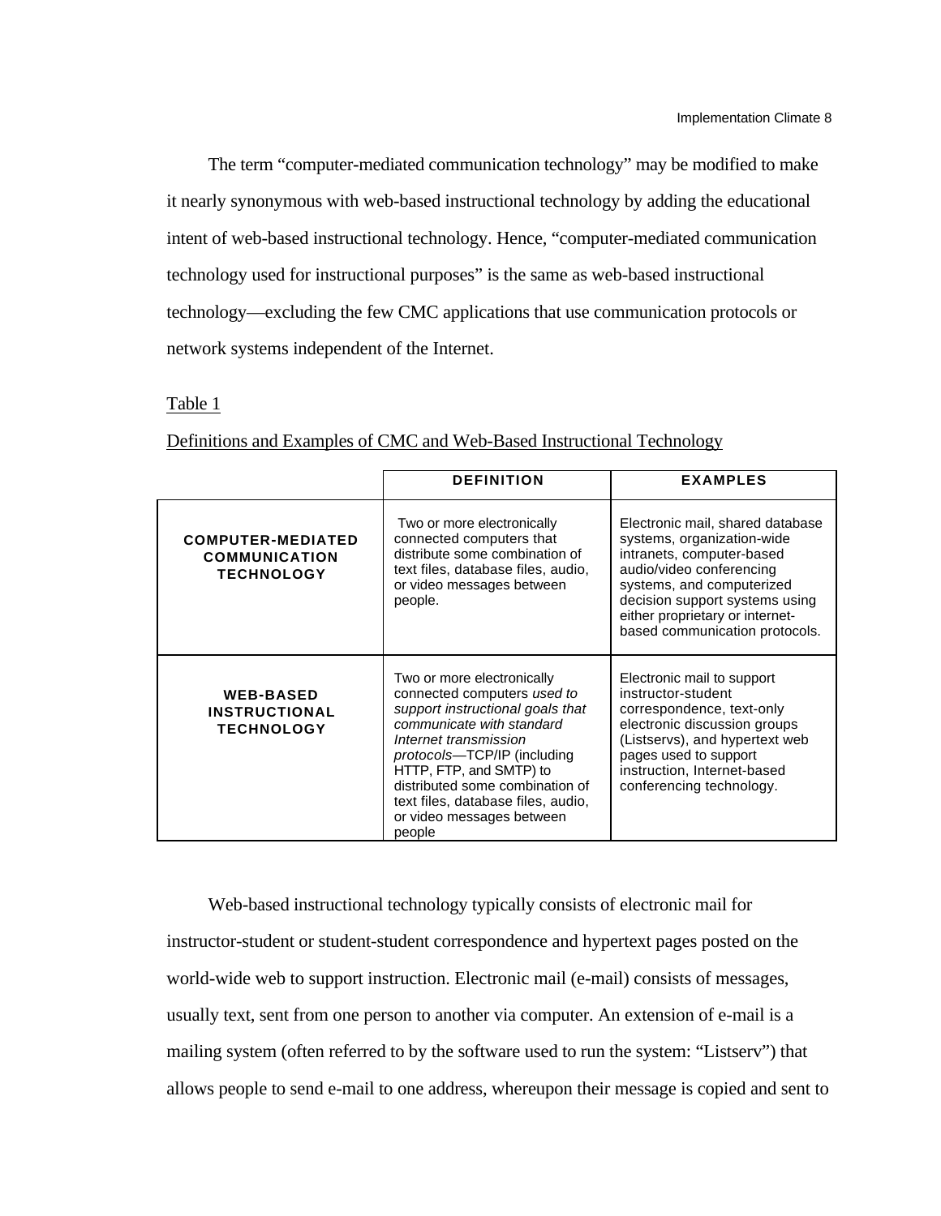The term "computer-mediated communication technology" may be modified to make it nearly synonymous with web-based instructional technology by adding the educational intent of web-based instructional technology. Hence, "computer-mediated communication technology used for instructional purposes" is the same as web-based instructional technology—excluding the few CMC applications that use communication protocols or network systems independent of the Internet.

Table 1

Definitions and Examples of CMC and Web-Based Instructional Technology

| | DEFINITION | EXAMPLES |
|---|---|---|
| **COMPUTER-MEDIATED COMMUNICATION TECHNOLOGY** | Two or more electronically connected computers that distribute some combination of text files, database files, audio, or video messages between people. | Electronic mail, shared database systems, organization-wide intranets, computer-based audio/video conferencing systems, and computerized decision support systems using either proprietary or internet-based communication protocols. |
| **WEB-BASED INSTRUCTIONAL TECHNOLOGY** | Two or more electronically connected computers *used to support instructional goals that communicate with standard Internet transmission protocols*—TCP/IP (including HTTP, FTP, and SMTP) to distributed some combination of text files, database files, audio, or video messages between people | Electronic mail to support instructor-student correspondence, text-only electronic discussion groups (Listservs), and hypertext web pages used to support instruction, Internet-based conferencing technology. |

Web-based instructional technology typically consists of electronic mail for instructor-student or student-student correspondence and hypertext pages posted on the world-wide web to support instruction. Electronic mail (e-mail) consists of messages, usually text, sent from one person to another via computer. An extension of e-mail is a mailing system (often referred to by the software used to run the system: "Listserv") that allows people to send e-mail to one address, whereupon their message is copied and sent to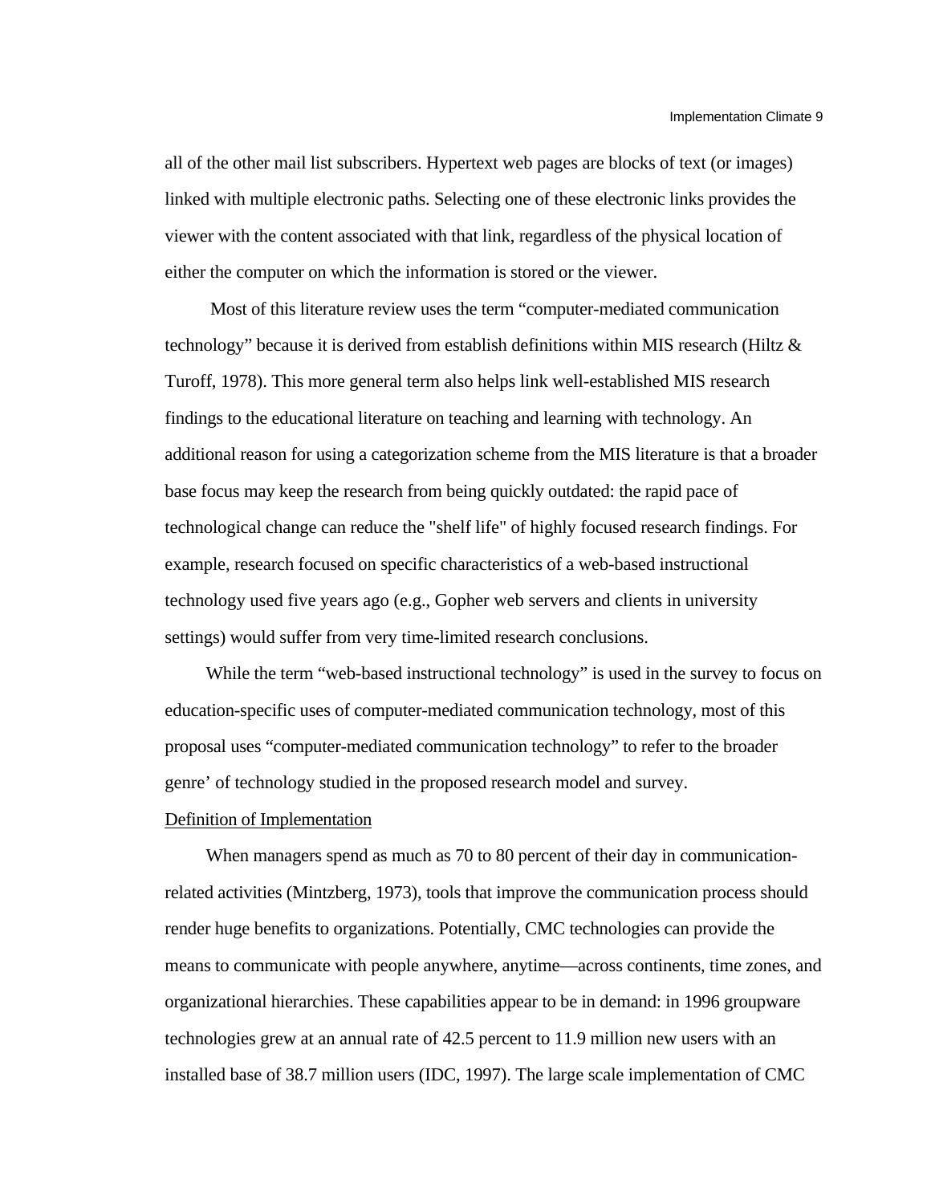all of the other mail list subscribers. Hypertext web pages are blocks of text (or images) linked with multiple electronic paths. Selecting one of these electronic links provides the viewer with the content associated with that link, regardless of the physical location of either the computer on which the information is stored or the viewer.

Most of this literature review uses the term "computer-mediated communication technology" because it is derived from establish definitions within MIS research (Hiltz & Turoff, 1978). This more general term also helps link well-established MIS research findings to the educational literature on teaching and learning with technology. An additional reason for using a categorization scheme from the MIS literature is that a broader base focus may keep the research from being quickly outdated: the rapid pace of technological change can reduce the "shelf life" of highly focused research findings. For example, research focused on specific characteristics of a web-based instructional technology used five years ago (e.g., Gopher web servers and clients in university settings) would suffer from very time-limited research conclusions.

While the term "web-based instructional technology" is used in the survey to focus on education-specific uses of computer-mediated communication technology, most of this proposal uses "computer-mediated communication technology" to refer to the broader genre' of technology studied in the proposed research model and survey.

Definition of Implementation

When managers spend as much as 70 to 80 percent of their day in communication-related activities (Mintzberg, 1973), tools that improve the communication process should render huge benefits to organizations. Potentially, CMC technologies can provide the means to communicate with people anywhere, anytime—across continents, time zones, and organizational hierarchies. These capabilities appear to be in demand: in 1996 groupware technologies grew at an annual rate of 42.5 percent to 11.9 million new users with an installed base of 38.7 million users (IDC, 1997). The large scale implementation of CMC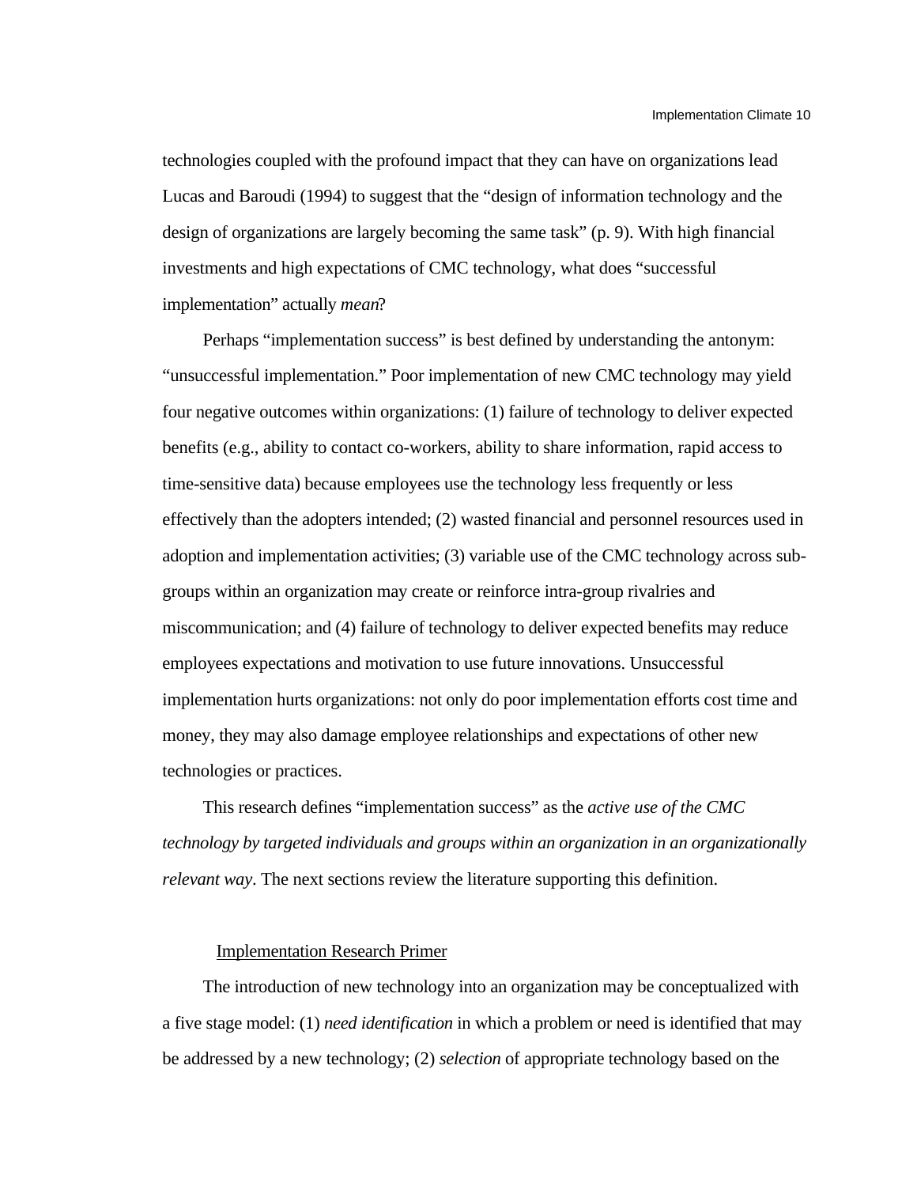technologies coupled with the profound impact that they can have on organizations lead Lucas and Baroudi (1994) to suggest that the “design of information technology and the design of organizations are largely becoming the same task” (p. 9). With high financial investments and high expectations of CMC technology, what does “successful implementation” actually *mean*?

Perhaps “implementation success” is best defined by understanding the antonym: “unsuccessful implementation.” Poor implementation of new CMC technology may yield four negative outcomes within organizations: (1) failure of technology to deliver expected benefits (e.g., ability to contact co-workers, ability to share information, rapid access to time-sensitive data) because employees use the technology less frequently or less effectively than the adopters intended; (2) wasted financial and personnel resources used in adoption and implementation activities; (3) variable use of the CMC technology across sub-groups within an organization may create or reinforce intra-group rivalries and miscommunication; and (4) failure of technology to deliver expected benefits may reduce employees expectations and motivation to use future innovations. Unsuccessful implementation hurts organizations: not only do poor implementation efforts cost time and money, they may also damage employee relationships and expectations of other new technologies or practices.

This research defines “implementation success” as the *active use of the CMC technology by targeted individuals and groups within an organization in an organizationally relevant way*. The next sections review the literature supporting this definition.

## Implementation Research Primer

The introduction of new technology into an organization may be conceptualized with a five stage model: (1) *need identification* in which a problem or need is identified that may be addressed by a new technology; (2) *selection* of appropriate technology based on the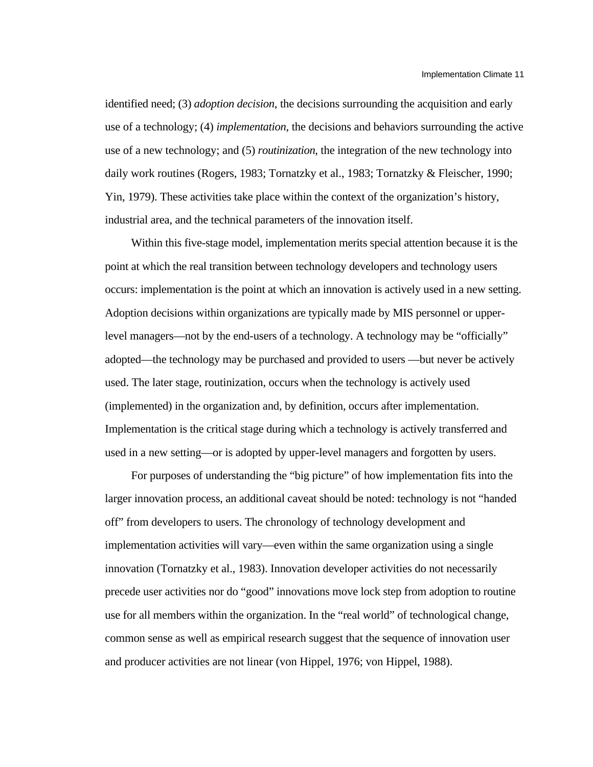identified need; (3) *adoption decision*, the decisions surrounding the acquisition and early use of a technology; (4) *implementation*, the decisions and behaviors surrounding the active use of a new technology; and (5) *routinization*, the integration of the new technology into daily work routines (Rogers, 1983; Tornatzky et al., 1983; Tornatzky & Fleischer, 1990; Yin, 1979). These activities take place within the context of the organization's history, industrial area, and the technical parameters of the innovation itself.

Within this five-stage model, implementation merits special attention because it is the point at which the real transition between technology developers and technology users occurs: implementation is the point at which an innovation is actively used in a new setting. Adoption decisions within organizations are typically made by MIS personnel or upper-level managers—not by the end-users of a technology. A technology may be "officially" adopted—the technology may be purchased and provided to users —but never be actively used. The later stage, routinization, occurs when the technology is actively used (implemented) in the organization and, by definition, occurs after implementation. Implementation is the critical stage during which a technology is actively transferred and used in a new setting—or is adopted by upper-level managers and forgotten by users.

For purposes of understanding the "big picture" of how implementation fits into the larger innovation process, an additional caveat should be noted: technology is not "handed off" from developers to users. The chronology of technology development and implementation activities will vary—even within the same organization using a single innovation (Tornatzky et al., 1983). Innovation developer activities do not necessarily precede user activities nor do "good" innovations move lock step from adoption to routine use for all members within the organization. In the "real world" of technological change, common sense as well as empirical research suggest that the sequence of innovation user and producer activities are not linear (von Hippel, 1976; von Hippel, 1988).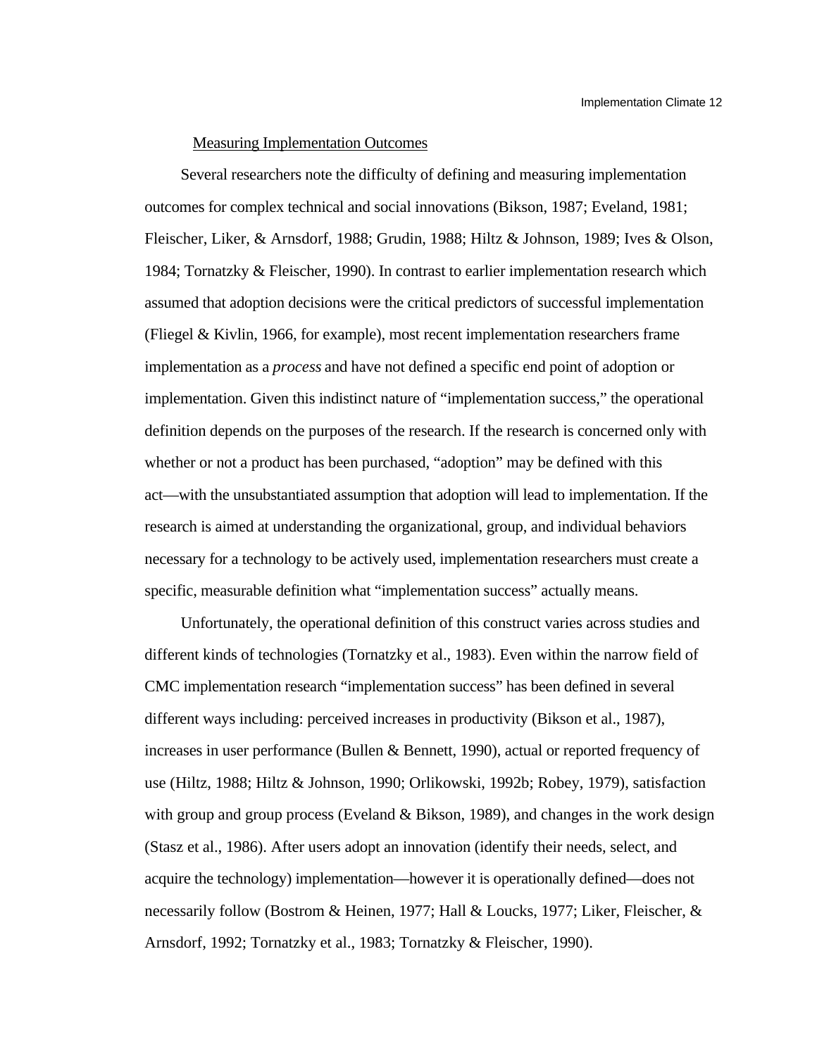Measuring Implementation Outcomes

Several researchers note the difficulty of defining and measuring implementation outcomes for complex technical and social innovations (Bikson, 1987; Eveland, 1981; Fleischer, Liker, & Arnsdorf, 1988; Grudin, 1988; Hiltz & Johnson, 1989; Ives & Olson, 1984; Tornatzky & Fleischer, 1990). In contrast to earlier implementation research which assumed that adoption decisions were the critical predictors of successful implementation (Fliegel & Kivlin, 1966, for example), most recent implementation researchers frame implementation as a *process* and have not defined a specific end point of adoption or implementation. Given this indistinct nature of "implementation success," the operational definition depends on the purposes of the research. If the research is concerned only with whether or not a product has been purchased, "adoption" may be defined with this act—with the unsubstantiated assumption that adoption will lead to implementation. If the research is aimed at understanding the organizational, group, and individual behaviors necessary for a technology to be actively used, implementation researchers must create a specific, measurable definition what "implementation success" actually means.

Unfortunately, the operational definition of this construct varies across studies and different kinds of technologies (Tornatzky et al., 1983). Even within the narrow field of CMC implementation research "implementation success" has been defined in several different ways including: perceived increases in productivity (Bikson et al., 1987), increases in user performance (Bullen & Bennett, 1990), actual or reported frequency of use (Hiltz, 1988; Hiltz & Johnson, 1990; Orlikowski, 1992b; Robey, 1979), satisfaction with group and group process (Eveland & Bikson, 1989), and changes in the work design (Stasz et al., 1986). After users adopt an innovation (identify their needs, select, and acquire the technology) implementation—however it is operationally defined—does not necessarily follow (Bostrom & Heinen, 1977; Hall & Loucks, 1977; Liker, Fleischer, & Arnsdorf, 1992; Tornatzky et al., 1983; Tornatzky & Fleischer, 1990).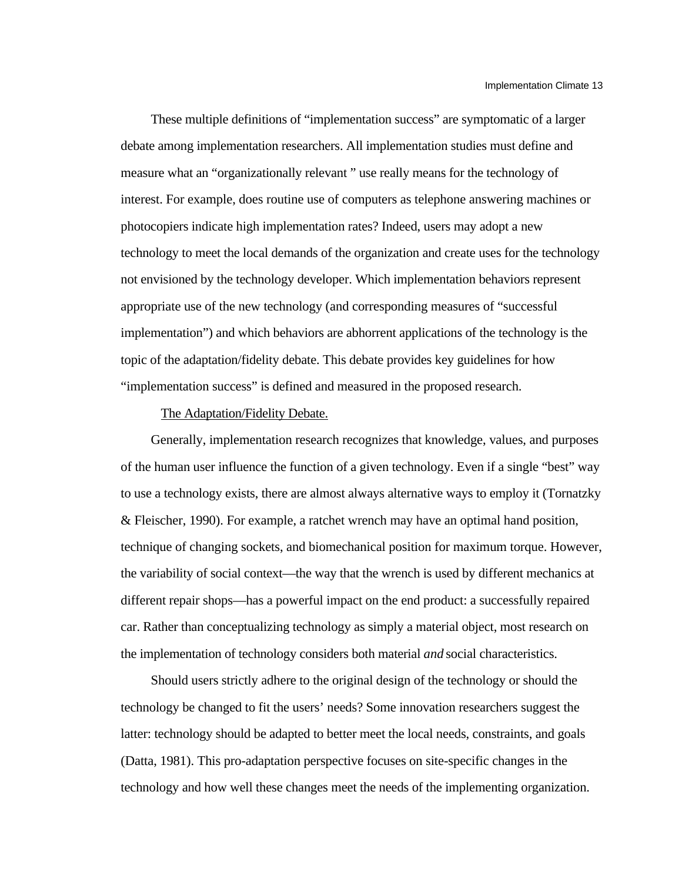These multiple definitions of “implementation success” are symptomatic of a larger debate among implementation researchers. All implementation studies must define and measure what an “organizationally relevant ” use really means for the technology of interest. For example, does routine use of computers as telephone answering machines or photocopiers indicate high implementation rates? Indeed, users may adopt a new technology to meet the local demands of the organization and create uses for the technology not envisioned by the technology developer. Which implementation behaviors represent appropriate use of the new technology (and corresponding measures of “successful implementation”) and which behaviors are abhorrent applications of the technology is the topic of the adaptation/fidelity debate. This debate provides key guidelines for how “implementation success” is defined and measured in the proposed research.

<u>The Adaptation/Fidelity Debate.</u>

Generally, implementation research recognizes that knowledge, values, and purposes of the human user influence the function of a given technology. Even if a single “best” way to use a technology exists, there are almost always alternative ways to employ it (Tornatzky & Fleischer, 1990). For example, a ratchet wrench may have an optimal hand position, technique of changing sockets, and biomechanical position for maximum torque. However, the variability of social context—the way that the wrench is used by different mechanics at different repair shops—has a powerful impact on the end product: a successfully repaired car. Rather than conceptualizing technology as simply a material object, most research on the implementation of technology considers both material *and* social characteristics.

Should users strictly adhere to the original design of the technology or should the technology be changed to fit the users’ needs? Some innovation researchers suggest the latter: technology should be adapted to better meet the local needs, constraints, and goals (Datta, 1981). This pro-adaptation perspective focuses on site-specific changes in the technology and how well these changes meet the needs of the implementing organization.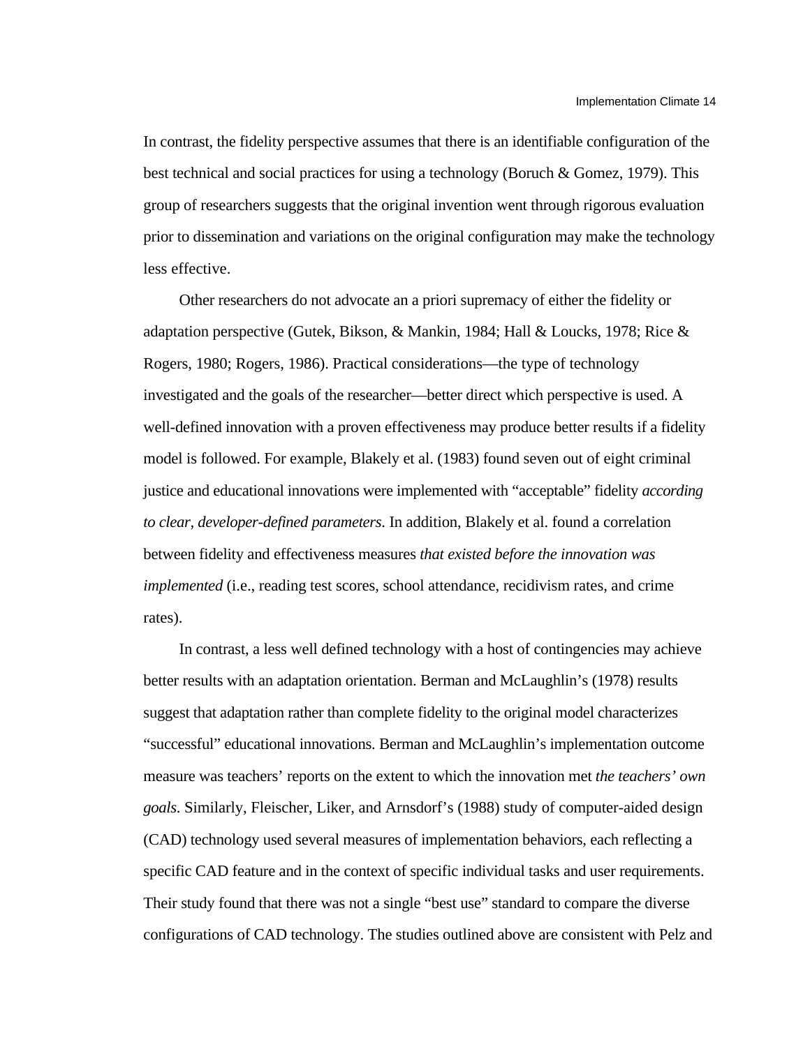In contrast, the fidelity perspective assumes that there is an identifiable configuration of the best technical and social practices for using a technology (Boruch & Gomez, 1979). This group of researchers suggests that the original invention went through rigorous evaluation prior to dissemination and variations on the original configuration may make the technology less effective.

Other researchers do not advocate an a priori supremacy of either the fidelity or adaptation perspective (Gutek, Bikson, & Mankin, 1984; Hall & Loucks, 1978; Rice & Rogers, 1980; Rogers, 1986). Practical considerations—the type of technology investigated and the goals of the researcher—better direct which perspective is used. A well-defined innovation with a proven effectiveness may produce better results if a fidelity model is followed. For example, Blakely et al. (1983) found seven out of eight criminal justice and educational innovations were implemented with "acceptable" fidelity *according to clear, developer-defined parameters*. In addition, Blakely et al. found a correlation between fidelity and effectiveness measures *that existed before the innovation was implemented* (i.e., reading test scores, school attendance, recidivism rates, and crime rates).

In contrast, a less well defined technology with a host of contingencies may achieve better results with an adaptation orientation. Berman and McLaughlin's (1978) results suggest that adaptation rather than complete fidelity to the original model characterizes "successful" educational innovations. Berman and McLaughlin's implementation outcome measure was teachers' reports on the extent to which the innovation met *the teachers' own goals*. Similarly, Fleischer, Liker, and Arnsdorf's (1988) study of computer-aided design (CAD) technology used several measures of implementation behaviors, each reflecting a specific CAD feature and in the context of specific individual tasks and user requirements. Their study found that there was not a single "best use" standard to compare the diverse configurations of CAD technology. The studies outlined above are consistent with Pelz and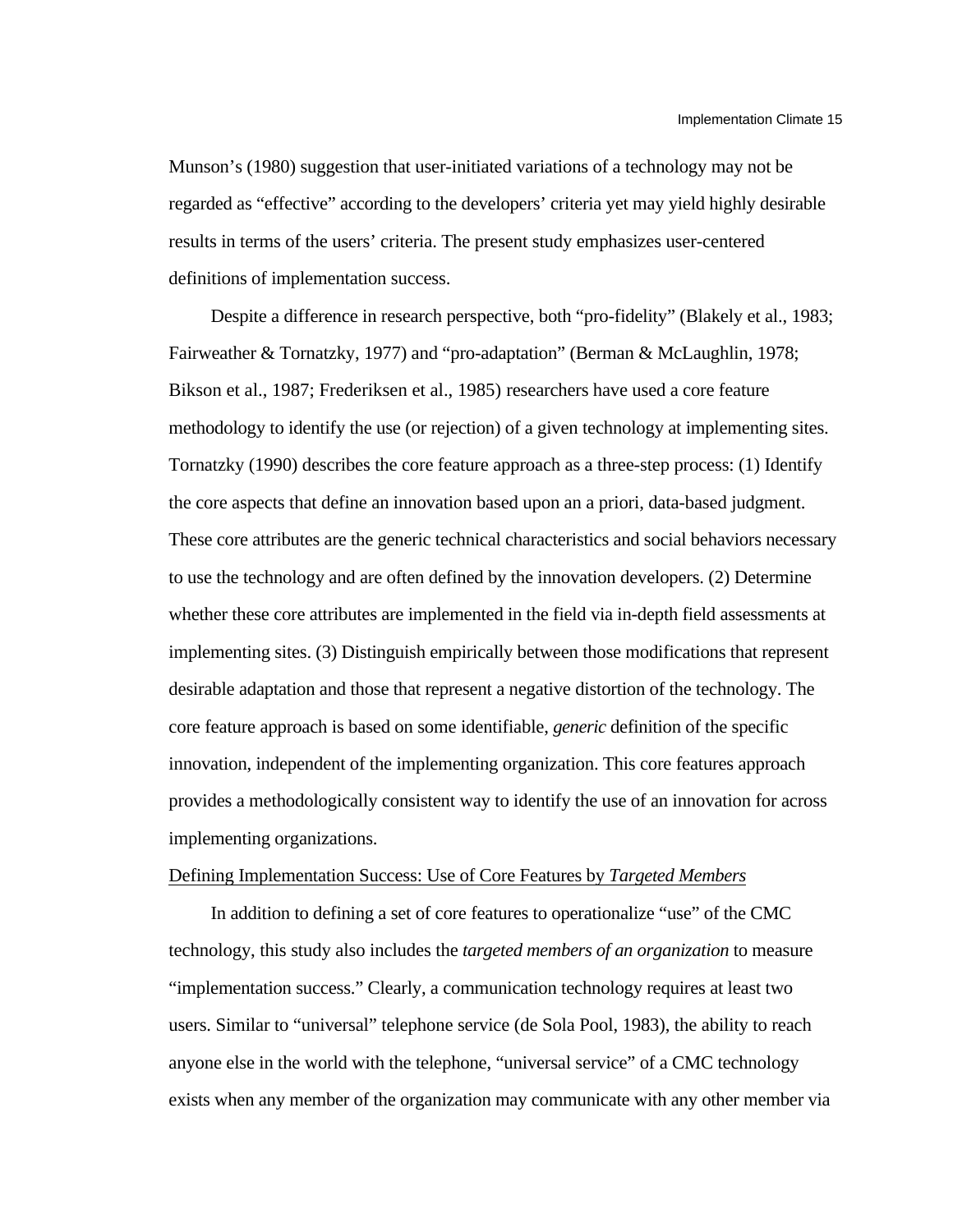Munson's (1980) suggestion that user-initiated variations of a technology may not be regarded as "effective" according to the developers' criteria yet may yield highly desirable results in terms of the users' criteria. The present study emphasizes user-centered definitions of implementation success.

Despite a difference in research perspective, both "pro-fidelity" (Blakely et al., 1983; Fairweather & Tornatzky, 1977) and "pro-adaptation" (Berman & McLaughlin, 1978; Bikson et al., 1987; Frederiksen et al., 1985) researchers have used a core feature methodology to identify the use (or rejection) of a given technology at implementing sites. Tornatzky (1990) describes the core feature approach as a three-step process: (1) Identify the core aspects that define an innovation based upon an a priori, data-based judgment. These core attributes are the generic technical characteristics and social behaviors necessary to use the technology and are often defined by the innovation developers. (2) Determine whether these core attributes are implemented in the field via in-depth field assessments at implementing sites. (3) Distinguish empirically between those modifications that represent desirable adaptation and those that represent a negative distortion of the technology. The core feature approach is based on some identifiable, *generic* definition of the specific innovation, independent of the implementing organization. This core features approach provides a methodologically consistent way to identify the use of an innovation for across implementing organizations.

Defining Implementation Success: Use of Core Features by *Targeted Members*

In addition to defining a set of core features to operationalize "use" of the CMC technology, this study also includes the *targeted members of an organization* to measure "implementation success." Clearly, a communication technology requires at least two users. Similar to "universal" telephone service (de Sola Pool, 1983), the ability to reach anyone else in the world with the telephone, "universal service" of a CMC technology exists when any member of the organization may communicate with any other member via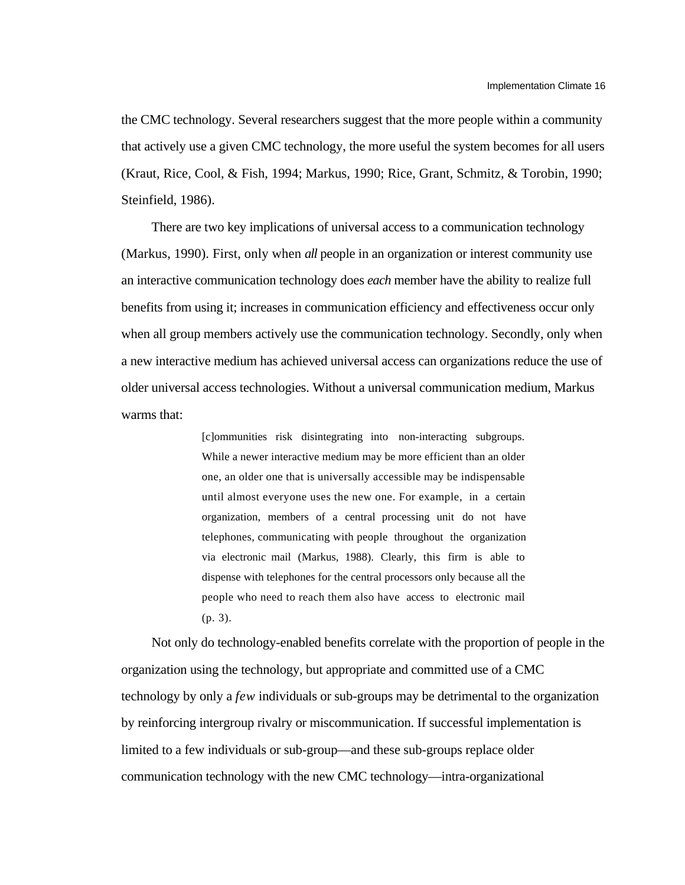the CMC technology. Several researchers suggest that the more people within a community that actively use a given CMC technology, the more useful the system becomes for all users (Kraut, Rice, Cool, & Fish, 1994; Markus, 1990; Rice, Grant, Schmitz, & Torobin, 1990; Steinfield, 1986).

There are two key implications of universal access to a communication technology (Markus, 1990). First, only when *all* people in an organization or interest community use an interactive communication technology does *each* member have the ability to realize full benefits from using it; increases in communication efficiency and effectiveness occur only when all group members actively use the communication technology. Secondly, only when a new interactive medium has achieved universal access can organizations reduce the use of older universal access technologies. Without a universal communication medium, Markus warms that:

> [c]ommunities risk disintegrating into non-interacting subgroups. While a newer interactive medium may be more efficient than an older one, an older one that is universally accessible may be indispensable until almost everyone uses the new one. For example, in a certain organization, members of a central processing unit do not have telephones, communicating with people throughout the organization via electronic mail (Markus, 1988). Clearly, this firm is able to dispense with telephones for the central processors only because all the people who need to reach them also have access to electronic mail (p. 3).

Not only do technology-enabled benefits correlate with the proportion of people in the organization using the technology, but appropriate and committed use of a CMC technology by only a *few* individuals or sub-groups may be detrimental to the organization by reinforcing intergroup rivalry or miscommunication. If successful implementation is limited to a few individuals or sub-group—and these sub-groups replace older communication technology with the new CMC technology—intra-organizational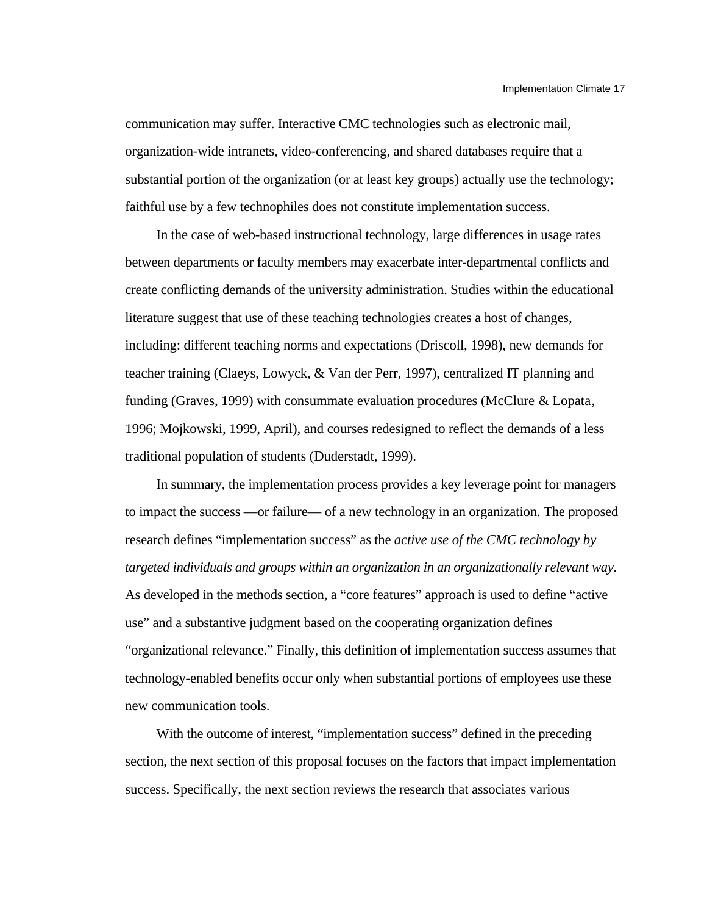communication may suffer. Interactive CMC technologies such as electronic mail, organization-wide intranets, video-conferencing, and shared databases require that a substantial portion of the organization (or at least key groups) actually use the technology; faithful use by a few technophiles does not constitute implementation success.

In the case of web-based instructional technology, large differences in usage rates between departments or faculty members may exacerbate inter-departmental conflicts and create conflicting demands of the university administration. Studies within the educational literature suggest that use of these teaching technologies creates a host of changes, including: different teaching norms and expectations (Driscoll, 1998), new demands for teacher training (Claeys, Lowyck, & Van der Perr, 1997), centralized IT planning and funding (Graves, 1999) with consummate evaluation procedures (McClure & Lopata, 1996; Mojkowski, 1999, April), and courses redesigned to reflect the demands of a less traditional population of students (Duderstadt, 1999).

In summary, the implementation process provides a key leverage point for managers to impact the success —or failure— of a new technology in an organization. The proposed research defines "implementation success" as the *active use of the CMC technology by targeted individuals and groups within an organization in an organizationally relevant way*. As developed in the methods section, a "core features" approach is used to define "active use" and a substantive judgment based on the cooperating organization defines "organizational relevance." Finally, this definition of implementation success assumes that technology-enabled benefits occur only when substantial portions of employees use these new communication tools.

With the outcome of interest, "implementation success" defined in the preceding section, the next section of this proposal focuses on the factors that impact implementation success. Specifically, the next section reviews the research that associates various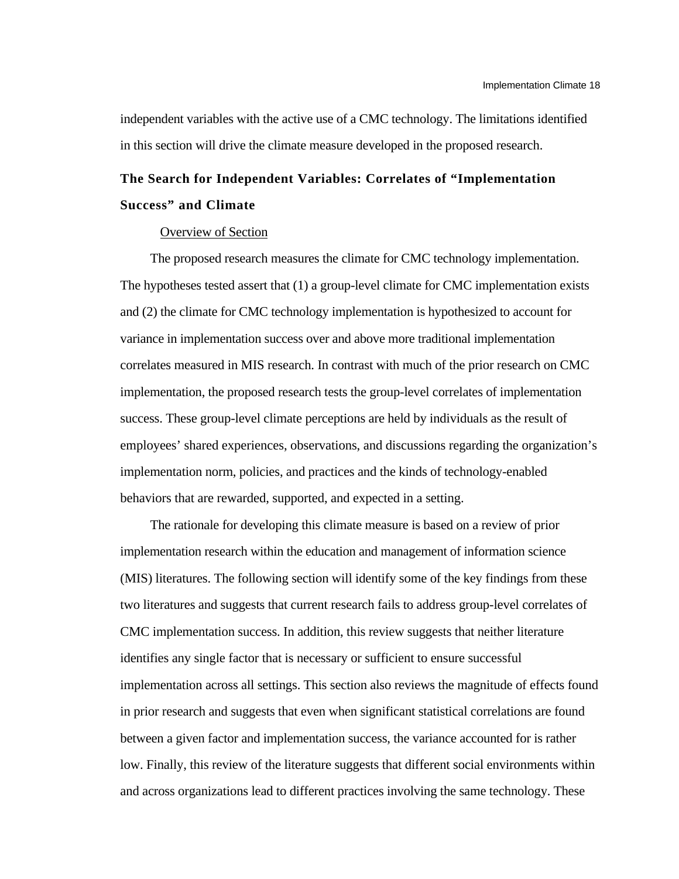independent variables with the active use of a CMC technology. The limitations identified in this section will drive the climate measure developed in the proposed research.

## The Search for Independent Variables: Correlates of "Implementation Success" and Climate

### Overview of Section

The proposed research measures the climate for CMC technology implementation. The hypotheses tested assert that (1) a group-level climate for CMC implementation exists and (2) the climate for CMC technology implementation is hypothesized to account for variance in implementation success over and above more traditional implementation correlates measured in MIS research. In contrast with much of the prior research on CMC implementation, the proposed research tests the group-level correlates of implementation success. These group-level climate perceptions are held by individuals as the result of employees' shared experiences, observations, and discussions regarding the organization's implementation norm, policies, and practices and the kinds of technology-enabled behaviors that are rewarded, supported, and expected in a setting.

The rationale for developing this climate measure is based on a review of prior implementation research within the education and management of information science (MIS) literatures. The following section will identify some of the key findings from these two literatures and suggests that current research fails to address group-level correlates of CMC implementation success. In addition, this review suggests that neither literature identifies any single factor that is necessary or sufficient to ensure successful implementation across all settings. This section also reviews the magnitude of effects found in prior research and suggests that even when significant statistical correlations are found between a given factor and implementation success, the variance accounted for is rather low. Finally, this review of the literature suggests that different social environments within and across organizations lead to different practices involving the same technology. These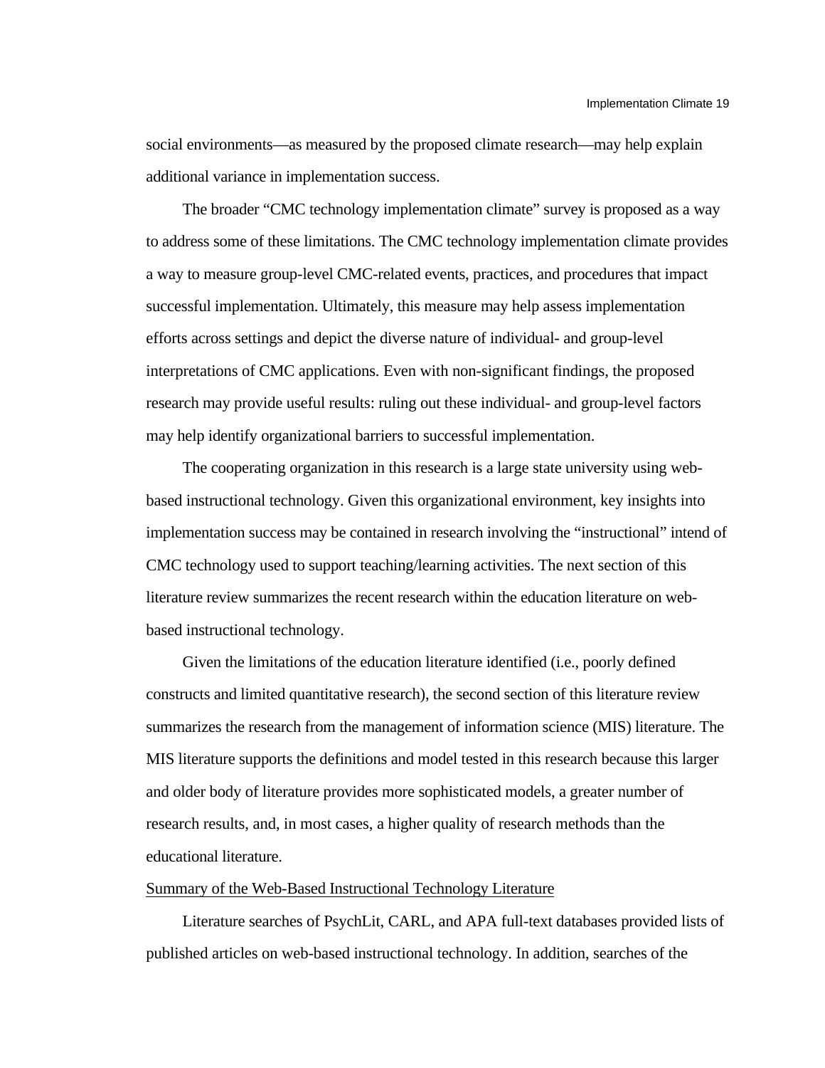social environments—as measured by the proposed climate research—may help explain additional variance in implementation success.

The broader "CMC technology implementation climate" survey is proposed as a way to address some of these limitations. The CMC technology implementation climate provides a way to measure group-level CMC-related events, practices, and procedures that impact successful implementation. Ultimately, this measure may help assess implementation efforts across settings and depict the diverse nature of individual- and group-level interpretations of CMC applications. Even with non-significant findings, the proposed research may provide useful results: ruling out these individual- and group-level factors may help identify organizational barriers to successful implementation.

The cooperating organization in this research is a large state university using web-based instructional technology. Given this organizational environment, key insights into implementation success may be contained in research involving the "instructional" intend of CMC technology used to support teaching/learning activities. The next section of this literature review summarizes the recent research within the education literature on web-based instructional technology.

Given the limitations of the education literature identified (i.e., poorly defined constructs and limited quantitative research), the second section of this literature review summarizes the research from the management of information science (MIS) literature. The MIS literature supports the definitions and model tested in this research because this larger and older body of literature provides more sophisticated models, a greater number of research results, and, in most cases, a higher quality of research methods than the educational literature.

## Summary of the Web-Based Instructional Technology Literature

Literature searches of PsychLit, CARL, and APA full-text databases provided lists of published articles on web-based instructional technology. In addition, searches of the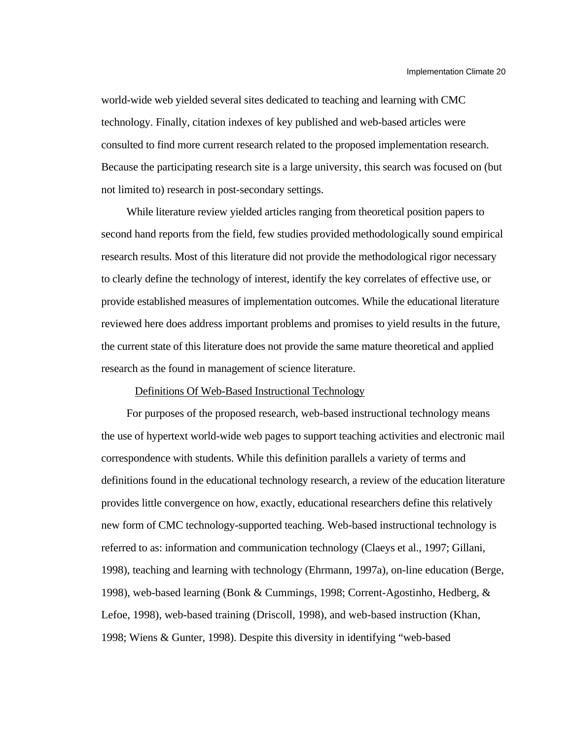world-wide web yielded several sites dedicated to teaching and learning with CMC technology. Finally, citation indexes of key published and web-based articles were consulted to find more current research related to the proposed implementation research. Because the participating research site is a large university, this search was focused on (but not limited to) research in post-secondary settings.

While literature review yielded articles ranging from theoretical position papers to second hand reports from the field, few studies provided methodologically sound empirical research results. Most of this literature did not provide the methodological rigor necessary to clearly define the technology of interest, identify the key correlates of effective use, or provide established measures of implementation outcomes. While the educational literature reviewed here does address important problems and promises to yield results in the future, the current state of this literature does not provide the same mature theoretical and applied research as the found in management of science literature.

## Definitions Of Web-Based Instructional Technology

For purposes of the proposed research, web-based instructional technology means the use of hypertext world-wide web pages to support teaching activities and electronic mail correspondence with students. While this definition parallels a variety of terms and definitions found in the educational technology research, a review of the education literature provides little convergence on how, exactly, educational researchers define this relatively new form of CMC technology-supported teaching. Web-based instructional technology is referred to as: information and communication technology (Claeys et al., 1997; Gillani, 1998), teaching and learning with technology (Ehrmann, 1997a), on-line education (Berge, 1998), web-based learning (Bonk & Cummings, 1998; Corrent-Agostinho, Hedberg, & Lefoe, 1998), web-based training (Driscoll, 1998), and web-based instruction (Khan, 1998; Wiens & Gunter, 1998). Despite this diversity in identifying “web-based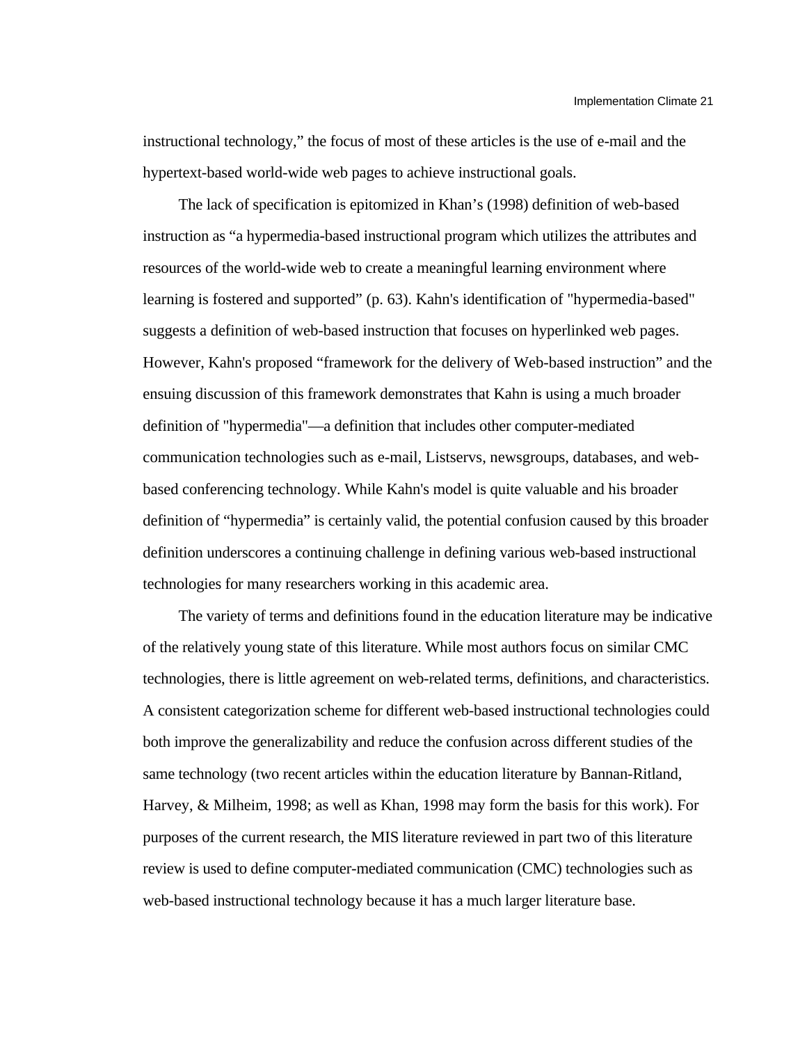instructional technology," the focus of most of these articles is the use of e-mail and the hypertext-based world-wide web pages to achieve instructional goals.

The lack of specification is epitomized in Khan's (1998) definition of web-based instruction as "a hypermedia-based instructional program which utilizes the attributes and resources of the world-wide web to create a meaningful learning environment where learning is fostered and supported" (p. 63). Kahn's identification of "hypermedia-based" suggests a definition of web-based instruction that focuses on hyperlinked web pages. However, Kahn's proposed "framework for the delivery of Web-based instruction" and the ensuing discussion of this framework demonstrates that Kahn is using a much broader definition of "hypermedia"—a definition that includes other computer-mediated communication technologies such as e-mail, Listservs, newsgroups, databases, and web-based conferencing technology. While Kahn's model is quite valuable and his broader definition of "hypermedia" is certainly valid, the potential confusion caused by this broader definition underscores a continuing challenge in defining various web-based instructional technologies for many researchers working in this academic area.

The variety of terms and definitions found in the education literature may be indicative of the relatively young state of this literature. While most authors focus on similar CMC technologies, there is little agreement on web-related terms, definitions, and characteristics. A consistent categorization scheme for different web-based instructional technologies could both improve the generalizability and reduce the confusion across different studies of the same technology (two recent articles within the education literature by Bannan-Ritland, Harvey, & Milheim, 1998; as well as Khan, 1998 may form the basis for this work). For purposes of the current research, the MIS literature reviewed in part two of this literature review is used to define computer-mediated communication (CMC) technologies such as web-based instructional technology because it has a much larger literature base.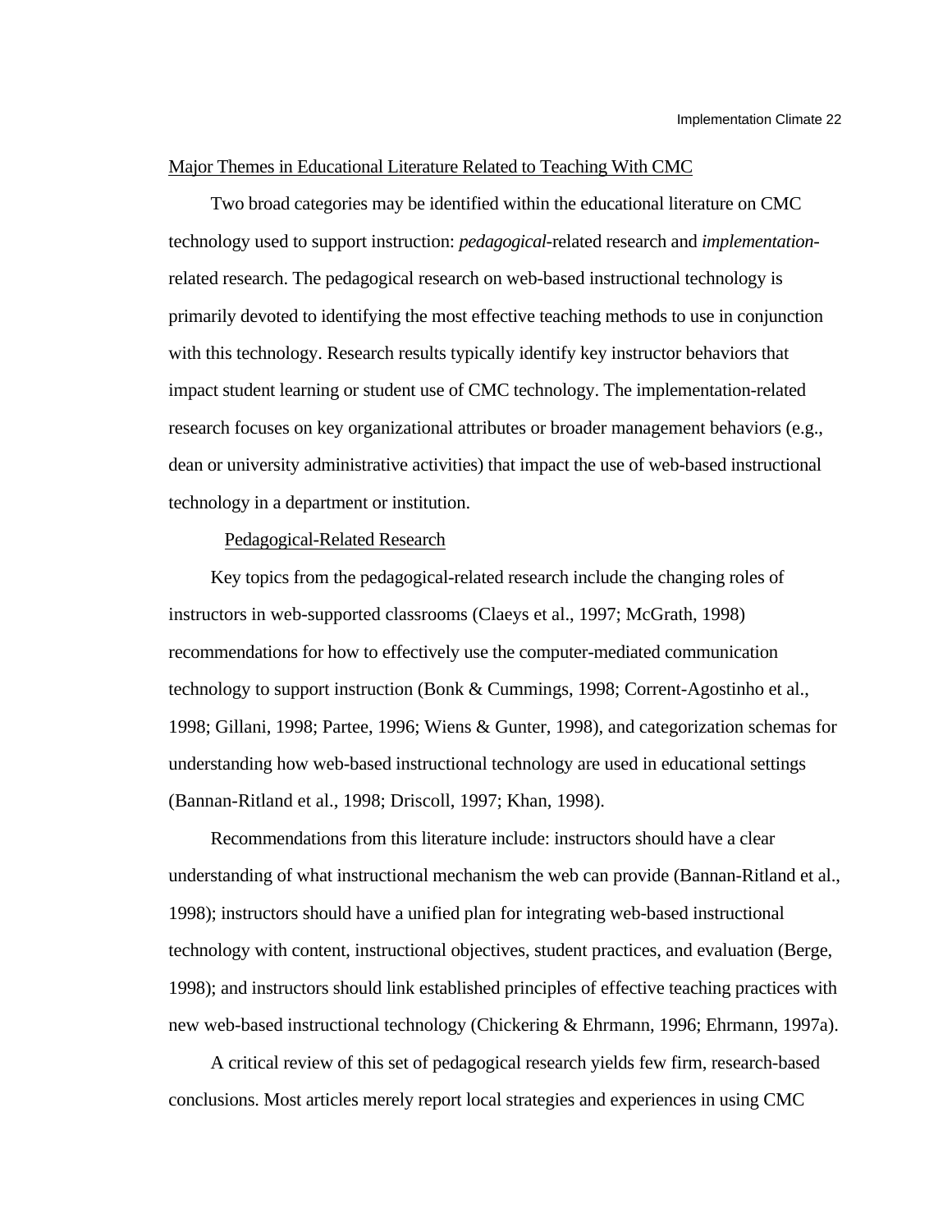## Major Themes in Educational Literature Related to Teaching With CMC

Two broad categories may be identified within the educational literature on CMC technology used to support instruction: *pedagogical*-related research and *implementation*-related research. The pedagogical research on web-based instructional technology is primarily devoted to identifying the most effective teaching methods to use in conjunction with this technology. Research results typically identify key instructor behaviors that impact student learning or student use of CMC technology. The implementation-related research focuses on key organizational attributes or broader management behaviors (e.g., dean or university administrative activities) that impact the use of web-based instructional technology in a department or institution.

### Pedagogical-Related Research

Key topics from the pedagogical-related research include the changing roles of instructors in web-supported classrooms (Claeys et al., 1997; McGrath, 1998) recommendations for how to effectively use the computer-mediated communication technology to support instruction (Bonk & Cummings, 1998; Corrent-Agostinho et al., 1998; Gillani, 1998; Partee, 1996; Wiens & Gunter, 1998), and categorization schemas for understanding how web-based instructional technology are used in educational settings (Bannan-Ritland et al., 1998; Driscoll, 1997; Khan, 1998).

Recommendations from this literature include: instructors should have a clear understanding of what instructional mechanism the web can provide (Bannan-Ritland et al., 1998); instructors should have a unified plan for integrating web-based instructional technology with content, instructional objectives, student practices, and evaluation (Berge, 1998); and instructors should link established principles of effective teaching practices with new web-based instructional technology (Chickering & Ehrmann, 1996; Ehrmann, 1997a).

A critical review of this set of pedagogical research yields few firm, research-based conclusions. Most articles merely report local strategies and experiences in using CMC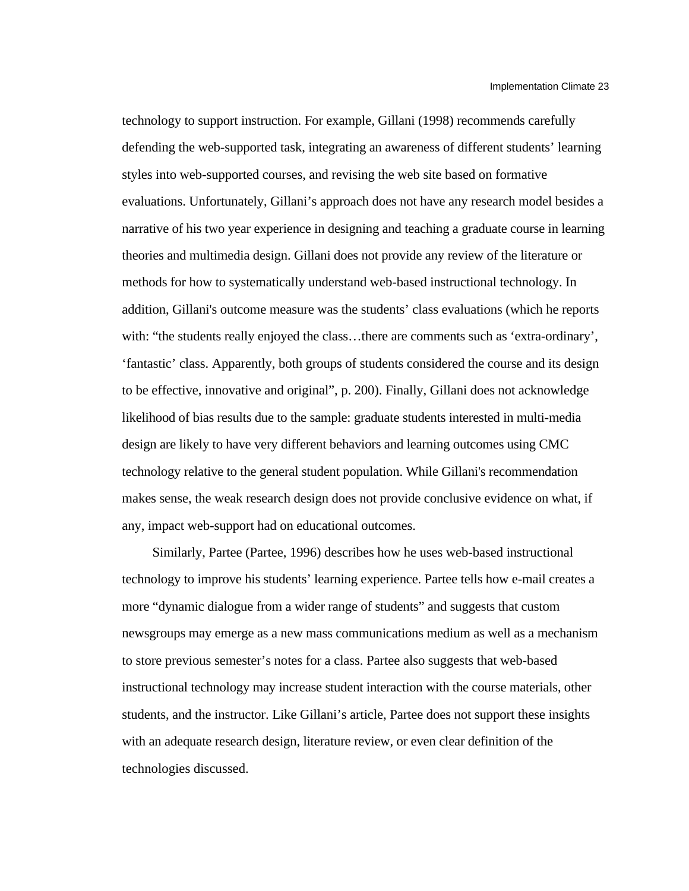technology to support instruction. For example, Gillani (1998) recommends carefully defending the web-supported task, integrating an awareness of different students' learning styles into web-supported courses, and revising the web site based on formative evaluations. Unfortunately, Gillani's approach does not have any research model besides a narrative of his two year experience in designing and teaching a graduate course in learning theories and multimedia design. Gillani does not provide any review of the literature or methods for how to systematically understand web-based instructional technology. In addition, Gillani's outcome measure was the students' class evaluations (which he reports with: "the students really enjoyed the class…there are comments such as 'extra-ordinary', 'fantastic' class. Apparently, both groups of students considered the course and its design to be effective, innovative and original", p. 200). Finally, Gillani does not acknowledge likelihood of bias results due to the sample: graduate students interested in multi-media design are likely to have very different behaviors and learning outcomes using CMC technology relative to the general student population. While Gillani's recommendation makes sense, the weak research design does not provide conclusive evidence on what, if any, impact web-support had on educational outcomes.

Similarly, Partee (Partee, 1996) describes how he uses web-based instructional technology to improve his students' learning experience. Partee tells how e-mail creates a more "dynamic dialogue from a wider range of students" and suggests that custom newsgroups may emerge as a new mass communications medium as well as a mechanism to store previous semester's notes for a class. Partee also suggests that web-based instructional technology may increase student interaction with the course materials, other students, and the instructor. Like Gillani's article, Partee does not support these insights with an adequate research design, literature review, or even clear definition of the technologies discussed.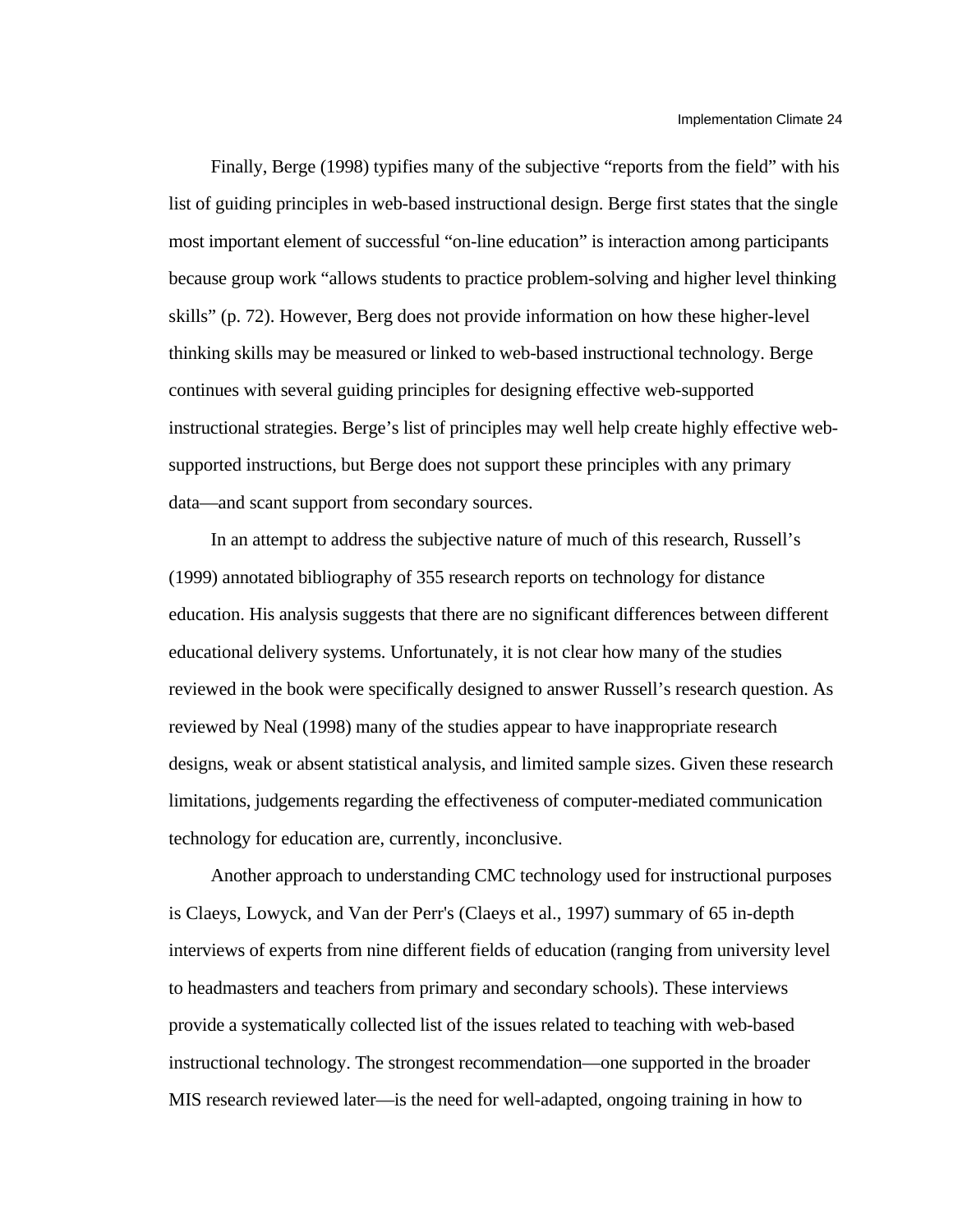Finally, Berge (1998) typifies many of the subjective “reports from the field” with his list of guiding principles in web-based instructional design. Berge first states that the single most important element of successful “on-line education” is interaction among participants because group work “allows students to practice problem-solving and higher level thinking skills” (p. 72). However, Berg does not provide information on how these higher-level thinking skills may be measured or linked to web-based instructional technology. Berge continues with several guiding principles for designing effective web-supported instructional strategies. Berge’s list of principles may well help create highly effective web-supported instructions, but Berge does not support these principles with any primary data—and scant support from secondary sources.

In an attempt to address the subjective nature of much of this research, Russell’s (1999) annotated bibliography of 355 research reports on technology for distance education. His analysis suggests that there are no significant differences between different educational delivery systems. Unfortunately, it is not clear how many of the studies reviewed in the book were specifically designed to answer Russell’s research question. As reviewed by Neal (1998) many of the studies appear to have inappropriate research designs, weak or absent statistical analysis, and limited sample sizes. Given these research limitations, judgements regarding the effectiveness of computer-mediated communication technology for education are, currently, inconclusive.

Another approach to understanding CMC technology used for instructional purposes is Claeys, Lowyck, and Van der Perr's (Claeys et al., 1997) summary of 65 in-depth interviews of experts from nine different fields of education (ranging from university level to headmasters and teachers from primary and secondary schools). These interviews provide a systematically collected list of the issues related to teaching with web-based instructional technology. The strongest recommendation—one supported in the broader MIS research reviewed later—is the need for well-adapted, ongoing training in how to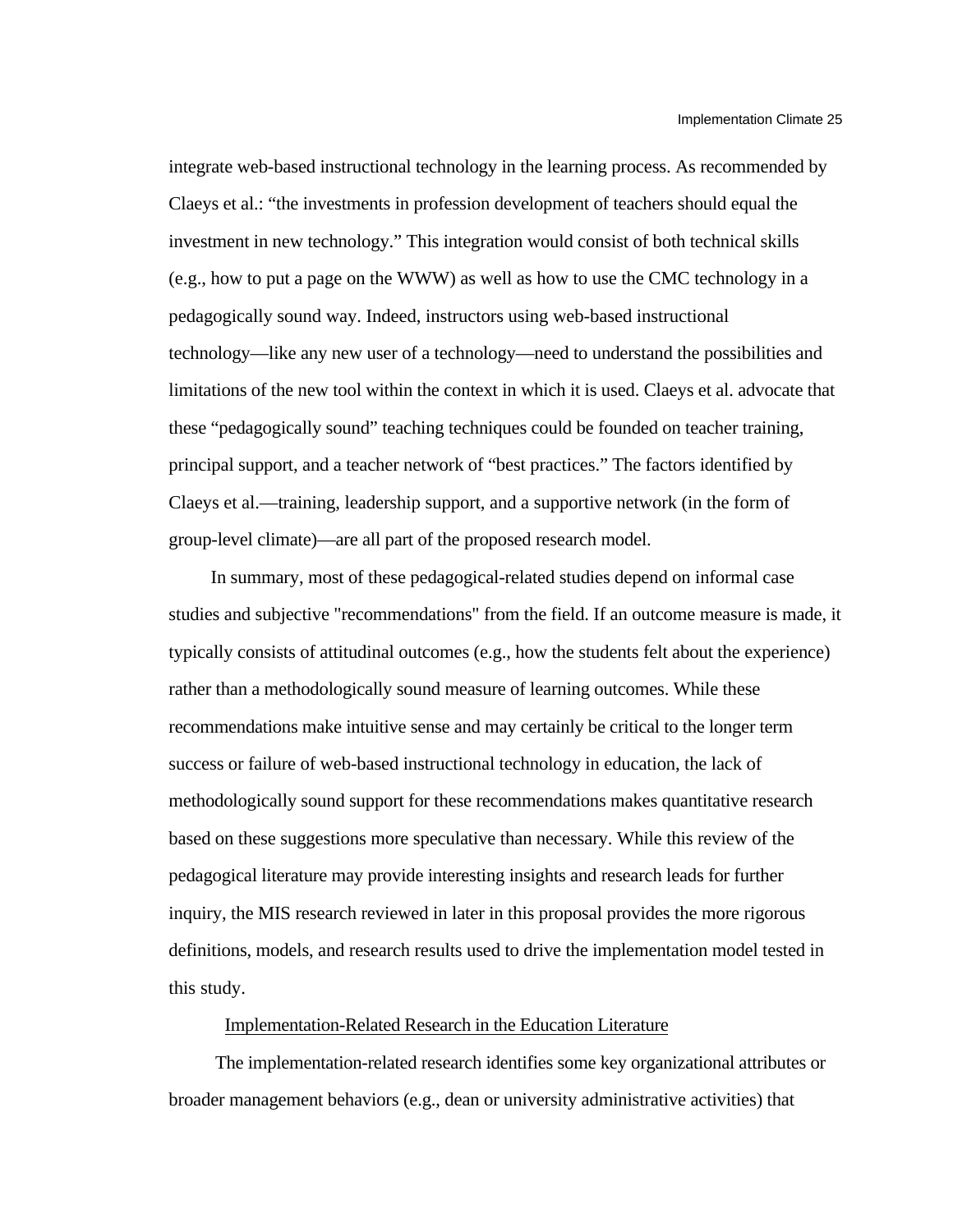integrate web-based instructional technology in the learning process. As recommended by Claeys et al.: “the investments in profession development of teachers should equal the investment in new technology.” This integration would consist of both technical skills (e.g., how to put a page on the WWW) as well as how to use the CMC technology in a pedagogically sound way. Indeed, instructors using web-based instructional technology—like any new user of a technology—need to understand the possibilities and limitations of the new tool within the context in which it is used. Claeys et al. advocate that these “pedagogically sound” teaching techniques could be founded on teacher training, principal support, and a teacher network of “best practices.” The factors identified by Claeys et al.—training, leadership support, and a supportive network (in the form of group-level climate)—are all part of the proposed research model.

In summary, most of these pedagogical-related studies depend on informal case studies and subjective "recommendations" from the field. If an outcome measure is made, it typically consists of attitudinal outcomes (e.g., how the students felt about the experience) rather than a methodologically sound measure of learning outcomes. While these recommendations make intuitive sense and may certainly be critical to the longer term success or failure of web-based instructional technology in education, the lack of methodologically sound support for these recommendations makes quantitative research based on these suggestions more speculative than necessary. While this review of the pedagogical literature may provide interesting insights and research leads for further inquiry, the MIS research reviewed in later in this proposal provides the more rigorous definitions, models, and research results used to drive the implementation model tested in this study.

### Implementation-Related Research in the Education Literature

The implementation-related research identifies some key organizational attributes or broader management behaviors (e.g., dean or university administrative activities) that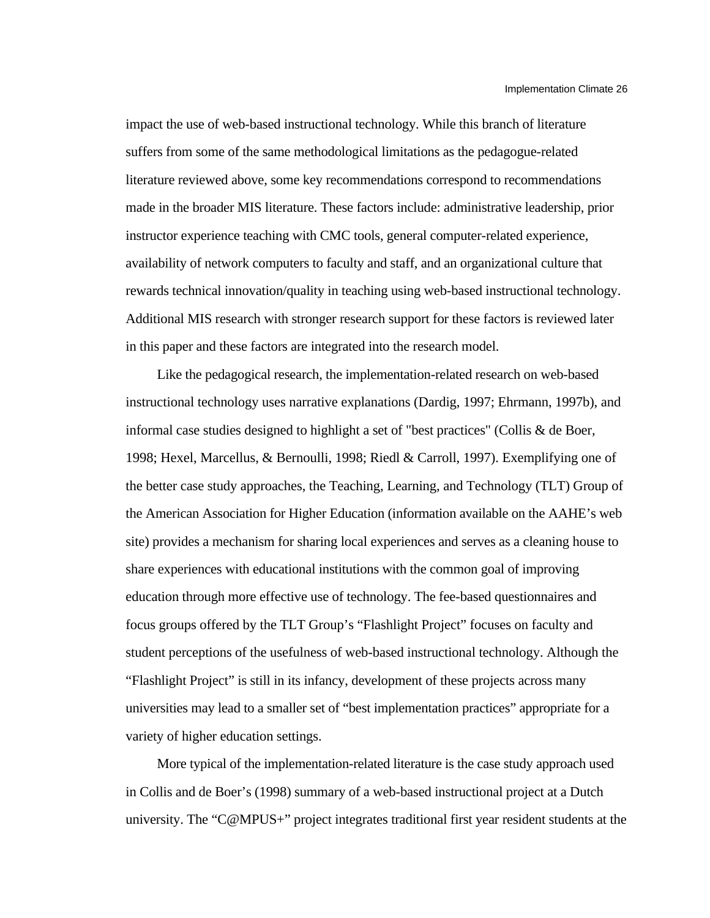impact the use of web-based instructional technology. While this branch of literature suffers from some of the same methodological limitations as the pedagogue-related literature reviewed above, some key recommendations correspond to recommendations made in the broader MIS literature. These factors include: administrative leadership, prior instructor experience teaching with CMC tools, general computer-related experience, availability of network computers to faculty and staff, and an organizational culture that rewards technical innovation/quality in teaching using web-based instructional technology. Additional MIS research with stronger research support for these factors is reviewed later in this paper and these factors are integrated into the research model.

Like the pedagogical research, the implementation-related research on web-based instructional technology uses narrative explanations (Dardig, 1997; Ehrmann, 1997b), and informal case studies designed to highlight a set of "best practices" (Collis & de Boer, 1998; Hexel, Marcellus, & Bernoulli, 1998; Riedl & Carroll, 1997). Exemplifying one of the better case study approaches, the Teaching, Learning, and Technology (TLT) Group of the American Association for Higher Education (information available on the AAHE's web site) provides a mechanism for sharing local experiences and serves as a cleaning house to share experiences with educational institutions with the common goal of improving education through more effective use of technology. The fee-based questionnaires and focus groups offered by the TLT Group's "Flashlight Project" focuses on faculty and student perceptions of the usefulness of web-based instructional technology. Although the "Flashlight Project" is still in its infancy, development of these projects across many universities may lead to a smaller set of "best implementation practices" appropriate for a variety of higher education settings.

More typical of the implementation-related literature is the case study approach used in Collis and de Boer's (1998) summary of a web-based instructional project at a Dutch university. The "C@MPUS+" project integrates traditional first year resident students at the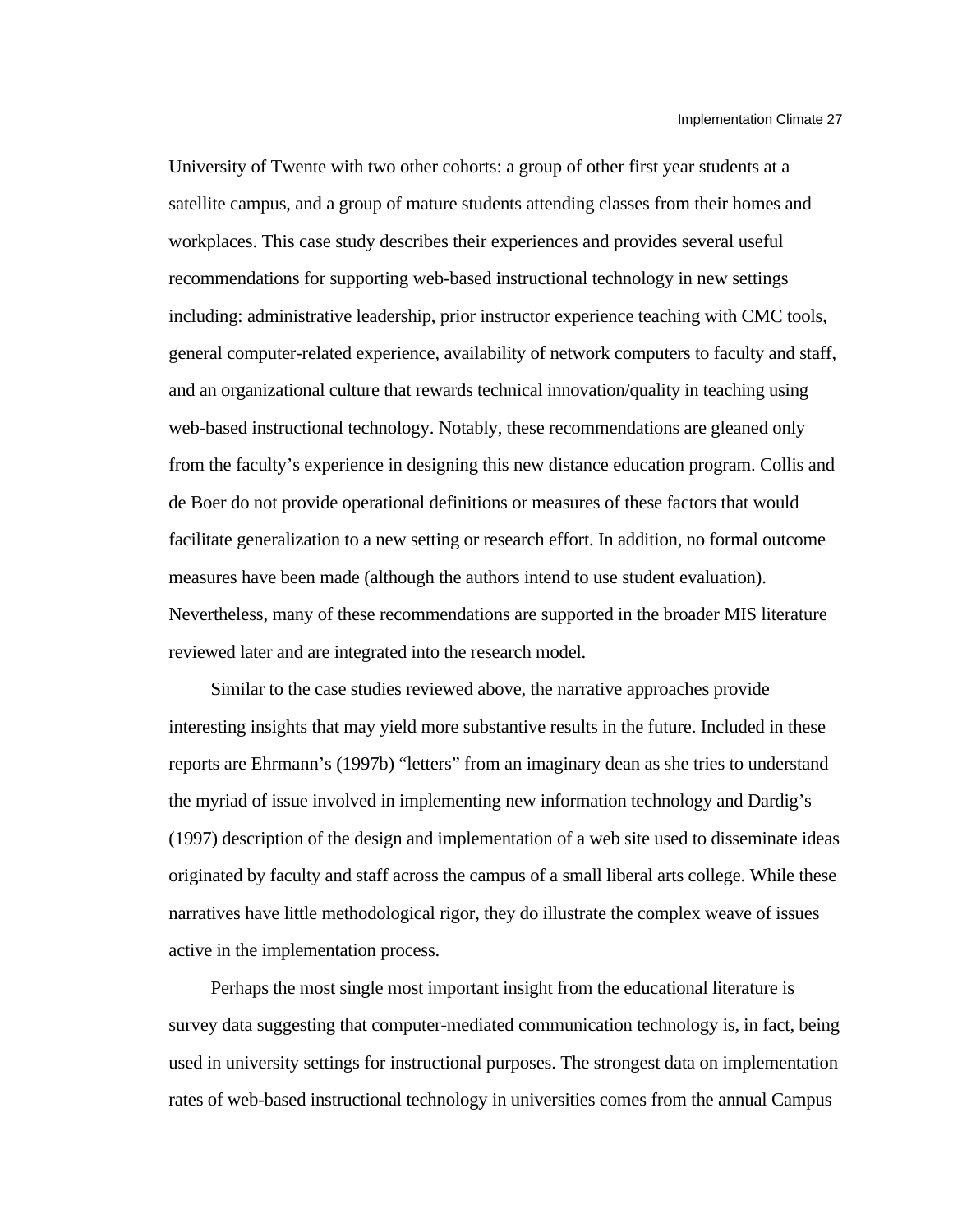University of Twente with two other cohorts: a group of other first year students at a satellite campus, and a group of mature students attending classes from their homes and workplaces. This case study describes their experiences and provides several useful recommendations for supporting web-based instructional technology in new settings including: administrative leadership, prior instructor experience teaching with CMC tools, general computer-related experience, availability of network computers to faculty and staff, and an organizational culture that rewards technical innovation/quality in teaching using web-based instructional technology. Notably, these recommendations are gleaned only from the faculty's experience in designing this new distance education program. Collis and de Boer do not provide operational definitions or measures of these factors that would facilitate generalization to a new setting or research effort. In addition, no formal outcome measures have been made (although the authors intend to use student evaluation). Nevertheless, many of these recommendations are supported in the broader MIS literature reviewed later and are integrated into the research model.

Similar to the case studies reviewed above, the narrative approaches provide interesting insights that may yield more substantive results in the future. Included in these reports are Ehrmann's (1997b) "letters" from an imaginary dean as she tries to understand the myriad of issue involved in implementing new information technology and Dardig's (1997) description of the design and implementation of a web site used to disseminate ideas originated by faculty and staff across the campus of a small liberal arts college. While these narratives have little methodological rigor, they do illustrate the complex weave of issues active in the implementation process.

Perhaps the most single most important insight from the educational literature is survey data suggesting that computer-mediated communication technology is, in fact, being used in university settings for instructional purposes. The strongest data on implementation rates of web-based instructional technology in universities comes from the annual Campus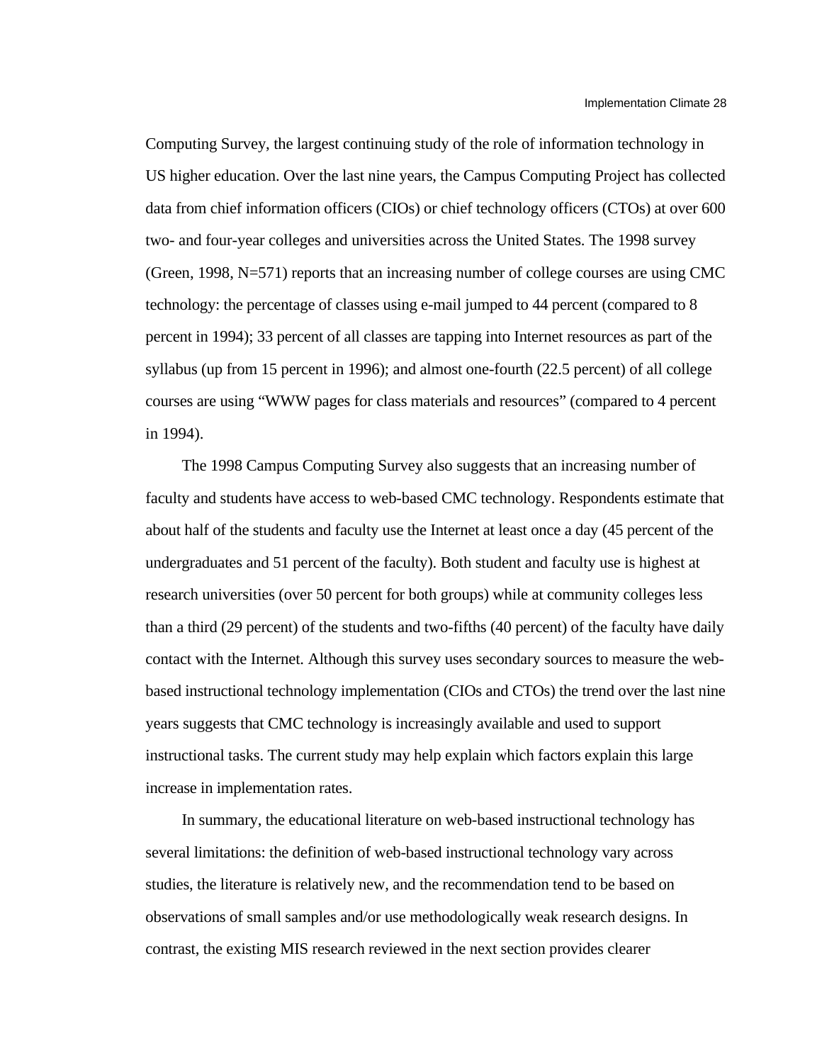Computing Survey, the largest continuing study of the role of information technology in US higher education. Over the last nine years, the Campus Computing Project has collected data from chief information officers (CIOs) or chief technology officers (CTOs) at over 600 two- and four-year colleges and universities across the United States. The 1998 survey (Green, 1998, N=571) reports that an increasing number of college courses are using CMC technology: the percentage of classes using e-mail jumped to 44 percent (compared to 8 percent in 1994); 33 percent of all classes are tapping into Internet resources as part of the syllabus (up from 15 percent in 1996); and almost one-fourth (22.5 percent) of all college courses are using “WWW pages for class materials and resources” (compared to 4 percent in 1994).

The 1998 Campus Computing Survey also suggests that an increasing number of faculty and students have access to web-based CMC technology. Respondents estimate that about half of the students and faculty use the Internet at least once a day (45 percent of the undergraduates and 51 percent of the faculty). Both student and faculty use is highest at research universities (over 50 percent for both groups) while at community colleges less than a third (29 percent) of the students and two-fifths (40 percent) of the faculty have daily contact with the Internet. Although this survey uses secondary sources to measure the web-based instructional technology implementation (CIOs and CTOs) the trend over the last nine years suggests that CMC technology is increasingly available and used to support instructional tasks. The current study may help explain which factors explain this large increase in implementation rates.

In summary, the educational literature on web-based instructional technology has several limitations: the definition of web-based instructional technology vary across studies, the literature is relatively new, and the recommendation tend to be based on observations of small samples and/or use methodologically weak research designs. In contrast, the existing MIS research reviewed in the next section provides clearer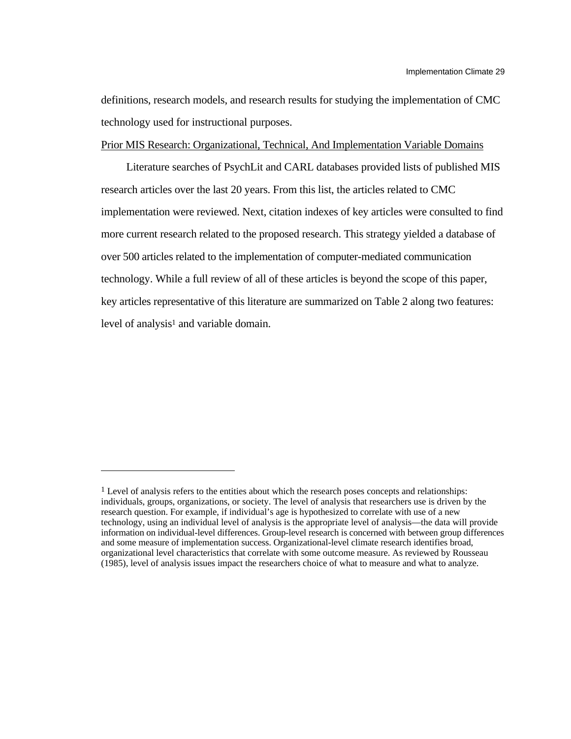definitions, research models, and research results for studying the implementation of CMC technology used for instructional purposes.

Prior MIS Research: Organizational, Technical, And Implementation Variable Domains

Literature searches of PsychLit and CARL databases provided lists of published MIS research articles over the last 20 years. From this list, the articles related to CMC implementation were reviewed. Next, citation indexes of key articles were consulted to find more current research related to the proposed research. This strategy yielded a database of over 500 articles related to the implementation of computer-mediated communication technology. While a full review of all of these articles is beyond the scope of this paper, key articles representative of this literature are summarized on Table 2 along two features: level of analysis[1] and variable domain.

---

[1] Level of analysis refers to the entities about which the research poses concepts and relationships: individuals, groups, organizations, or society. The level of analysis that researchers use is driven by the research question. For example, if individual's age is hypothesized to correlate with use of a new technology, using an individual level of analysis is the appropriate level of analysis—the data will provide information on individual-level differences. Group-level research is concerned with between group differences and some measure of implementation success. Organizational-level climate research identifies broad, organizational level characteristics that correlate with some outcome measure. As reviewed by Rousseau (1985), level of analysis issues impact the researchers choice of what to measure and what to analyze.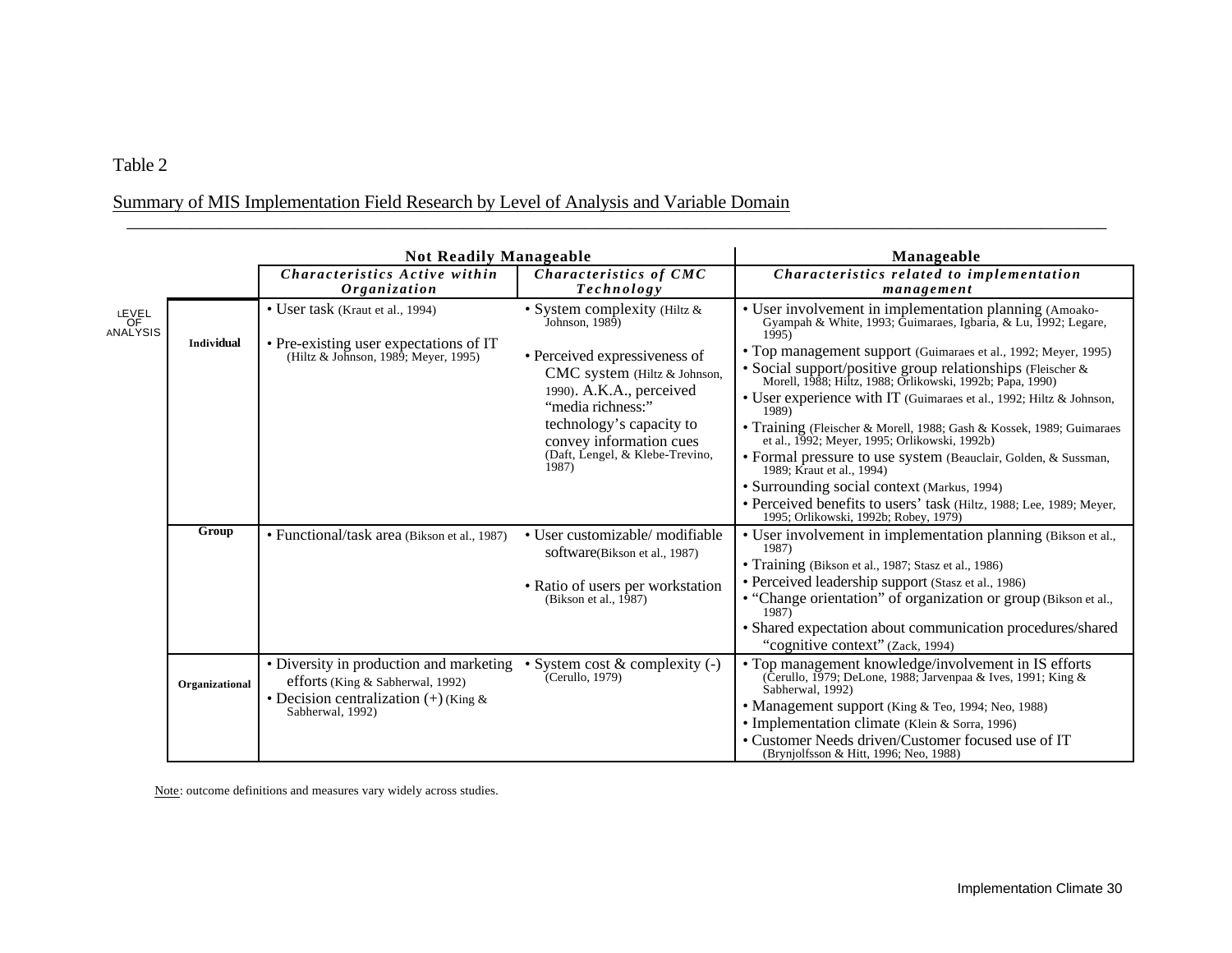Table 2

Summary of MIS Implementation Field Research by Level of Analysis and Variable Domain

| LEVEL OF ANALYSIS | Not Readily Manageable | | Manageable |
|---|---|---|---|
| | *Characteristics Active within Organization* | *Characteristics of CMC Technology* | *Characteristics related to implementation management* |
| **Individual** | • User task (Kraut et al., 1994)<br>• Pre-existing user expectations of IT (Hiltz & Johnson, 1989; Meyer, 1995) | • System complexity (Hiltz & Johnson, 1989)<br>• Perceived expressiveness of CMC system (Hiltz & Johnson, 1990). A.K.A., perceived "media richness:" technology's capacity to convey information cues (Daft, Lengel, & Klebe-Trevino, 1987) | • User involvement in implementation planning (Amoako-Gyampah & White, 1993; Guimaraes, Igbaria, & Lu, 1992; Legare, 1995)<br>• Top management support (Guimaraes et al., 1992; Meyer, 1995)<br>• Social support/positive group relationships (Fleischer & Morell, 1988; Hiltz, 1988; Orlikowski, 1992b; Papa, 1990)<br>• User experience with IT (Guimaraes et al., 1992; Hiltz & Johnson, 1989)<br>• Training (Fleischer & Morell, 1988; Gash & Kossek, 1989; Guimaraes et al., 1992; Meyer, 1995; Orlikowski, 1992b)<br>• Formal pressure to use system (Beauclair, Golden, & Sussman, 1989; Kraut et al., 1994)<br>• Surrounding social context (Markus, 1994)<br>• Perceived benefits to users' task (Hiltz, 1988; Lee, 1989; Meyer, 1995; Orlikowski, 1992b; Robey, 1979) |
| **Group** | • Functional/task area (Bikson et al., 1987) | • User customizable/ modifiable software(Bikson et al., 1987)<br>• Ratio of users per workstation (Bikson et al., 1987) | • User involvement in implementation planning (Bikson et al., 1987)<br>• Training (Bikson et al., 1987; Stasz et al., 1986)<br>• Perceived leadership support (Stasz et al., 1986)<br>• "Change orientation" of organization or group (Bikson et al., 1987)<br>• Shared expectation about communication procedures/shared "cognitive context" (Zack, 1994) |
| **Organizational** | • Diversity in production and marketing efforts (King & Sabherwal, 1992)<br>• Decision centralization (+) (King & Sabherwal, 1992) | • System cost & complexity (-) (Cerullo, 1979) | • Top management knowledge/involvement in IS efforts (Cerullo, 1979; DeLone, 1988; Jarvenpaa & Ives, 1991; King & Sabherwal, 1992)<br>• Management support (King & Teo, 1994; Neo, 1988)<br>• Implementation climate (Klein & Sorra, 1996)<br>• Customer Needs driven/Customer focused use of IT (Brynjolfsson & Hitt, 1996; Neo, 1988) |

Note: outcome definitions and measures vary widely across studies.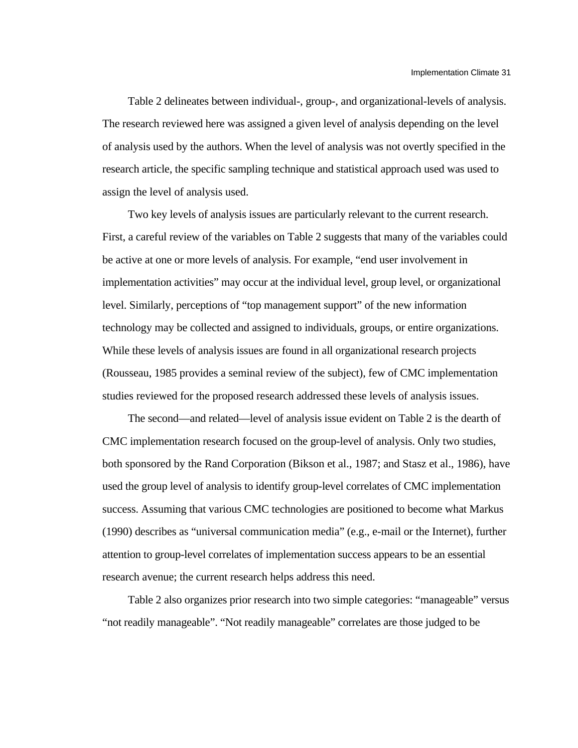Table 2 delineates between individual-, group-, and organizational-levels of analysis. The research reviewed here was assigned a given level of analysis depending on the level of analysis used by the authors. When the level of analysis was not overtly specified in the research article, the specific sampling technique and statistical approach used was used to assign the level of analysis used.

Two key levels of analysis issues are particularly relevant to the current research. First, a careful review of the variables on Table 2 suggests that many of the variables could be active at one or more levels of analysis. For example, "end user involvement in implementation activities" may occur at the individual level, group level, or organizational level. Similarly, perceptions of "top management support" of the new information technology may be collected and assigned to individuals, groups, or entire organizations. While these levels of analysis issues are found in all organizational research projects (Rousseau, 1985 provides a seminal review of the subject), few of CMC implementation studies reviewed for the proposed research addressed these levels of analysis issues.

The second—and related—level of analysis issue evident on Table 2 is the dearth of CMC implementation research focused on the group-level of analysis. Only two studies, both sponsored by the Rand Corporation (Bikson et al., 1987; and Stasz et al., 1986), have used the group level of analysis to identify group-level correlates of CMC implementation success. Assuming that various CMC technologies are positioned to become what Markus (1990) describes as "universal communication media" (e.g., e-mail or the Internet), further attention to group-level correlates of implementation success appears to be an essential research avenue; the current research helps address this need.

Table 2 also organizes prior research into two simple categories: "manageable" versus "not readily manageable". "Not readily manageable" correlates are those judged to be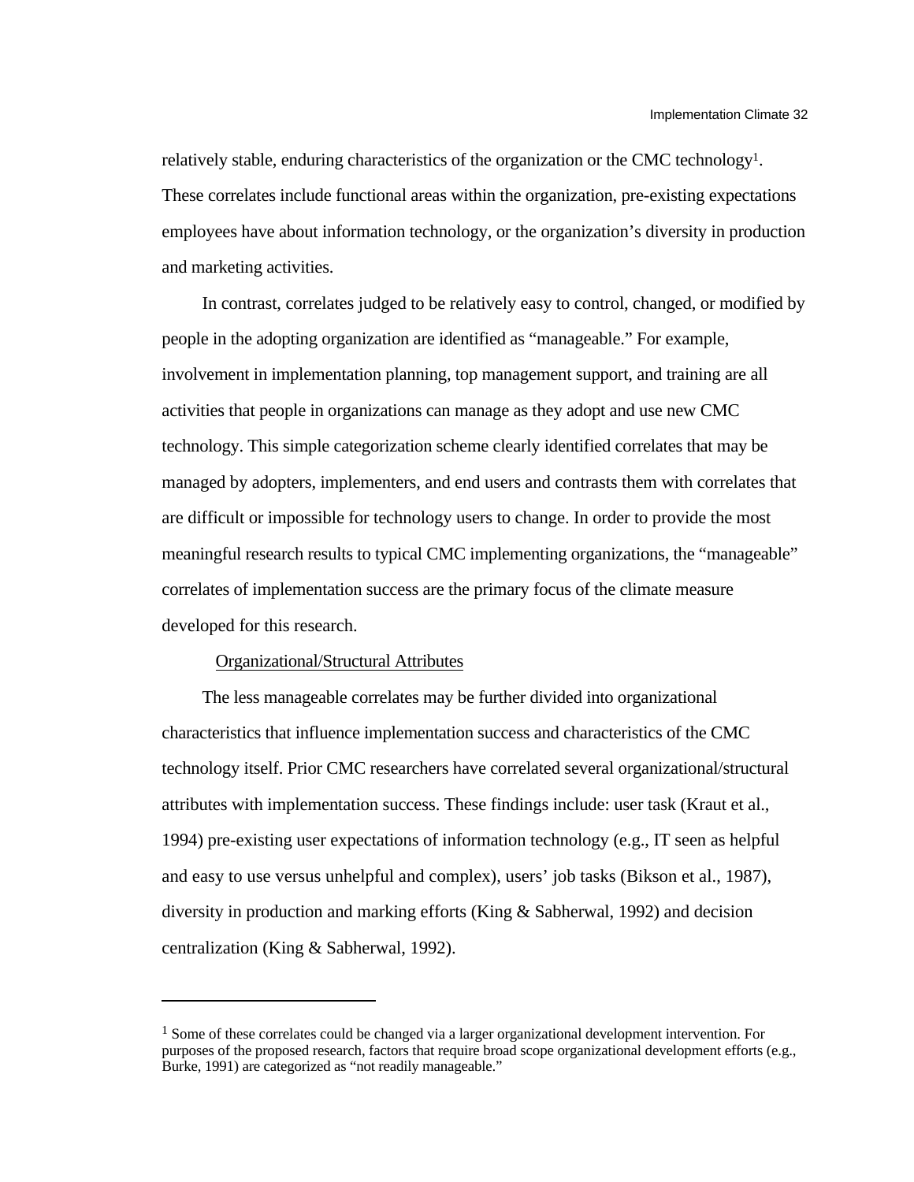relatively stable, enduring characteristics of the organization or the CMC technology[1]. These correlates include functional areas within the organization, pre-existing expectations employees have about information technology, or the organization's diversity in production and marketing activities.

In contrast, correlates judged to be relatively easy to control, changed, or modified by people in the adopting organization are identified as "manageable." For example, involvement in implementation planning, top management support, and training are all activities that people in organizations can manage as they adopt and use new CMC technology. This simple categorization scheme clearly identified correlates that may be managed by adopters, implementers, and end users and contrasts them with correlates that are difficult or impossible for technology users to change. In order to provide the most meaningful research results to typical CMC implementing organizations, the "manageable" correlates of implementation success are the primary focus of the climate measure developed for this research.

### Organizational/Structural Attributes

The less manageable correlates may be further divided into organizational characteristics that influence implementation success and characteristics of the CMC technology itself. Prior CMC researchers have correlated several organizational/structural attributes with implementation success. These findings include: user task (Kraut et al., 1994) pre-existing user expectations of information technology (e.g., IT seen as helpful and easy to use versus unhelpful and complex), users' job tasks (Bikson et al., 1987), diversity in production and marking efforts (King & Sabherwal, 1992) and decision centralization (King & Sabherwal, 1992).

---

[1] Some of these correlates could be changed via a larger organizational development intervention. For purposes of the proposed research, factors that require broad scope organizational development efforts (e.g., Burke, 1991) are categorized as "not readily manageable."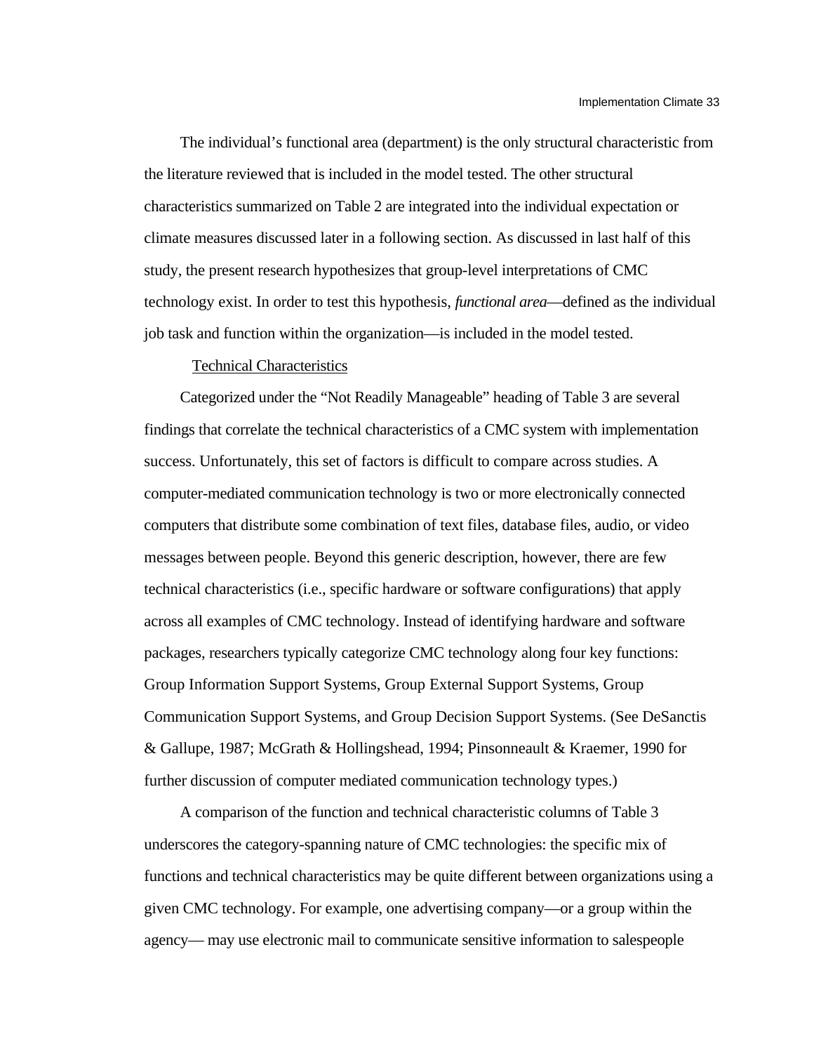The individual's functional area (department) is the only structural characteristic from the literature reviewed that is included in the model tested. The other structural characteristics summarized on Table 2 are integrated into the individual expectation or climate measures discussed later in a following section. As discussed in last half of this study, the present research hypothesizes that group-level interpretations of CMC technology exist. In order to test this hypothesis, *functional area*—defined as the individual job task and function within the organization—is included in the model tested.

Technical Characteristics

Categorized under the "Not Readily Manageable" heading of Table 3 are several findings that correlate the technical characteristics of a CMC system with implementation success. Unfortunately, this set of factors is difficult to compare across studies. A computer-mediated communication technology is two or more electronically connected computers that distribute some combination of text files, database files, audio, or video messages between people. Beyond this generic description, however, there are few technical characteristics (i.e., specific hardware or software configurations) that apply across all examples of CMC technology. Instead of identifying hardware and software packages, researchers typically categorize CMC technology along four key functions: Group Information Support Systems, Group External Support Systems, Group Communication Support Systems, and Group Decision Support Systems. (See DeSanctis & Gallupe, 1987; McGrath & Hollingshead, 1994; Pinsonneault & Kraemer, 1990 for further discussion of computer mediated communication technology types.)

A comparison of the function and technical characteristic columns of Table 3 underscores the category-spanning nature of CMC technologies: the specific mix of functions and technical characteristics may be quite different between organizations using a given CMC technology. For example, one advertising company—or a group within the agency— may use electronic mail to communicate sensitive information to salespeople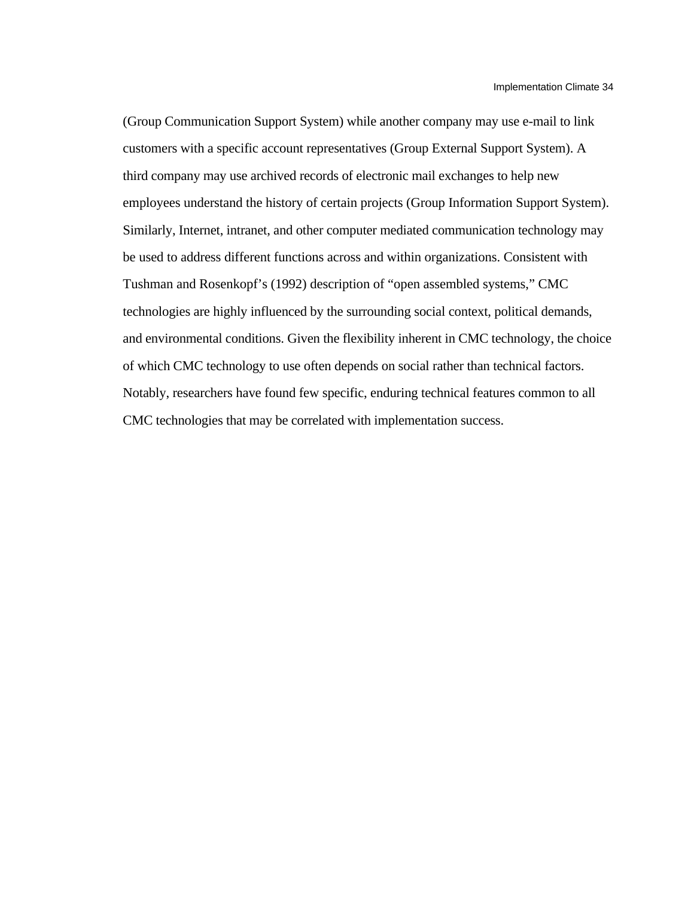(Group Communication Support System) while another company may use e-mail to link customers with a specific account representatives (Group External Support System). A third company may use archived records of electronic mail exchanges to help new employees understand the history of certain projects (Group Information Support System). Similarly, Internet, intranet, and other computer mediated communication technology may be used to address different functions across and within organizations. Consistent with Tushman and Rosenkopf's (1992) description of "open assembled systems," CMC technologies are highly influenced by the surrounding social context, political demands, and environmental conditions. Given the flexibility inherent in CMC technology, the choice of which CMC technology to use often depends on social rather than technical factors. Notably, researchers have found few specific, enduring technical features common to all CMC technologies that may be correlated with implementation success.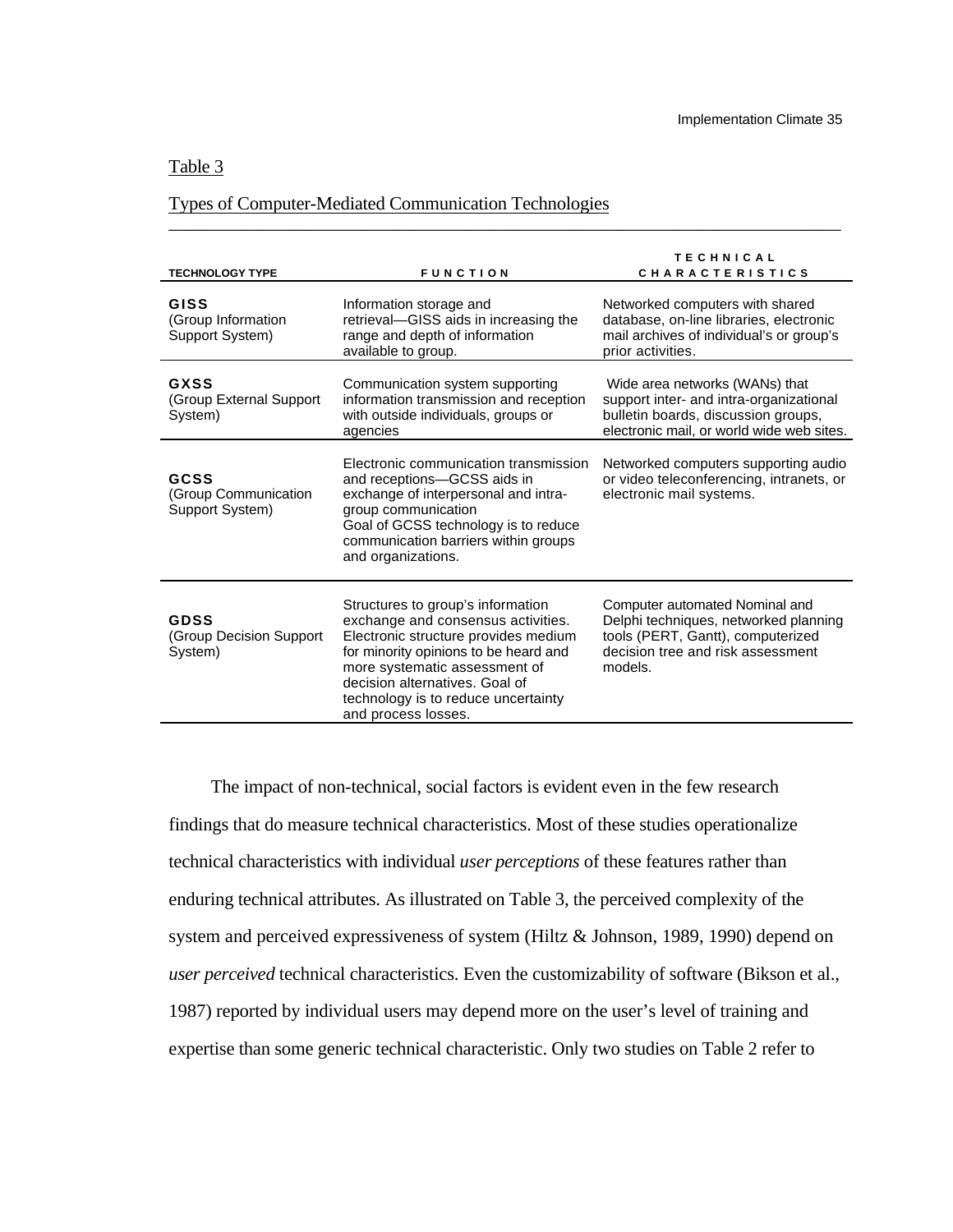Table 3

Types of Computer-Mediated Communication Technologies

| TECHNOLOGY TYPE | FUNCTION | TECHNICAL CHARACTERISTICS |
|---|---|---|
| **GISS** (Group Information Support System) | Information storage and retrieval—GISS aids in increasing the range and depth of information available to group. | Networked computers with shared database, on-line libraries, electronic mail archives of individual's or group's prior activities. |
| **GXSS** (Group External Support System) | Communication system supporting information transmission and reception with outside individuals, groups or agencies | Wide area networks (WANs) that support inter- and intra-organizational bulletin boards, discussion groups, electronic mail, or world wide web sites. |
| **GCSS** (Group Communication Support System) | Electronic communication transmission and receptions—GCSS aids in exchange of interpersonal and intra-group communication Goal of GCSS technology is to reduce communication barriers within groups and organizations. | Networked computers supporting audio or video teleconferencing, intranets, or electronic mail systems. |
| **GDSS** (Group Decision Support System) | Structures to group's information exchange and consensus activities. Electronic structure provides medium for minority opinions to be heard and more systematic assessment of decision alternatives. Goal of technology is to reduce uncertainty and process losses. | Computer automated Nominal and Delphi techniques, networked planning tools (PERT, Gantt), computerized decision tree and risk assessment models. |

The impact of non-technical, social factors is evident even in the few research findings that do measure technical characteristics. Most of these studies operationalize technical characteristics with individual *user perceptions* of these features rather than enduring technical attributes. As illustrated on Table 3, the perceived complexity of the system and perceived expressiveness of system (Hiltz & Johnson, 1989, 1990) depend on *user perceived* technical characteristics. Even the customizability of software (Bikson et al., 1987) reported by individual users may depend more on the user's level of training and expertise than some generic technical characteristic. Only two studies on Table 2 refer to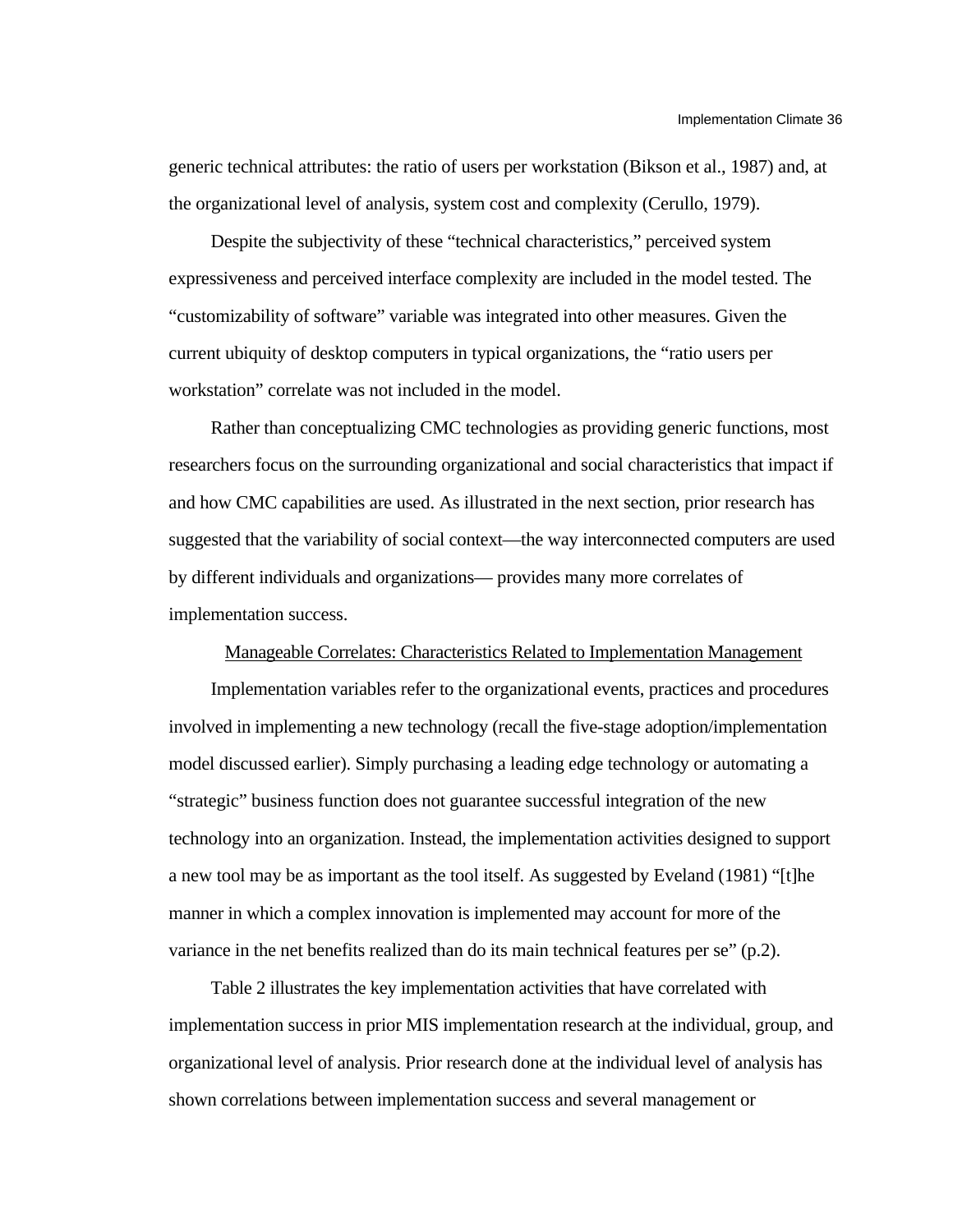generic technical attributes: the ratio of users per workstation (Bikson et al., 1987) and, at the organizational level of analysis, system cost and complexity (Cerullo, 1979).

Despite the subjectivity of these "technical characteristics," perceived system expressiveness and perceived interface complexity are included in the model tested. The "customizability of software" variable was integrated into other measures. Given the current ubiquity of desktop computers in typical organizations, the "ratio users per workstation" correlate was not included in the model.

Rather than conceptualizing CMC technologies as providing generic functions, most researchers focus on the surrounding organizational and social characteristics that impact if and how CMC capabilities are used. As illustrated in the next section, prior research has suggested that the variability of social context—the way interconnected computers are used by different individuals and organizations— provides many more correlates of implementation success.

### Manageable Correlates: Characteristics Related to Implementation Management

Implementation variables refer to the organizational events, practices and procedures involved in implementing a new technology (recall the five-stage adoption/implementation model discussed earlier). Simply purchasing a leading edge technology or automating a "strategic" business function does not guarantee successful integration of the new technology into an organization. Instead, the implementation activities designed to support a new tool may be as important as the tool itself. As suggested by Eveland (1981) "[t]he manner in which a complex innovation is implemented may account for more of the variance in the net benefits realized than do its main technical features per se" (p.2).

Table 2 illustrates the key implementation activities that have correlated with implementation success in prior MIS implementation research at the individual, group, and organizational level of analysis. Prior research done at the individual level of analysis has shown correlations between implementation success and several management or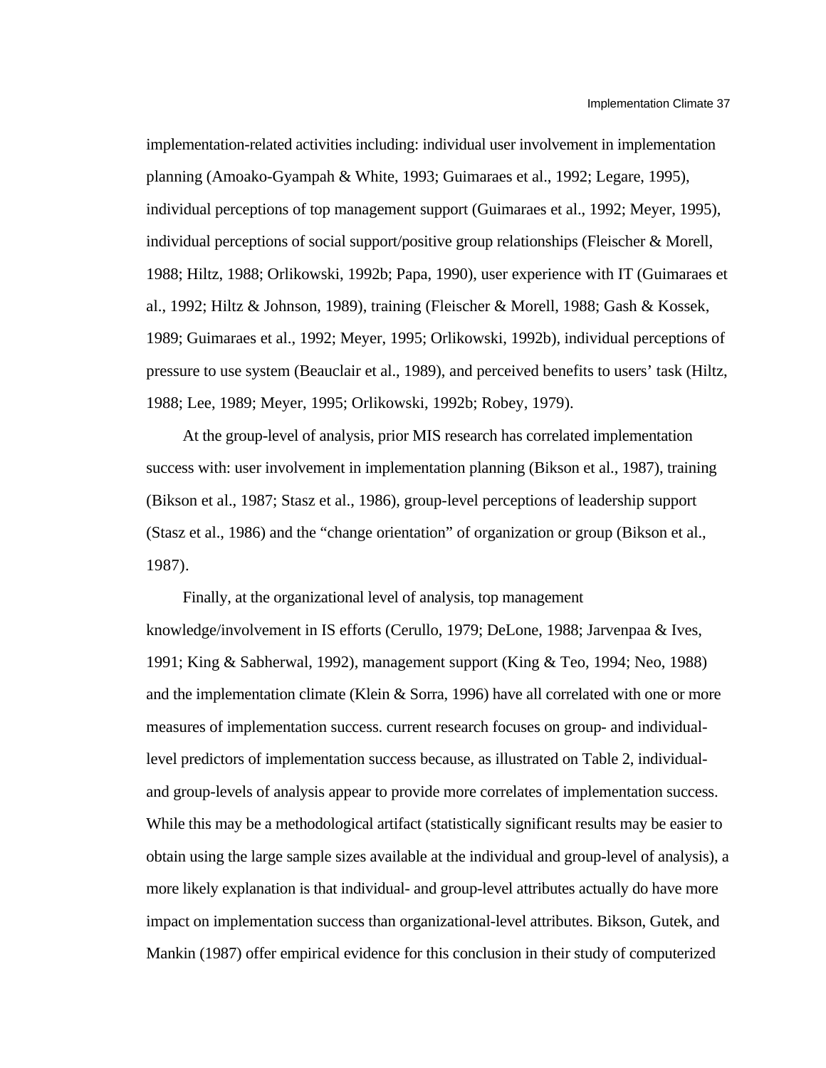implementation-related activities including: individual user involvement in implementation planning (Amoako-Gyampah & White, 1993; Guimaraes et al., 1992; Legare, 1995), individual perceptions of top management support (Guimaraes et al., 1992; Meyer, 1995), individual perceptions of social support/positive group relationships (Fleischer & Morell, 1988; Hiltz, 1988; Orlikowski, 1992b; Papa, 1990), user experience with IT (Guimaraes et al., 1992; Hiltz & Johnson, 1989), training (Fleischer & Morell, 1988; Gash & Kossek, 1989; Guimaraes et al., 1992; Meyer, 1995; Orlikowski, 1992b), individual perceptions of pressure to use system (Beauclair et al., 1989), and perceived benefits to users' task (Hiltz, 1988; Lee, 1989; Meyer, 1995; Orlikowski, 1992b; Robey, 1979).

At the group-level of analysis, prior MIS research has correlated implementation success with: user involvement in implementation planning (Bikson et al., 1987), training (Bikson et al., 1987; Stasz et al., 1986), group-level perceptions of leadership support (Stasz et al., 1986) and the "change orientation" of organization or group (Bikson et al., 1987).

Finally, at the organizational level of analysis, top management knowledge/involvement in IS efforts (Cerullo, 1979; DeLone, 1988; Jarvenpaa & Ives, 1991; King & Sabherwal, 1992), management support (King & Teo, 1994; Neo, 1988) and the implementation climate (Klein & Sorra, 1996) have all correlated with one or more measures of implementation success. current research focuses on group- and individual-level predictors of implementation success because, as illustrated on Table 2, individual- and group-levels of analysis appear to provide more correlates of implementation success. While this may be a methodological artifact (statistically significant results may be easier to obtain using the large sample sizes available at the individual and group-level of analysis), a more likely explanation is that individual- and group-level attributes actually do have more impact on implementation success than organizational-level attributes. Bikson, Gutek, and Mankin (1987) offer empirical evidence for this conclusion in their study of computerized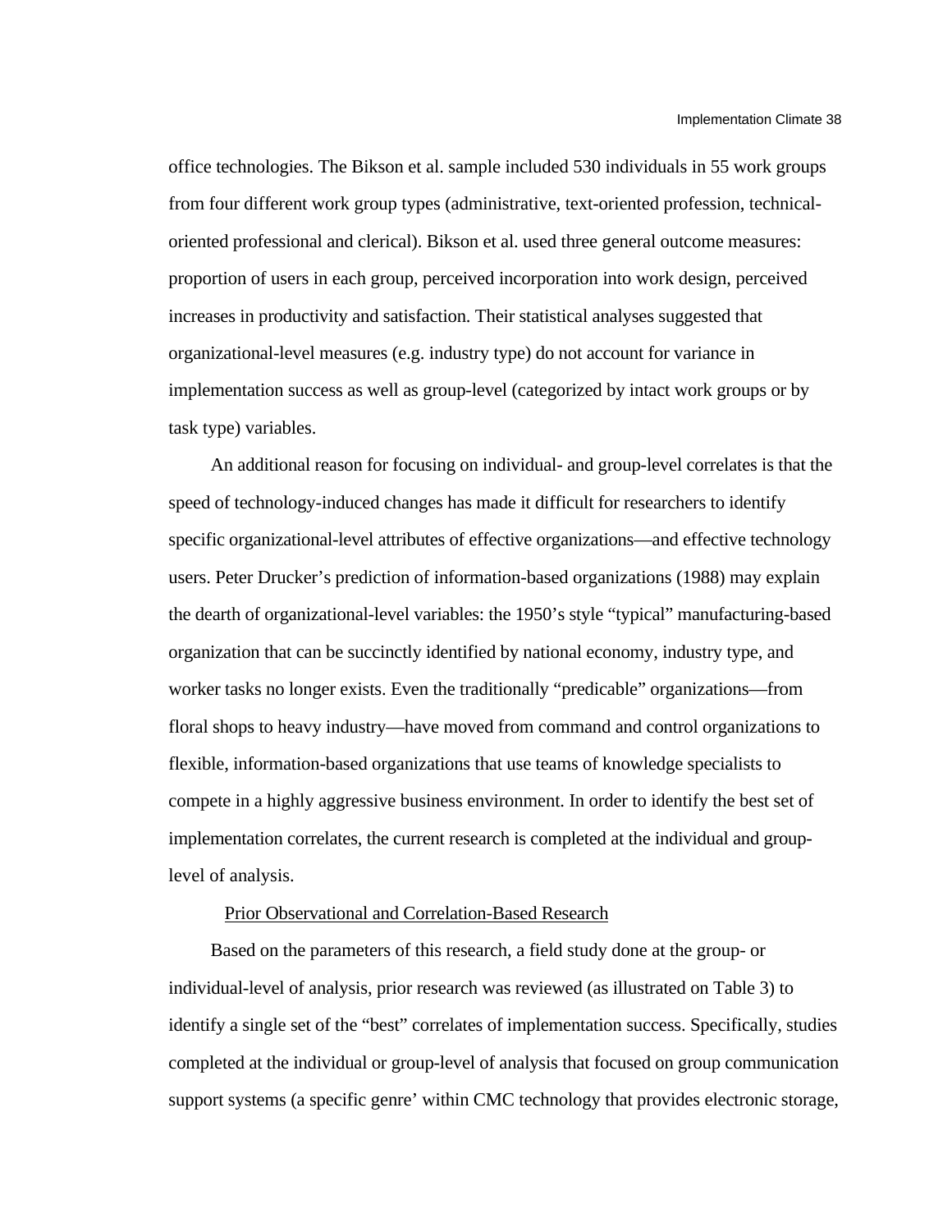office technologies. The Bikson et al. sample included 530 individuals in 55 work groups from four different work group types (administrative, text-oriented profession, technical-oriented professional and clerical). Bikson et al. used three general outcome measures: proportion of users in each group, perceived incorporation into work design, perceived increases in productivity and satisfaction. Their statistical analyses suggested that organizational-level measures (e.g. industry type) do not account for variance in implementation success as well as group-level (categorized by intact work groups or by task type) variables.

An additional reason for focusing on individual- and group-level correlates is that the speed of technology-induced changes has made it difficult for researchers to identify specific organizational-level attributes of effective organizations—and effective technology users. Peter Drucker's prediction of information-based organizations (1988) may explain the dearth of organizational-level variables: the 1950's style "typical" manufacturing-based organization that can be succinctly identified by national economy, industry type, and worker tasks no longer exists. Even the traditionally "predicable" organizations—from floral shops to heavy industry—have moved from command and control organizations to flexible, information-based organizations that use teams of knowledge specialists to compete in a highly aggressive business environment. In order to identify the best set of implementation correlates, the current research is completed at the individual and group-level of analysis.

## Prior Observational and Correlation-Based Research

Based on the parameters of this research, a field study done at the group- or individual-level of analysis, prior research was reviewed (as illustrated on Table 3) to identify a single set of the "best" correlates of implementation success. Specifically, studies completed at the individual or group-level of analysis that focused on group communication support systems (a specific genre' within CMC technology that provides electronic storage,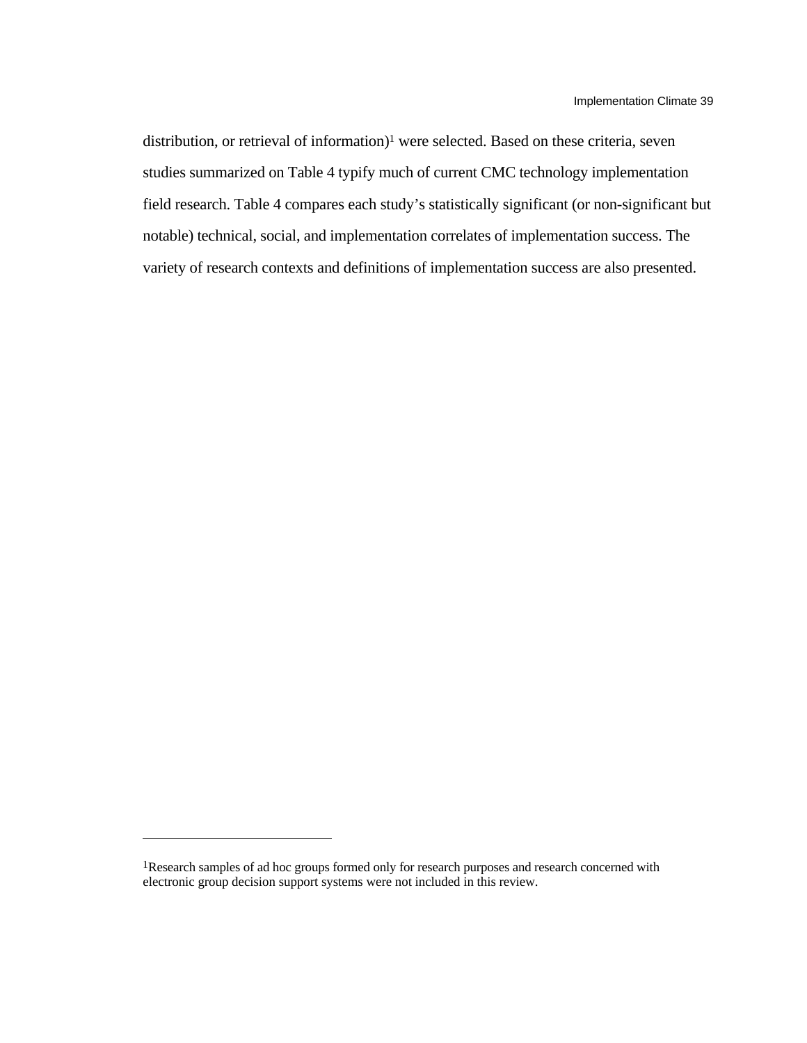distribution, or retrieval of information)[1] were selected. Based on these criteria, seven studies summarized on Table 4 typify much of current CMC technology implementation field research. Table 4 compares each study's statistically significant (or non-significant but notable) technical, social, and implementation correlates of implementation success. The variety of research contexts and definitions of implementation success are also presented.

---

[1]Research samples of ad hoc groups formed only for research purposes and research concerned with electronic group decision support systems were not included in this review.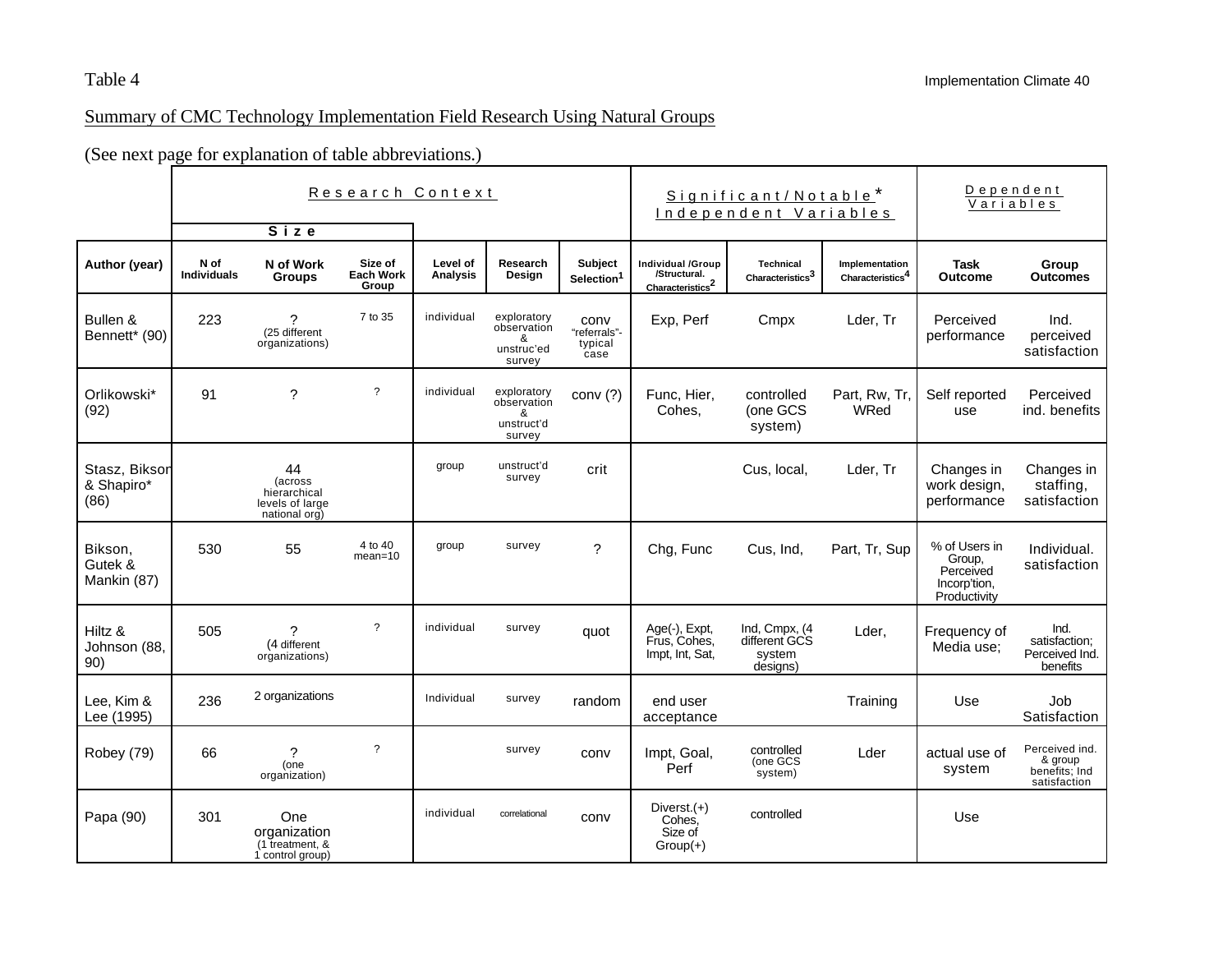Table 4

Summary of CMC Technology Implementation Field Research Using Natural Groups

(See next page for explanation of table abbreviations.)

| | Research Context | | | | | | Significant/Notable* Independent Variables | | | Dependent Variables | |
|---|---|---|---|---|---|---|---|---|---|---|---|
| | Size | | | | | | | | | | |
| Author (year) | N of Individuals | N of Work Groups | Size of Each Work Group | Level of Analysis | Research Design | Subject Selection[1] | Individual /Group /Structural. Characteristics[2] | Technical Characteristics[3] | Implementation Characteristics[4] | Task Outcome | Group Outcomes |
| Bullen & Bennett* (90) | 223 | ? (25 different organizations) | 7 to 35 | individual | exploratory observation & unstruc'ed survey | conv "referrals"- typical case | Exp, Perf | Cmpx | Lder, Tr | Perceived performance | Ind. perceived satisfaction |
| Orlikowski* (92) | 91 | ? | ? | individual | exploratory observation & unstruct'd survey | conv (?) | Func, Hier, Cohes, | controlled (one GCS system) | Part, Rw, Tr, WRed | Self reported use | Perceived ind. benefits |
| Stasz, Bikson & Shapiro* (86) | | 44 (across hierarchical levels of large national org) | | group | unstruct'd survey | crit | | Cus, local, | Lder, Tr | Changes in work design, performance | Changes in staffing, satisfaction |
| Bikson, Gutek & Mankin (87) | 530 | 55 | 4 to 40 mean=10 | group | survey | ? | Chg, Func | Cus, Ind, | Part, Tr, Sup | % of Users in Group, Perceived Incorp'tion, Productivity | Individual. satisfaction |
| Hiltz & Johnson (88, 90) | 505 | ? (4 different organizations) | ? | individual | survey | quot | Age(-), Expt, Frus, Cohes, Impt, Int, Sat, | Ind, Cmpx, (4 different GCS system designs) | Lder, | Frequency of Media use; | Ind. satisfaction; Perceived Ind. benefits |
| Lee, Kim & Lee (1995) | 236 | 2 organizations | | Individual | survey | random | end user acceptance | | Training | Use | Job Satisfaction |
| Robey (79) | 66 | ? (one organization) | ? | | survey | conv | Impt, Goal, Perf | controlled (one GCS system) | Lder | actual use of system | Perceived ind. & group benefits; Ind satisfaction |
| Papa (90) | 301 | One organization (1 treatment, & 1 control group) | | individual | correlational | conv | Diverst.(+) Cohes, Size of Group(+) | controlled | | Use | |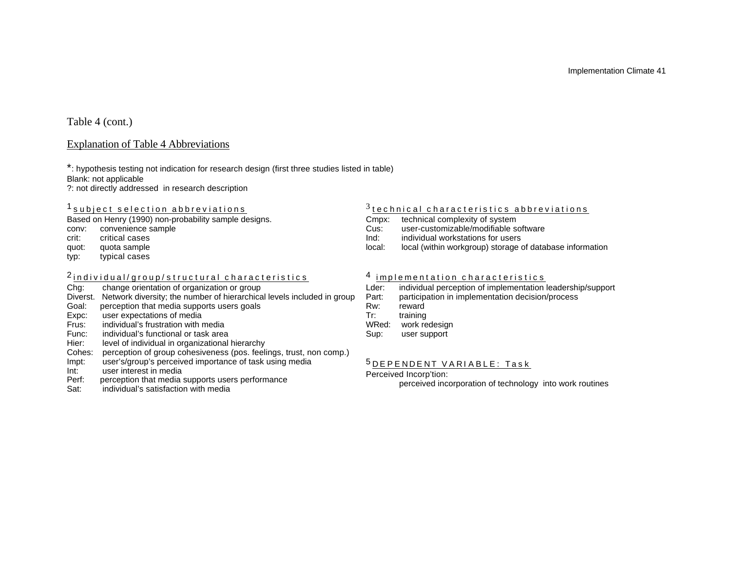Table 4 (cont.)

Explanation of Table 4 Abbreviations

*: hypothesis testing not indication for research design (first three studies listed in table)
Blank: not applicable
?: not directly addressed in research description

[1] subject selection abbreviations

Based on Henry (1990) non-probability sample designs.
conv: convenience sample
crit: critical cases
quot: quota sample
typ: typical cases

[2] individual/group/structural characteristics

Chg: change orientation of organization or group
Diverst. Network diversity; the number of hierarchical levels included in group
Goal: perception that media supports users goals
Expc: user expectations of media
Frus: individual's frustration with media
Func: individual's functional or task area
Hier: level of individual in organizational hierarchy
Cohes: perception of group cohesiveness (pos. feelings, trust, non comp.)
Impt: user's/group's perceived importance of task using media
Int: user interest in media
Perf: perception that media supports users performance
Sat: individual's satisfaction with media

[3] technical characteristics abbreviations

Cmpx: technical complexity of system
Cus: user-customizable/modifiable software
Ind: individual workstations for users
local: local (within workgroup) storage of database information

[4] implementation characteristics

Lder: individual perception of implementation leadership/support
Part: participation in implementation decision/process
Rw: reward
Tr: training
WRed: work redesign
Sup: user support

[5] DEPENDENT VARIABLE: Task

Perceived Incorp'tion:
perceived incorporation of technology into work routines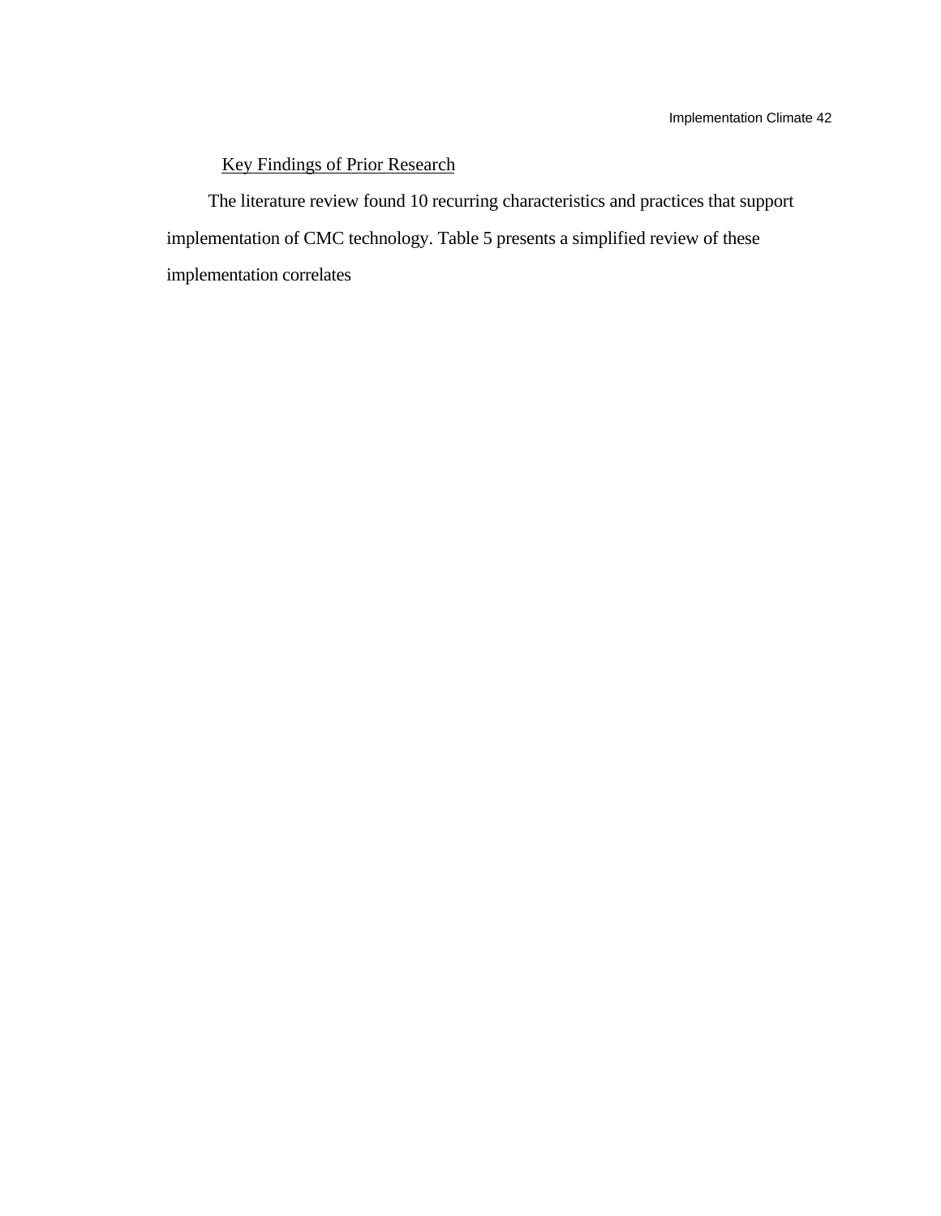### Key Findings of Prior Research

The literature review found 10 recurring characteristics and practices that support implementation of CMC technology. Table 5 presents a simplified review of these implementation correlates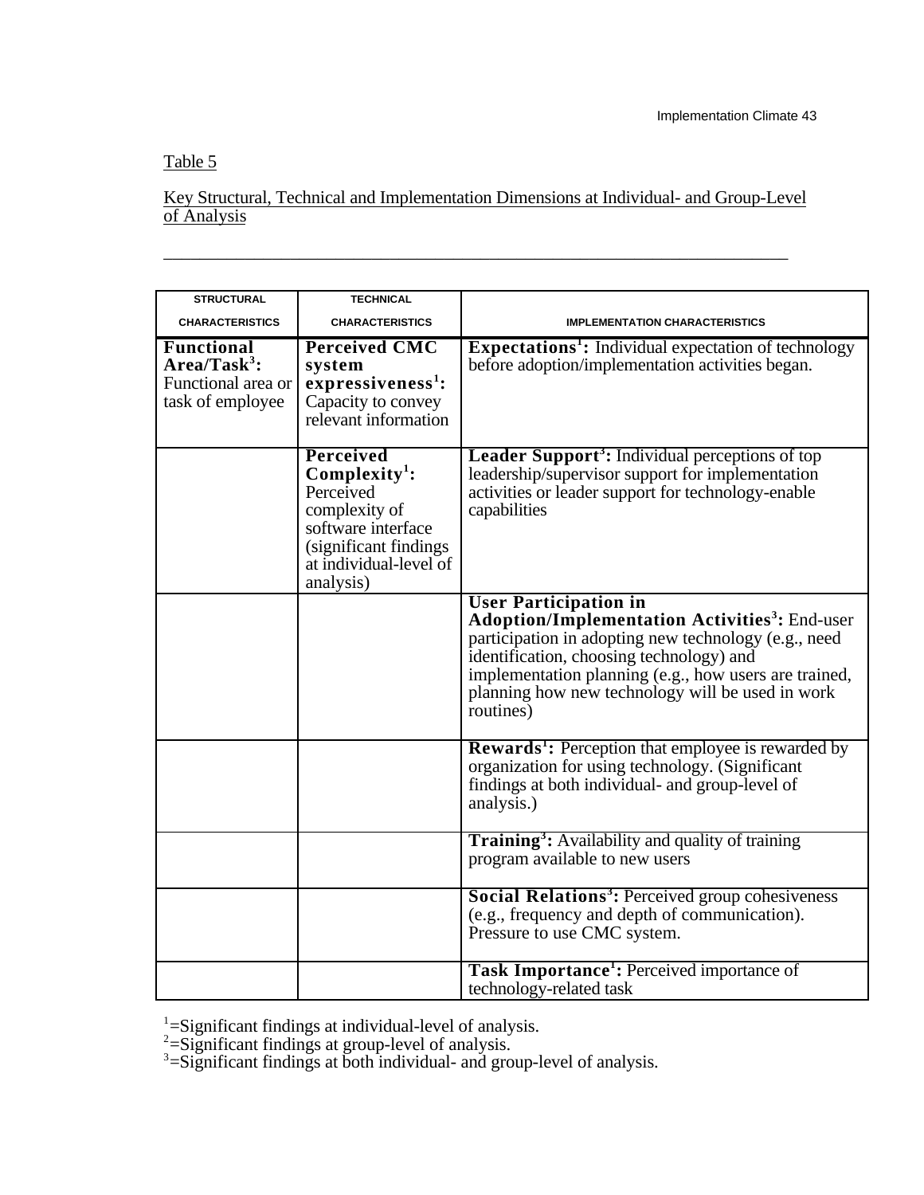Table 5

Key Structural, Technical and Implementation Dimensions at Individual- and Group-Level of Analysis

| STRUCTURAL CHARACTERISTICS | TECHNICAL CHARACTERISTICS | IMPLEMENTATION CHARACTERISTICS |
|---|---|---|
| **Functional Area/Task[3]:** Functional area or task of employee | **Perceived CMC system expressiveness[1]:** Capacity to convey relevant information | **Expectations[1]:** Individual expectation of technology before adoption/implementation activities began. |
| | **Perceived Complexity[1]:** Perceived complexity of software interface (significant findings at individual-level of analysis) | **Leader Support[3]:** Individual perceptions of top leadership/supervisor support for implementation activities or leader support for technology-enable capabilities |
| | | **User Participation in Adoption/Implementation Activities[3]:** End-user participation in adopting new technology (e.g., need identification, choosing technology) and implementation planning (e.g., how users are trained, planning how new technology will be used in work routines) |
| | | **Rewards[1]:** Perception that employee is rewarded by organization for using technology. (Significant findings at both individual- and group-level of analysis.) |
| | | **Training[3]:** Availability and quality of training program available to new users |
| | | **Social Relations[3]:** Perceived group cohesiveness (e.g., frequency and depth of communication). Pressure to use CMC system. |
| | | **Task Importance[1]:** Perceived importance of technology-related task |

[1]=Significant findings at individual-level of analysis.
[2]=Significant findings at group-level of analysis.
[3]=Significant findings at both individual- and group-level of analysis.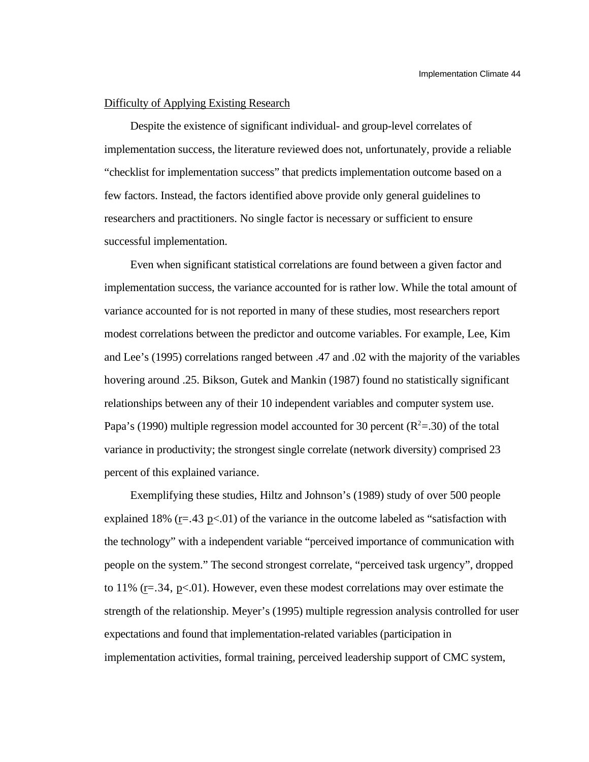Difficulty of Applying Existing Research

Despite the existence of significant individual- and group-level correlates of implementation success, the literature reviewed does not, unfortunately, provide a reliable “checklist for implementation success” that predicts implementation outcome based on a few factors. Instead, the factors identified above provide only general guidelines to researchers and practitioners. No single factor is necessary or sufficient to ensure successful implementation.

Even when significant statistical correlations are found between a given factor and implementation success, the variance accounted for is rather low. While the total amount of variance accounted for is not reported in many of these studies, most researchers report modest correlations between the predictor and outcome variables. For example, Lee, Kim and Lee’s (1995) correlations ranged between .47 and .02 with the majority of the variables hovering around .25. Bikson, Gutek and Mankin (1987) found no statistically significant relationships between any of their 10 independent variables and computer system use. Papa’s (1990) multiple regression model accounted for 30 percent ($R^2$=.30) of the total variance in productivity; the strongest single correlate (network diversity) comprised 23 percent of this explained variance.

Exemplifying these studies, Hiltz and Johnson’s (1989) study of over 500 people explained 18% ($r$=.43 $p$<.01) of the variance in the outcome labeled as “satisfaction with the technology” with a independent variable “perceived importance of communication with people on the system.” The second strongest correlate, “perceived task urgency”, dropped to 11% ($r$=.34, $p$<.01). However, even these modest correlations may over estimate the strength of the relationship. Meyer’s (1995) multiple regression analysis controlled for user expectations and found that implementation-related variables (participation in implementation activities, formal training, perceived leadership support of CMC system,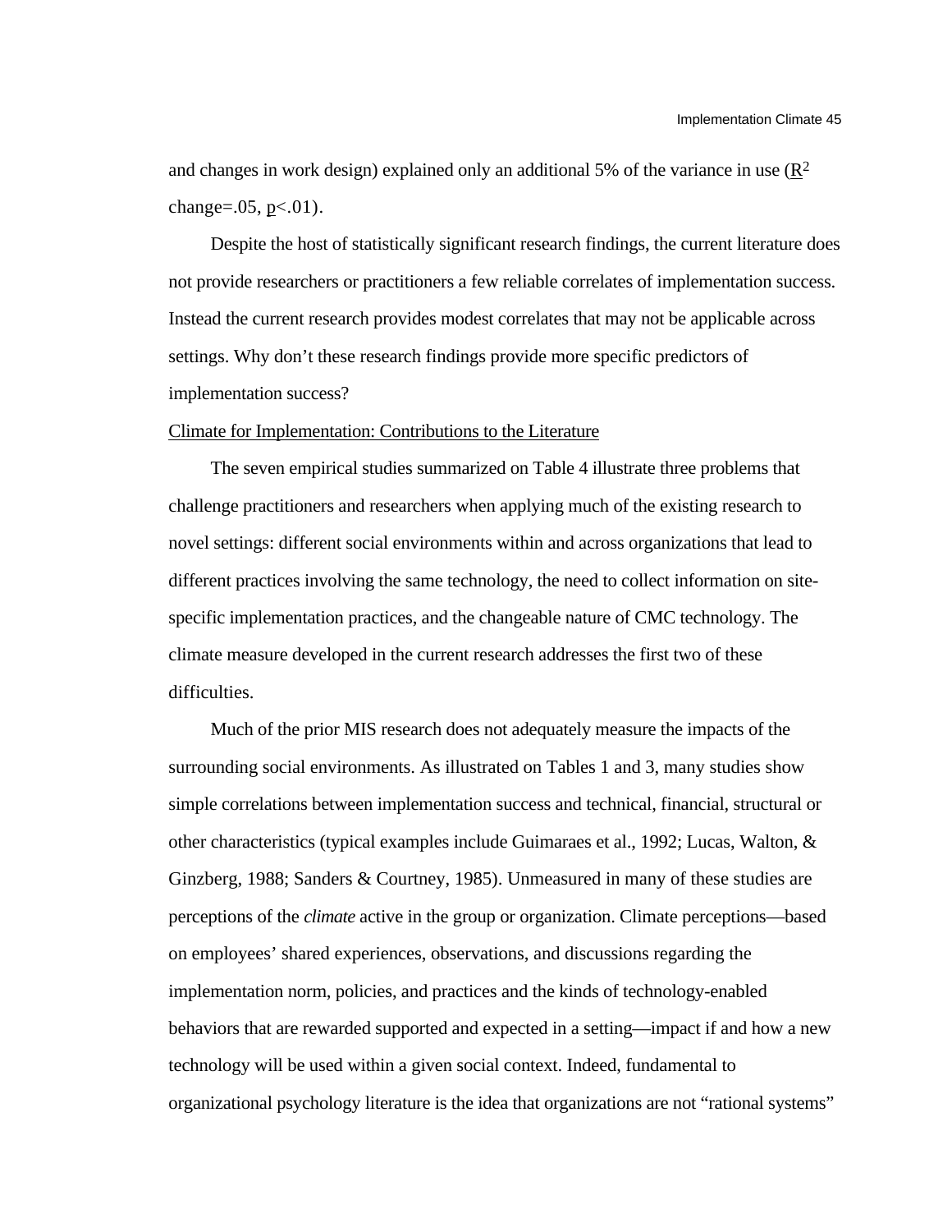and changes in work design) explained only an additional 5% of the variance in use ($R^2$ change=.05, $p<.01$).

Despite the host of statistically significant research findings, the current literature does not provide researchers or practitioners a few reliable correlates of implementation success. Instead the current research provides modest correlates that may not be applicable across settings. Why don't these research findings provide more specific predictors of implementation success?

Climate for Implementation: Contributions to the Literature

The seven empirical studies summarized on Table 4 illustrate three problems that challenge practitioners and researchers when applying much of the existing research to novel settings: different social environments within and across organizations that lead to different practices involving the same technology, the need to collect information on site-specific implementation practices, and the changeable nature of CMC technology. The climate measure developed in the current research addresses the first two of these difficulties.

Much of the prior MIS research does not adequately measure the impacts of the surrounding social environments. As illustrated on Tables 1 and 3, many studies show simple correlations between implementation success and technical, financial, structural or other characteristics (typical examples include Guimaraes et al., 1992; Lucas, Walton, & Ginzberg, 1988; Sanders & Courtney, 1985). Unmeasured in many of these studies are perceptions of the *climate* active in the group or organization. Climate perceptions—based on employees' shared experiences, observations, and discussions regarding the implementation norm, policies, and practices and the kinds of technology-enabled behaviors that are rewarded supported and expected in a setting—impact if and how a new technology will be used within a given social context. Indeed, fundamental to organizational psychology literature is the idea that organizations are not "rational systems"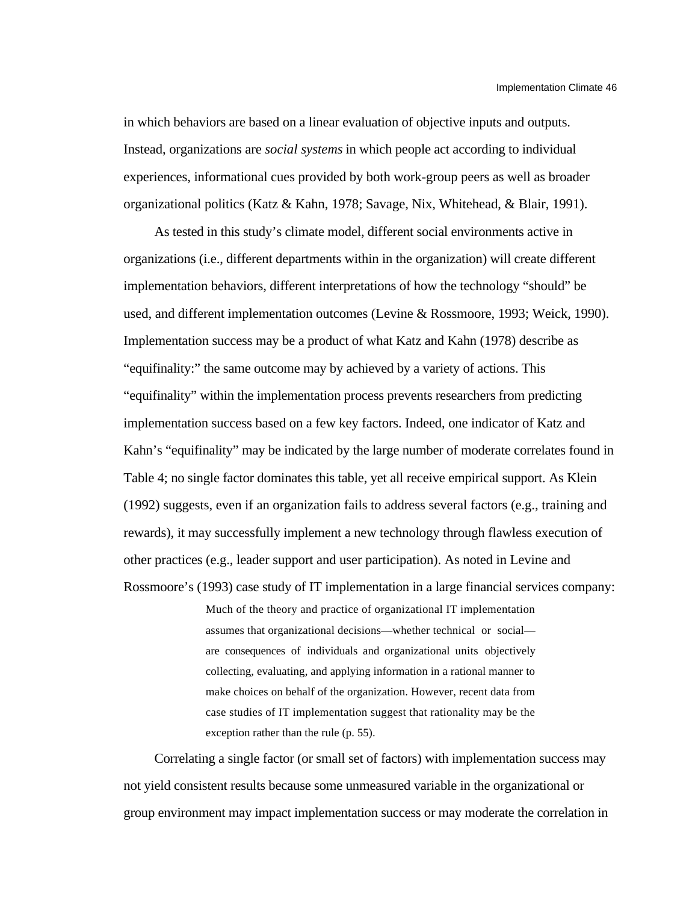in which behaviors are based on a linear evaluation of objective inputs and outputs. Instead, organizations are *social systems* in which people act according to individual experiences, informational cues provided by both work-group peers as well as broader organizational politics (Katz & Kahn, 1978; Savage, Nix, Whitehead, & Blair, 1991).

As tested in this study's climate model, different social environments active in organizations (i.e., different departments within in the organization) will create different implementation behaviors, different interpretations of how the technology "should" be used, and different implementation outcomes (Levine & Rossmoore, 1993; Weick, 1990). Implementation success may be a product of what Katz and Kahn (1978) describe as "equifinality:" the same outcome may by achieved by a variety of actions. This "equifinality" within the implementation process prevents researchers from predicting implementation success based on a few key factors. Indeed, one indicator of Katz and Kahn's "equifinality" may be indicated by the large number of moderate correlates found in Table 4; no single factor dominates this table, yet all receive empirical support. As Klein (1992) suggests, even if an organization fails to address several factors (e.g., training and rewards), it may successfully implement a new technology through flawless execution of other practices (e.g., leader support and user participation). As noted in Levine and Rossmoore's (1993) case study of IT implementation in a large financial services company:

> Much of the theory and practice of organizational IT implementation assumes that organizational decisions—whether technical or social—are consequences of individuals and organizational units objectively collecting, evaluating, and applying information in a rational manner to make choices on behalf of the organization. However, recent data from case studies of IT implementation suggest that rationality may be the exception rather than the rule (p. 55).

Correlating a single factor (or small set of factors) with implementation success may not yield consistent results because some unmeasured variable in the organizational or group environment may impact implementation success or may moderate the correlation in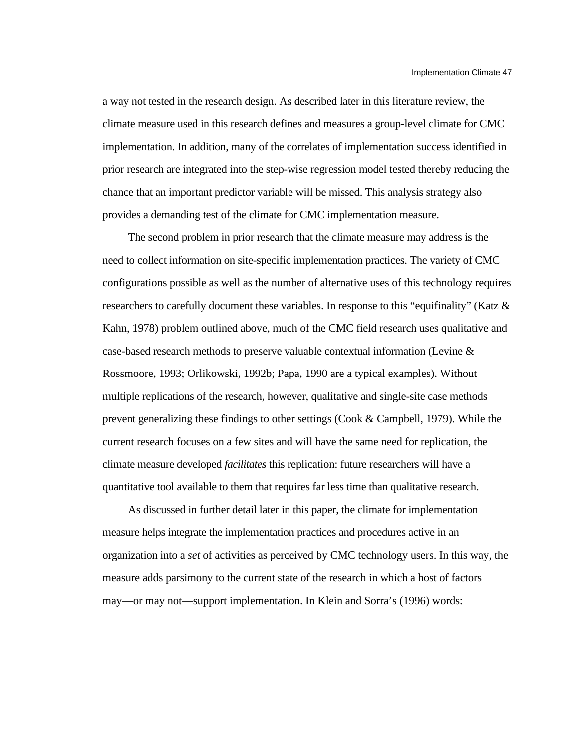a way not tested in the research design. As described later in this literature review, the climate measure used in this research defines and measures a group-level climate for CMC implementation. In addition, many of the correlates of implementation success identified in prior research are integrated into the step-wise regression model tested thereby reducing the chance that an important predictor variable will be missed. This analysis strategy also provides a demanding test of the climate for CMC implementation measure.

The second problem in prior research that the climate measure may address is the need to collect information on site-specific implementation practices. The variety of CMC configurations possible as well as the number of alternative uses of this technology requires researchers to carefully document these variables. In response to this "equifinality" (Katz & Kahn, 1978) problem outlined above, much of the CMC field research uses qualitative and case-based research methods to preserve valuable contextual information (Levine & Rossmoore, 1993; Orlikowski, 1992b; Papa, 1990 are a typical examples). Without multiple replications of the research, however, qualitative and single-site case methods prevent generalizing these findings to other settings (Cook & Campbell, 1979). While the current research focuses on a few sites and will have the same need for replication, the climate measure developed *facilitates* this replication: future researchers will have a quantitative tool available to them that requires far less time than qualitative research.

As discussed in further detail later in this paper, the climate for implementation measure helps integrate the implementation practices and procedures active in an organization into a *set* of activities as perceived by CMC technology users. In this way, the measure adds parsimony to the current state of the research in which a host of factors may—or may not—support implementation. In Klein and Sorra's (1996) words: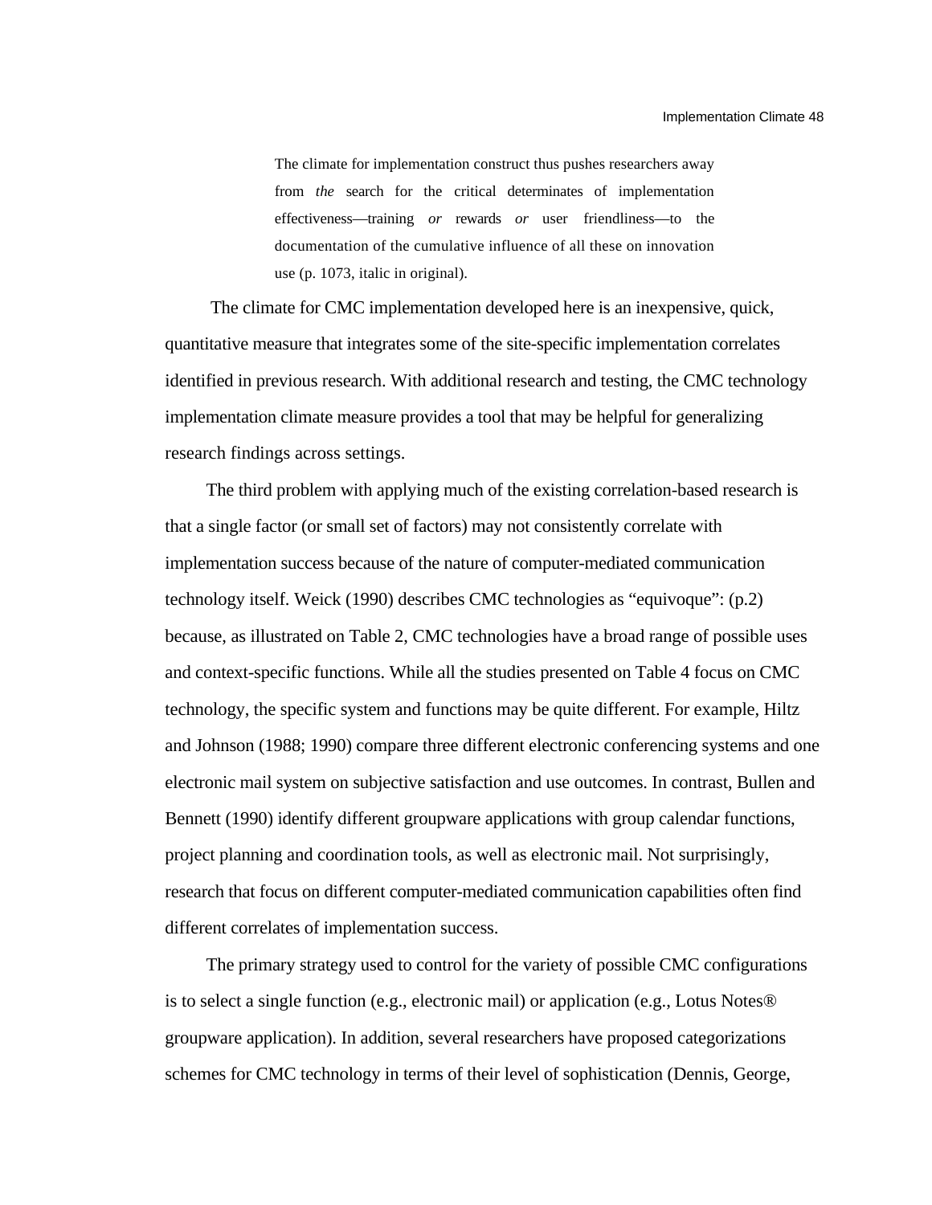> The climate for implementation construct thus pushes researchers away from *the* search for the critical determinates of implementation effectiveness—training *or* rewards *or* user friendliness—to the documentation of the cumulative influence of all these on innovation use (p. 1073, italic in original).

The climate for CMC implementation developed here is an inexpensive, quick, quantitative measure that integrates some of the site-specific implementation correlates identified in previous research. With additional research and testing, the CMC technology implementation climate measure provides a tool that may be helpful for generalizing research findings across settings.

The third problem with applying much of the existing correlation-based research is that a single factor (or small set of factors) may not consistently correlate with implementation success because of the nature of computer-mediated communication technology itself. Weick (1990) describes CMC technologies as "equivoque": (p.2) because, as illustrated on Table 2, CMC technologies have a broad range of possible uses and context-specific functions. While all the studies presented on Table 4 focus on CMC technology, the specific system and functions may be quite different. For example, Hiltz and Johnson (1988; 1990) compare three different electronic conferencing systems and one electronic mail system on subjective satisfaction and use outcomes. In contrast, Bullen and Bennett (1990) identify different groupware applications with group calendar functions, project planning and coordination tools, as well as electronic mail. Not surprisingly, research that focus on different computer-mediated communication capabilities often find different correlates of implementation success.

The primary strategy used to control for the variety of possible CMC configurations is to select a single function (e.g., electronic mail) or application (e.g., Lotus Notes® groupware application). In addition, several researchers have proposed categorizations schemes for CMC technology in terms of their level of sophistication (Dennis, George,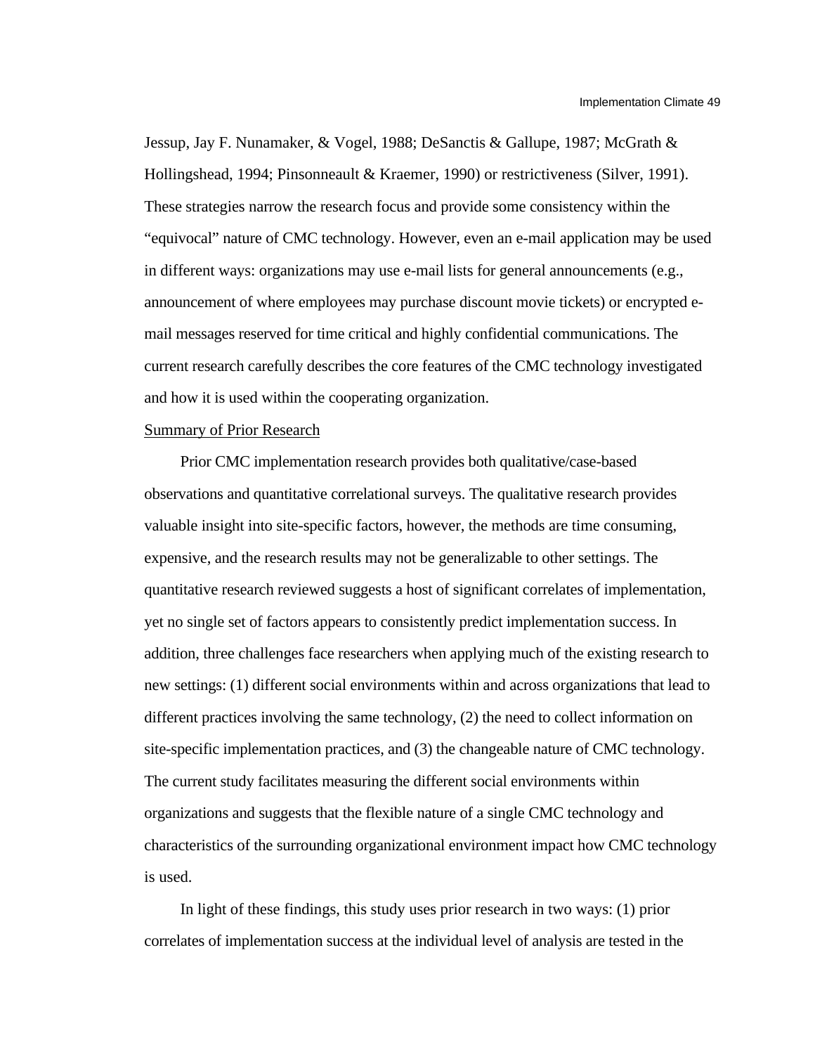Jessup, Jay F. Nunamaker, & Vogel, 1988; DeSanctis & Gallupe, 1987; McGrath & Hollingshead, 1994; Pinsonneault & Kraemer, 1990) or restrictiveness (Silver, 1991). These strategies narrow the research focus and provide some consistency within the "equivocal" nature of CMC technology. However, even an e-mail application may be used in different ways: organizations may use e-mail lists for general announcements (e.g., announcement of where employees may purchase discount movie tickets) or encrypted e-mail messages reserved for time critical and highly confidential communications. The current research carefully describes the core features of the CMC technology investigated and how it is used within the cooperating organization.

Summary of Prior Research

Prior CMC implementation research provides both qualitative/case-based observations and quantitative correlational surveys. The qualitative research provides valuable insight into site-specific factors, however, the methods are time consuming, expensive, and the research results may not be generalizable to other settings. The quantitative research reviewed suggests a host of significant correlates of implementation, yet no single set of factors appears to consistently predict implementation success. In addition, three challenges face researchers when applying much of the existing research to new settings: (1) different social environments within and across organizations that lead to different practices involving the same technology, (2) the need to collect information on site-specific implementation practices, and (3) the changeable nature of CMC technology. The current study facilitates measuring the different social environments within organizations and suggests that the flexible nature of a single CMC technology and characteristics of the surrounding organizational environment impact how CMC technology is used.

In light of these findings, this study uses prior research in two ways: (1) prior correlates of implementation success at the individual level of analysis are tested in the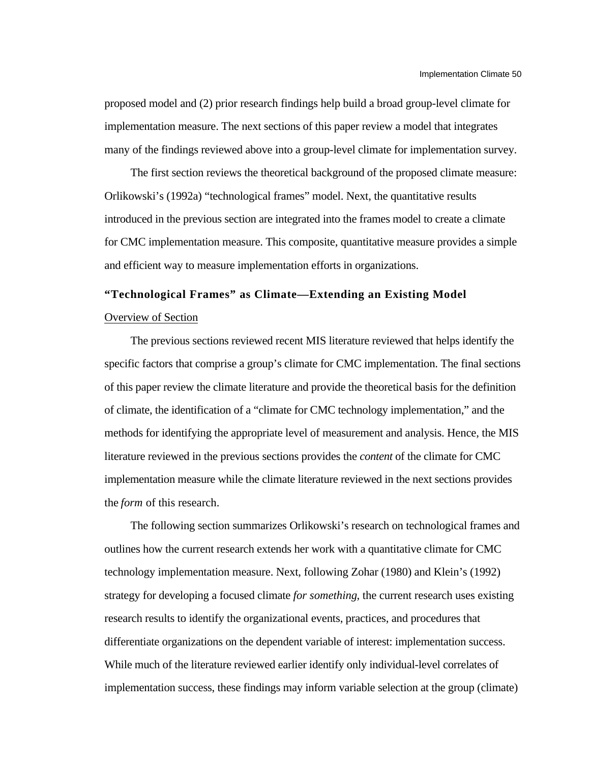proposed model and (2) prior research findings help build a broad group-level climate for implementation measure. The next sections of this paper review a model that integrates many of the findings reviewed above into a group-level climate for implementation survey.

The first section reviews the theoretical background of the proposed climate measure: Orlikowski's (1992a) "technological frames" model. Next, the quantitative results introduced in the previous section are integrated into the frames model to create a climate for CMC implementation measure. This composite, quantitative measure provides a simple and efficient way to measure implementation efforts in organizations.

## "Technological Frames" as Climate—Extending an Existing Model

### Overview of Section

The previous sections reviewed recent MIS literature reviewed that helps identify the specific factors that comprise a group's climate for CMC implementation. The final sections of this paper review the climate literature and provide the theoretical basis for the definition of climate, the identification of a "climate for CMC technology implementation," and the methods for identifying the appropriate level of measurement and analysis. Hence, the MIS literature reviewed in the previous sections provides the *content* of the climate for CMC implementation measure while the climate literature reviewed in the next sections provides the *form* of this research.

The following section summarizes Orlikowski's research on technological frames and outlines how the current research extends her work with a quantitative climate for CMC technology implementation measure. Next, following Zohar (1980) and Klein's (1992) strategy for developing a focused climate *for something*, the current research uses existing research results to identify the organizational events, practices, and procedures that differentiate organizations on the dependent variable of interest: implementation success. While much of the literature reviewed earlier identify only individual-level correlates of implementation success, these findings may inform variable selection at the group (climate)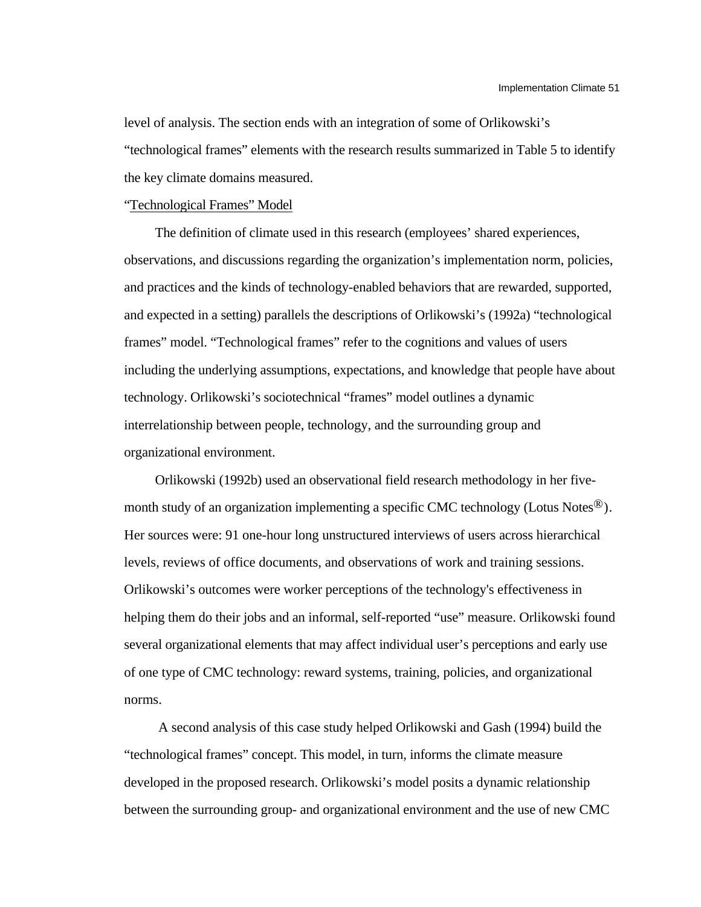level of analysis. The section ends with an integration of some of Orlikowski's "technological frames" elements with the research results summarized in Table 5 to identify the key climate domains measured.

"Technological Frames" Model

The definition of climate used in this research (employees' shared experiences, observations, and discussions regarding the organization's implementation norm, policies, and practices and the kinds of technology-enabled behaviors that are rewarded, supported, and expected in a setting) parallels the descriptions of Orlikowski's (1992a) "technological frames" model. "Technological frames" refer to the cognitions and values of users including the underlying assumptions, expectations, and knowledge that people have about technology. Orlikowski's sociotechnical "frames" model outlines a dynamic interrelationship between people, technology, and the surrounding group and organizational environment.

Orlikowski (1992b) used an observational field research methodology in her five-month study of an organization implementing a specific CMC technology (Lotus Notes®). Her sources were: 91 one-hour long unstructured interviews of users across hierarchical levels, reviews of office documents, and observations of work and training sessions. Orlikowski's outcomes were worker perceptions of the technology's effectiveness in helping them do their jobs and an informal, self-reported "use" measure. Orlikowski found several organizational elements that may affect individual user's perceptions and early use of one type of CMC technology: reward systems, training, policies, and organizational norms.

A second analysis of this case study helped Orlikowski and Gash (1994) build the "technological frames" concept. This model, in turn, informs the climate measure developed in the proposed research. Orlikowski's model posits a dynamic relationship between the surrounding group- and organizational environment and the use of new CMC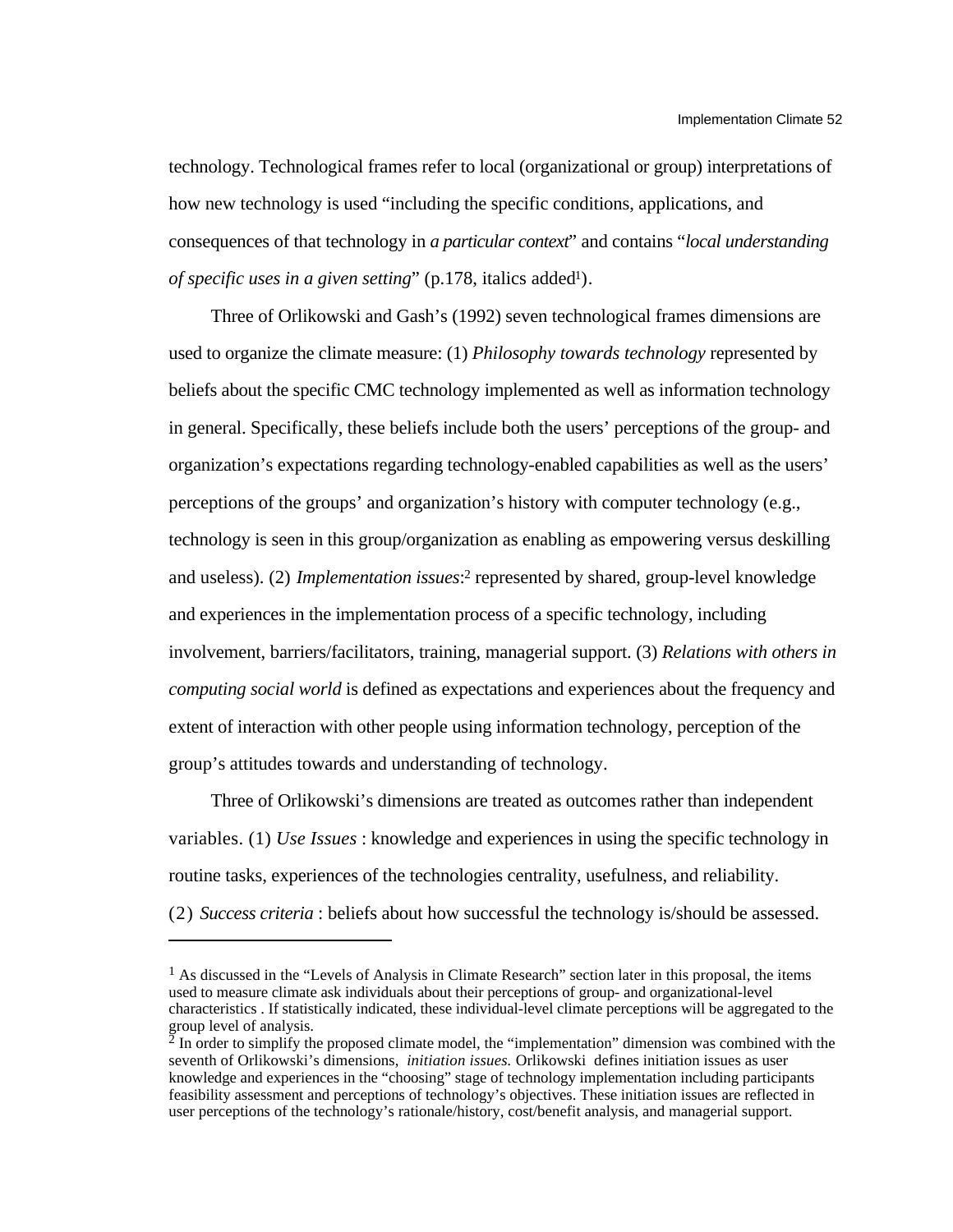technology. Technological frames refer to local (organizational or group) interpretations of how new technology is used "including the specific conditions, applications, and consequences of that technology in *a particular context*" and contains "*local understanding of specific uses in a given setting*" (p.178, italics added[1]).

Three of Orlikowski and Gash's (1992) seven technological frames dimensions are used to organize the climate measure: (1) *Philosophy towards technology* represented by beliefs about the specific CMC technology implemented as well as information technology in general. Specifically, these beliefs include both the users' perceptions of the group- and organization's expectations regarding technology-enabled capabilities as well as the users' perceptions of the groups' and organization's history with computer technology (e.g., technology is seen in this group/organization as enabling as empowering versus deskilling and useless). (2) *Implementation issues*:[2] represented by shared, group-level knowledge and experiences in the implementation process of a specific technology, including involvement, barriers/facilitators, training, managerial support. (3) *Relations with others in computing social world* is defined as expectations and experiences about the frequency and extent of interaction with other people using information technology, perception of the group's attitudes towards and understanding of technology.

Three of Orlikowski's dimensions are treated as outcomes rather than independent variables. (1) *Use Issues* : knowledge and experiences in using the specific technology in routine tasks, experiences of the technologies centrality, usefulness, and reliability. (2) *Success criteria* : beliefs about how successful the technology is/should be assessed.

---

[1] As discussed in the "Levels of Analysis in Climate Research" section later in this proposal, the items used to measure climate ask individuals about their perceptions of group- and organizational-level characteristics . If statistically indicated, these individual-level climate perceptions will be aggregated to the group level of analysis.

[2] In order to simplify the proposed climate model, the "implementation" dimension was combined with the seventh of Orlikowski's dimensions, *initiation issues.* Orlikowski defines initiation issues as user knowledge and experiences in the "choosing" stage of technology implementation including participants feasibility assessment and perceptions of technology's objectives. These initiation issues are reflected in user perceptions of the technology's rationale/history, cost/benefit analysis, and managerial support.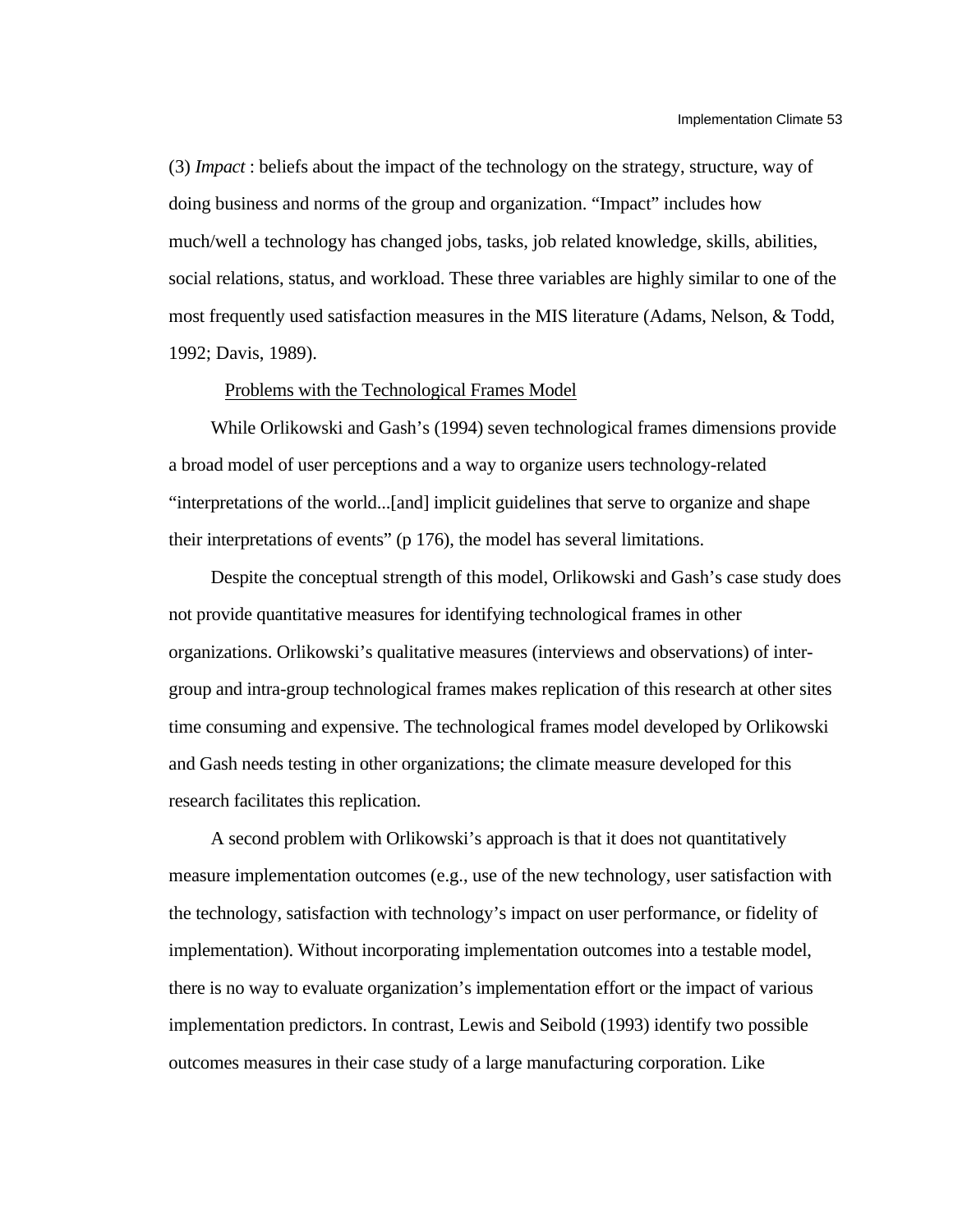(3) *Impact* : beliefs about the impact of the technology on the strategy, structure, way of doing business and norms of the group and organization. "Impact" includes how much/well a technology has changed jobs, tasks, job related knowledge, skills, abilities, social relations, status, and workload. These three variables are highly similar to one of the most frequently used satisfaction measures in the MIS literature (Adams, Nelson, & Todd, 1992; Davis, 1989).

## Problems with the Technological Frames Model

While Orlikowski and Gash's (1994) seven technological frames dimensions provide a broad model of user perceptions and a way to organize users technology-related "interpretations of the world...[and] implicit guidelines that serve to organize and shape their interpretations of events" (p 176), the model has several limitations.

Despite the conceptual strength of this model, Orlikowski and Gash's case study does not provide quantitative measures for identifying technological frames in other organizations. Orlikowski's qualitative measures (interviews and observations) of inter-group and intra-group technological frames makes replication of this research at other sites time consuming and expensive. The technological frames model developed by Orlikowski and Gash needs testing in other organizations; the climate measure developed for this research facilitates this replication.

A second problem with Orlikowski's approach is that it does not quantitatively measure implementation outcomes (e.g., use of the new technology, user satisfaction with the technology, satisfaction with technology's impact on user performance, or fidelity of implementation). Without incorporating implementation outcomes into a testable model, there is no way to evaluate organization's implementation effort or the impact of various implementation predictors. In contrast, Lewis and Seibold (1993) identify two possible outcomes measures in their case study of a large manufacturing corporation. Like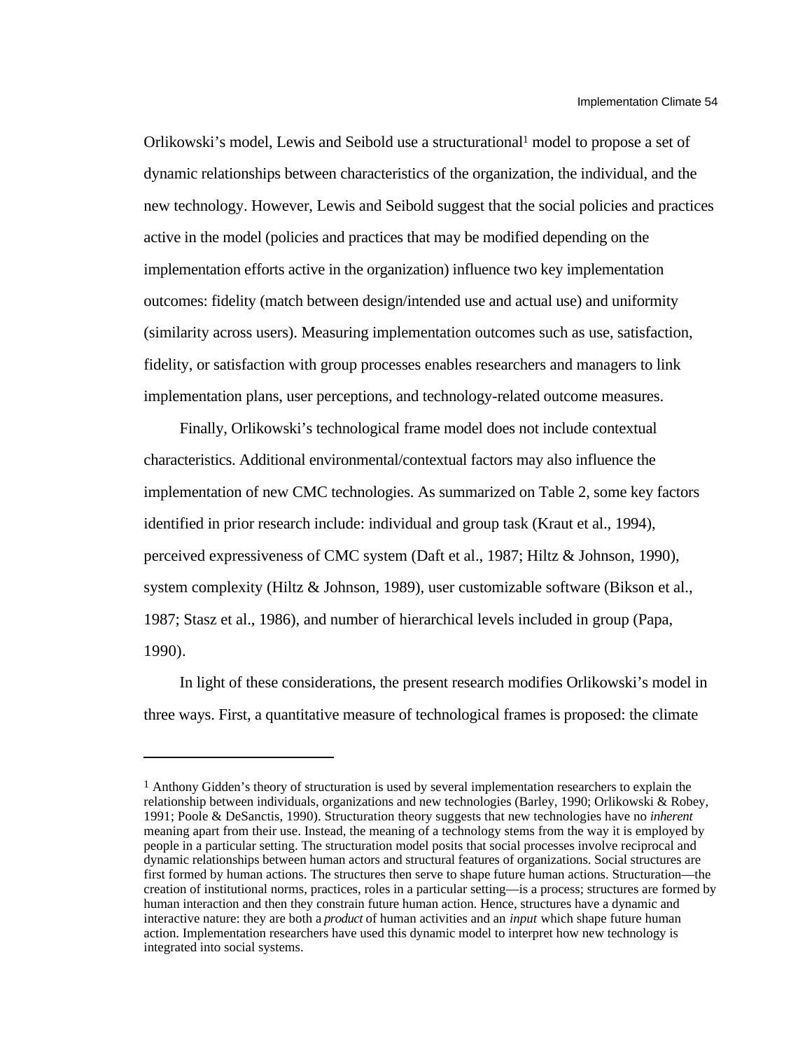Orlikowski's model, Lewis and Seibold use a structurational[1] model to propose a set of dynamic relationships between characteristics of the organization, the individual, and the new technology. However, Lewis and Seibold suggest that the social policies and practices active in the model (policies and practices that may be modified depending on the implementation efforts active in the organization) influence two key implementation outcomes: fidelity (match between design/intended use and actual use) and uniformity (similarity across users). Measuring implementation outcomes such as use, satisfaction, fidelity, or satisfaction with group processes enables researchers and managers to link implementation plans, user perceptions, and technology-related outcome measures.

Finally, Orlikowski's technological frame model does not include contextual characteristics. Additional environmental/contextual factors may also influence the implementation of new CMC technologies. As summarized on Table 2, some key factors identified in prior research include: individual and group task (Kraut et al., 1994), perceived expressiveness of CMC system (Daft et al., 1987; Hiltz & Johnson, 1990), system complexity (Hiltz & Johnson, 1989), user customizable software (Bikson et al., 1987; Stasz et al., 1986), and number of hierarchical levels included in group (Papa, 1990).

In light of these considerations, the present research modifies Orlikowski's model in three ways. First, a quantitative measure of technological frames is proposed: the climate

---

[1] Anthony Gidden's theory of structuration is used by several implementation researchers to explain the relationship between individuals, organizations and new technologies (Barley, 1990; Orlikowski & Robey, 1991; Poole & DeSanctis, 1990). Structuration theory suggests that new technologies have no *inherent* meaning apart from their use. Instead, the meaning of a technology stems from the way it is employed by people in a particular setting. The structuration model posits that social processes involve reciprocal and dynamic relationships between human actors and structural features of organizations. Social structures are first formed by human actions. The structures then serve to shape future human actions. Structuration—the creation of institutional norms, practices, roles in a particular setting—is a process; structures are formed by human interaction and then they constrain future human action. Hence, structures have a dynamic and interactive nature: they are both a *product* of human activities and an *input* which shape future human action. Implementation researchers have used this dynamic model to interpret how new technology is integrated into social systems.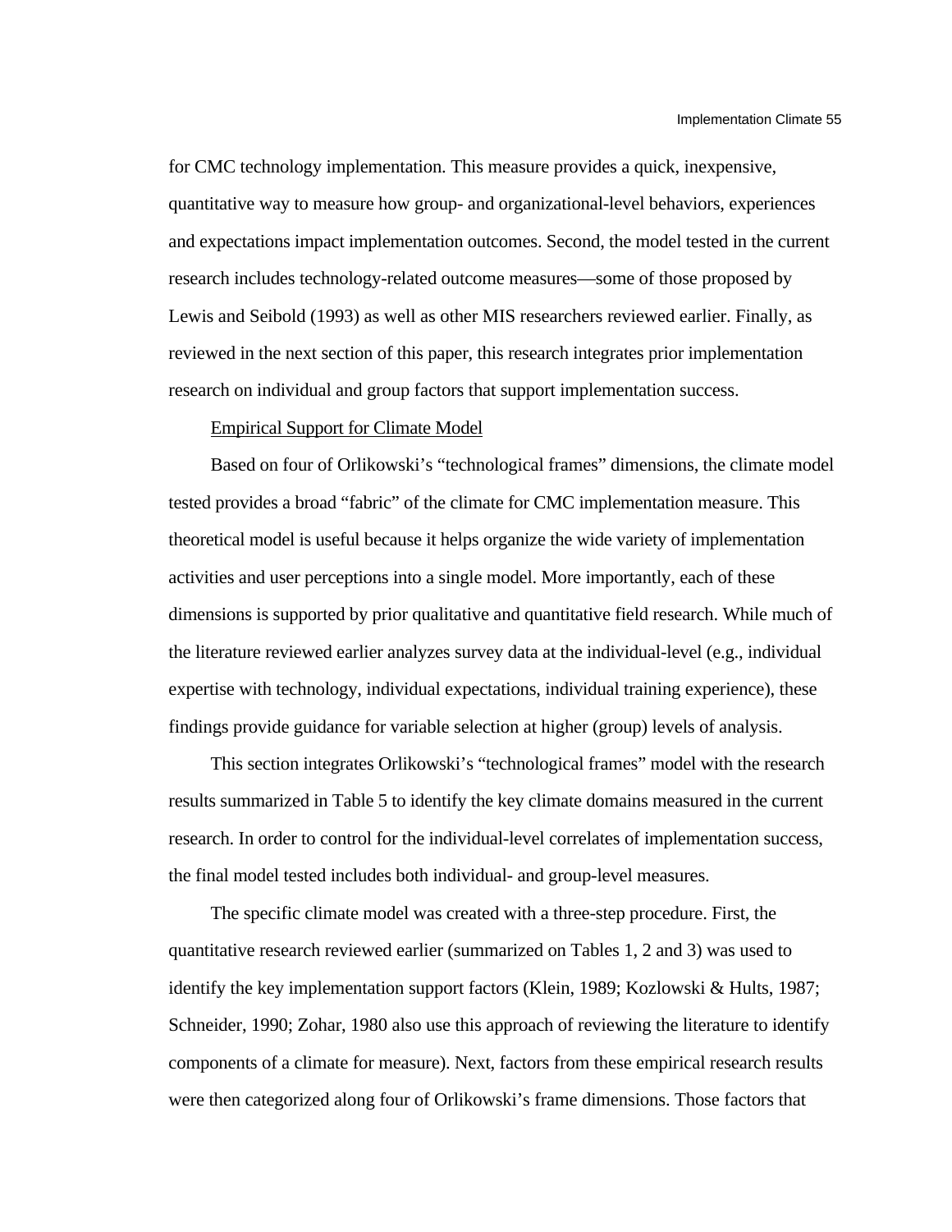for CMC technology implementation. This measure provides a quick, inexpensive, quantitative way to measure how group- and organizational-level behaviors, experiences and expectations impact implementation outcomes. Second, the model tested in the current research includes technology-related outcome measures—some of those proposed by Lewis and Seibold (1993) as well as other MIS researchers reviewed earlier. Finally, as reviewed in the next section of this paper, this research integrates prior implementation research on individual and group factors that support implementation success.

Empirical Support for Climate Model

Based on four of Orlikowski's "technological frames" dimensions, the climate model tested provides a broad "fabric" of the climate for CMC implementation measure. This theoretical model is useful because it helps organize the wide variety of implementation activities and user perceptions into a single model. More importantly, each of these dimensions is supported by prior qualitative and quantitative field research. While much of the literature reviewed earlier analyzes survey data at the individual-level (e.g., individual expertise with technology, individual expectations, individual training experience), these findings provide guidance for variable selection at higher (group) levels of analysis.

This section integrates Orlikowski's "technological frames" model with the research results summarized in Table 5 to identify the key climate domains measured in the current research. In order to control for the individual-level correlates of implementation success, the final model tested includes both individual- and group-level measures.

The specific climate model was created with a three-step procedure. First, the quantitative research reviewed earlier (summarized on Tables 1, 2 and 3) was used to identify the key implementation support factors (Klein, 1989; Kozlowski & Hults, 1987; Schneider, 1990; Zohar, 1980 also use this approach of reviewing the literature to identify components of a climate for measure). Next, factors from these empirical research results were then categorized along four of Orlikowski's frame dimensions. Those factors that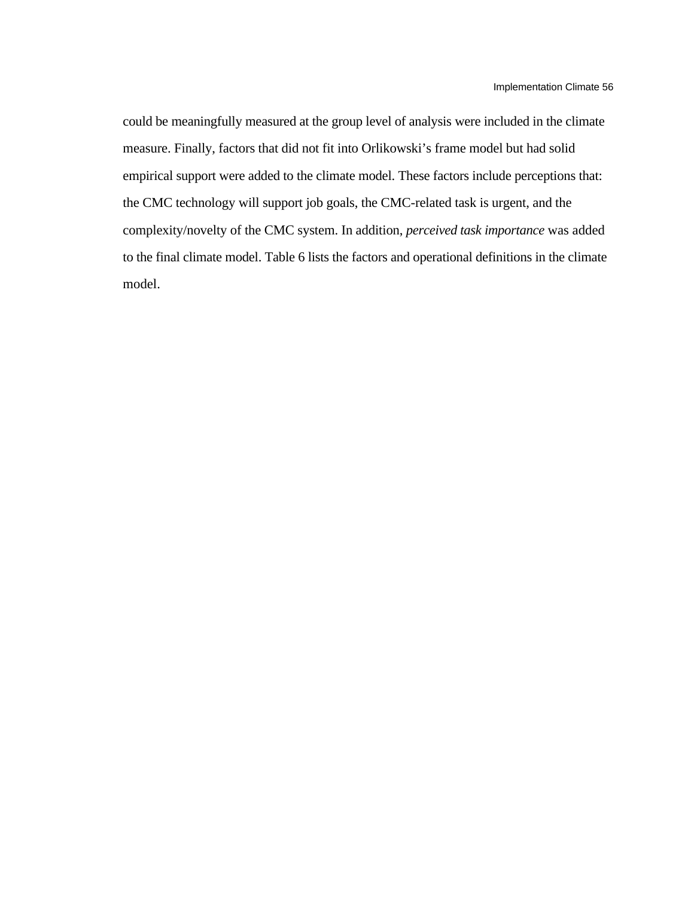could be meaningfully measured at the group level of analysis were included in the climate measure. Finally, factors that did not fit into Orlikowski's frame model but had solid empirical support were added to the climate model. These factors include perceptions that: the CMC technology will support job goals, the CMC-related task is urgent, and the complexity/novelty of the CMC system. In addition, *perceived task importance* was added to the final climate model. Table 6 lists the factors and operational definitions in the climate model.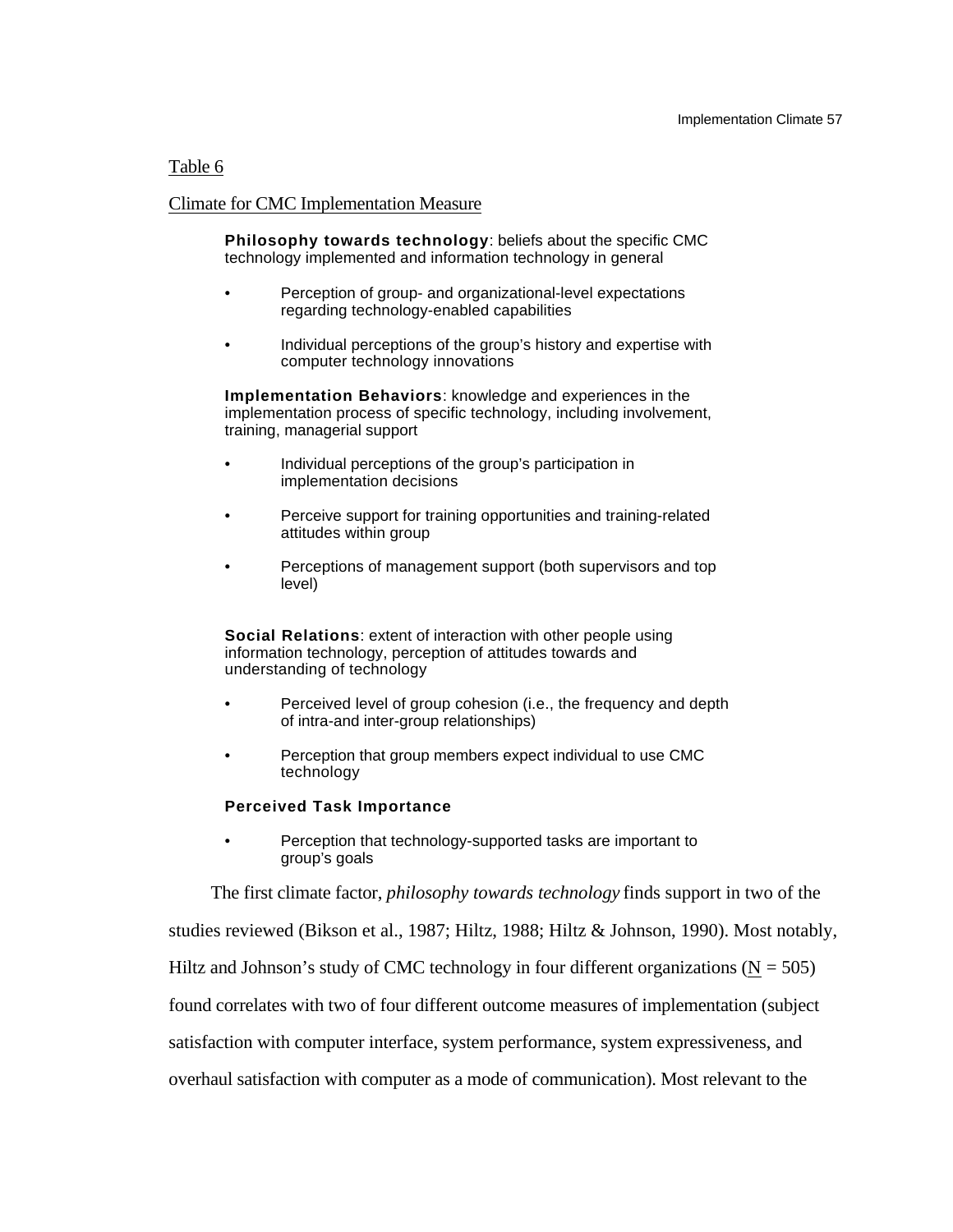Table 6

Climate for CMC Implementation Measure

**Philosophy towards technology**: beliefs about the specific CMC technology implemented and information technology in general

- Perception of group- and organizational-level expectations regarding technology-enabled capabilities
- Individual perceptions of the group's history and expertise with computer technology innovations

**Implementation Behaviors**: knowledge and experiences in the implementation process of specific technology, including involvement, training, managerial support

- Individual perceptions of the group's participation in implementation decisions
- Perceive support for training opportunities and training-related attitudes within group
- Perceptions of management support (both supervisors and top level)

**Social Relations**: extent of interaction with other people using information technology, perception of attitudes towards and understanding of technology

- Perceived level of group cohesion (i.e., the frequency and depth of intra-and inter-group relationships)
- Perception that group members expect individual to use CMC technology

**Perceived Task Importance**

- Perception that technology-supported tasks are important to group's goals

The first climate factor, *philosophy towards technology* finds support in two of the studies reviewed (Bikson et al., 1987; Hiltz, 1988; Hiltz & Johnson, 1990). Most notably, Hiltz and Johnson's study of CMC technology in four different organizations ($\underline{N}$ = 505) found correlates with two of four different outcome measures of implementation (subject satisfaction with computer interface, system performance, system expressiveness, and overhaul satisfaction with computer as a mode of communication). Most relevant to the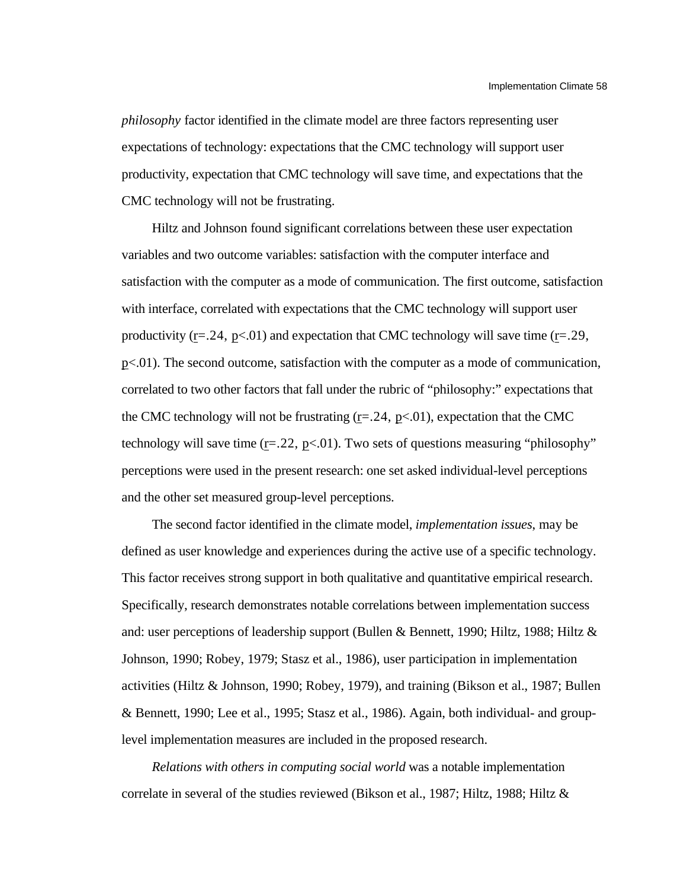*philosophy* factor identified in the climate model are three factors representing user expectations of technology: expectations that the CMC technology will support user productivity, expectation that CMC technology will save time, and expectations that the CMC technology will not be frustrating.

Hiltz and Johnson found significant correlations between these user expectation variables and two outcome variables: satisfaction with the computer interface and satisfaction with the computer as a mode of communication. The first outcome, satisfaction with interface, correlated with expectations that the CMC technology will support user productivity ($r=.24$, $p<.01$) and expectation that CMC technology will save time ($r=.29$, $p<.01$). The second outcome, satisfaction with the computer as a mode of communication, correlated to two other factors that fall under the rubric of "philosophy:" expectations that the CMC technology will not be frustrating ($r=.24$, $p<.01$), expectation that the CMC technology will save time ($r=.22$, $p<.01$). Two sets of questions measuring "philosophy" perceptions were used in the present research: one set asked individual-level perceptions and the other set measured group-level perceptions.

The second factor identified in the climate model, *implementation issues*, may be defined as user knowledge and experiences during the active use of a specific technology. This factor receives strong support in both qualitative and quantitative empirical research. Specifically, research demonstrates notable correlations between implementation success and: user perceptions of leadership support (Bullen & Bennett, 1990; Hiltz, 1988; Hiltz & Johnson, 1990; Robey, 1979; Stasz et al., 1986), user participation in implementation activities (Hiltz & Johnson, 1990; Robey, 1979), and training (Bikson et al., 1987; Bullen & Bennett, 1990; Lee et al., 1995; Stasz et al., 1986). Again, both individual- and group-level implementation measures are included in the proposed research.

*Relations with others in computing social world* was a notable implementation correlate in several of the studies reviewed (Bikson et al., 1987; Hiltz, 1988; Hiltz &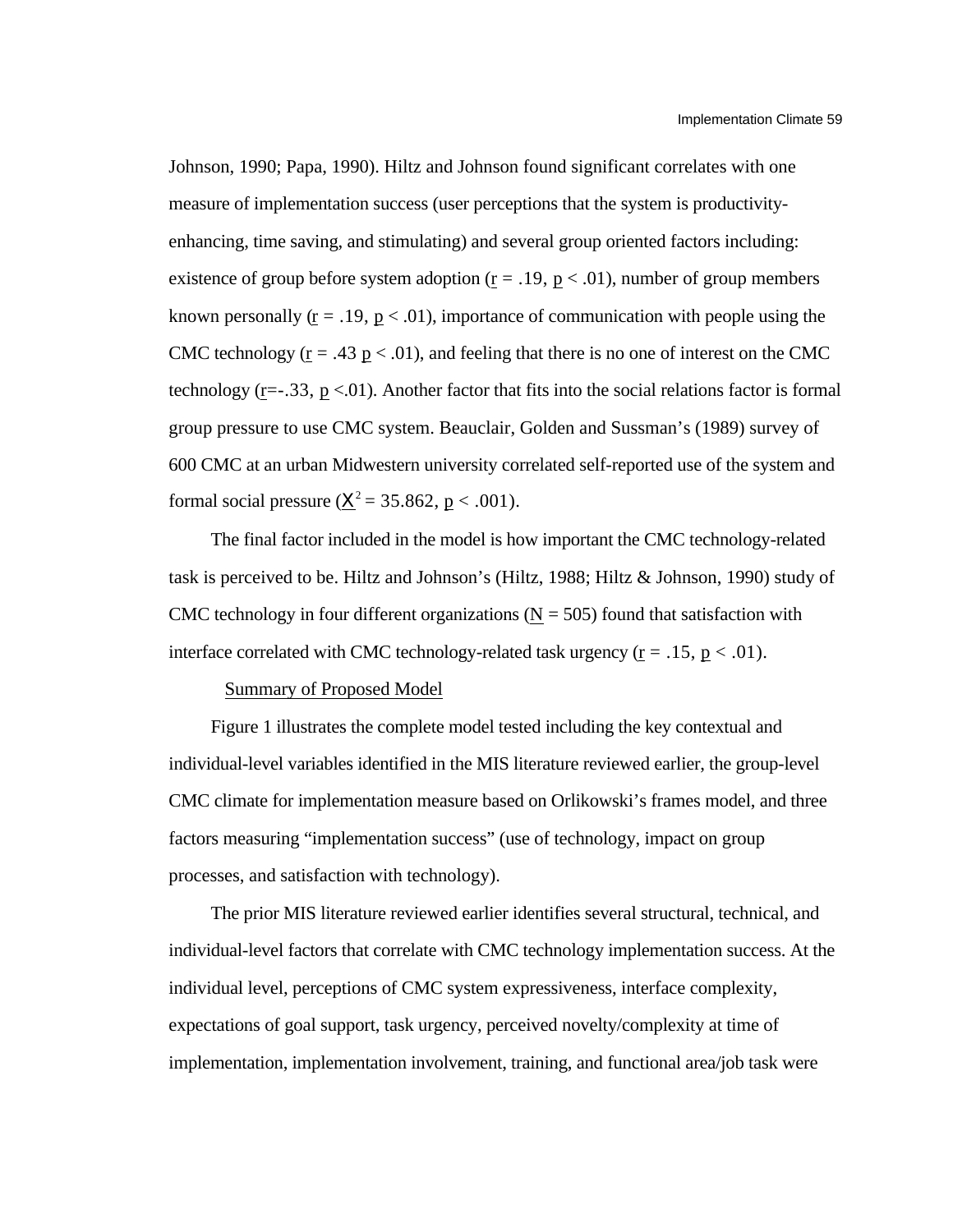Johnson, 1990; Papa, 1990). Hiltz and Johnson found significant correlates with one measure of implementation success (user perceptions that the system is productivity-enhancing, time saving, and stimulating) and several group oriented factors including: existence of group before system adoption ($r = .19$, $p < .01$), number of group members known personally ($r = .19$, $p < .01$), importance of communication with people using the CMC technology ($r = .43$ $p < .01$), and feeling that there is no one of interest on the CMC technology ($r = -.33$, $p < .01$). Another factor that fits into the social relations factor is formal group pressure to use CMC system. Beauclair, Golden and Sussman's (1989) survey of 600 CMC at an urban Midwestern university correlated self-reported use of the system and formal social pressure ($X^2 = 35.862$, $p < .001$).

The final factor included in the model is how important the CMC technology-related task is perceived to be. Hiltz and Johnson's (Hiltz, 1988; Hiltz & Johnson, 1990) study of CMC technology in four different organizations ($N = 505$) found that satisfaction with interface correlated with CMC technology-related task urgency ($r = .15$, $p < .01$).

## Summary of Proposed Model

Figure 1 illustrates the complete model tested including the key contextual and individual-level variables identified in the MIS literature reviewed earlier, the group-level CMC climate for implementation measure based on Orlikowski's frames model, and three factors measuring "implementation success" (use of technology, impact on group processes, and satisfaction with technology).

The prior MIS literature reviewed earlier identifies several structural, technical, and individual-level factors that correlate with CMC technology implementation success. At the individual level, perceptions of CMC system expressiveness, interface complexity, expectations of goal support, task urgency, perceived novelty/complexity at time of implementation, implementation involvement, training, and functional area/job task were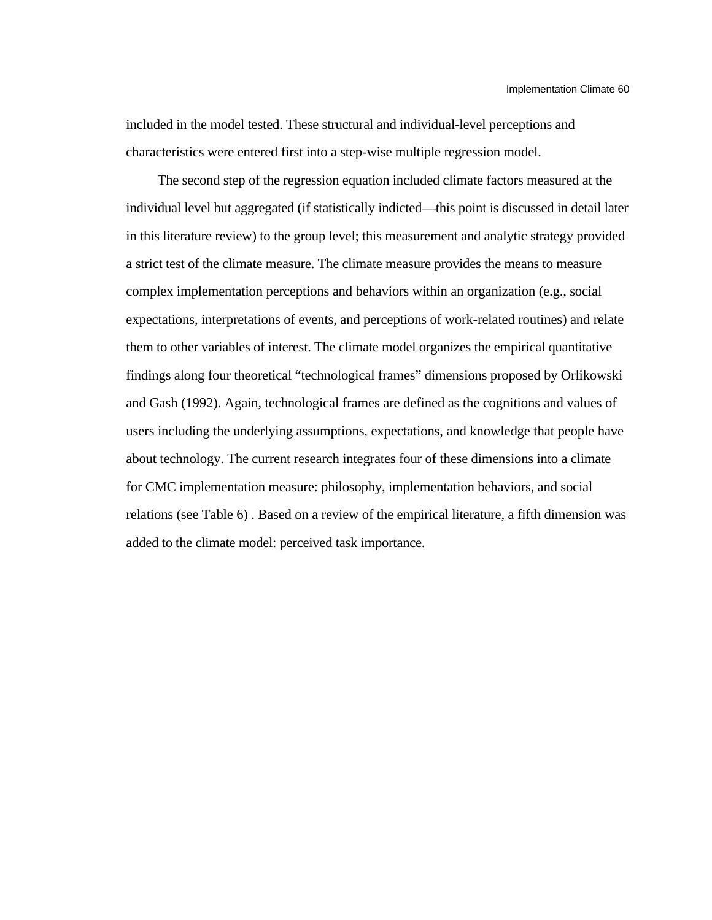included in the model tested. These structural and individual-level perceptions and characteristics were entered first into a step-wise multiple regression model.

The second step of the regression equation included climate factors measured at the individual level but aggregated (if statistically indicted—this point is discussed in detail later in this literature review) to the group level; this measurement and analytic strategy provided a strict test of the climate measure. The climate measure provides the means to measure complex implementation perceptions and behaviors within an organization (e.g., social expectations, interpretations of events, and perceptions of work-related routines) and relate them to other variables of interest. The climate model organizes the empirical quantitative findings along four theoretical "technological frames" dimensions proposed by Orlikowski and Gash (1992). Again, technological frames are defined as the cognitions and values of users including the underlying assumptions, expectations, and knowledge that people have about technology. The current research integrates four of these dimensions into a climate for CMC implementation measure: philosophy, implementation behaviors, and social relations (see Table 6) . Based on a review of the empirical literature, a fifth dimension was added to the climate model: perceived task importance.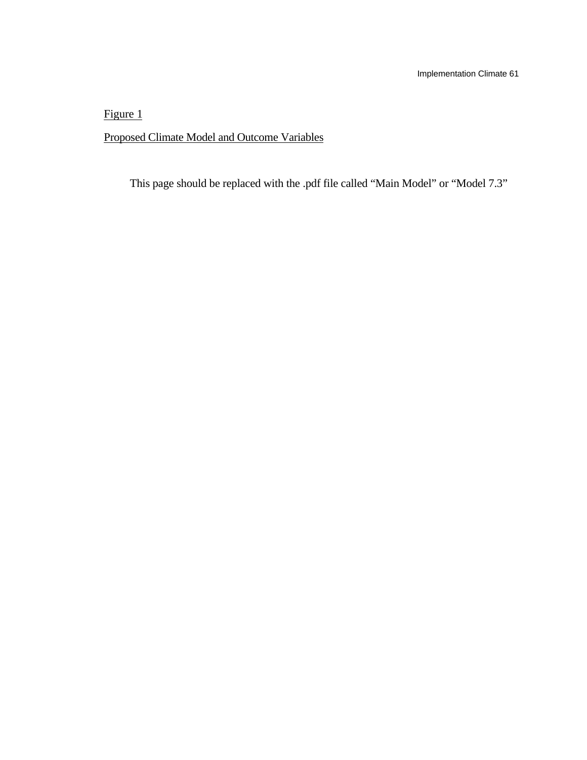Figure 1

Proposed Climate Model and Outcome Variables

This page should be replaced with the .pdf file called “Main Model” or “Model 7.3”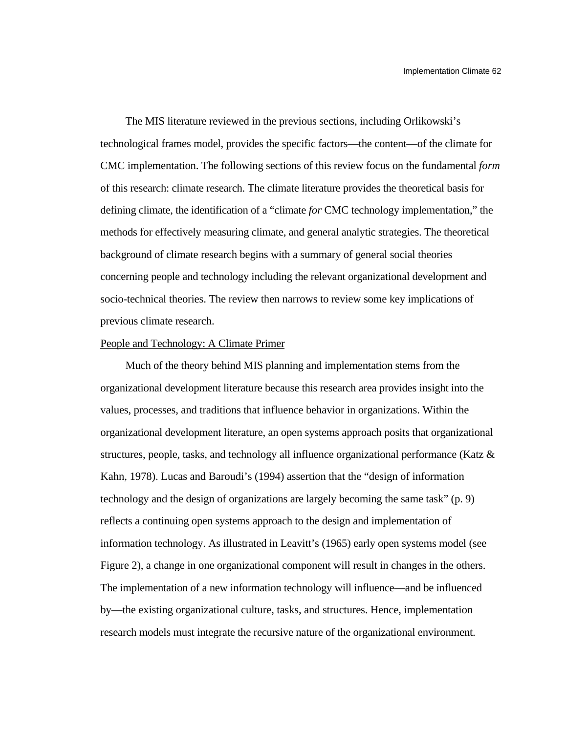The MIS literature reviewed in the previous sections, including Orlikowski's technological frames model, provides the specific factors—the content—of the climate for CMC implementation. The following sections of this review focus on the fundamental *form* of this research: climate research. The climate literature provides the theoretical basis for defining climate, the identification of a "climate *for* CMC technology implementation," the methods for effectively measuring climate, and general analytic strategies. The theoretical background of climate research begins with a summary of general social theories concerning people and technology including the relevant organizational development and socio-technical theories. The review then narrows to review some key implications of previous climate research.

## People and Technology: A Climate Primer

Much of the theory behind MIS planning and implementation stems from the organizational development literature because this research area provides insight into the values, processes, and traditions that influence behavior in organizations. Within the organizational development literature, an open systems approach posits that organizational structures, people, tasks, and technology all influence organizational performance (Katz & Kahn, 1978). Lucas and Baroudi's (1994) assertion that the "design of information technology and the design of organizations are largely becoming the same task" (p. 9) reflects a continuing open systems approach to the design and implementation of information technology. As illustrated in Leavitt's (1965) early open systems model (see Figure 2), a change in one organizational component will result in changes in the others. The implementation of a new information technology will influence—and be influenced by—the existing organizational culture, tasks, and structures. Hence, implementation research models must integrate the recursive nature of the organizational environment.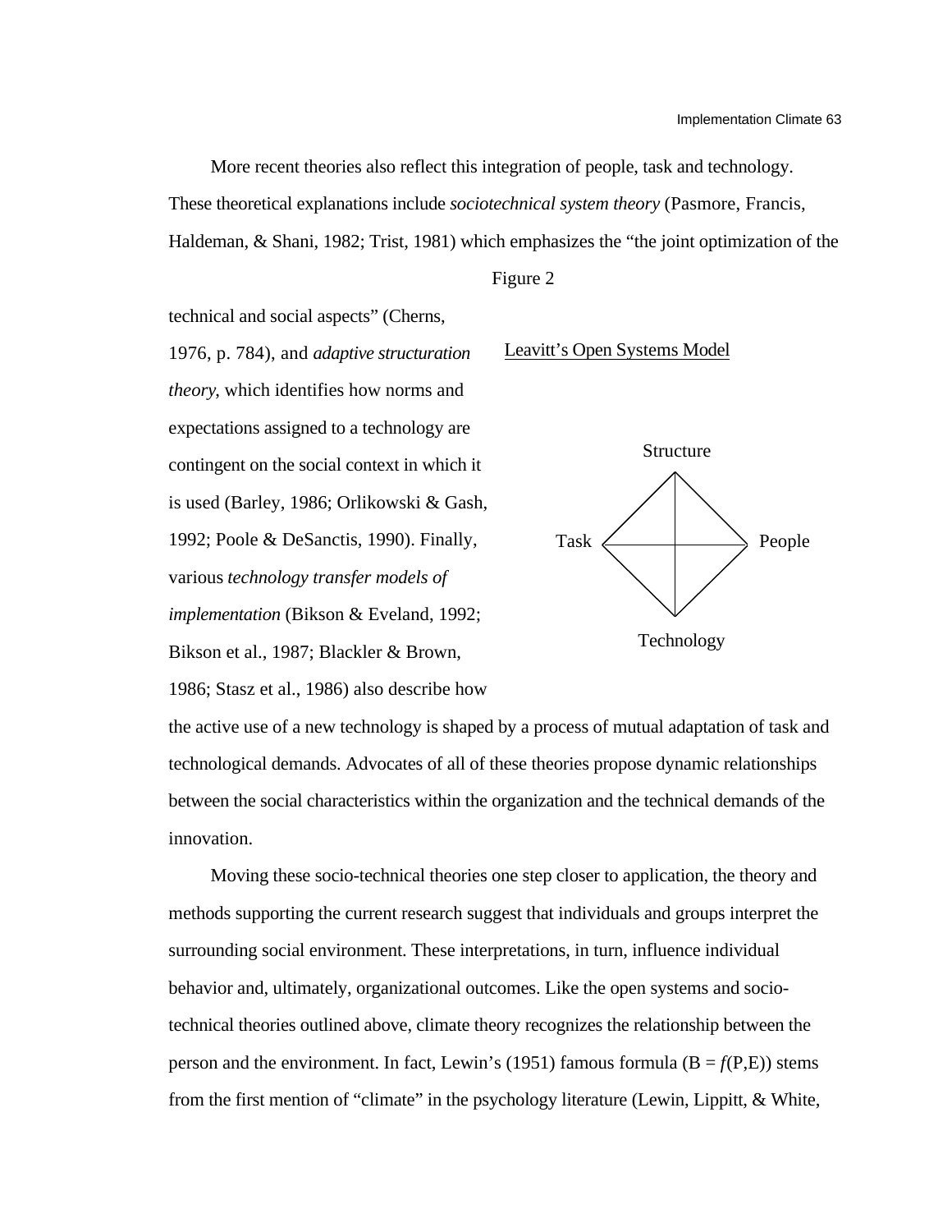More recent theories also reflect this integration of people, task and technology. These theoretical explanations include *sociotechnical system theory* (Pasmore, Francis, Haldeman, & Shani, 1982; Trist, 1981) which emphasizes the "the joint optimization of the technical and social aspects" (Cherns, 1976, p. 784), and *adaptive structuration theory*, which identifies how norms and expectations assigned to a technology are contingent on the social context in which it is used (Barley, 1986; Orlikowski & Gash, 1992; Poole & DeSanctis, 1990). Finally, various *technology transfer models of implementation* (Bikson & Eveland, 1992; Bikson et al., 1987; Blackler & Brown, 1986; Stasz et al., 1986) also describe how the active use of a new technology is shaped by a process of mutual adaptation of task and technological demands. Advocates of all of these theories propose dynamic relationships between the social characteristics within the organization and the technical demands of the innovation.

Figure 2

Leavitt's Open Systems Model

Structure

Task — People

Technology

Moving these socio-technical theories one step closer to application, the theory and methods supporting the current research suggest that individuals and groups interpret the surrounding social environment. These interpretations, in turn, influence individual behavior and, ultimately, organizational outcomes. Like the open systems and socio-technical theories outlined above, climate theory recognizes the relationship between the person and the environment. In fact, Lewin's (1951) famous formula ($B = f(P,E)$) stems from the first mention of "climate" in the psychology literature (Lewin, Lippitt, & White,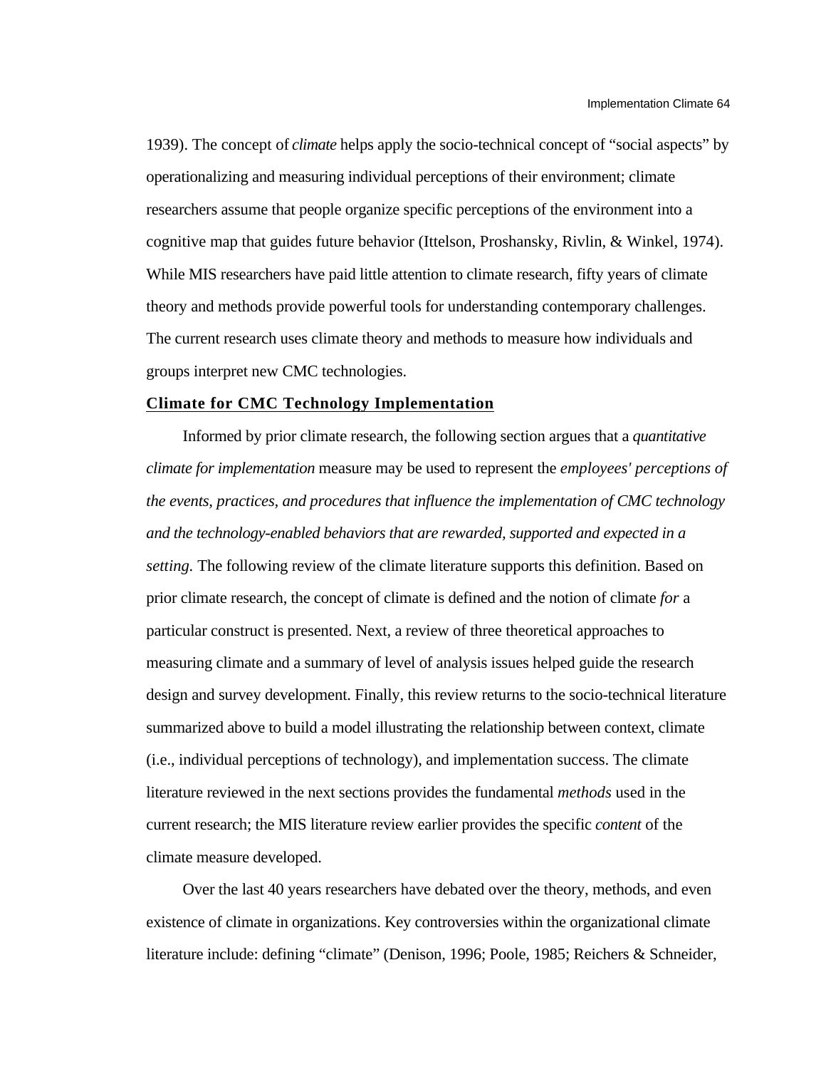1939). The concept of *climate* helps apply the socio-technical concept of "social aspects" by operationalizing and measuring individual perceptions of their environment; climate researchers assume that people organize specific perceptions of the environment into a cognitive map that guides future behavior (Ittelson, Proshansky, Rivlin, & Winkel, 1974). While MIS researchers have paid little attention to climate research, fifty years of climate theory and methods provide powerful tools for understanding contemporary challenges. The current research uses climate theory and methods to measure how individuals and groups interpret new CMC technologies.

## Climate for CMC Technology Implementation

Informed by prior climate research, the following section argues that a *quantitative climate for implementation* measure may be used to represent the *employees' perceptions of the events, practices, and procedures that influence the implementation of CMC technology and the technology-enabled behaviors that are rewarded, supported and expected in a setting.* The following review of the climate literature supports this definition. Based on prior climate research, the concept of climate is defined and the notion of climate *for* a particular construct is presented. Next, a review of three theoretical approaches to measuring climate and a summary of level of analysis issues helped guide the research design and survey development. Finally, this review returns to the socio-technical literature summarized above to build a model illustrating the relationship between context, climate (i.e., individual perceptions of technology), and implementation success. The climate literature reviewed in the next sections provides the fundamental *methods* used in the current research; the MIS literature review earlier provides the specific *content* of the climate measure developed.

Over the last 40 years researchers have debated over the theory, methods, and even existence of climate in organizations. Key controversies within the organizational climate literature include: defining "climate" (Denison, 1996; Poole, 1985; Reichers & Schneider,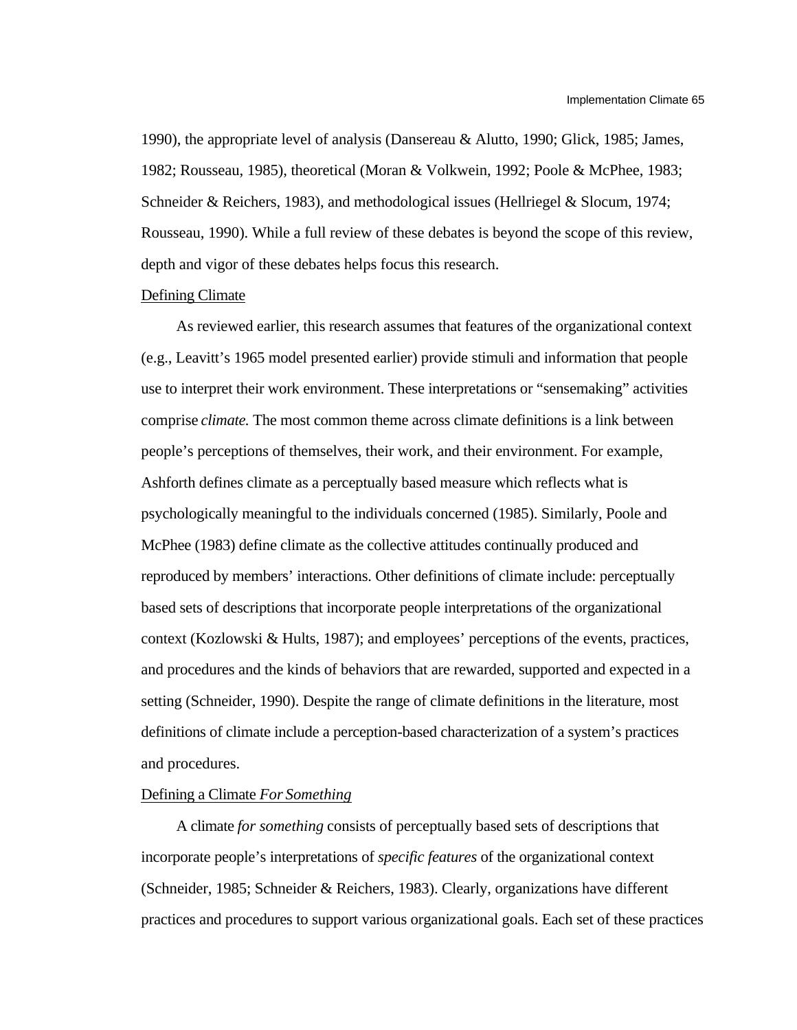1990), the appropriate level of analysis (Dansereau & Alutto, 1990; Glick, 1985; James, 1982; Rousseau, 1985), theoretical (Moran & Volkwein, 1992; Poole & McPhee, 1983; Schneider & Reichers, 1983), and methodological issues (Hellriegel & Slocum, 1974; Rousseau, 1990). While a full review of these debates is beyond the scope of this review, depth and vigor of these debates helps focus this research.

### Defining Climate

As reviewed earlier, this research assumes that features of the organizational context (e.g., Leavitt's 1965 model presented earlier) provide stimuli and information that people use to interpret their work environment. These interpretations or "sensemaking" activities comprise *climate.* The most common theme across climate definitions is a link between people's perceptions of themselves, their work, and their environment. For example, Ashforth defines climate as a perceptually based measure which reflects what is psychologically meaningful to the individuals concerned (1985). Similarly, Poole and McPhee (1983) define climate as the collective attitudes continually produced and reproduced by members' interactions. Other definitions of climate include: perceptually based sets of descriptions that incorporate people interpretations of the organizational context (Kozlowski & Hults, 1987); and employees' perceptions of the events, practices, and procedures and the kinds of behaviors that are rewarded, supported and expected in a setting (Schneider, 1990). Despite the range of climate definitions in the literature, most definitions of climate include a perception-based characterization of a system's practices and procedures.

### Defining a Climate *For Something*

A climate *for something* consists of perceptually based sets of descriptions that incorporate people's interpretations of *specific features* of the organizational context (Schneider, 1985; Schneider & Reichers, 1983). Clearly, organizations have different practices and procedures to support various organizational goals. Each set of these practices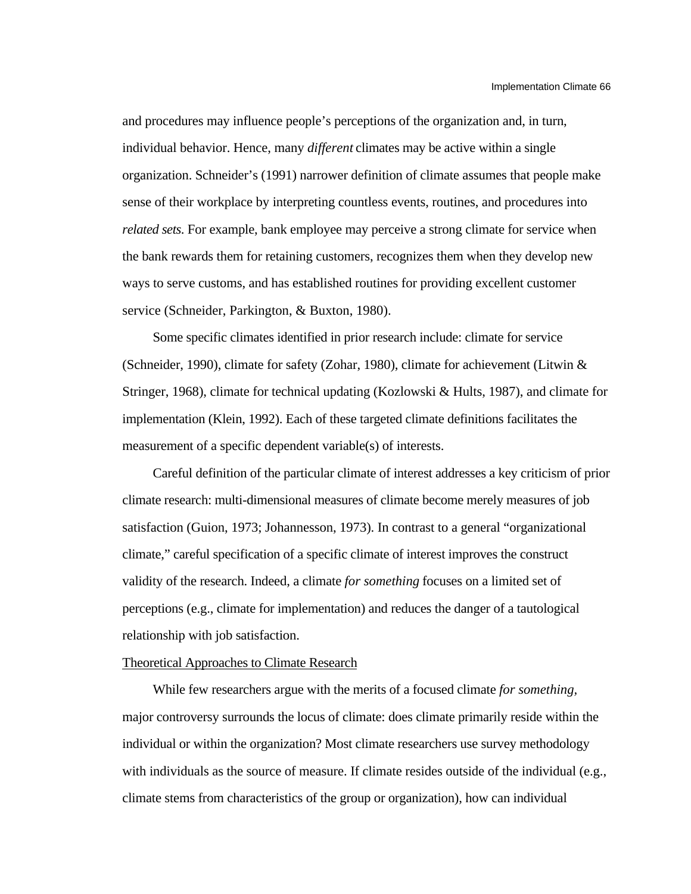and procedures may influence people's perceptions of the organization and, in turn, individual behavior. Hence, many *different* climates may be active within a single organization. Schneider's (1991) narrower definition of climate assumes that people make sense of their workplace by interpreting countless events, routines, and procedures into *related sets.* For example, bank employee may perceive a strong climate for service when the bank rewards them for retaining customers, recognizes them when they develop new ways to serve customs, and has established routines for providing excellent customer service (Schneider, Parkington, & Buxton, 1980).

Some specific climates identified in prior research include: climate for service (Schneider, 1990), climate for safety (Zohar, 1980), climate for achievement (Litwin & Stringer, 1968), climate for technical updating (Kozlowski & Hults, 1987), and climate for implementation (Klein, 1992). Each of these targeted climate definitions facilitates the measurement of a specific dependent variable(s) of interests.

Careful definition of the particular climate of interest addresses a key criticism of prior climate research: multi-dimensional measures of climate become merely measures of job satisfaction (Guion, 1973; Johannesson, 1973). In contrast to a general "organizational climate," careful specification of a specific climate of interest improves the construct validity of the research. Indeed, a climate *for something* focuses on a limited set of perceptions (e.g., climate for implementation) and reduces the danger of a tautological relationship with job satisfaction.

<u>Theoretical Approaches to Climate Research</u>

While few researchers argue with the merits of a focused climate *for something*, major controversy surrounds the locus of climate: does climate primarily reside within the individual or within the organization? Most climate researchers use survey methodology with individuals as the source of measure. If climate resides outside of the individual (e.g., climate stems from characteristics of the group or organization), how can individual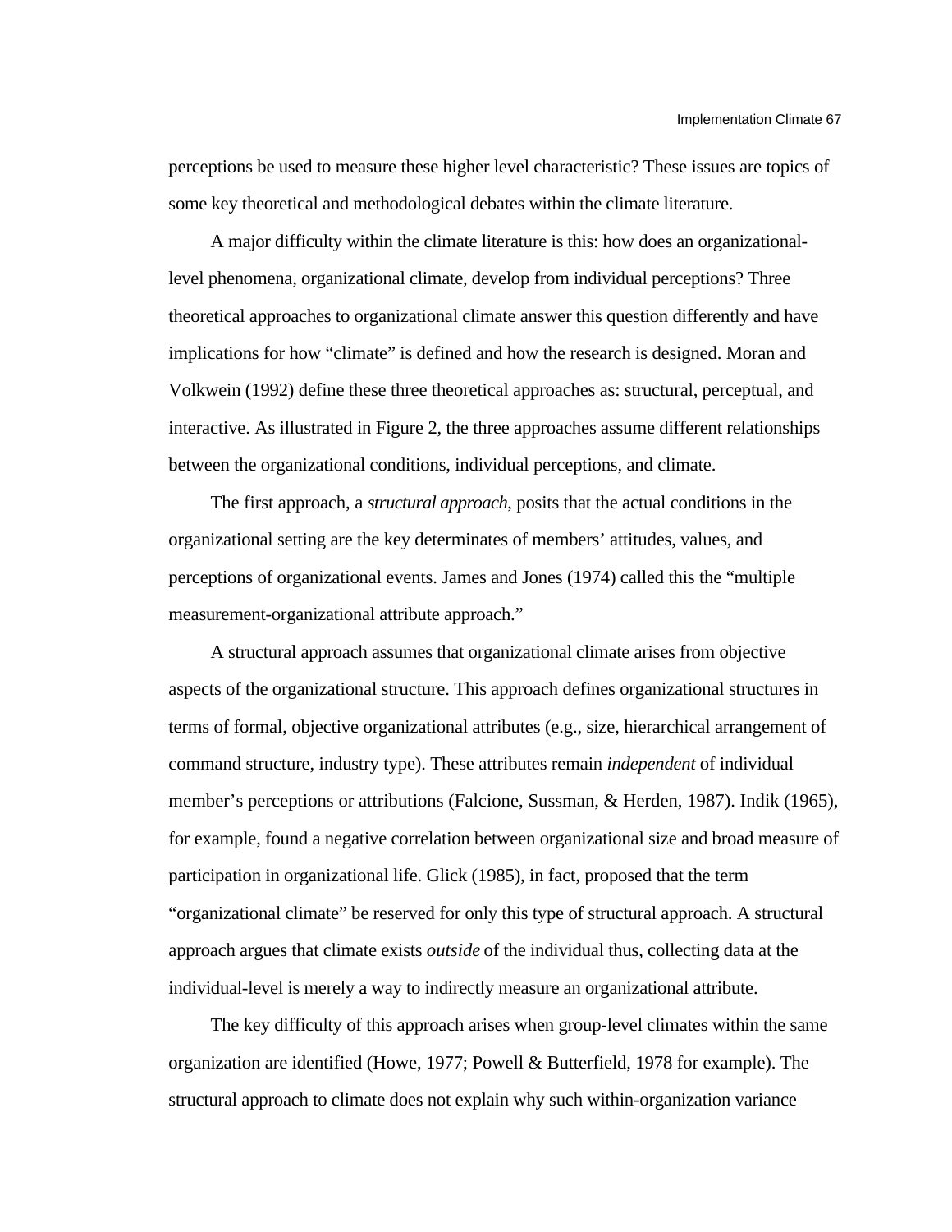perceptions be used to measure these higher level characteristic? These issues are topics of some key theoretical and methodological debates within the climate literature.

A major difficulty within the climate literature is this: how does an organizational-level phenomena, organizational climate, develop from individual perceptions? Three theoretical approaches to organizational climate answer this question differently and have implications for how "climate" is defined and how the research is designed. Moran and Volkwein (1992) define these three theoretical approaches as: structural, perceptual, and interactive. As illustrated in Figure 2, the three approaches assume different relationships between the organizational conditions, individual perceptions, and climate.

The first approach, a *structural approach*, posits that the actual conditions in the organizational setting are the key determinates of members' attitudes, values, and perceptions of organizational events. James and Jones (1974) called this the "multiple measurement-organizational attribute approach."

A structural approach assumes that organizational climate arises from objective aspects of the organizational structure. This approach defines organizational structures in terms of formal, objective organizational attributes (e.g., size, hierarchical arrangement of command structure, industry type). These attributes remain *independent* of individual member's perceptions or attributions (Falcione, Sussman, & Herden, 1987). Indik (1965), for example, found a negative correlation between organizational size and broad measure of participation in organizational life. Glick (1985), in fact, proposed that the term "organizational climate" be reserved for only this type of structural approach. A structural approach argues that climate exists *outside* of the individual thus, collecting data at the individual-level is merely a way to indirectly measure an organizational attribute.

The key difficulty of this approach arises when group-level climates within the same organization are identified (Howe, 1977; Powell & Butterfield, 1978 for example). The structural approach to climate does not explain why such within-organization variance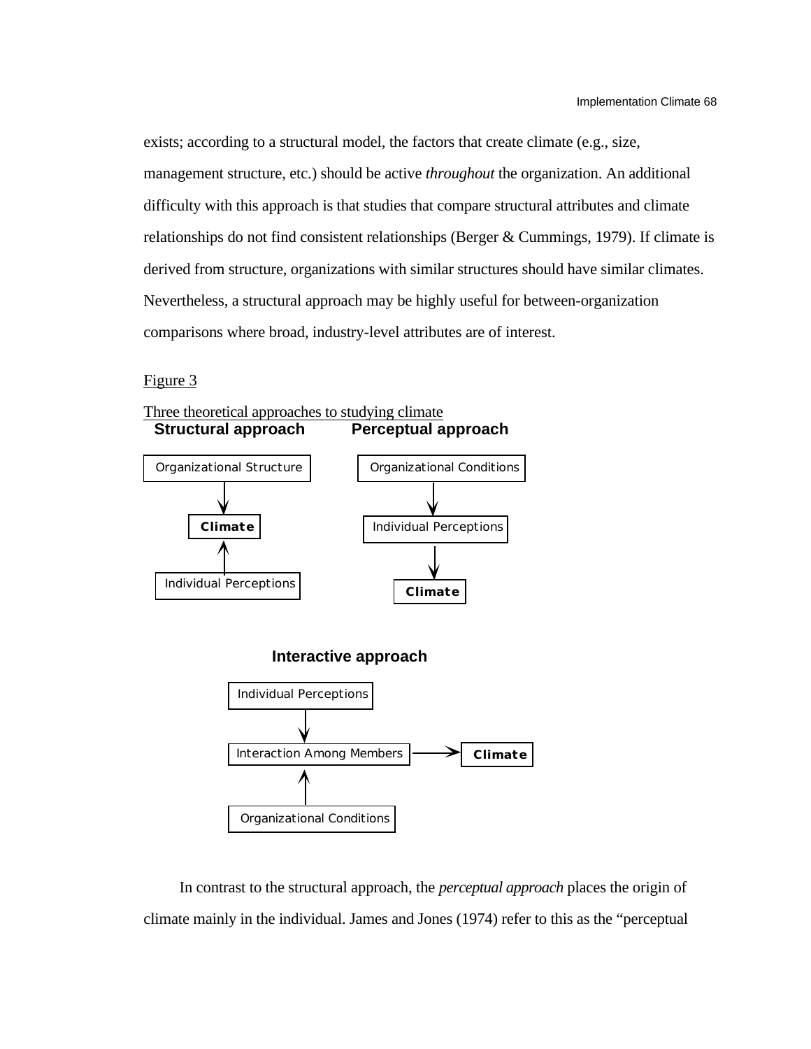exists; according to a structural model, the factors that create climate (e.g., size, management structure, etc.) should be active *throughout* the organization. An additional difficulty with this approach is that studies that compare structural attributes and climate relationships do not find consistent relationships (Berger & Cummings, 1979). If climate is derived from structure, organizations with similar structures should have similar climates. Nevertheless, a structural approach may be highly useful for between-organization comparisons where broad, industry-level attributes are of interest.

Figure 3

Three theoretical approaches to studying climate

**Structural approach**

Organizational Structure → **Climate** ← Individual Perceptions

**Perceptual approach**

Organizational Conditions → Individual Perceptions → **Climate**

**Interactive approach**

Individual Perceptions → Interaction Among Members ← Organizational Conditions

Interaction Among Members → **Climate**

In contrast to the structural approach, the *perceptual approach* places the origin of climate mainly in the individual. James and Jones (1974) refer to this as the "perceptual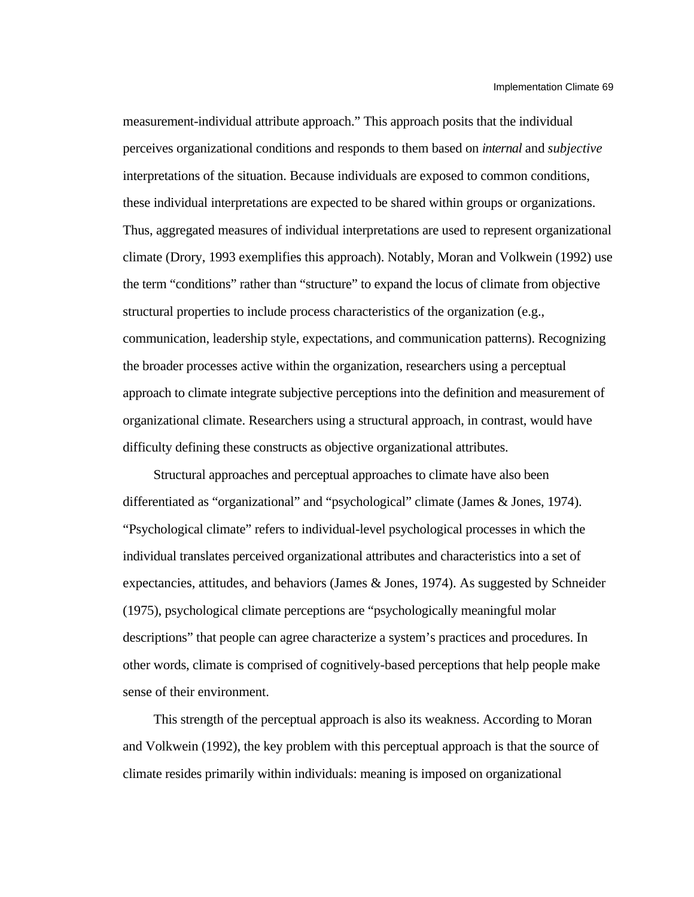measurement-individual attribute approach." This approach posits that the individual perceives organizational conditions and responds to them based on *internal* and *subjective* interpretations of the situation. Because individuals are exposed to common conditions, these individual interpretations are expected to be shared within groups or organizations. Thus, aggregated measures of individual interpretations are used to represent organizational climate (Drory, 1993 exemplifies this approach). Notably, Moran and Volkwein (1992) use the term "conditions" rather than "structure" to expand the locus of climate from objective structural properties to include process characteristics of the organization (e.g., communication, leadership style, expectations, and communication patterns). Recognizing the broader processes active within the organization, researchers using a perceptual approach to climate integrate subjective perceptions into the definition and measurement of organizational climate. Researchers using a structural approach, in contrast, would have difficulty defining these constructs as objective organizational attributes.

Structural approaches and perceptual approaches to climate have also been differentiated as "organizational" and "psychological" climate (James & Jones, 1974). "Psychological climate" refers to individual-level psychological processes in which the individual translates perceived organizational attributes and characteristics into a set of expectancies, attitudes, and behaviors (James & Jones, 1974). As suggested by Schneider (1975), psychological climate perceptions are "psychologically meaningful molar descriptions" that people can agree characterize a system's practices and procedures. In other words, climate is comprised of cognitively-based perceptions that help people make sense of their environment.

This strength of the perceptual approach is also its weakness. According to Moran and Volkwein (1992), the key problem with this perceptual approach is that the source of climate resides primarily within individuals: meaning is imposed on organizational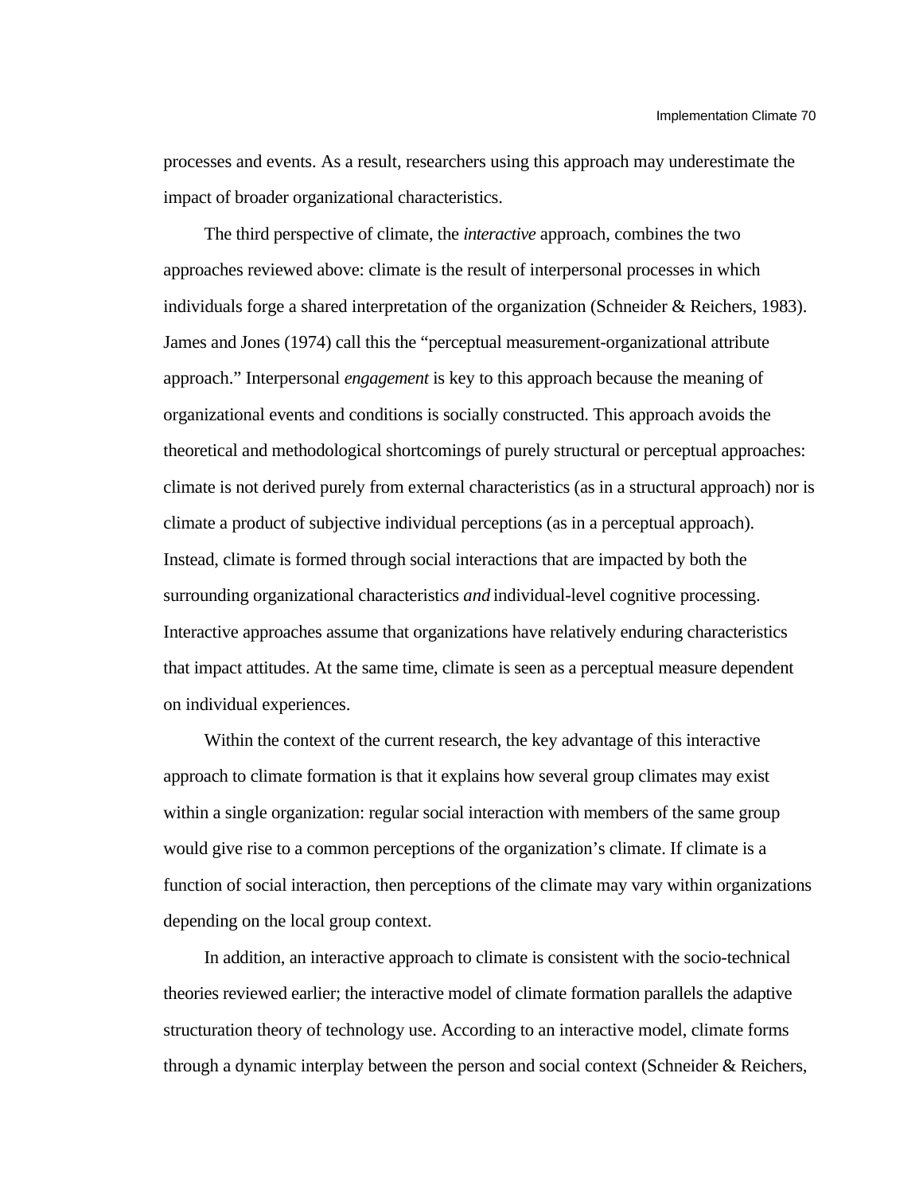processes and events. As a result, researchers using this approach may underestimate the impact of broader organizational characteristics.

The third perspective of climate, the *interactive* approach, combines the two approaches reviewed above: climate is the result of interpersonal processes in which individuals forge a shared interpretation of the organization (Schneider & Reichers, 1983). James and Jones (1974) call this the "perceptual measurement-organizational attribute approach." Interpersonal *engagement* is key to this approach because the meaning of organizational events and conditions is socially constructed. This approach avoids the theoretical and methodological shortcomings of purely structural or perceptual approaches: climate is not derived purely from external characteristics (as in a structural approach) nor is climate a product of subjective individual perceptions (as in a perceptual approach). Instead, climate is formed through social interactions that are impacted by both the surrounding organizational characteristics *and* individual-level cognitive processing. Interactive approaches assume that organizations have relatively enduring characteristics that impact attitudes. At the same time, climate is seen as a perceptual measure dependent on individual experiences.

Within the context of the current research, the key advantage of this interactive approach to climate formation is that it explains how several group climates may exist within a single organization: regular social interaction with members of the same group would give rise to a common perceptions of the organization's climate. If climate is a function of social interaction, then perceptions of the climate may vary within organizations depending on the local group context.

In addition, an interactive approach to climate is consistent with the socio-technical theories reviewed earlier; the interactive model of climate formation parallels the adaptive structuration theory of technology use. According to an interactive model, climate forms through a dynamic interplay between the person and social context (Schneider & Reichers,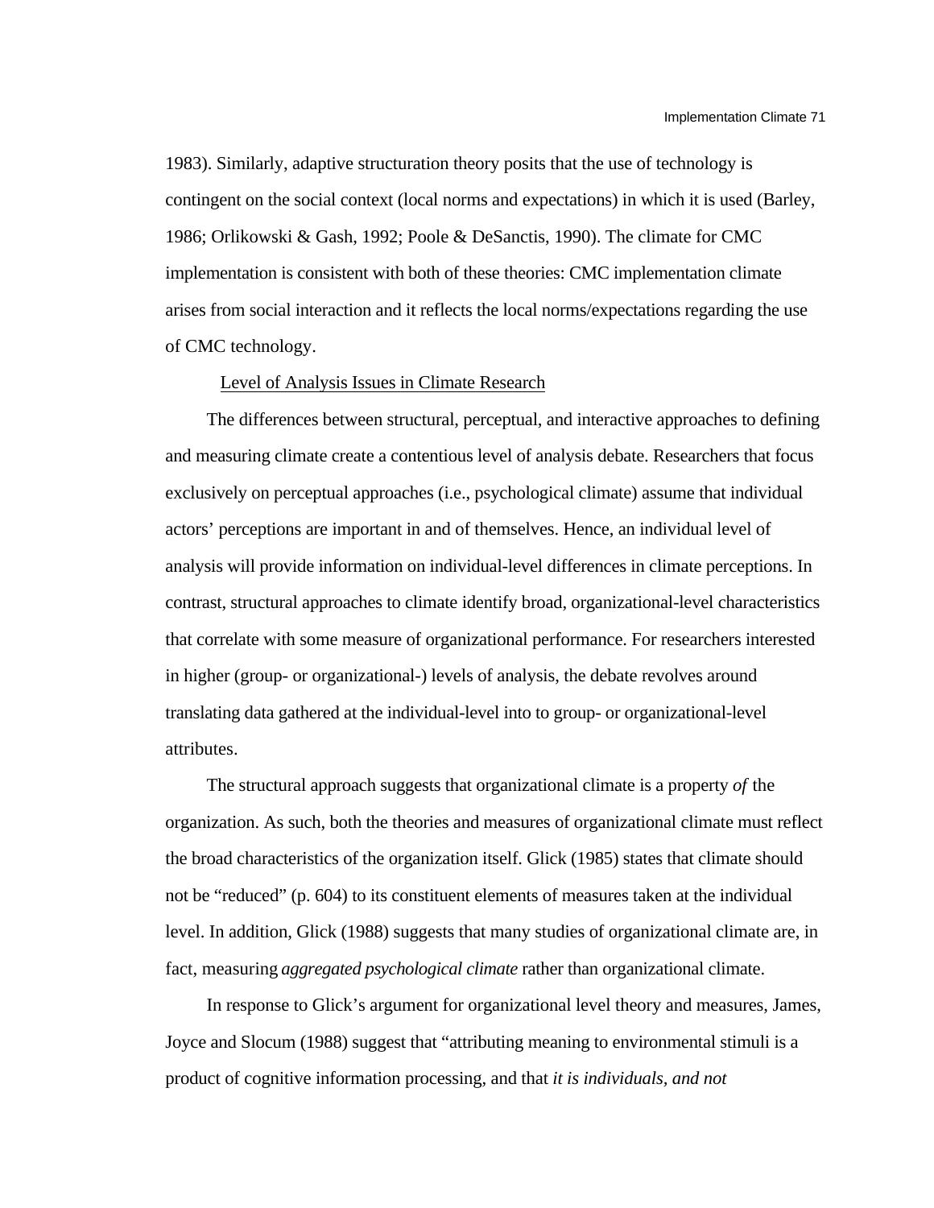1983). Similarly, adaptive structuration theory posits that the use of technology is contingent on the social context (local norms and expectations) in which it is used (Barley, 1986; Orlikowski & Gash, 1992; Poole & DeSanctis, 1990). The climate for CMC implementation is consistent with both of these theories: CMC implementation climate arises from social interaction and it reflects the local norms/expectations regarding the use of CMC technology.

## Level of Analysis Issues in Climate Research

The differences between structural, perceptual, and interactive approaches to defining and measuring climate create a contentious level of analysis debate. Researchers that focus exclusively on perceptual approaches (i.e., psychological climate) assume that individual actors' perceptions are important in and of themselves. Hence, an individual level of analysis will provide information on individual-level differences in climate perceptions. In contrast, structural approaches to climate identify broad, organizational-level characteristics that correlate with some measure of organizational performance. For researchers interested in higher (group- or organizational-) levels of analysis, the debate revolves around translating data gathered at the individual-level into to group- or organizational-level attributes.

The structural approach suggests that organizational climate is a property *of* the organization. As such, both the theories and measures of organizational climate must reflect the broad characteristics of the organization itself. Glick (1985) states that climate should not be "reduced" (p. 604) to its constituent elements of measures taken at the individual level. In addition, Glick (1988) suggests that many studies of organizational climate are, in fact, measuring *aggregated psychological climate* rather than organizational climate.

In response to Glick's argument for organizational level theory and measures, James, Joyce and Slocum (1988) suggest that "attributing meaning to environmental stimuli is a product of cognitive information processing, and that *it is individuals, and not*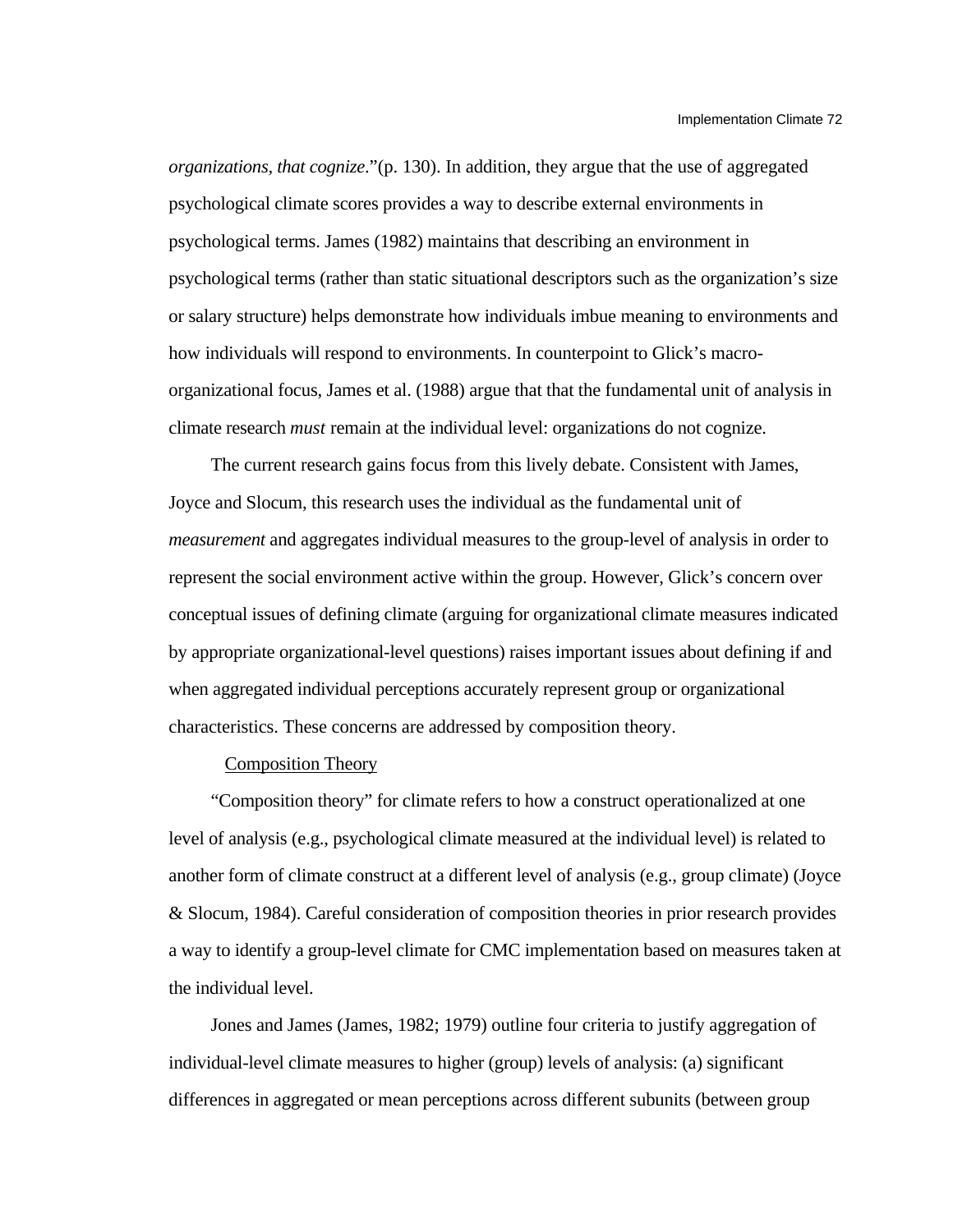*organizations, that cognize*."(p. 130). In addition, they argue that the use of aggregated psychological climate scores provides a way to describe external environments in psychological terms. James (1982) maintains that describing an environment in psychological terms (rather than static situational descriptors such as the organization's size or salary structure) helps demonstrate how individuals imbue meaning to environments and how individuals will respond to environments. In counterpoint to Glick's macro-organizational focus, James et al. (1988) argue that that the fundamental unit of analysis in climate research *must* remain at the individual level: organizations do not cognize.

The current research gains focus from this lively debate. Consistent with James, Joyce and Slocum, this research uses the individual as the fundamental unit of *measurement* and aggregates individual measures to the group-level of analysis in order to represent the social environment active within the group. However, Glick's concern over conceptual issues of defining climate (arguing for organizational climate measures indicated by appropriate organizational-level questions) raises important issues about defining if and when aggregated individual perceptions accurately represent group or organizational characteristics. These concerns are addressed by composition theory.

### Composition Theory

"Composition theory" for climate refers to how a construct operationalized at one level of analysis (e.g., psychological climate measured at the individual level) is related to another form of climate construct at a different level of analysis (e.g., group climate) (Joyce & Slocum, 1984). Careful consideration of composition theories in prior research provides a way to identify a group-level climate for CMC implementation based on measures taken at the individual level.

Jones and James (James, 1982; 1979) outline four criteria to justify aggregation of individual-level climate measures to higher (group) levels of analysis: (a) significant differences in aggregated or mean perceptions across different subunits (between group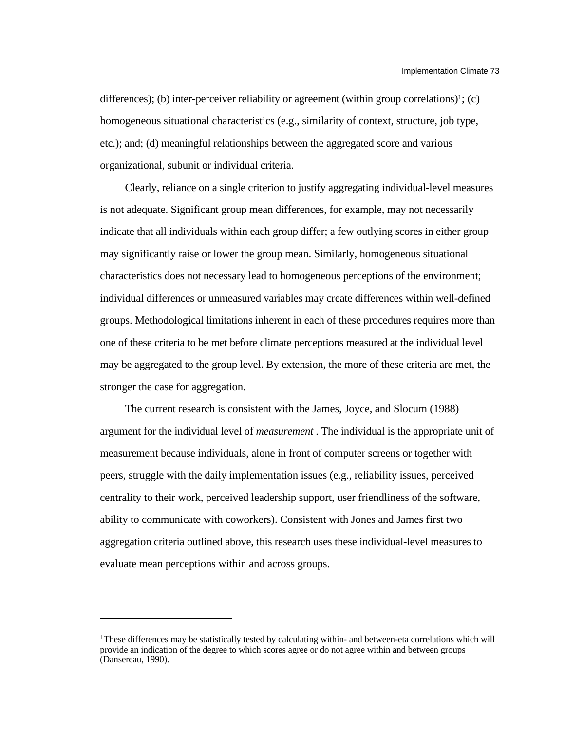differences); (b) inter-perceiver reliability or agreement (within group correlations)[1]; (c) homogeneous situational characteristics (e.g., similarity of context, structure, job type, etc.); and; (d) meaningful relationships between the aggregated score and various organizational, subunit or individual criteria.

Clearly, reliance on a single criterion to justify aggregating individual-level measures is not adequate. Significant group mean differences, for example, may not necessarily indicate that all individuals within each group differ; a few outlying scores in either group may significantly raise or lower the group mean. Similarly, homogeneous situational characteristics does not necessary lead to homogeneous perceptions of the environment; individual differences or unmeasured variables may create differences within well-defined groups. Methodological limitations inherent in each of these procedures requires more than one of these criteria to be met before climate perceptions measured at the individual level may be aggregated to the group level. By extension, the more of these criteria are met, the stronger the case for aggregation.

The current research is consistent with the James, Joyce, and Slocum (1988) argument for the individual level of *measurement* . The individual is the appropriate unit of measurement because individuals, alone in front of computer screens or together with peers, struggle with the daily implementation issues (e.g., reliability issues, perceived centrality to their work, perceived leadership support, user friendliness of the software, ability to communicate with coworkers). Consistent with Jones and James first two aggregation criteria outlined above, this research uses these individual-level measures to evaluate mean perceptions within and across groups.

---

[1]These differences may be statistically tested by calculating within- and between-eta correlations which will provide an indication of the degree to which scores agree or do not agree within and between groups (Dansereau, 1990).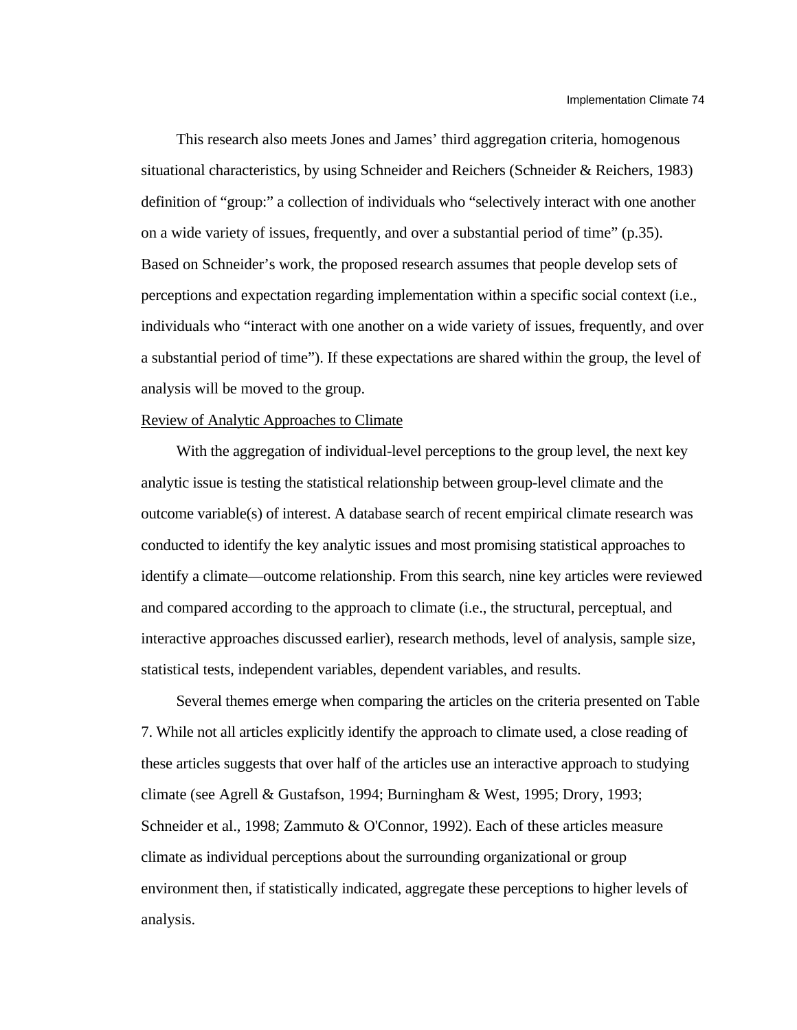This research also meets Jones and James' third aggregation criteria, homogenous situational characteristics, by using Schneider and Reichers (Schneider & Reichers, 1983) definition of "group:" a collection of individuals who "selectively interact with one another on a wide variety of issues, frequently, and over a substantial period of time" (p.35). Based on Schneider's work, the proposed research assumes that people develop sets of perceptions and expectation regarding implementation within a specific social context (i.e., individuals who "interact with one another on a wide variety of issues, frequently, and over a substantial period of time"). If these expectations are shared within the group, the level of analysis will be moved to the group.

Review of Analytic Approaches to Climate

With the aggregation of individual-level perceptions to the group level, the next key analytic issue is testing the statistical relationship between group-level climate and the outcome variable(s) of interest. A database search of recent empirical climate research was conducted to identify the key analytic issues and most promising statistical approaches to identify a climate—outcome relationship. From this search, nine key articles were reviewed and compared according to the approach to climate (i.e., the structural, perceptual, and interactive approaches discussed earlier), research methods, level of analysis, sample size, statistical tests, independent variables, dependent variables, and results.

Several themes emerge when comparing the articles on the criteria presented on Table 7. While not all articles explicitly identify the approach to climate used, a close reading of these articles suggests that over half of the articles use an interactive approach to studying climate (see Agrell & Gustafson, 1994; Burningham & West, 1995; Drory, 1993; Schneider et al., 1998; Zammuto & O'Connor, 1992). Each of these articles measure climate as individual perceptions about the surrounding organizational or group environment then, if statistically indicated, aggregate these perceptions to higher levels of analysis.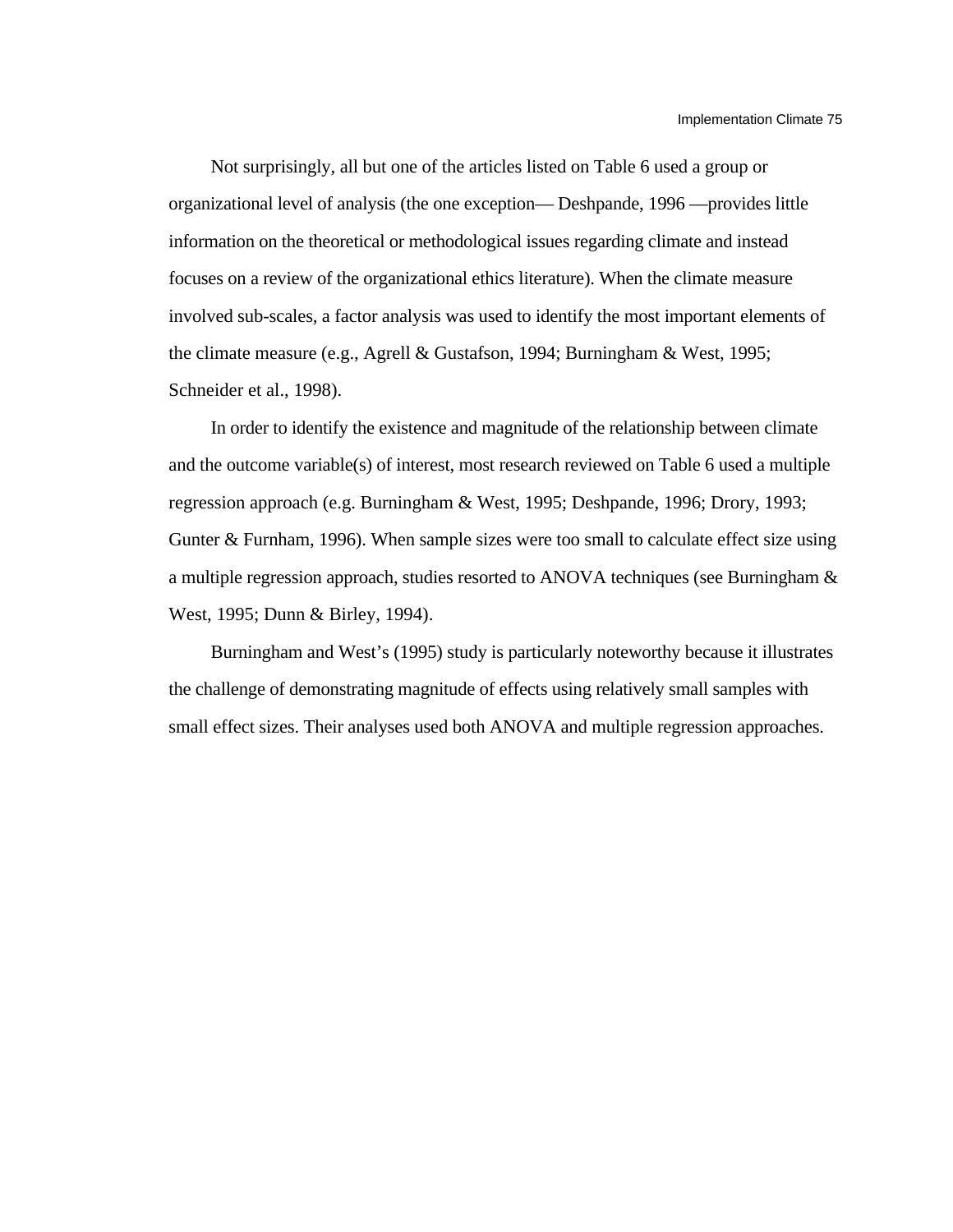Not surprisingly, all but one of the articles listed on Table 6 used a group or organizational level of analysis (the one exception— Deshpande, 1996 —provides little information on the theoretical or methodological issues regarding climate and instead focuses on a review of the organizational ethics literature). When the climate measure involved sub-scales, a factor analysis was used to identify the most important elements of the climate measure (e.g., Agrell & Gustafson, 1994; Burningham & West, 1995; Schneider et al., 1998).

In order to identify the existence and magnitude of the relationship between climate and the outcome variable(s) of interest, most research reviewed on Table 6 used a multiple regression approach (e.g. Burningham & West, 1995; Deshpande, 1996; Drory, 1993; Gunter & Furnham, 1996). When sample sizes were too small to calculate effect size using a multiple regression approach, studies resorted to ANOVA techniques (see Burningham & West, 1995; Dunn & Birley, 1994).

Burningham and West's (1995) study is particularly noteworthy because it illustrates the challenge of demonstrating magnitude of effects using relatively small samples with small effect sizes. Their analyses used both ANOVA and multiple regression approaches.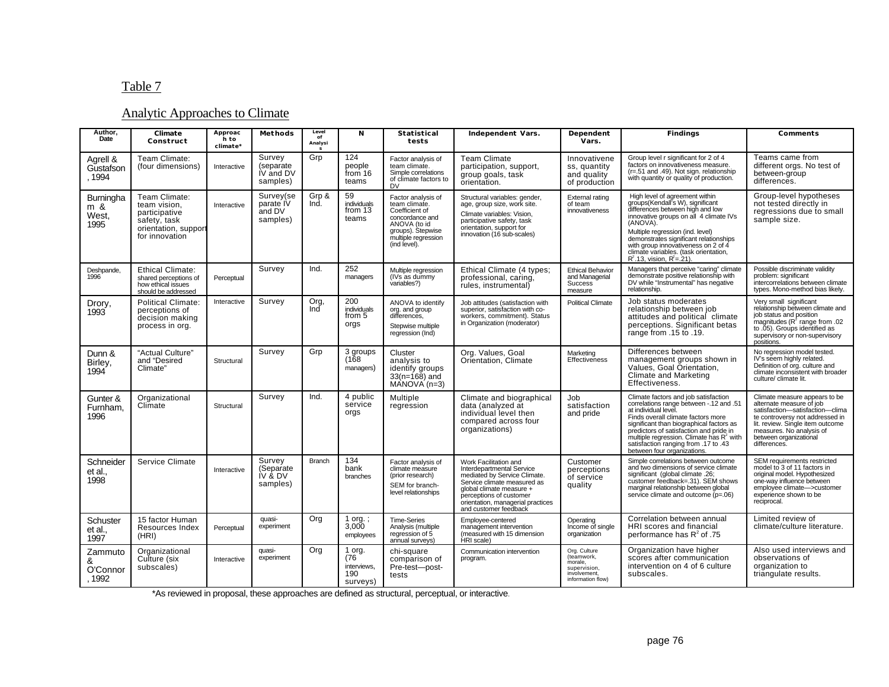Table 7

Analytic Approaches to Climate

| Author, Date | Climate Construct | Approach to climate* | Methods | Level of Analysis | N | Statistical tests | Independent Vars. | Dependent Vars. | Findings | Comments |
|---|---|---|---|---|---|---|---|---|---|---|
| Agrell & Gustafson, 1994 | Team Climate: (four dimensions) | Interactive | Survey (separate IV and DV samples) | Grp | 124 people from 16 teams | Factor analysis of team climate. Simple correlations of climate factors to DV | Team Climate participation, support, group goals, task orientation. | Innovativeness, quantity and quality of production | Group level r significant for 2 of 4 factors on innovativeness measure. (r=.51 and .49). Not sign. relationship with quantity or quality of production. | Teams came from different orgs. No test of between-group differences. |
| Burningham & West, 1995 | Team Climate: team vision, participative safety, task orientation, support for innovation | Interactive | Survey(separate IV and DV samples) | Grp & Ind. | 59 individuals from 13 teams | Factor analysis of team climate. Coefficient of concordance and ANOVA (to id groups). Stepwise multiple regression (ind level). | Structural variables: gender, age, group size, work site. Climate variables: Vision, participative safety, task orientation, support for innovation (16 sub-scales) | External rating of team innovativeness | High level of agreement within groups(Kendall's W), significant differences between high and low innovative groups on all 4 climate IVs (ANOVA). Multiple regression (ind. level) demonstrates significant relationships with group innovativeness on 2 of 4 climate variables. (task orientation, $R^2$.13, vision, $R^2$=.21). | Group-level hypotheses not tested directly in regressions due to small sample size. |
| Deshpande, 1996 | Ethical Climate: shared perceptions of how ethical issues should be addressed | Perceptual | Survey | Ind. | 252 managers | Multiple regression (IVs as dummy variables?) | Ethical Climate (4 types; professional, caring, rules, instrumental) | Ethical Behavior and Managerial Success measure | Managers that perceive "caring" climate demonstrate positive relationship with DV while "Instrumental" has negative relationship. | Possible discriminate validity problem: significant intercorrelations between climate types. Mono-method bias likely. |
| Drory, 1993 | Political Climate: perceptions of decision making process in org. | Interactive | Survey | Org, Ind | 200 individuals from 5 orgs | ANOVA to identify org. and group differences, Stepwise multiple regression (Ind) | Job attitudes (satisfaction with superior, satisfaction with co-workers, commitment). Status in Organization (moderator) | Political Climate | Job status moderates relationship between job attitudes and political climate perceptions. Significant betas range from .15 to .19. | Very small significant relationship between climate and job status and position magnitudes ($R^2$ range from .02 to .05). Groups identified as supervisory or non-supervisory positions. |
| Dunn & Birley, 1994 | "Actual Culture" and "Desired Climate" | Structural | Survey | Grp | 3 groups (168 managers) | Cluster analysis to identify groups 33(n=168) and MANOVA (n=3) | Org. Values, Goal Orientation, Climate | Marketing Effectiveness | Differences between management groups shown in Values, Goal Orientation, Climate and Marketing Effectiveness. | No regression model tested. IV's seem highly related. Definition of org. culture and climate inconsistent with broader culture/ climate lit. |
| Gunter & Furnham, 1996 | Organizational Climate | Structural | Survey | Ind. | 4 public service orgs | Multiple regression | Climate and biographical data (analyzed at individual level then compared across four organizations) | Job satisfaction and pride | Climate factors and job satisfaction correlations range between -.12 and .51 at individual level. Finds overall climate factors more significant than biographical factors as predictors of satisfaction and pride in multiple regression. Climate has $R^2$ with satisfaction ranging from .17 to .43 between four organizations. | Climate measure appears to be alternate measure of job satisfaction—satisfaction—climate controversy not addressed in lit. review. Single item outcome measures. No analysis of between organizational differences. |
| Schneider et al., 1998 | Service Climate | Interactive | Survey (Separate IV & DV samples) | Branch | 134 bank branches | Factor analysis of climate measure (prior research) SEM for branch-level relationships | Work Facilitation and Interdepartmental Service mediated by Service Climate. Service climate measured as global climate measure + perceptions of customer orientation, managerial practices and customer feedback | Customer perceptions of service quality | Simple correlations between outcome and two dimensions of service climate significant (global climate .26; customer feedback=.31). SEM shows marginal relationship between global service climate and outcome (p=.06) | SEM requirements restricted model to 3 of 11 factors in original model. Hypothesized one-way influence between employee climate—>customer experience shown to be reciprocal. |
| Schuster et al., 1997 | 15 factor Human Resources Index (HRI) | Perceptual | quasi-experiment | Org | 1 org. ; 3,000 employees | Time-Series Analysis (multiple regression of 5 annual surveys) | Employee-centered management intervention (measured with 15 dimension HRI scale) | Operating Income of single organization | Correlation between annual HRI scores and financial performance has $R^2$ of .75 | Limited review of climate/culture literature. |
| Zammuto & O'Connor, 1992 | Organizational Culture (six subscales) | Interactive | quasi-experiment | Org | 1 org. (76 interviews, 190 surveys) | chi-square comparison of Pre-test—post-tests | Communication intervention program. | Org. Culture (teamwork, morale, supervision, involvement, information flow) | Organization have higher scores after communication intervention on 4 of 6 culture subscales. | Also used interviews and observations of organization to triangulate results. |

*As reviewed in proposal, these approaches are defined as structural, perceptual, or interactive.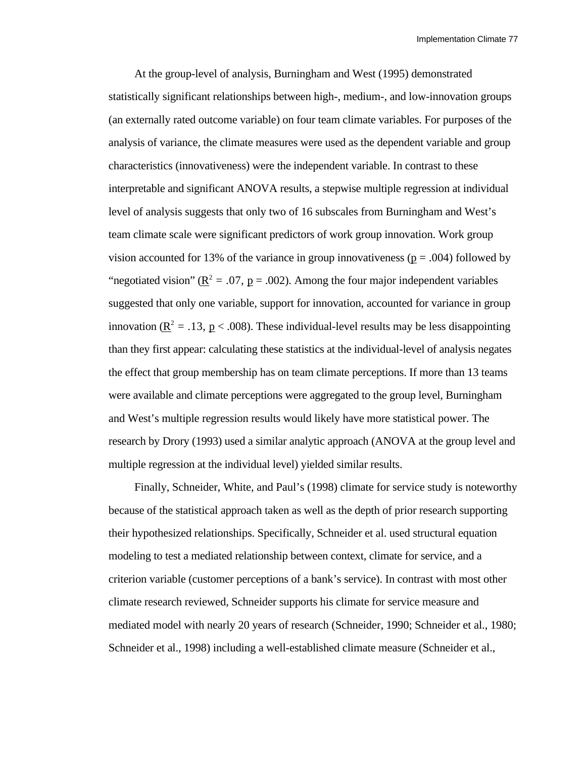At the group-level of analysis, Burningham and West (1995) demonstrated statistically significant relationships between high-, medium-, and low-innovation groups (an externally rated outcome variable) on four team climate variables. For purposes of the analysis of variance, the climate measures were used as the dependent variable and group characteristics (innovativeness) were the independent variable. In contrast to these interpretable and significant ANOVA results, a stepwise multiple regression at individual level of analysis suggests that only two of 16 subscales from Burningham and West's team climate scale were significant predictors of work group innovation. Work group vision accounted for 13% of the variance in group innovativeness ($p = .004$) followed by "negotiated vision" ($R^2 = .07$, $p = .002$). Among the four major independent variables suggested that only one variable, support for innovation, accounted for variance in group innovation ($R^2 = .13$, $p < .008$). These individual-level results may be less disappointing than they first appear: calculating these statistics at the individual-level of analysis negates the effect that group membership has on team climate perceptions. If more than 13 teams were available and climate perceptions were aggregated to the group level, Burningham and West's multiple regression results would likely have more statistical power. The research by Drory (1993) used a similar analytic approach (ANOVA at the group level and multiple regression at the individual level) yielded similar results.

Finally, Schneider, White, and Paul's (1998) climate for service study is noteworthy because of the statistical approach taken as well as the depth of prior research supporting their hypothesized relationships. Specifically, Schneider et al. used structural equation modeling to test a mediated relationship between context, climate for service, and a criterion variable (customer perceptions of a bank's service). In contrast with most other climate research reviewed, Schneider supports his climate for service measure and mediated model with nearly 20 years of research (Schneider, 1990; Schneider et al., 1980; Schneider et al., 1998) including a well-established climate measure (Schneider et al.,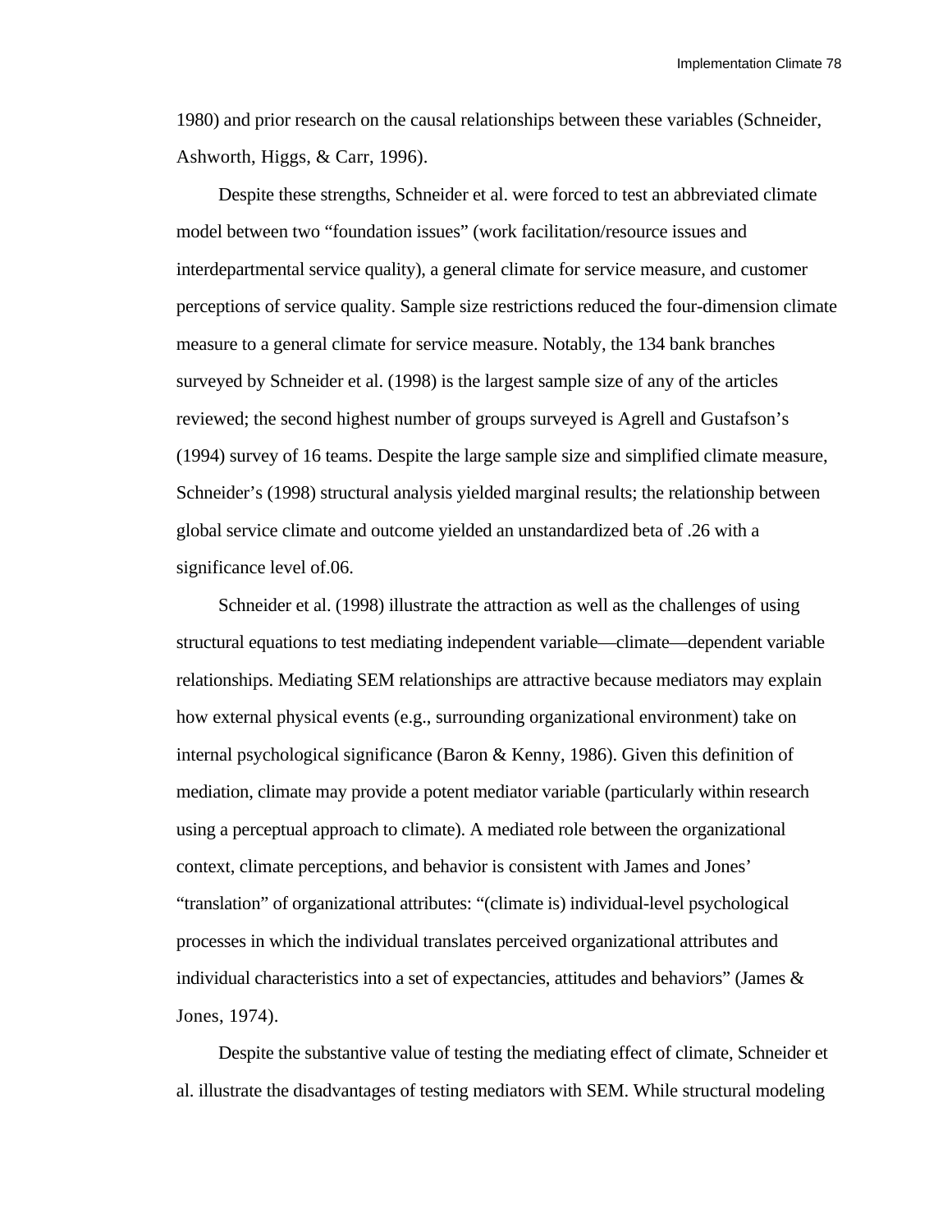1980) and prior research on the causal relationships between these variables (Schneider, Ashworth, Higgs, & Carr, 1996).

Despite these strengths, Schneider et al. were forced to test an abbreviated climate model between two "foundation issues" (work facilitation/resource issues and interdepartmental service quality), a general climate for service measure, and customer perceptions of service quality. Sample size restrictions reduced the four-dimension climate measure to a general climate for service measure. Notably, the 134 bank branches surveyed by Schneider et al. (1998) is the largest sample size of any of the articles reviewed; the second highest number of groups surveyed is Agrell and Gustafson's (1994) survey of 16 teams. Despite the large sample size and simplified climate measure, Schneider's (1998) structural analysis yielded marginal results; the relationship between global service climate and outcome yielded an unstandardized beta of .26 with a significance level of.06.

Schneider et al. (1998) illustrate the attraction as well as the challenges of using structural equations to test mediating independent variable—climate—dependent variable relationships. Mediating SEM relationships are attractive because mediators may explain how external physical events (e.g., surrounding organizational environment) take on internal psychological significance (Baron & Kenny, 1986). Given this definition of mediation, climate may provide a potent mediator variable (particularly within research using a perceptual approach to climate). A mediated role between the organizational context, climate perceptions, and behavior is consistent with James and Jones' "translation" of organizational attributes: "(climate is) individual-level psychological processes in which the individual translates perceived organizational attributes and individual characteristics into a set of expectancies, attitudes and behaviors" (James & Jones, 1974).

Despite the substantive value of testing the mediating effect of climate, Schneider et al. illustrate the disadvantages of testing mediators with SEM. While structural modeling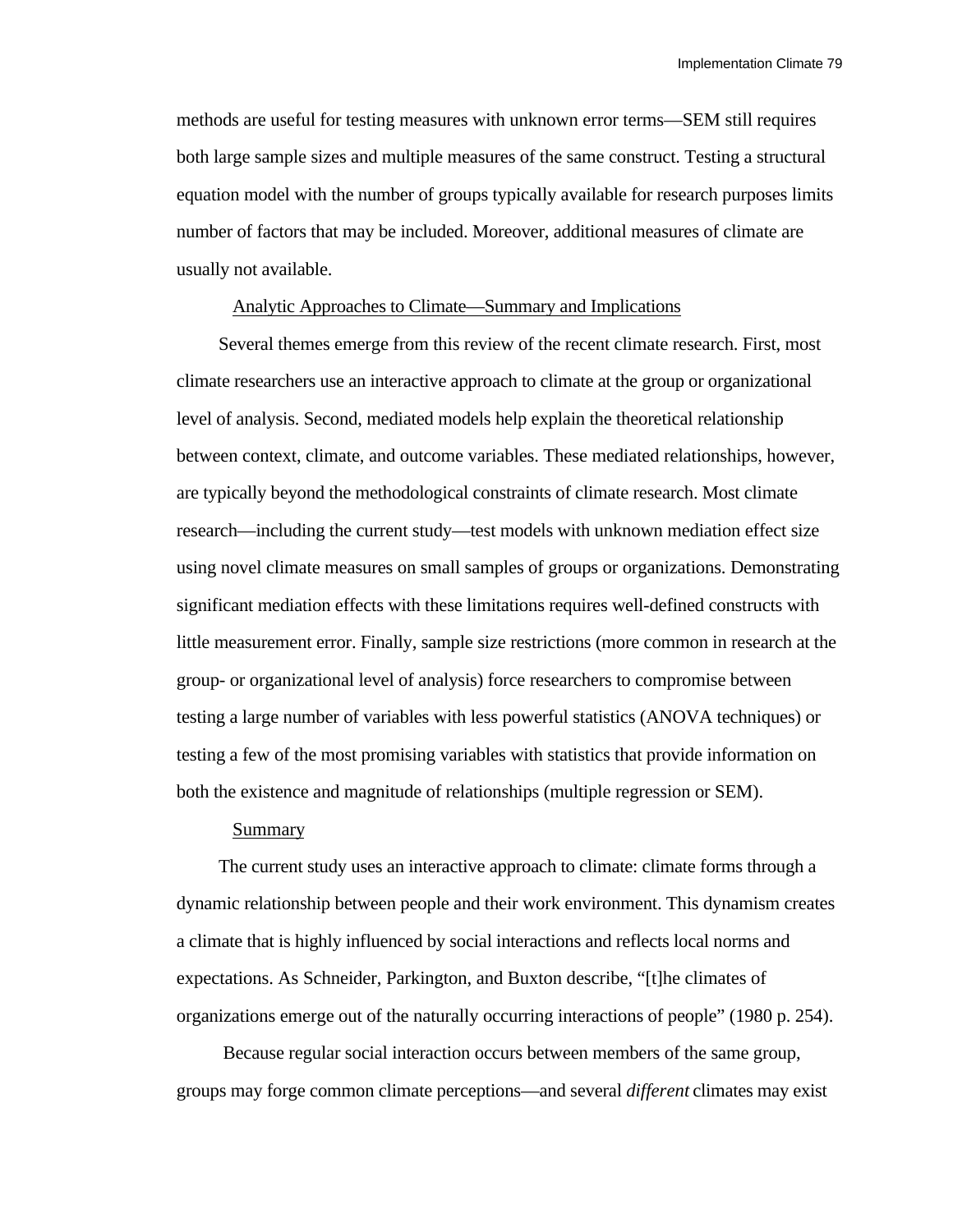methods are useful for testing measures with unknown error terms—SEM still requires both large sample sizes and multiple measures of the same construct. Testing a structural equation model with the number of groups typically available for research purposes limits number of factors that may be included. Moreover, additional measures of climate are usually not available.

### Analytic Approaches to Climate—Summary and Implications

Several themes emerge from this review of the recent climate research. First, most climate researchers use an interactive approach to climate at the group or organizational level of analysis. Second, mediated models help explain the theoretical relationship between context, climate, and outcome variables. These mediated relationships, however, are typically beyond the methodological constraints of climate research. Most climate research—including the current study—test models with unknown mediation effect size using novel climate measures on small samples of groups or organizations. Demonstrating significant mediation effects with these limitations requires well-defined constructs with little measurement error. Finally, sample size restrictions (more common in research at the group- or organizational level of analysis) force researchers to compromise between testing a large number of variables with less powerful statistics (ANOVA techniques) or testing a few of the most promising variables with statistics that provide information on both the existence and magnitude of relationships (multiple regression or SEM).

### Summary

The current study uses an interactive approach to climate: climate forms through a dynamic relationship between people and their work environment. This dynamism creates a climate that is highly influenced by social interactions and reflects local norms and expectations. As Schneider, Parkington, and Buxton describe, "[t]he climates of organizations emerge out of the naturally occurring interactions of people" (1980 p. 254).

Because regular social interaction occurs between members of the same group, groups may forge common climate perceptions—and several *different* climates may exist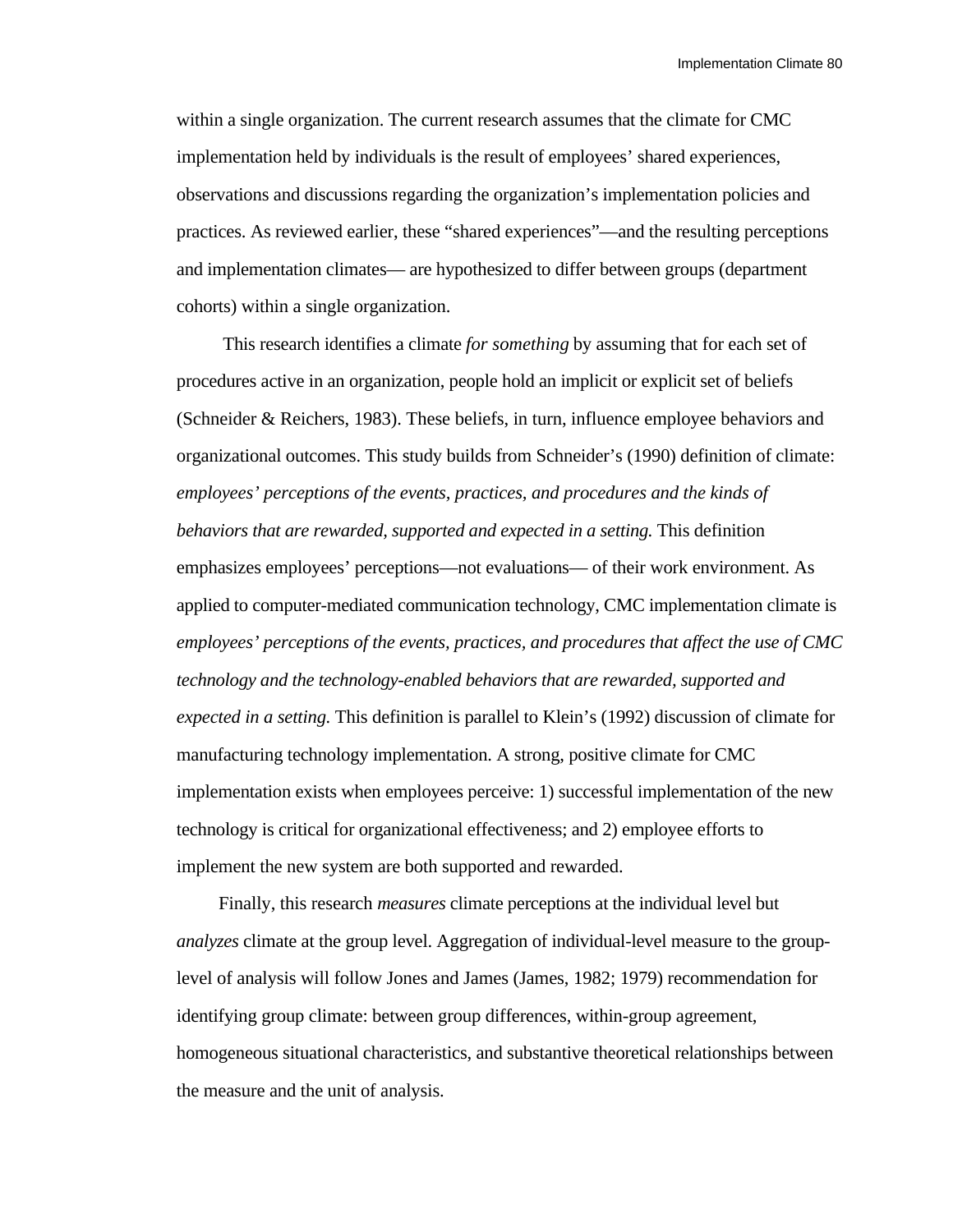within a single organization. The current research assumes that the climate for CMC implementation held by individuals is the result of employees' shared experiences, observations and discussions regarding the organization's implementation policies and practices. As reviewed earlier, these "shared experiences"—and the resulting perceptions and implementation climates— are hypothesized to differ between groups (department cohorts) within a single organization.

This research identifies a climate *for something* by assuming that for each set of procedures active in an organization, people hold an implicit or explicit set of beliefs (Schneider & Reichers, 1983). These beliefs, in turn, influence employee behaviors and organizational outcomes. This study builds from Schneider's (1990) definition of climate: *employees' perceptions of the events, practices, and procedures and the kinds of behaviors that are rewarded, supported and expected in a setting.* This definition emphasizes employees' perceptions—not evaluations— of their work environment. As applied to computer-mediated communication technology, CMC implementation climate is *employees' perceptions of the events, practices, and procedures that affect the use of CMC technology and the technology-enabled behaviors that are rewarded, supported and expected in a setting.* This definition is parallel to Klein's (1992) discussion of climate for manufacturing technology implementation. A strong, positive climate for CMC implementation exists when employees perceive: 1) successful implementation of the new technology is critical for organizational effectiveness; and 2) employee efforts to implement the new system are both supported and rewarded.

Finally, this research *measures* climate perceptions at the individual level but *analyzes* climate at the group level. Aggregation of individual-level measure to the group-level of analysis will follow Jones and James (James, 1982; 1979) recommendation for identifying group climate: between group differences, within-group agreement, homogeneous situational characteristics, and substantive theoretical relationships between the measure and the unit of analysis.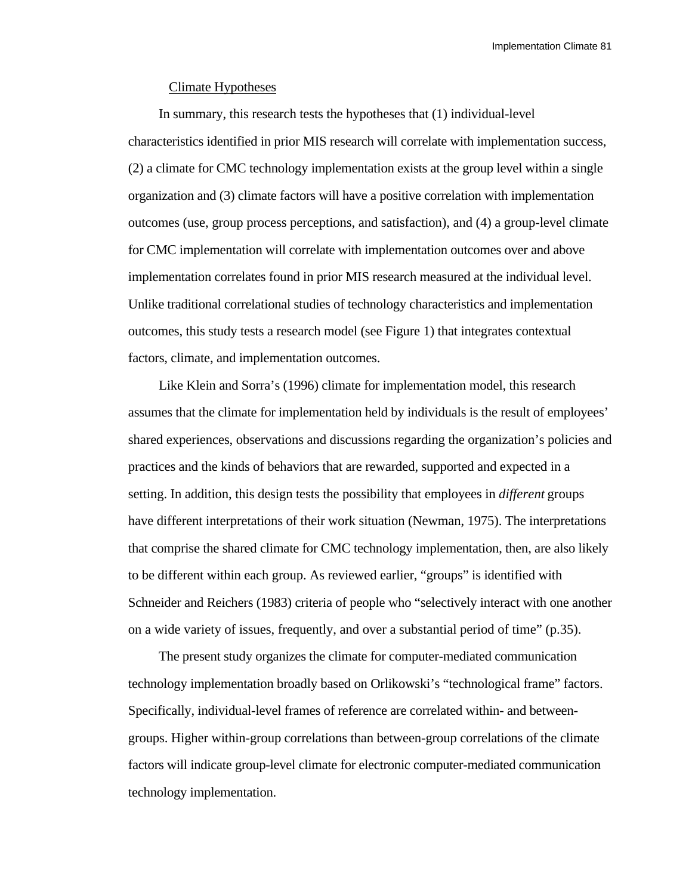## Climate Hypotheses

In summary, this research tests the hypotheses that (1) individual-level characteristics identified in prior MIS research will correlate with implementation success, (2) a climate for CMC technology implementation exists at the group level within a single organization and (3) climate factors will have a positive correlation with implementation outcomes (use, group process perceptions, and satisfaction), and (4) a group-level climate for CMC implementation will correlate with implementation outcomes over and above implementation correlates found in prior MIS research measured at the individual level. Unlike traditional correlational studies of technology characteristics and implementation outcomes, this study tests a research model (see Figure 1) that integrates contextual factors, climate, and implementation outcomes.

Like Klein and Sorra's (1996) climate for implementation model, this research assumes that the climate for implementation held by individuals is the result of employees' shared experiences, observations and discussions regarding the organization's policies and practices and the kinds of behaviors that are rewarded, supported and expected in a setting. In addition, this design tests the possibility that employees in *different* groups have different interpretations of their work situation (Newman, 1975). The interpretations that comprise the shared climate for CMC technology implementation, then, are also likely to be different within each group. As reviewed earlier, "groups" is identified with Schneider and Reichers (1983) criteria of people who "selectively interact with one another on a wide variety of issues, frequently, and over a substantial period of time" (p.35).

The present study organizes the climate for computer-mediated communication technology implementation broadly based on Orlikowski's "technological frame" factors. Specifically, individual-level frames of reference are correlated within- and between-groups. Higher within-group correlations than between-group correlations of the climate factors will indicate group-level climate for electronic computer-mediated communication technology implementation.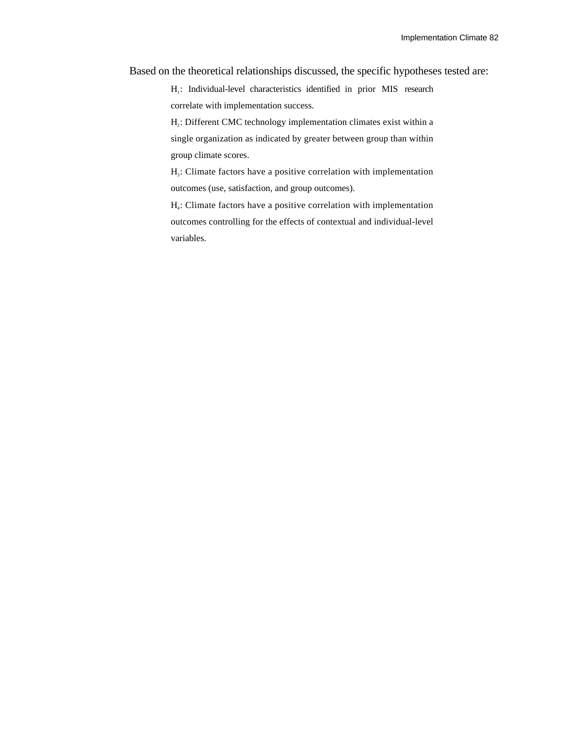Based on the theoretical relationships discussed, the specific hypotheses tested are:

> $H_1$: Individual-level characteristics identified in prior MIS research correlate with implementation success.
>
> $H_2$: Different CMC technology implementation climates exist within a single organization as indicated by greater between group than within group climate scores.
>
> $H_3$: Climate factors have a positive correlation with implementation outcomes (use, satisfaction, and group outcomes).
>
> $H_4$: Climate factors have a positive correlation with implementation outcomes controlling for the effects of contextual and individual-level variables.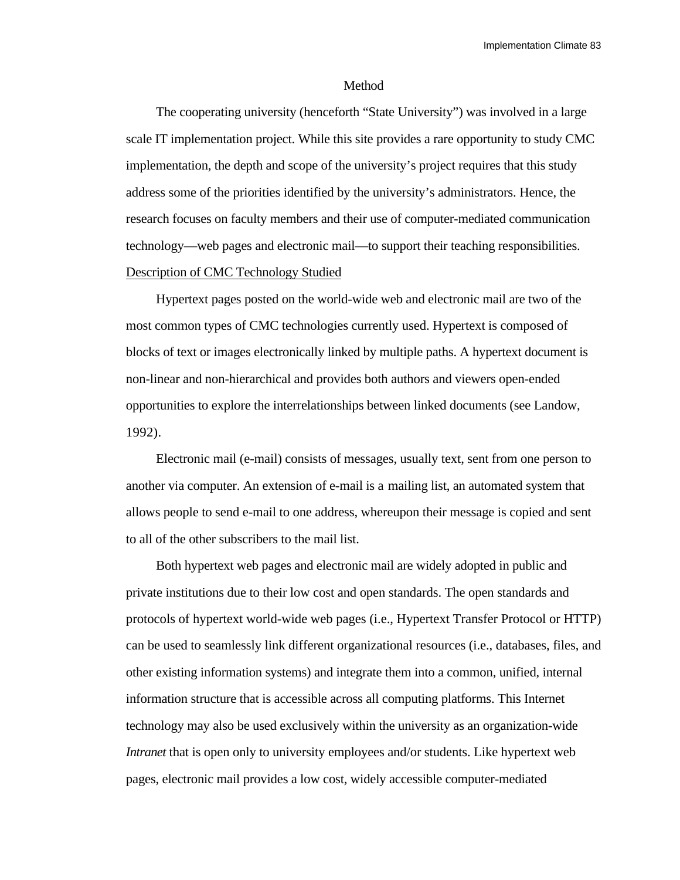## Method

The cooperating university (henceforth "State University") was involved in a large scale IT implementation project. While this site provides a rare opportunity to study CMC implementation, the depth and scope of the university's project requires that this study address some of the priorities identified by the university's administrators. Hence, the research focuses on faculty members and their use of computer-mediated communication technology—web pages and electronic mail—to support their teaching responsibilities.

### Description of CMC Technology Studied

Hypertext pages posted on the world-wide web and electronic mail are two of the most common types of CMC technologies currently used. Hypertext is composed of blocks of text or images electronically linked by multiple paths. A hypertext document is non-linear and non-hierarchical and provides both authors and viewers open-ended opportunities to explore the interrelationships between linked documents (see Landow, 1992).

Electronic mail (e-mail) consists of messages, usually text, sent from one person to another via computer. An extension of e-mail is a mailing list, an automated system that allows people to send e-mail to one address, whereupon their message is copied and sent to all of the other subscribers to the mail list.

Both hypertext web pages and electronic mail are widely adopted in public and private institutions due to their low cost and open standards. The open standards and protocols of hypertext world-wide web pages (i.e., Hypertext Transfer Protocol or HTTP) can be used to seamlessly link different organizational resources (i.e., databases, files, and other existing information systems) and integrate them into a common, unified, internal information structure that is accessible across all computing platforms. This Internet technology may also be used exclusively within the university as an organization-wide *Intranet* that is open only to university employees and/or students. Like hypertext web pages, electronic mail provides a low cost, widely accessible computer-mediated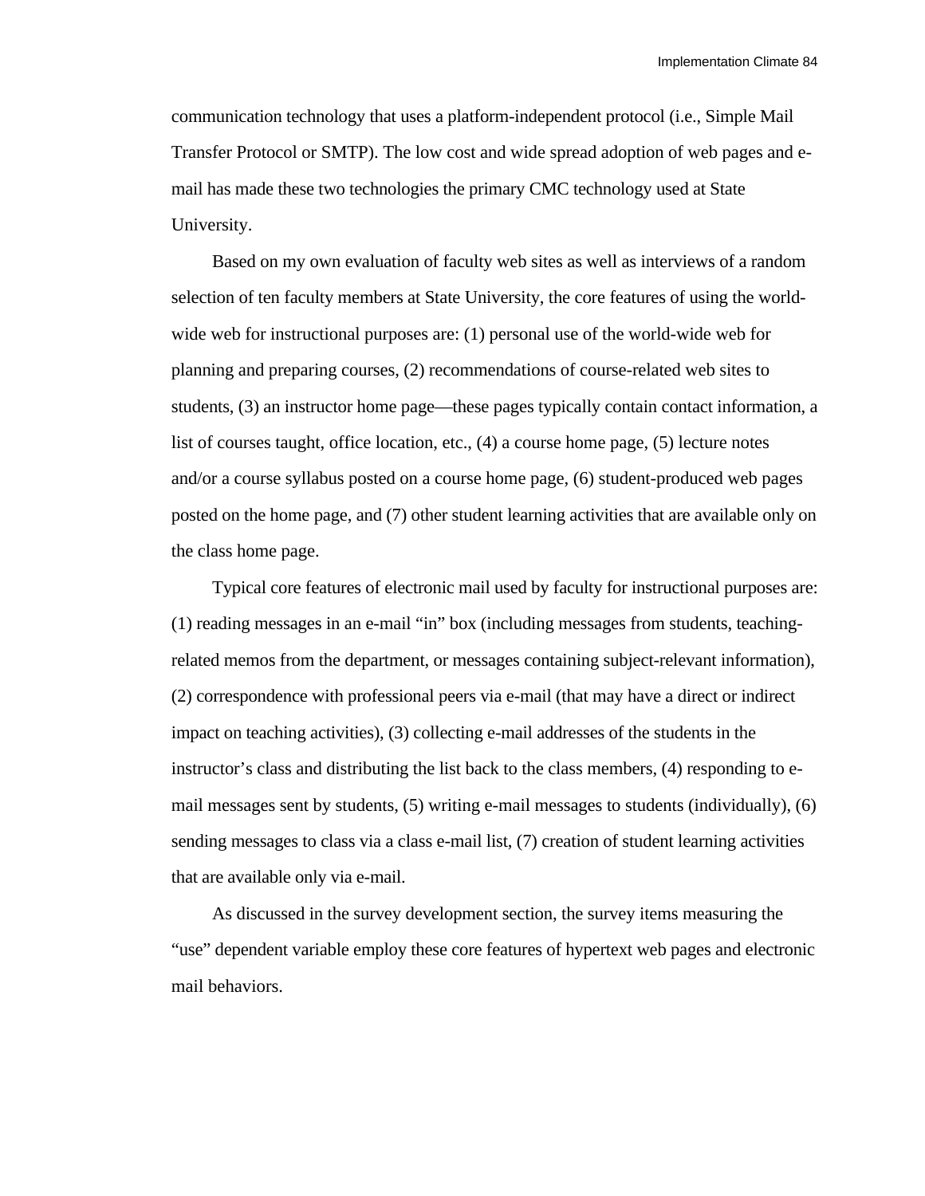communication technology that uses a platform-independent protocol (i.e., Simple Mail Transfer Protocol or SMTP). The low cost and wide spread adoption of web pages and e-mail has made these two technologies the primary CMC technology used at State University.

Based on my own evaluation of faculty web sites as well as interviews of a random selection of ten faculty members at State University, the core features of using the world-wide web for instructional purposes are: (1) personal use of the world-wide web for planning and preparing courses, (2) recommendations of course-related web sites to students, (3) an instructor home page—these pages typically contain contact information, a list of courses taught, office location, etc., (4) a course home page, (5) lecture notes and/or a course syllabus posted on a course home page, (6) student-produced web pages posted on the home page, and (7) other student learning activities that are available only on the class home page.

Typical core features of electronic mail used by faculty for instructional purposes are: (1) reading messages in an e-mail "in" box (including messages from students, teaching-related memos from the department, or messages containing subject-relevant information), (2) correspondence with professional peers via e-mail (that may have a direct or indirect impact on teaching activities), (3) collecting e-mail addresses of the students in the instructor's class and distributing the list back to the class members, (4) responding to e-mail messages sent by students, (5) writing e-mail messages to students (individually), (6) sending messages to class via a class e-mail list, (7) creation of student learning activities that are available only via e-mail.

As discussed in the survey development section, the survey items measuring the "use" dependent variable employ these core features of hypertext web pages and electronic mail behaviors.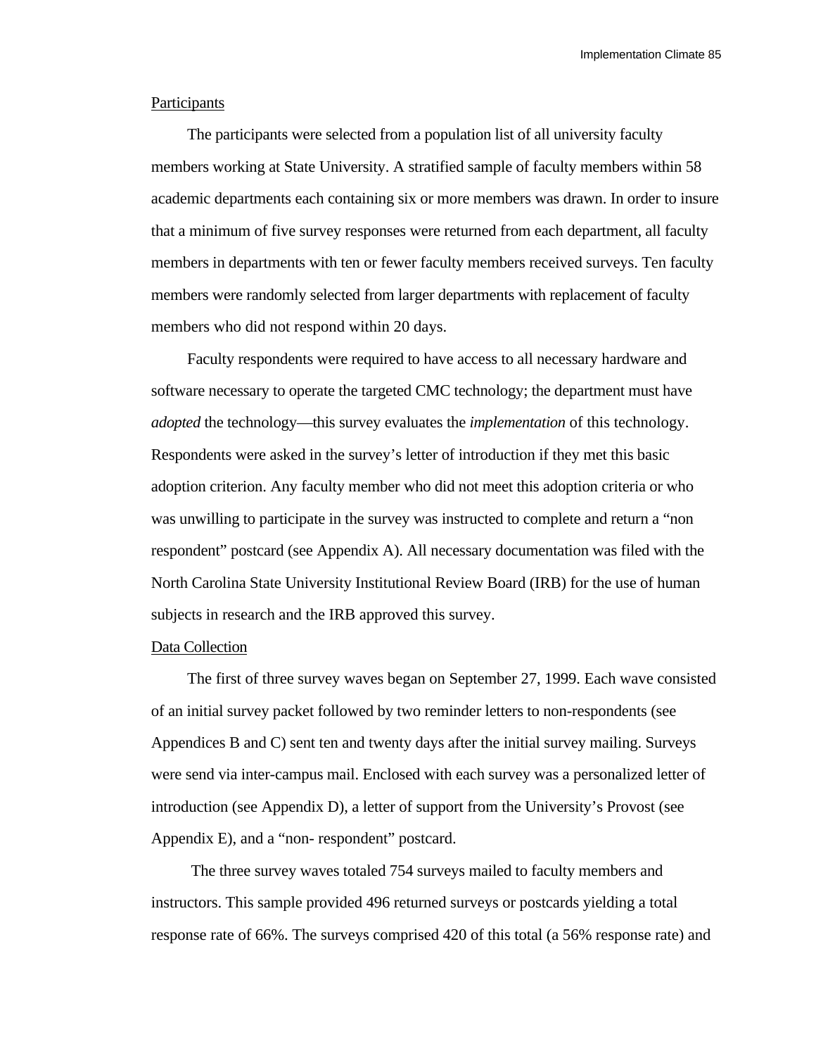Participants

The participants were selected from a population list of all university faculty members working at State University. A stratified sample of faculty members within 58 academic departments each containing six or more members was drawn. In order to insure that a minimum of five survey responses were returned from each department, all faculty members in departments with ten or fewer faculty members received surveys. Ten faculty members were randomly selected from larger departments with replacement of faculty members who did not respond within 20 days.

Faculty respondents were required to have access to all necessary hardware and software necessary to operate the targeted CMC technology; the department must have *adopted* the technology—this survey evaluates the *implementation* of this technology. Respondents were asked in the survey's letter of introduction if they met this basic adoption criterion. Any faculty member who did not meet this adoption criteria or who was unwilling to participate in the survey was instructed to complete and return a "non respondent" postcard (see Appendix A). All necessary documentation was filed with the North Carolina State University Institutional Review Board (IRB) for the use of human subjects in research and the IRB approved this survey.

Data Collection

The first of three survey waves began on September 27, 1999. Each wave consisted of an initial survey packet followed by two reminder letters to non-respondents (see Appendices B and C) sent ten and twenty days after the initial survey mailing. Surveys were send via inter-campus mail. Enclosed with each survey was a personalized letter of introduction (see Appendix D), a letter of support from the University's Provost (see Appendix E), and a "non- respondent" postcard.

The three survey waves totaled 754 surveys mailed to faculty members and instructors. This sample provided 496 returned surveys or postcards yielding a total response rate of 66%. The surveys comprised 420 of this total (a 56% response rate) and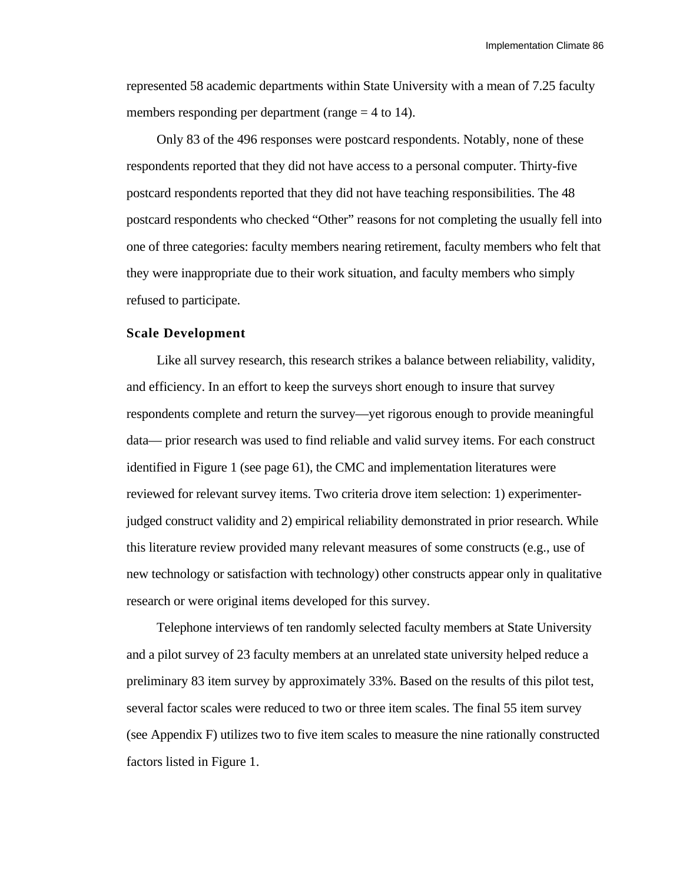represented 58 academic departments within State University with a mean of 7.25 faculty members responding per department (range = 4 to 14).

Only 83 of the 496 responses were postcard respondents. Notably, none of these respondents reported that they did not have access to a personal computer. Thirty-five postcard respondents reported that they did not have teaching responsibilities. The 48 postcard respondents who checked “Other” reasons for not completing the usually fell into one of three categories: faculty members nearing retirement, faculty members who felt that they were inappropriate due to their work situation, and faculty members who simply refused to participate.

## Scale Development

Like all survey research, this research strikes a balance between reliability, validity, and efficiency. In an effort to keep the surveys short enough to insure that survey respondents complete and return the survey—yet rigorous enough to provide meaningful data— prior research was used to find reliable and valid survey items. For each construct identified in Figure 1 (see page 61), the CMC and implementation literatures were reviewed for relevant survey items. Two criteria drove item selection: 1) experimenter-judged construct validity and 2) empirical reliability demonstrated in prior research. While this literature review provided many relevant measures of some constructs (e.g., use of new technology or satisfaction with technology) other constructs appear only in qualitative research or were original items developed for this survey.

Telephone interviews of ten randomly selected faculty members at State University and a pilot survey of 23 faculty members at an unrelated state university helped reduce a preliminary 83 item survey by approximately 33%. Based on the results of this pilot test, several factor scales were reduced to two or three item scales. The final 55 item survey (see Appendix F) utilizes two to five item scales to measure the nine rationally constructed factors listed in Figure 1.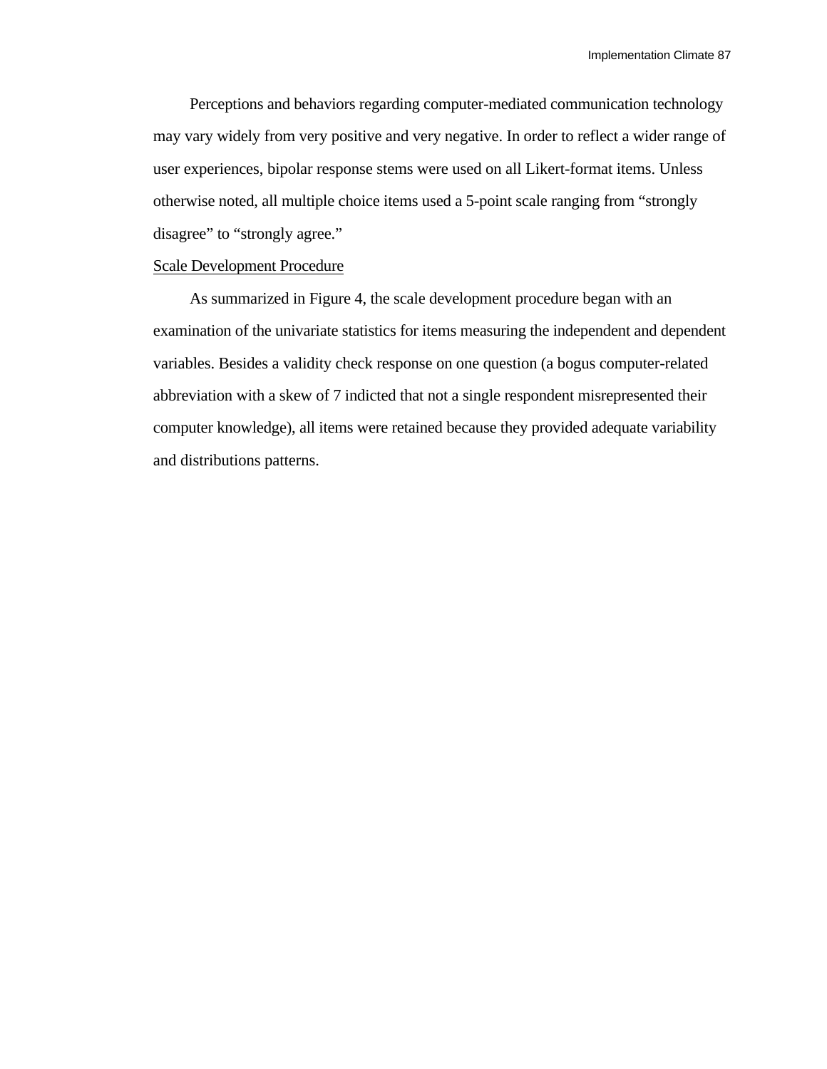Perceptions and behaviors regarding computer-mediated communication technology may vary widely from very positive and very negative. In order to reflect a wider range of user experiences, bipolar response stems were used on all Likert-format items. Unless otherwise noted, all multiple choice items used a 5-point scale ranging from “strongly disagree” to “strongly agree.”

Scale Development Procedure

As summarized in Figure 4, the scale development procedure began with an examination of the univariate statistics for items measuring the independent and dependent variables. Besides a validity check response on one question (a bogus computer-related abbreviation with a skew of 7 indicted that not a single respondent misrepresented their computer knowledge), all items were retained because they provided adequate variability and distributions patterns.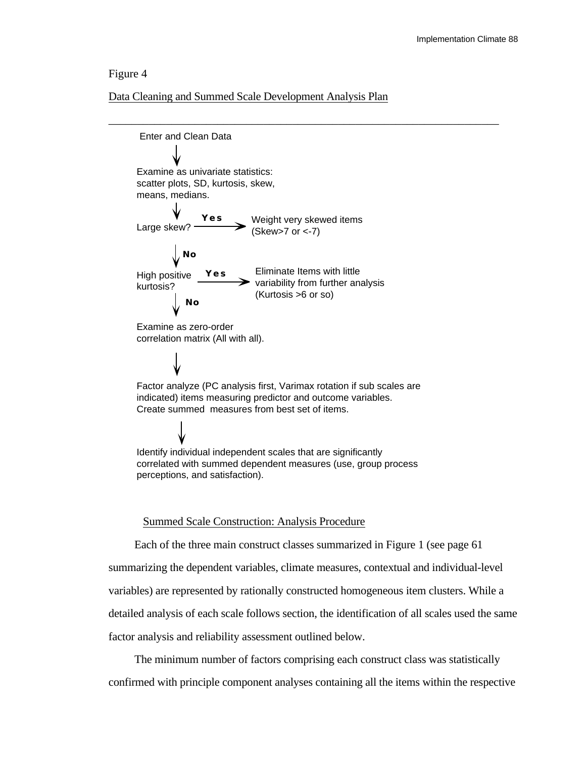Figure 4

Data Cleaning and Summed Scale Development Analysis Plan

---

Enter and Clean Data

↓

Examine as univariate statistics: scatter plots, SD, kurtosis, skew, means, medians.

↓

Large skew? — **Yes** → Weight very skewed items (Skew>7 or <-7)

↓ **No**

High positive kurtosis? — **Yes** → Eliminate Items with little variability from further analysis (Kurtosis >6 or so)

↓ **No**

Examine as zero-order correlation matrix (All with all).

↓

Factor analyze (PC analysis first, Varimax rotation if sub scales are indicated) items measuring predictor and outcome variables. Create summed measures from best set of items.

↓

Identify individual independent scales that are significantly correlated with summed dependent measures (use, group process perceptions, and satisfaction).

## Summed Scale Construction: Analysis Procedure

Each of the three main construct classes summarized in Figure 1 (see page 61 summarizing the dependent variables, climate measures, contextual and individual-level variables) are represented by rationally constructed homogeneous item clusters. While a detailed analysis of each scale follows section, the identification of all scales used the same factor analysis and reliability assessment outlined below.

The minimum number of factors comprising each construct class was statistically confirmed with principle component analyses containing all the items within the respective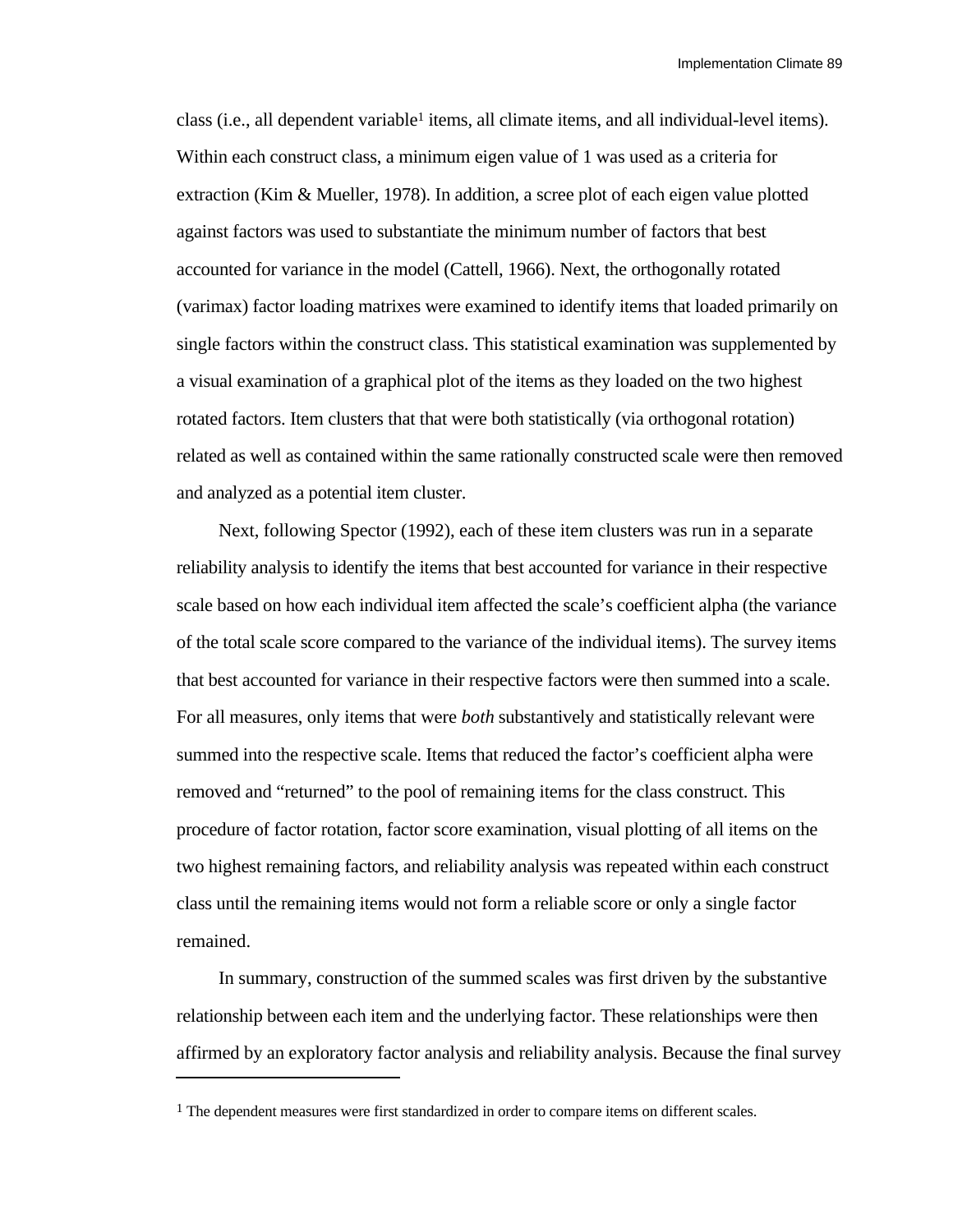class (i.e., all dependent variable[1] items, all climate items, and all individual-level items). Within each construct class, a minimum eigen value of 1 was used as a criteria for extraction (Kim & Mueller, 1978). In addition, a scree plot of each eigen value plotted against factors was used to substantiate the minimum number of factors that best accounted for variance in the model (Cattell, 1966). Next, the orthogonally rotated (varimax) factor loading matrixes were examined to identify items that loaded primarily on single factors within the construct class. This statistical examination was supplemented by a visual examination of a graphical plot of the items as they loaded on the two highest rotated factors. Item clusters that that were both statistically (via orthogonal rotation) related as well as contained within the same rationally constructed scale were then removed and analyzed as a potential item cluster.

Next, following Spector (1992), each of these item clusters was run in a separate reliability analysis to identify the items that best accounted for variance in their respective scale based on how each individual item affected the scale's coefficient alpha (the variance of the total scale score compared to the variance of the individual items). The survey items that best accounted for variance in their respective factors were then summed into a scale. For all measures, only items that were *both* substantively and statistically relevant were summed into the respective scale. Items that reduced the factor's coefficient alpha were removed and "returned" to the pool of remaining items for the class construct. This procedure of factor rotation, factor score examination, visual plotting of all items on the two highest remaining factors, and reliability analysis was repeated within each construct class until the remaining items would not form a reliable score or only a single factor remained.

In summary, construction of the summed scales was first driven by the substantive relationship between each item and the underlying factor. These relationships were then affirmed by an exploratory factor analysis and reliability analysis. Because the final survey

---

[1] The dependent measures were first standardized in order to compare items on different scales.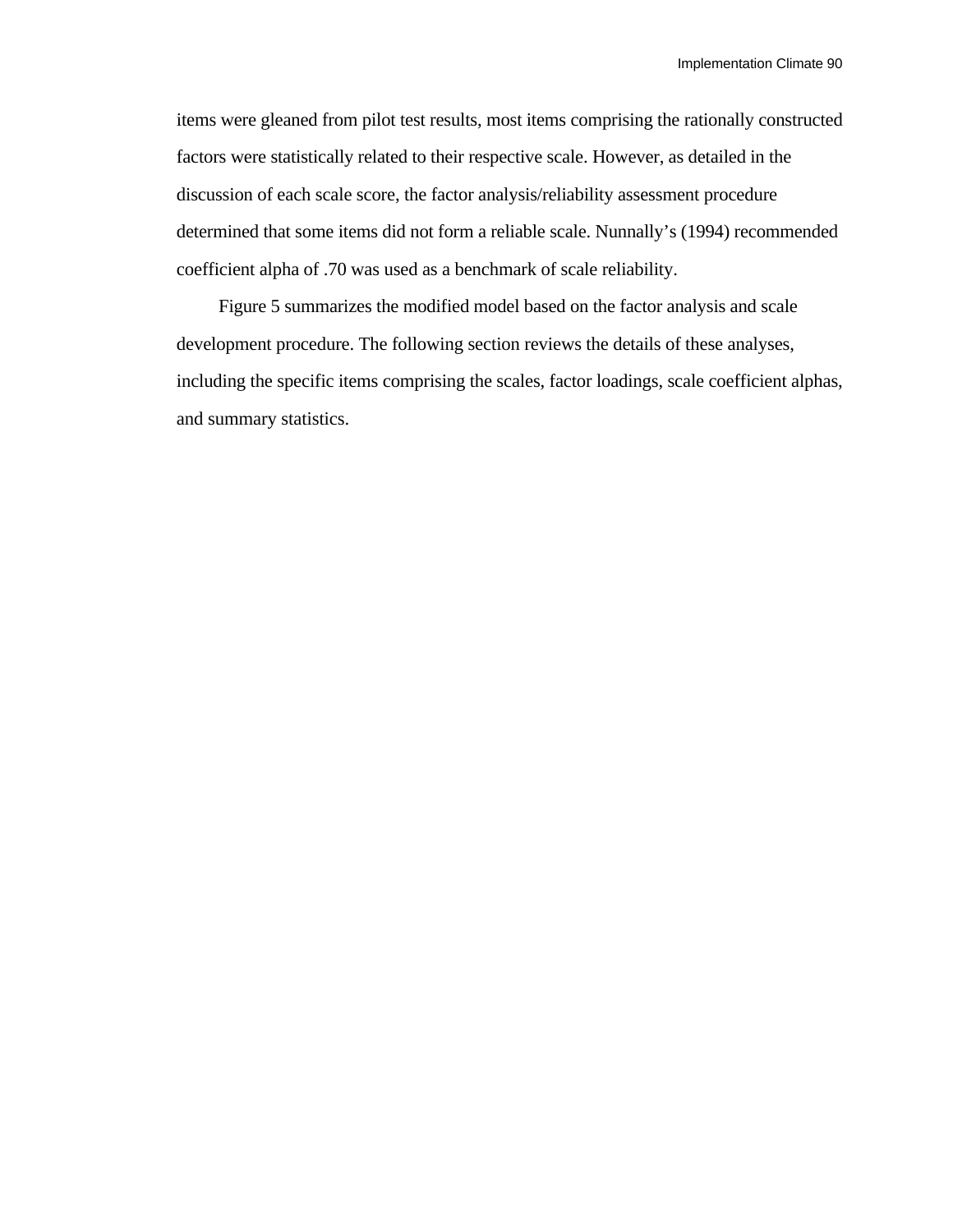items were gleaned from pilot test results, most items comprising the rationally constructed factors were statistically related to their respective scale. However, as detailed in the discussion of each scale score, the factor analysis/reliability assessment procedure determined that some items did not form a reliable scale. Nunnally's (1994) recommended coefficient alpha of .70 was used as a benchmark of scale reliability.

Figure 5 summarizes the modified model based on the factor analysis and scale development procedure. The following section reviews the details of these analyses, including the specific items comprising the scales, factor loadings, scale coefficient alphas, and summary statistics.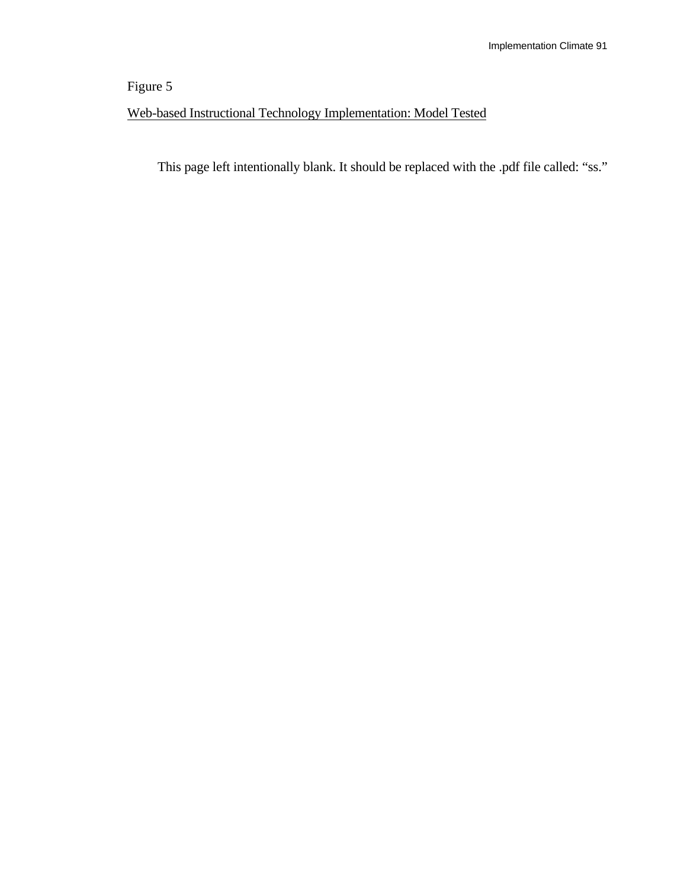Figure 5

Web-based Instructional Technology Implementation: Model Tested

This page left intentionally blank. It should be replaced with the .pdf file called: "ss."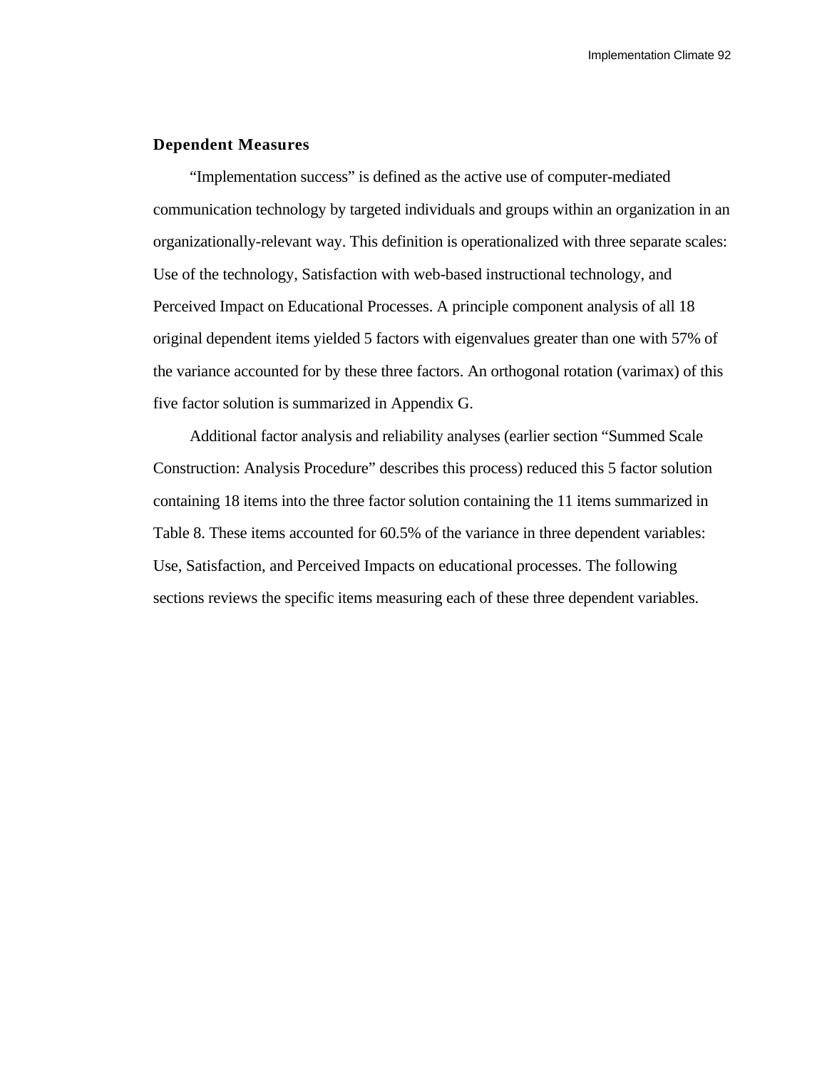### Dependent Measures

"Implementation success" is defined as the active use of computer-mediated communication technology by targeted individuals and groups within an organization in an organizationally-relevant way. This definition is operationalized with three separate scales: Use of the technology, Satisfaction with web-based instructional technology, and Perceived Impact on Educational Processes. A principle component analysis of all 18 original dependent items yielded 5 factors with eigenvalues greater than one with 57% of the variance accounted for by these three factors. An orthogonal rotation (varimax) of this five factor solution is summarized in Appendix G.

Additional factor analysis and reliability analyses (earlier section "Summed Scale Construction: Analysis Procedure" describes this process) reduced this 5 factor solution containing 18 items into the three factor solution containing the 11 items summarized in Table 8. These items accounted for 60.5% of the variance in three dependent variables: Use, Satisfaction, and Perceived Impacts on educational processes. The following sections reviews the specific items measuring each of these three dependent variables.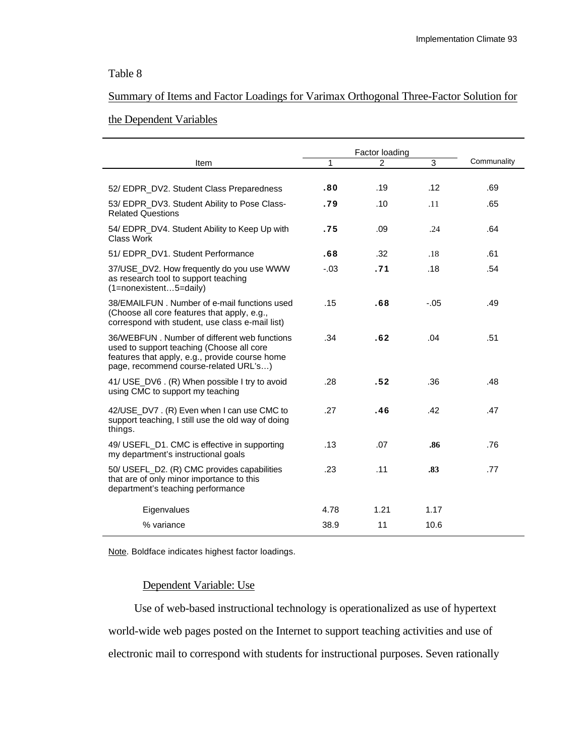Table 8

Summary of Items and Factor Loadings for Varimax Orthogonal Three-Factor Solution for the Dependent Variables

| Item | Factor loading | | | Communality |
|---|---|---|---|---|
| | 1 | 2 | 3 | |
| 52/ EDPR_DV2. Student Class Preparedness | **.80** | .19 | .12 | .69 |
| 53/ EDPR_DV3. Student Ability to Pose Class-Related Questions | **.79** | .10 | .11 | .65 |
| 54/ EDPR_DV4. Student Ability to Keep Up with Class Work | **.75** | .09 | .24 | .64 |
| 51/ EDPR_DV1. Student Performance | **.68** | .32 | .18 | .61 |
| 37/USE_DV2. How frequently do you use WWW as research tool to support teaching (1=nonexistent…5=daily) | -.03 | **.71** | .18 | .54 |
| 38/EMAILFUN . Number of e-mail functions used (Choose all core features that apply, e.g., correspond with student, use class e-mail list) | .15 | **.68** | -.05 | .49 |
| 36/WEBFUN . Number of different web functions used to support teaching (Choose all core features that apply, e.g., provide course home page, recommend course-related URL's…) | .34 | **.62** | .04 | .51 |
| 41/ USE_DV6 . (R) When possible I try to avoid using CMC to support my teaching | .28 | **.52** | .36 | .48 |
| 42/USE_DV7 . (R) Even when I can use CMC to support teaching, I still use the old way of doing things. | .27 | **.46** | .42 | .47 |
| 49/ USEFL_D1. CMC is effective in supporting my department's instructional goals | .13 | .07 | **.86** | .76 |
| 50/ USEFL_D2. (R) CMC provides capabilities that are of only minor importance to this department's teaching performance | .23 | .11 | **.83** | .77 |
| Eigenvalues | 4.78 | 1.21 | 1.17 | |
| % variance | 38.9 | 11 | 10.6 | |

Note. Boldface indicates highest factor loadings.

## Dependent Variable: Use

Use of web-based instructional technology is operationalized as use of hypertext world-wide web pages posted on the Internet to support teaching activities and use of electronic mail to correspond with students for instructional purposes. Seven rationally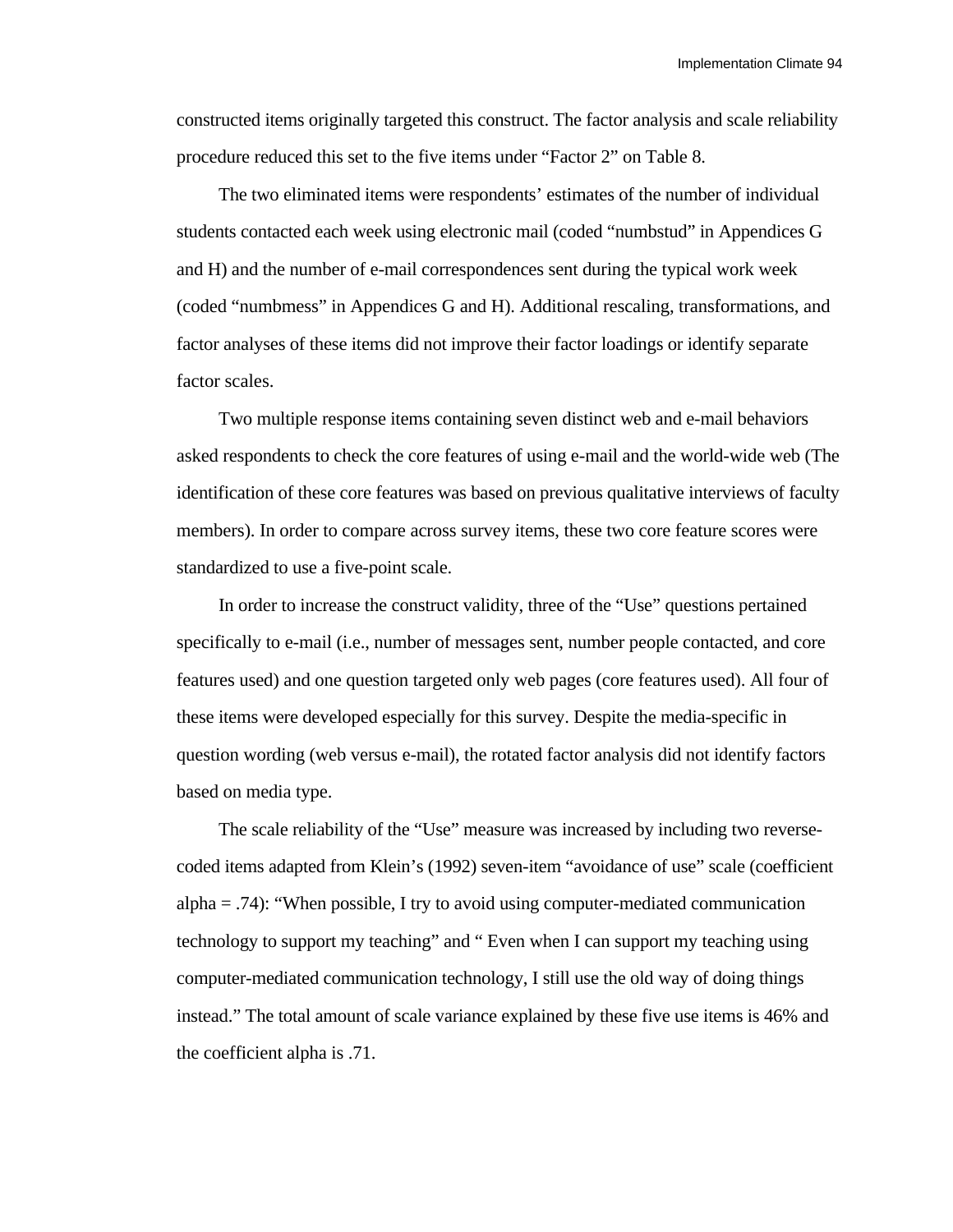constructed items originally targeted this construct. The factor analysis and scale reliability procedure reduced this set to the five items under “Factor 2” on Table 8.

The two eliminated items were respondents’ estimates of the number of individual students contacted each week using electronic mail (coded “numbstud” in Appendices G and H) and the number of e-mail correspondences sent during the typical work week (coded “numbmess” in Appendices G and H). Additional rescaling, transformations, and factor analyses of these items did not improve their factor loadings or identify separate factor scales.

Two multiple response items containing seven distinct web and e-mail behaviors asked respondents to check the core features of using e-mail and the world-wide web (The identification of these core features was based on previous qualitative interviews of faculty members). In order to compare across survey items, these two core feature scores were standardized to use a five-point scale.

In order to increase the construct validity, three of the “Use” questions pertained specifically to e-mail (i.e., number of messages sent, number people contacted, and core features used) and one question targeted only web pages (core features used). All four of these items were developed especially for this survey. Despite the media-specific in question wording (web versus e-mail), the rotated factor analysis did not identify factors based on media type.

The scale reliability of the “Use” measure was increased by including two reverse-coded items adapted from Klein’s (1992) seven-item “avoidance of use” scale (coefficient alpha = .74): “When possible, I try to avoid using computer-mediated communication technology to support my teaching” and “ Even when I can support my teaching using computer-mediated communication technology, I still use the old way of doing things instead.” The total amount of scale variance explained by these five use items is 46% and the coefficient alpha is .71.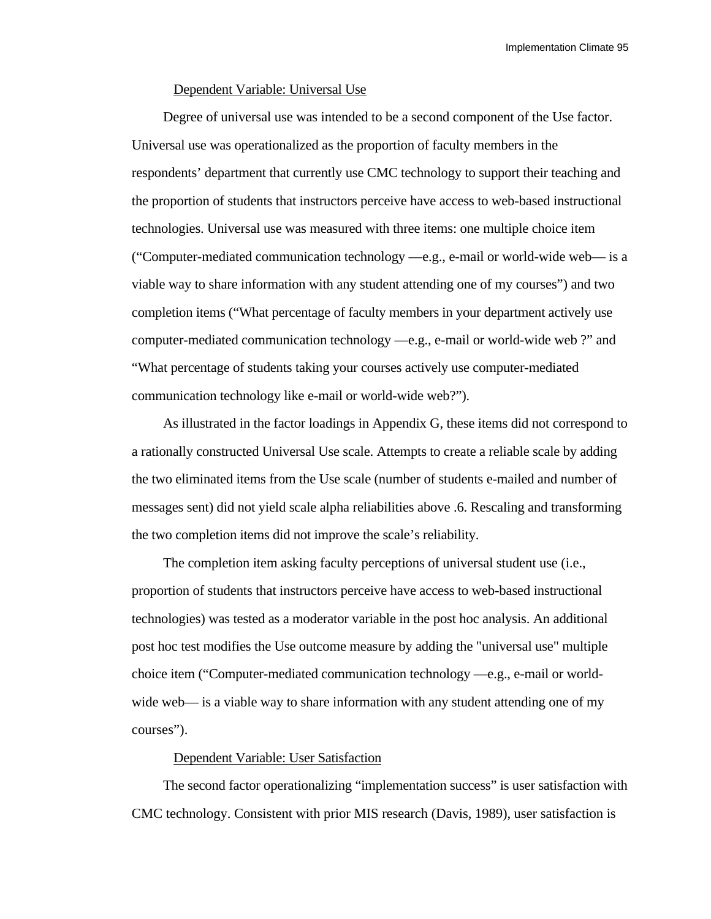Dependent Variable: Universal Use

Degree of universal use was intended to be a second component of the Use factor. Universal use was operationalized as the proportion of faculty members in the respondents' department that currently use CMC technology to support their teaching and the proportion of students that instructors perceive have access to web-based instructional technologies. Universal use was measured with three items: one multiple choice item ("Computer-mediated communication technology —e.g., e-mail or world-wide web— is a viable way to share information with any student attending one of my courses") and two completion items ("What percentage of faculty members in your department actively use computer-mediated communication technology —e.g., e-mail or world-wide web ?" and "What percentage of students taking your courses actively use computer-mediated communication technology like e-mail or world-wide web?").

As illustrated in the factor loadings in Appendix G, these items did not correspond to a rationally constructed Universal Use scale. Attempts to create a reliable scale by adding the two eliminated items from the Use scale (number of students e-mailed and number of messages sent) did not yield scale alpha reliabilities above .6. Rescaling and transforming the two completion items did not improve the scale's reliability.

The completion item asking faculty perceptions of universal student use (i.e., proportion of students that instructors perceive have access to web-based instructional technologies) was tested as a moderator variable in the post hoc analysis. An additional post hoc test modifies the Use outcome measure by adding the "universal use" multiple choice item ("Computer-mediated communication technology —e.g., e-mail or world-wide web— is a viable way to share information with any student attending one of my courses").

Dependent Variable: User Satisfaction

The second factor operationalizing "implementation success" is user satisfaction with CMC technology. Consistent with prior MIS research (Davis, 1989), user satisfaction is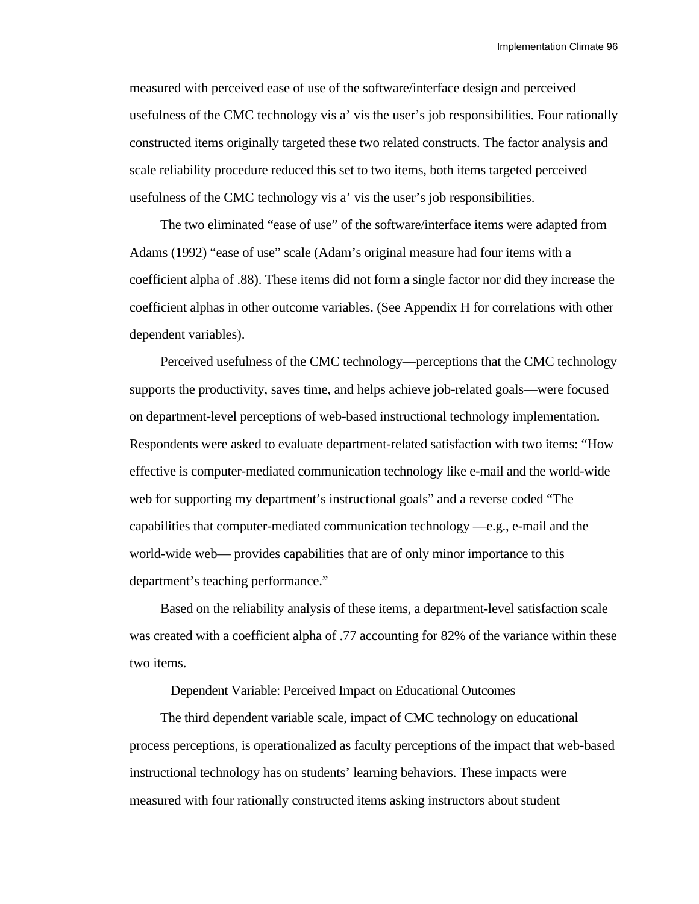measured with perceived ease of use of the software/interface design and perceived usefulness of the CMC technology vis a' vis the user's job responsibilities. Four rationally constructed items originally targeted these two related constructs. The factor analysis and scale reliability procedure reduced this set to two items, both items targeted perceived usefulness of the CMC technology vis a' vis the user's job responsibilities.

The two eliminated "ease of use" of the software/interface items were adapted from Adams (1992) "ease of use" scale (Adam's original measure had four items with a coefficient alpha of .88). These items did not form a single factor nor did they increase the coefficient alphas in other outcome variables. (See Appendix H for correlations with other dependent variables).

Perceived usefulness of the CMC technology—perceptions that the CMC technology supports the productivity, saves time, and helps achieve job-related goals—were focused on department-level perceptions of web-based instructional technology implementation. Respondents were asked to evaluate department-related satisfaction with two items: "How effective is computer-mediated communication technology like e-mail and the world-wide web for supporting my department's instructional goals" and a reverse coded "The capabilities that computer-mediated communication technology —e.g., e-mail and the world-wide web— provides capabilities that are of only minor importance to this department's teaching performance."

Based on the reliability analysis of these items, a department-level satisfaction scale was created with a coefficient alpha of .77 accounting for 82% of the variance within these two items.

<u>Dependent Variable: Perceived Impact on Educational Outcomes</u>

The third dependent variable scale, impact of CMC technology on educational process perceptions, is operationalized as faculty perceptions of the impact that web-based instructional technology has on students' learning behaviors. These impacts were measured with four rationally constructed items asking instructors about student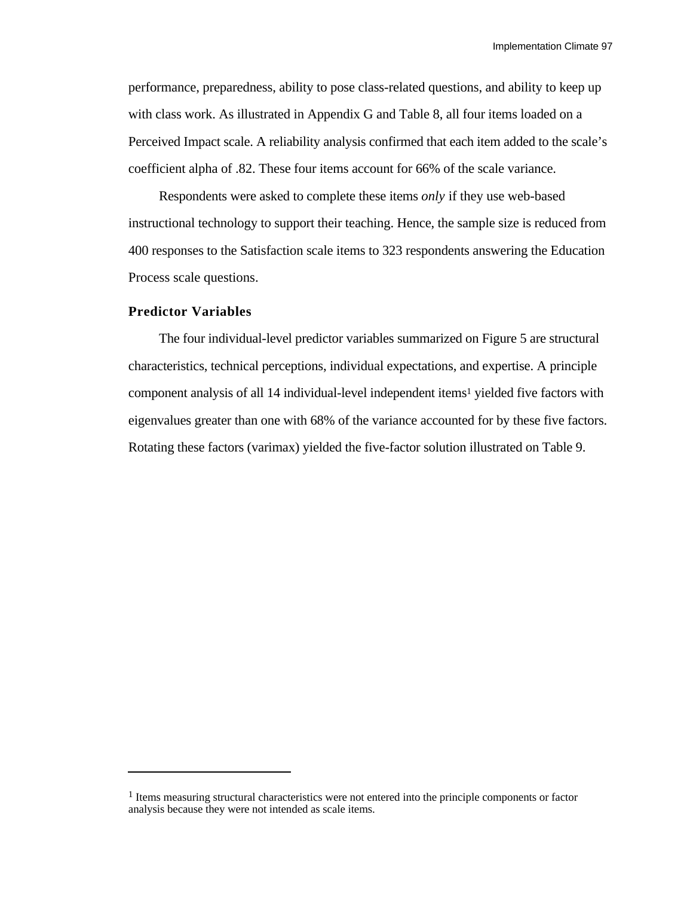performance, preparedness, ability to pose class-related questions, and ability to keep up with class work. As illustrated in Appendix G and Table 8, all four items loaded on a Perceived Impact scale. A reliability analysis confirmed that each item added to the scale's coefficient alpha of .82. These four items account for 66% of the scale variance.

Respondents were asked to complete these items *only* if they use web-based instructional technology to support their teaching. Hence, the sample size is reduced from 400 responses to the Satisfaction scale items to 323 respondents answering the Education Process scale questions.

### Predictor Variables

The four individual-level predictor variables summarized on Figure 5 are structural characteristics, technical perceptions, individual expectations, and expertise. A principle component analysis of all 14 individual-level independent items[1] yielded five factors with eigenvalues greater than one with 68% of the variance accounted for by these five factors. Rotating these factors (varimax) yielded the five-factor solution illustrated on Table 9.

---

[1] Items measuring structural characteristics were not entered into the principle components or factor analysis because they were not intended as scale items.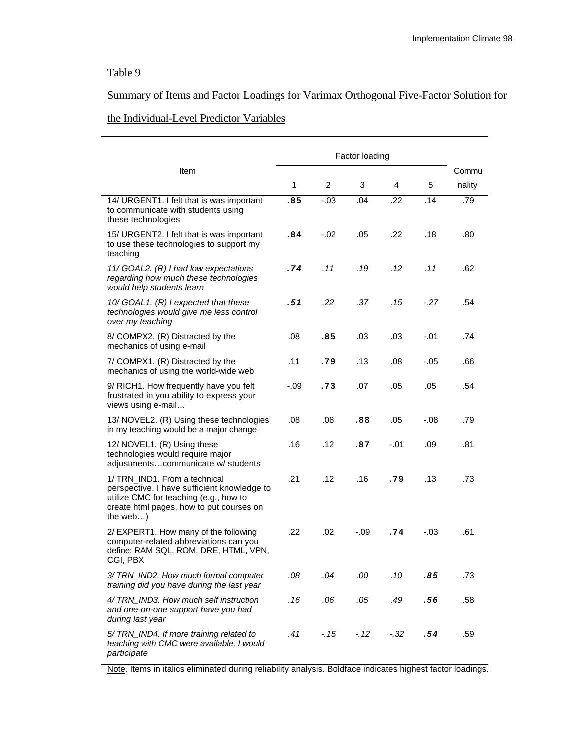Table 9

Summary of Items and Factor Loadings for Varimax Orthogonal Five-Factor Solution for the Individual-Level Predictor Variables

| Item | Factor loading | | | | | Communality |
|---|---|---|---|---|---|---|
| | 1 | 2 | 3 | 4 | 5 | |
| 14/ URGENT1. I felt that is was important to communicate with students using these technologies | **.85** | -.03 | .04 | .22 | .14 | .79 |
| 15/ URGENT2. I felt that is was important to use these technologies to support my teaching | **.84** | -.02 | .05 | .22 | .18 | .80 |
| *11/ GOAL2. (R) I had low expectations regarding how much these technologies would help students learn* | ***.74*** | *.11* | *.19* | *.12* | *.11* | .62 |
| *10/ GOAL1. (R) I expected that these technologies would give me less control over my teaching* | ***.51*** | *.22* | *.37* | *.15* | *-.27* | .54 |
| 8/ COMPX2. (R) Distracted by the mechanics of using e-mail | .08 | **.85** | .03 | .03 | -.01 | .74 |
| 7/ COMPX1. (R) Distracted by the mechanics of using the world-wide web | .11 | **.79** | .13 | .08 | -.05 | .66 |
| 9/ RICH1. How frequently have you felt frustrated in you ability to express your views using e-mail… | -.09 | **.73** | .07 | .05 | .05 | .54 |
| 13/ NOVEL2. (R) Using these technologies in my teaching would be a major change | .08 | .08 | **.88** | .05 | -.08 | .79 |
| 12/ NOVEL1. (R) Using these technologies would require major adjustments…communicate w/ students | .16 | .12 | **.87** | -.01 | .09 | .81 |
| 1/ TRN_IND1. From a technical perspective, I have sufficient knowledge to utilize CMC for teaching (e.g., how to create html pages, how to put courses on the web…) | .21 | .12 | .16 | **.79** | .13 | .73 |
| 2/ EXPERT1. How many of the following computer-related abbreviations can you define: RAM SQL, ROM, DRE, HTML, VPN, CGI, PBX | .22 | .02 | -.09 | **.74** | -.03 | .61 |
| *3/ TRN_IND2. How much formal computer training did you have during the last year* | *.08* | *.04* | *.00* | *.10* | ***.85*** | .73 |
| *4/ TRN_IND3. How much self instruction and one-on-one support have you had during last year* | *.16* | *.06* | *.05* | *.49* | ***.56*** | .58 |
| *5/ TRN_IND4. If more training related to teaching with CMC were available, I would participate* | *.41* | *-.15* | *-.12* | *-.32* | ***.54*** | .59 |

Note. Items in italics eliminated during reliability analysis. Boldface indicates highest factor loadings.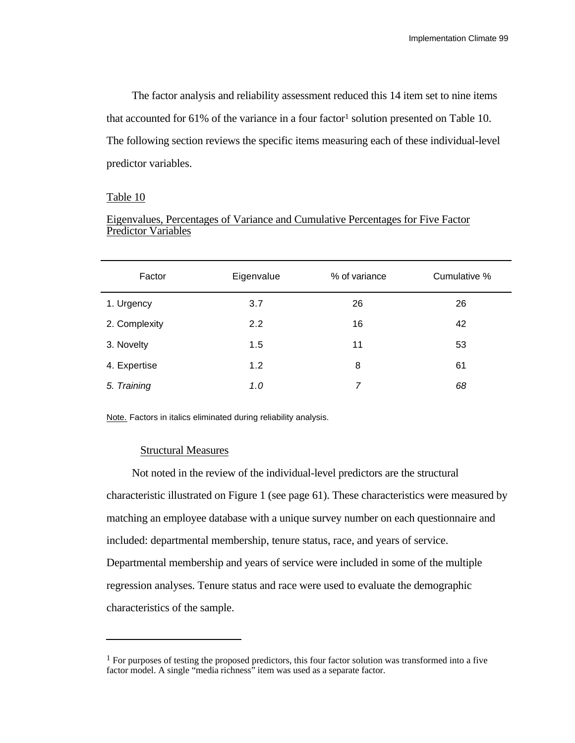The factor analysis and reliability assessment reduced this 14 item set to nine items that accounted for 61% of the variance in a four factor[1] solution presented on Table 10. The following section reviews the specific items measuring each of these individual-level predictor variables.

Table 10

Eigenvalues, Percentages of Variance and Cumulative Percentages for Five Factor Predictor Variables

| Factor | Eigenvalue | % of variance | Cumulative % |
|---|---|---|---|
| 1. Urgency | 3.7 | 26 | 26 |
| 2. Complexity | 2.2 | 16 | 42 |
| 3. Novelty | 1.5 | 11 | 53 |
| 4. Expertise | 1.2 | 8 | 61 |
| *5. Training* | *1.0* | *7* | *68* |

Note. Factors in italics eliminated during reliability analysis.

### Structural Measures

Not noted in the review of the individual-level predictors are the structural characteristic illustrated on Figure 1 (see page 61). These characteristics were measured by matching an employee database with a unique survey number on each questionnaire and included: departmental membership, tenure status, race, and years of service. Departmental membership and years of service were included in some of the multiple regression analyses. Tenure status and race were used to evaluate the demographic characteristics of the sample.

---

[1] For purposes of testing the proposed predictors, this four factor solution was transformed into a five factor model. A single "media richness" item was used as a separate factor.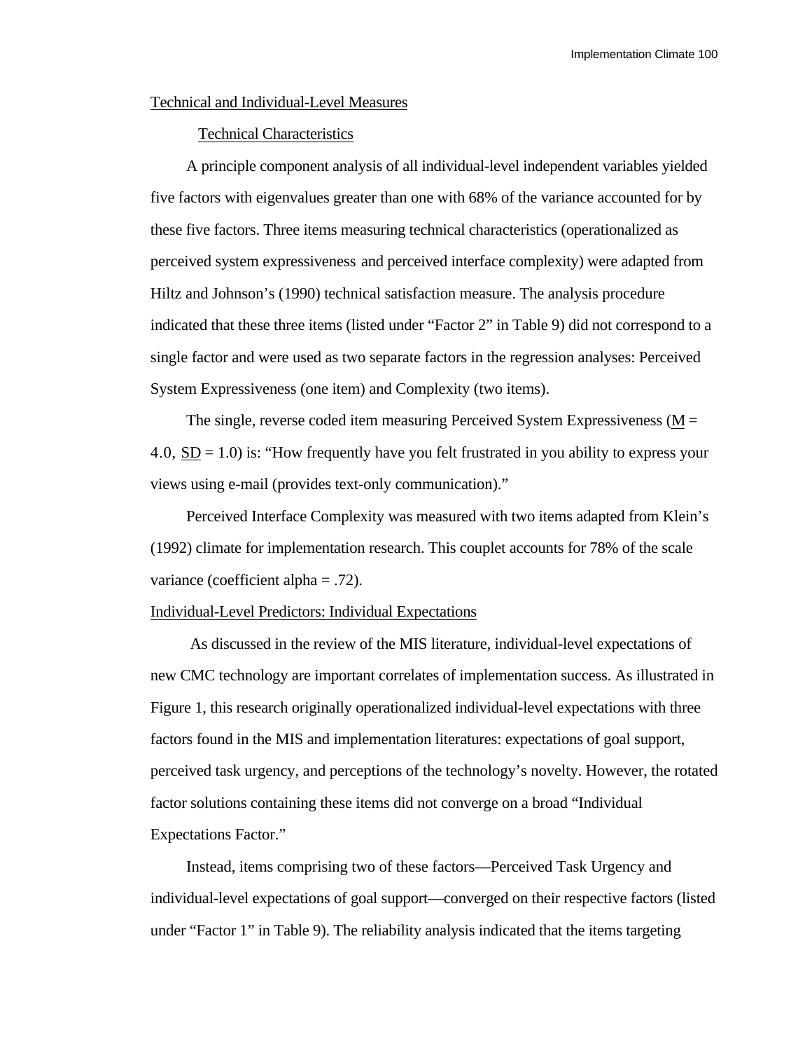Technical and Individual-Level Measures

Technical Characteristics

A principle component analysis of all individual-level independent variables yielded five factors with eigenvalues greater than one with 68% of the variance accounted for by these five factors. Three items measuring technical characteristics (operationalized as perceived system expressiveness and perceived interface complexity) were adapted from Hiltz and Johnson's (1990) technical satisfaction measure. The analysis procedure indicated that these three items (listed under "Factor 2" in Table 9) did not correspond to a single factor and were used as two separate factors in the regression analyses: Perceived System Expressiveness (one item) and Complexity (two items).

The single, reverse coded item measuring Perceived System Expressiveness (M = 4.0, SD = 1.0) is: "How frequently have you felt frustrated in you ability to express your views using e-mail (provides text-only communication)."

Perceived Interface Complexity was measured with two items adapted from Klein's (1992) climate for implementation research. This couplet accounts for 78% of the scale variance (coefficient alpha = .72).

Individual-Level Predictors: Individual Expectations

As discussed in the review of the MIS literature, individual-level expectations of new CMC technology are important correlates of implementation success. As illustrated in Figure 1, this research originally operationalized individual-level expectations with three factors found in the MIS and implementation literatures: expectations of goal support, perceived task urgency, and perceptions of the technology's novelty. However, the rotated factor solutions containing these items did not converge on a broad "Individual Expectations Factor."

Instead, items comprising two of these factors—Perceived Task Urgency and individual-level expectations of goal support—converged on their respective factors (listed under "Factor 1" in Table 9). The reliability analysis indicated that the items targeting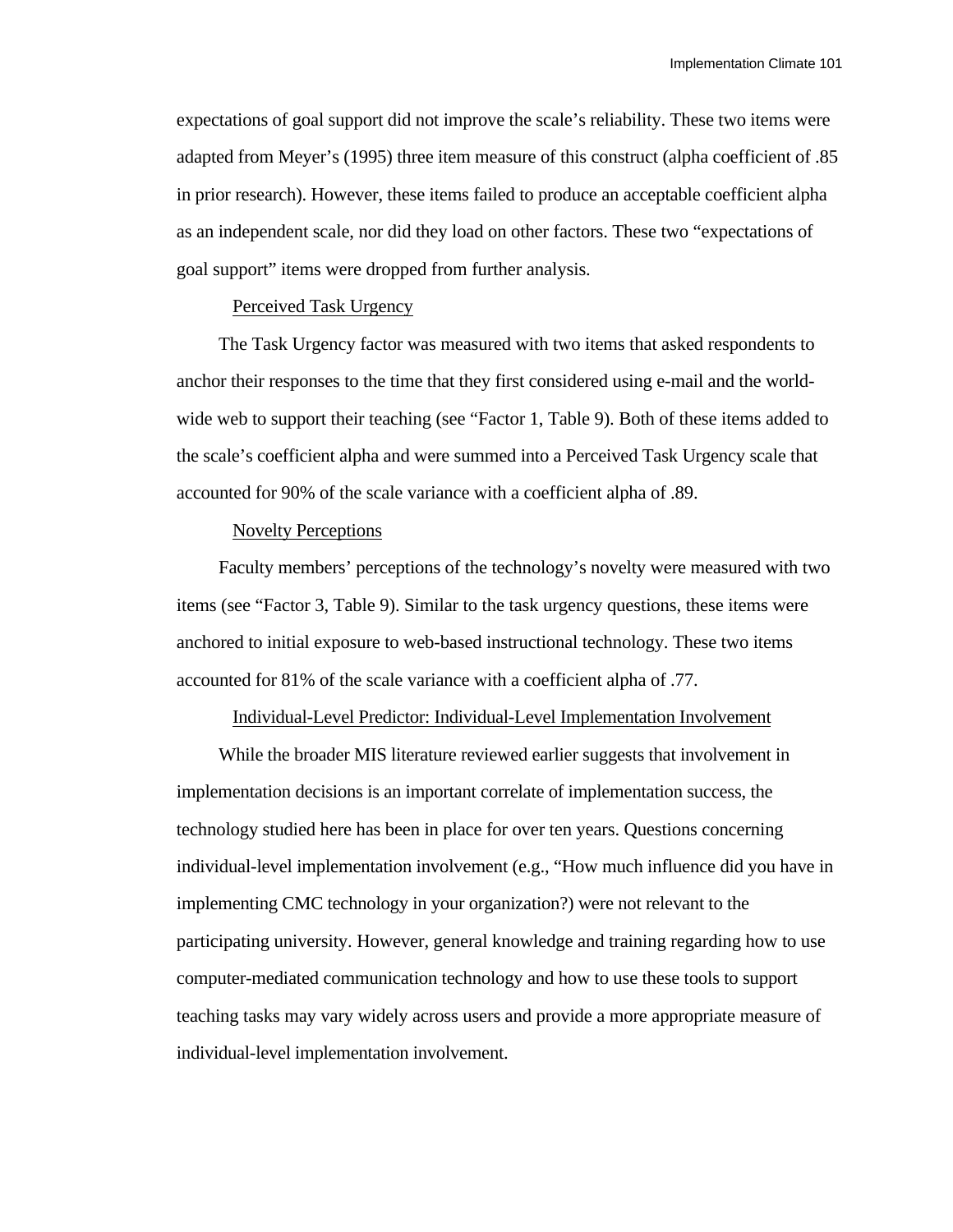expectations of goal support did not improve the scale's reliability. These two items were adapted from Meyer's (1995) three item measure of this construct (alpha coefficient of .85 in prior research). However, these items failed to produce an acceptable coefficient alpha as an independent scale, nor did they load on other factors. These two "expectations of goal support" items were dropped from further analysis.

### Perceived Task Urgency

The Task Urgency factor was measured with two items that asked respondents to anchor their responses to the time that they first considered using e-mail and the world-wide web to support their teaching (see "Factor 1, Table 9). Both of these items added to the scale's coefficient alpha and were summed into a Perceived Task Urgency scale that accounted for 90% of the scale variance with a coefficient alpha of .89.

### Novelty Perceptions

Faculty members' perceptions of the technology's novelty were measured with two items (see "Factor 3, Table 9). Similar to the task urgency questions, these items were anchored to initial exposure to web-based instructional technology. These two items accounted for 81% of the scale variance with a coefficient alpha of .77.

### Individual-Level Predictor: Individual-Level Implementation Involvement

While the broader MIS literature reviewed earlier suggests that involvement in implementation decisions is an important correlate of implementation success, the technology studied here has been in place for over ten years. Questions concerning individual-level implementation involvement (e.g., "How much influence did you have in implementing CMC technology in your organization?) were not relevant to the participating university. However, general knowledge and training regarding how to use computer-mediated communication technology and how to use these tools to support teaching tasks may vary widely across users and provide a more appropriate measure of individual-level implementation involvement.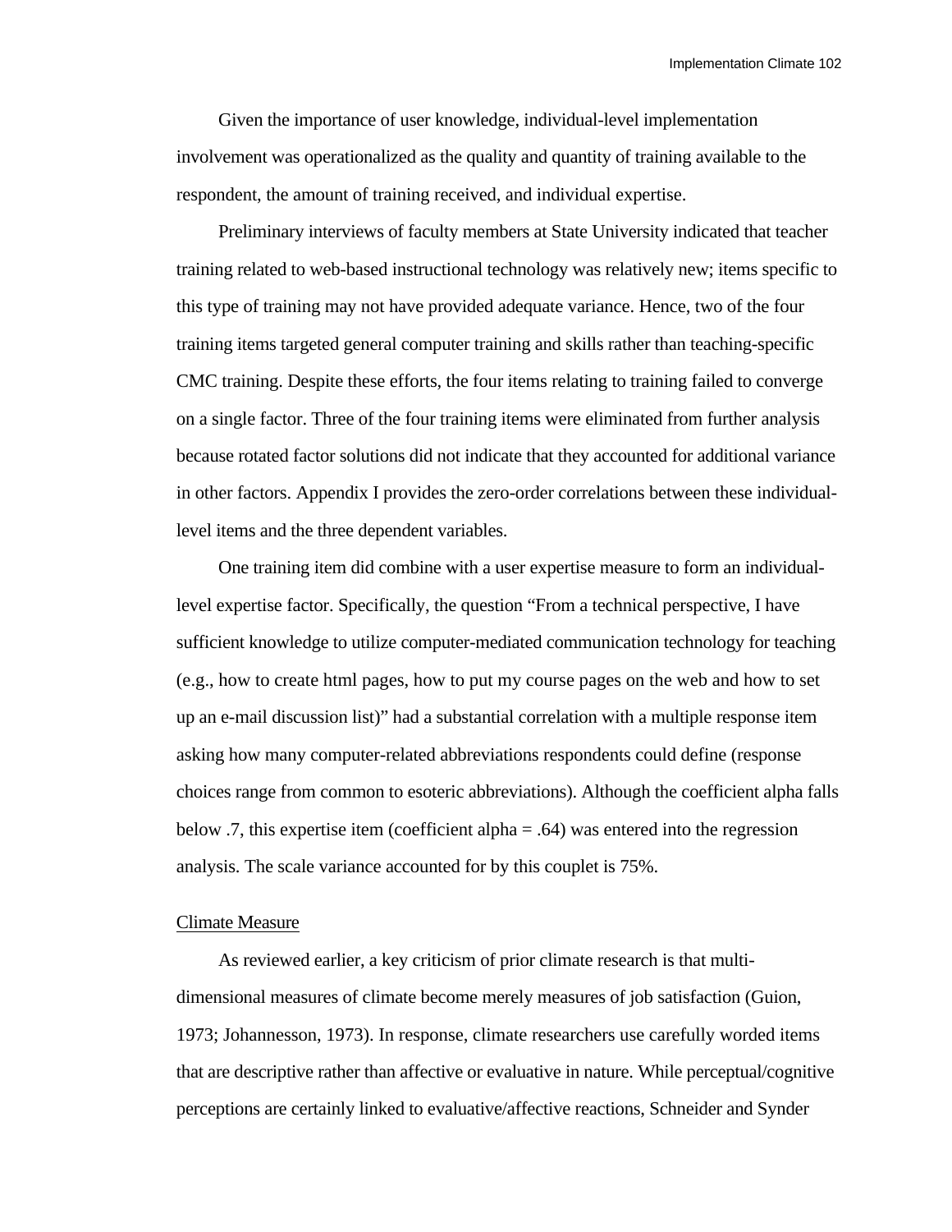Given the importance of user knowledge, individual-level implementation involvement was operationalized as the quality and quantity of training available to the respondent, the amount of training received, and individual expertise.

Preliminary interviews of faculty members at State University indicated that teacher training related to web-based instructional technology was relatively new; items specific to this type of training may not have provided adequate variance. Hence, two of the four training items targeted general computer training and skills rather than teaching-specific CMC training. Despite these efforts, the four items relating to training failed to converge on a single factor. Three of the four training items were eliminated from further analysis because rotated factor solutions did not indicate that they accounted for additional variance in other factors. Appendix I provides the zero-order correlations between these individual-level items and the three dependent variables.

One training item did combine with a user expertise measure to form an individual-level expertise factor. Specifically, the question "From a technical perspective, I have sufficient knowledge to utilize computer-mediated communication technology for teaching (e.g., how to create html pages, how to put my course pages on the web and how to set up an e-mail discussion list)" had a substantial correlation with a multiple response item asking how many computer-related abbreviations respondents could define (response choices range from common to esoteric abbreviations). Although the coefficient alpha falls below .7, this expertise item (coefficient alpha = .64) was entered into the regression analysis. The scale variance accounted for by this couplet is 75%.

<u>Climate Measure</u>

As reviewed earlier, a key criticism of prior climate research is that multi-dimensional measures of climate become merely measures of job satisfaction (Guion, 1973; Johannesson, 1973). In response, climate researchers use carefully worded items that are descriptive rather than affective or evaluative in nature. While perceptual/cognitive perceptions are certainly linked to evaluative/affective reactions, Schneider and Synder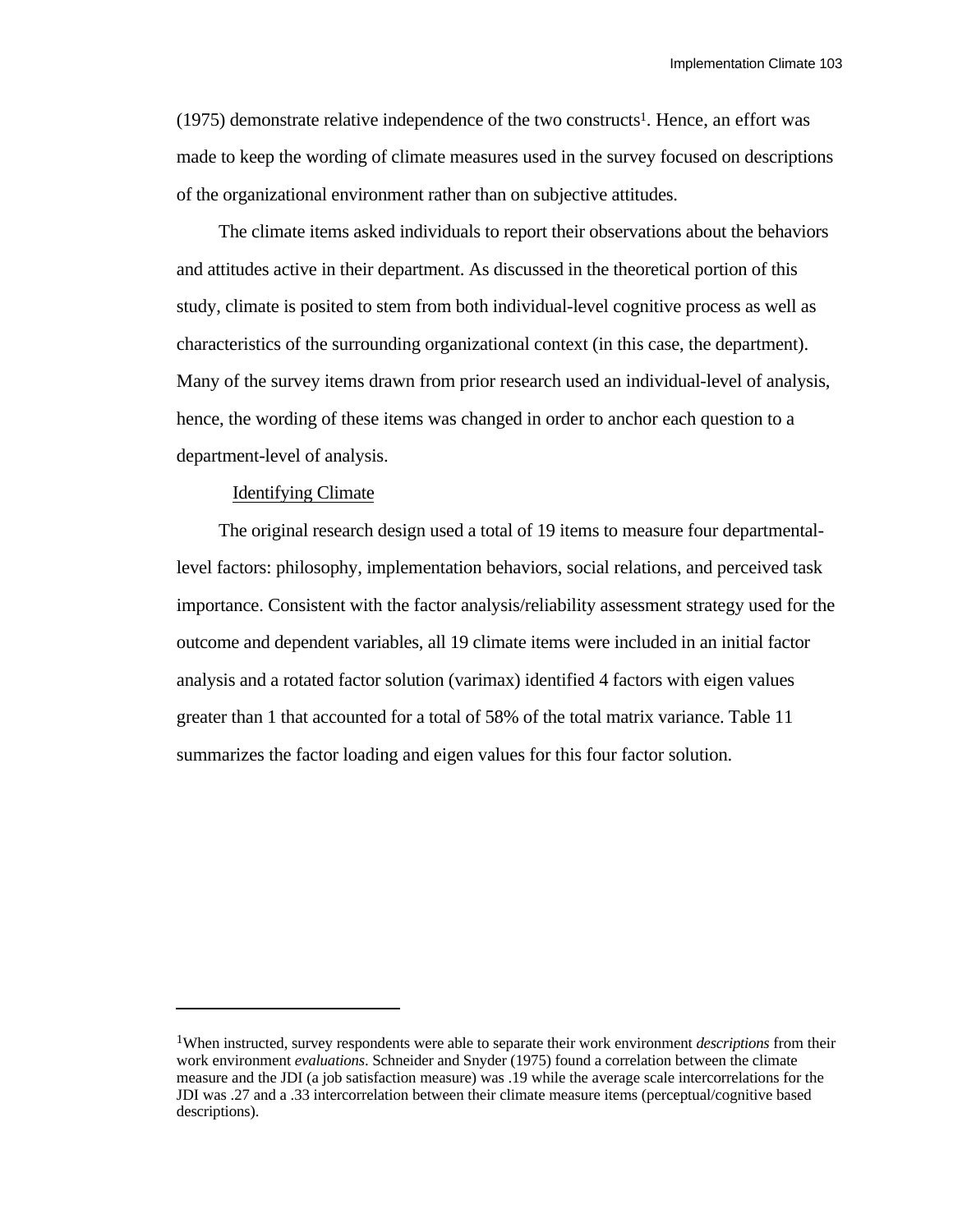(1975) demonstrate relative independence of the two constructs[1]. Hence, an effort was made to keep the wording of climate measures used in the survey focused on descriptions of the organizational environment rather than on subjective attitudes.

The climate items asked individuals to report their observations about the behaviors and attitudes active in their department. As discussed in the theoretical portion of this study, climate is posited to stem from both individual-level cognitive process as well as characteristics of the surrounding organizational context (in this case, the department). Many of the survey items drawn from prior research used an individual-level of analysis, hence, the wording of these items was changed in order to anchor each question to a department-level of analysis.

### Identifying Climate

The original research design used a total of 19 items to measure four departmental-level factors: philosophy, implementation behaviors, social relations, and perceived task importance. Consistent with the factor analysis/reliability assessment strategy used for the outcome and dependent variables, all 19 climate items were included in an initial factor analysis and a rotated factor solution (varimax) identified 4 factors with eigen values greater than 1 that accounted for a total of 58% of the total matrix variance. Table 11 summarizes the factor loading and eigen values for this four factor solution.

---

[1] When instructed, survey respondents were able to separate their work environment *descriptions* from their work environment *evaluations*. Schneider and Snyder (1975) found a correlation between the climate measure and the JDI (a job satisfaction measure) was .19 while the average scale intercorrelations for the JDI was .27 and a .33 intercorrelation between their climate measure items (perceptual/cognitive based descriptions).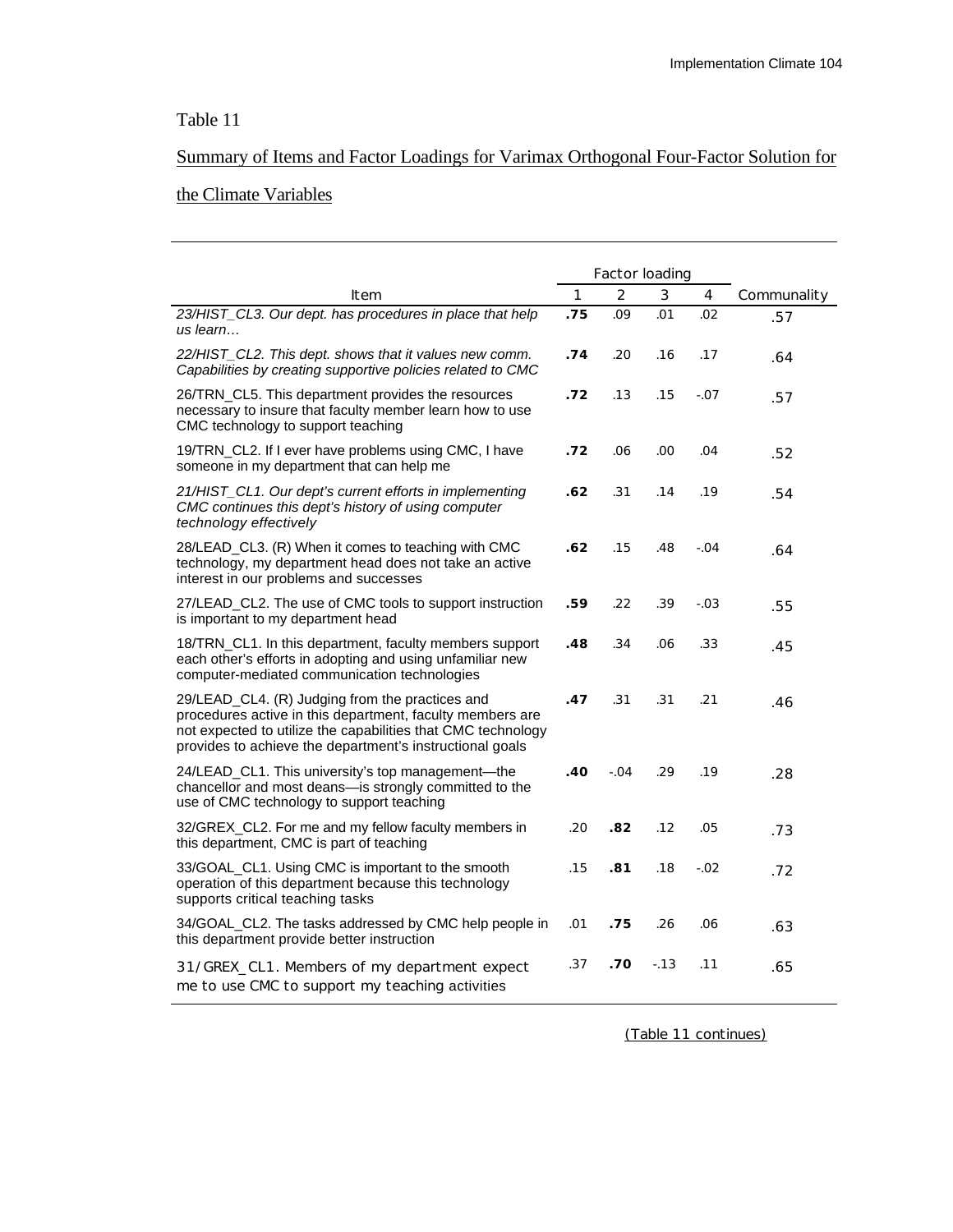Table 11

Summary of Items and Factor Loadings for Varimax Orthogonal Four-Factor Solution for the Climate Variables

| Item | Factor loading | | | | Communality |
|---|---|---|---|---|---|
| | 1 | 2 | 3 | 4 | |
| *23/HIST_CL3. Our dept. has procedures in place that help us learn…* | **.75** | .09 | .01 | .02 | .57 |
| *22/HIST_CL2. This dept. shows that it values new comm. Capabilities by creating supportive policies related to CMC* | **.74** | .20 | .16 | .17 | .64 |
| 26/TRN_CL5. This department provides the resources necessary to insure that faculty member learn how to use CMC technology to support teaching | **.72** | .13 | .15 | -.07 | .57 |
| 19/TRN_CL2. If I ever have problems using CMC, I have someone in my department that can help me | **.72** | .06 | .00 | .04 | .52 |
| *21/HIST_CL1. Our dept's current efforts in implementing CMC continues this dept's history of using computer technology effectively* | **.62** | .31 | .14 | .19 | .54 |
| 28/LEAD_CL3. (R) When it comes to teaching with CMC technology, my department head does not take an active interest in our problems and successes | **.62** | .15 | .48 | -.04 | .64 |
| 27/LEAD_CL2. The use of CMC tools to support instruction is important to my department head | **.59** | .22 | .39 | -.03 | .55 |
| 18/TRN_CL1. In this department, faculty members support each other's efforts in adopting and using unfamiliar new computer-mediated communication technologies | **.48** | .34 | .06 | .33 | .45 |
| 29/LEAD_CL4. (R) Judging from the practices and procedures active in this department, faculty members are not expected to utilize the capabilities that CMC technology provides to achieve the department's instructional goals | **.47** | .31 | .31 | .21 | .46 |
| 24/LEAD_CL1. This university's top management—the chancellor and most deans—is strongly committed to the use of CMC technology to support teaching | **.40** | -.04 | .29 | .19 | .28 |
| 32/GREX_CL2. For me and my fellow faculty members in this department, CMC is part of teaching | .20 | **.82** | .12 | .05 | .73 |
| 33/GOAL_CL1. Using CMC is important to the smooth operation of this department because this technology supports critical teaching tasks | .15 | **.81** | .18 | -.02 | .72 |
| 34/GOAL_CL2. The tasks addressed by CMC help people in this department provide better instruction | .01 | **.75** | .26 | .06 | .63 |
| 31/GREX_CL1. Members of my department expect me to use CMC to support my teaching activities | .37 | **.70** | -.13 | .11 | .65 |

(Table 11 continues)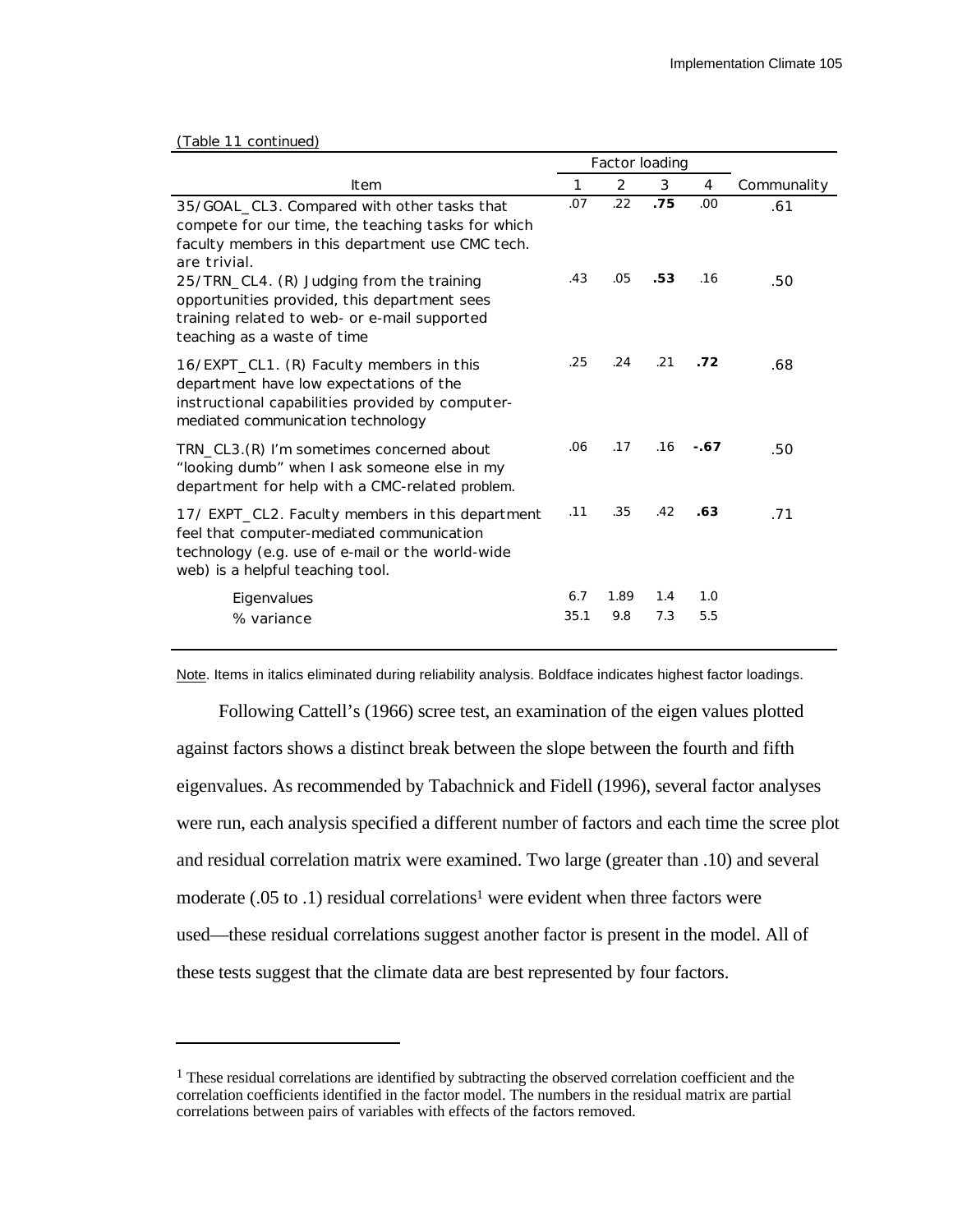(Table 11 continued)

| Item | Factor loading | | | | Communality |
|---|---|---|---|---|---|
| | 1 | 2 | 3 | 4 | |
| 35/GOAL_CL3. Compared with other tasks that compete for our time, the teaching tasks for which faculty members in this department use CMC tech. are trivial. | .07 | .22 | **.75** | .00 | .61 |
| 25/TRN_CL4. (R) Judging from the training opportunities provided, this department sees training related to web- or e-mail supported teaching as a waste of time | .43 | .05 | **.53** | .16 | .50 |
| 16/EXPT_CL1. (R) Faculty members in this department have low expectations of the instructional capabilities provided by computer-mediated communication technology | .25 | .24 | .21 | **.72** | .68 |
| TRN_CL3.(R) I'm sometimes concerned about "looking dumb" when I ask someone else in my department for help with a CMC-related problem. | .06 | .17 | .16 | **-.67** | .50 |
| 17/ EXPT_CL2. Faculty members in this department feel that computer-mediated communication technology (e.g. use of e-mail or the world-wide web) is a helpful teaching tool. | .11 | .35 | .42 | **.63** | .71 |
| Eigenvalues | 6.7 | 1.89 | 1.4 | 1.0 | |
| % variance | 35.1 | 9.8 | 7.3 | 5.5 | |

Note. Items in italics eliminated during reliability analysis. Boldface indicates highest factor loadings.

Following Cattell's (1966) scree test, an examination of the eigen values plotted against factors shows a distinct break between the slope between the fourth and fifth eigenvalues. As recommended by Tabachnick and Fidell (1996), several factor analyses were run, each analysis specified a different number of factors and each time the scree plot and residual correlation matrix were examined. Two large (greater than .10) and several moderate (.05 to .1) residual correlations[1] were evident when three factors were used—these residual correlations suggest another factor is present in the model. All of these tests suggest that the climate data are best represented by four factors.

[1] These residual correlations are identified by subtracting the observed correlation coefficient and the correlation coefficients identified in the factor model. The numbers in the residual matrix are partial correlations between pairs of variables with effects of the factors removed.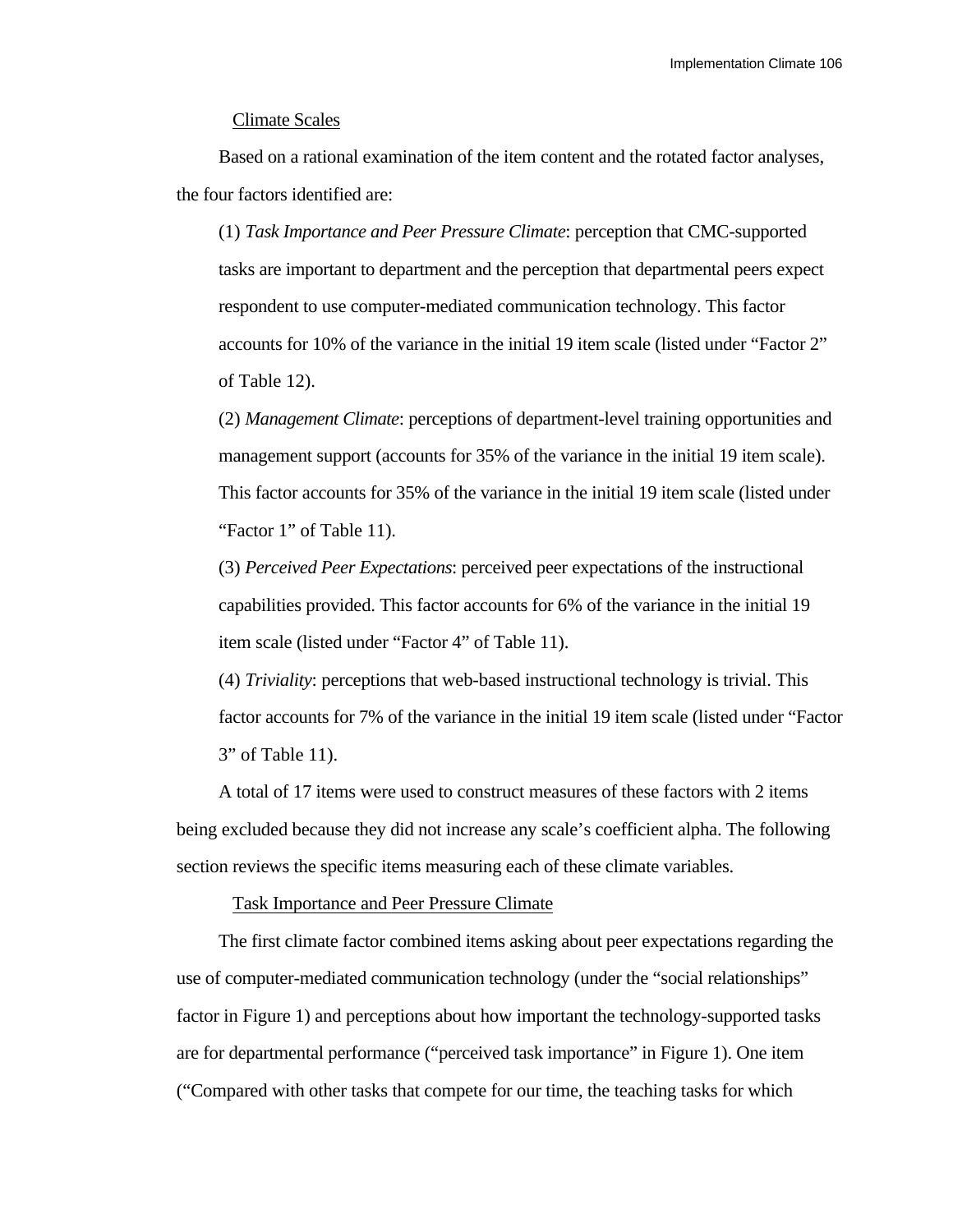Climate Scales

Based on a rational examination of the item content and the rotated factor analyses, the four factors identified are:

(1) *Task Importance and Peer Pressure Climate*: perception that CMC-supported tasks are important to department and the perception that departmental peers expect respondent to use computer-mediated communication technology. This factor accounts for 10% of the variance in the initial 19 item scale (listed under "Factor 2" of Table 12).

(2) *Management Climate*: perceptions of department-level training opportunities and management support (accounts for 35% of the variance in the initial 19 item scale). This factor accounts for 35% of the variance in the initial 19 item scale (listed under "Factor 1" of Table 11).

(3) *Perceived Peer Expectations*: perceived peer expectations of the instructional capabilities provided. This factor accounts for 6% of the variance in the initial 19 item scale (listed under "Factor 4" of Table 11).

(4) *Triviality*: perceptions that web-based instructional technology is trivial. This factor accounts for 7% of the variance in the initial 19 item scale (listed under "Factor 3" of Table 11).

A total of 17 items were used to construct measures of these factors with 2 items being excluded because they did not increase any scale's coefficient alpha. The following section reviews the specific items measuring each of these climate variables.

Task Importance and Peer Pressure Climate

The first climate factor combined items asking about peer expectations regarding the use of computer-mediated communication technology (under the "social relationships" factor in Figure 1) and perceptions about how important the technology-supported tasks are for departmental performance ("perceived task importance" in Figure 1). One item ("Compared with other tasks that compete for our time, the teaching tasks for which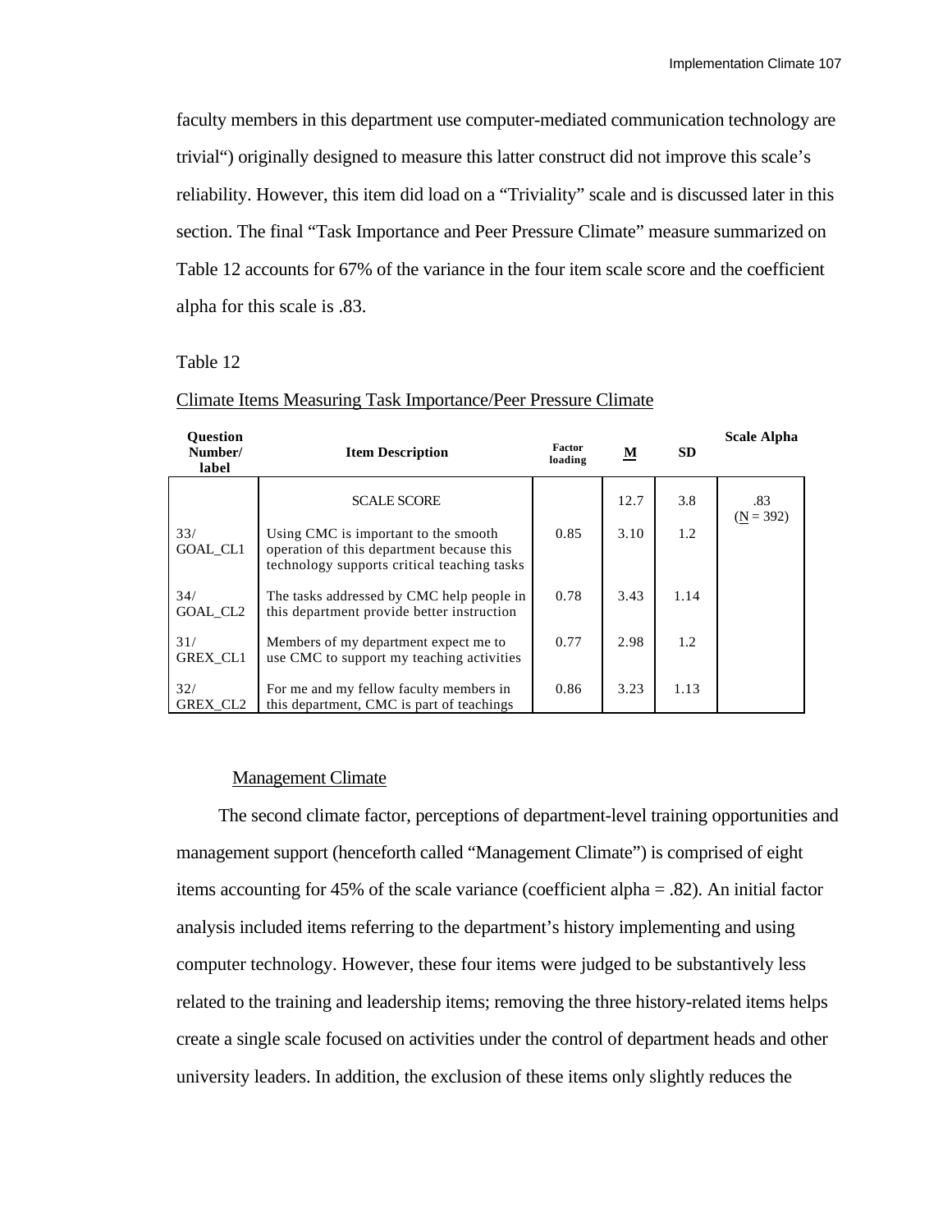faculty members in this department use computer-mediated communication technology are trivial“) originally designed to measure this latter construct did not improve this scale’s reliability. However, this item did load on a “Triviality” scale and is discussed later in this section. The final “Task Importance and Peer Pressure Climate” measure summarized on Table 12 accounts for 67% of the variance in the four item scale score and the coefficient alpha for this scale is .83.

Table 12

Climate Items Measuring Task Importance/Peer Pressure Climate

| Question Number/ label | Item Description | Factor loading | M | SD | Scale Alpha |
|---|---|---|---|---|---|
| | SCALE SCORE | | 12.7 | 3.8 | .83 (N = 392) |
| 33/ GOAL_CL1 | Using CMC is important to the smooth operation of this department because this technology supports critical teaching tasks | 0.85 | 3.10 | 1.2 | |
| 34/ GOAL_CL2 | The tasks addressed by CMC help people in this department provide better instruction | 0.78 | 3.43 | 1.14 | |
| 31/ GREX_CL1 | Members of my department expect me to use CMC to support my teaching activities | 0.77 | 2.98 | 1.2 | |
| 32/ GREX_CL2 | For me and my fellow faculty members in this department, CMC is part of teachings | 0.86 | 3.23 | 1.13 | |

### Management Climate

The second climate factor, perceptions of department-level training opportunities and management support (henceforth called “Management Climate”) is comprised of eight items accounting for 45% of the scale variance (coefficient alpha = .82). An initial factor analysis included items referring to the department’s history implementing and using computer technology. However, these four items were judged to be substantively less related to the training and leadership items; removing the three history-related items helps create a single scale focused on activities under the control of department heads and other university leaders. In addition, the exclusion of these items only slightly reduces the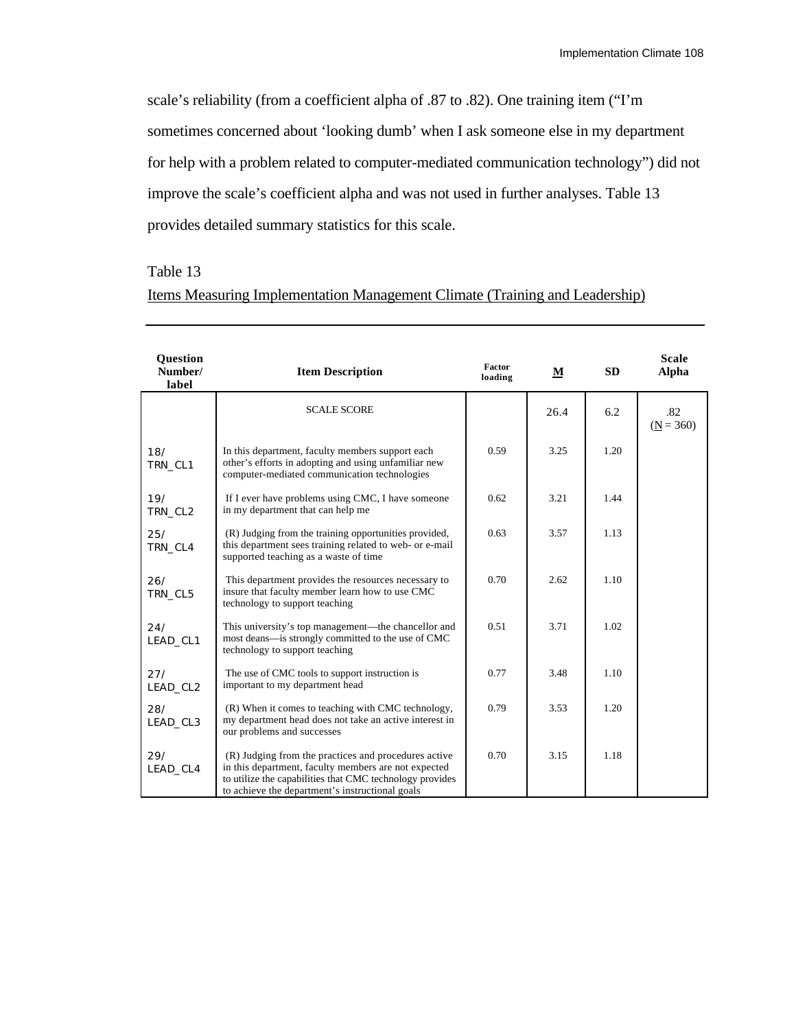scale's reliability (from a coefficient alpha of .87 to .82). One training item ("I'm sometimes concerned about 'looking dumb' when I ask someone else in my department for help with a problem related to computer-mediated communication technology") did not improve the scale's coefficient alpha and was not used in further analyses. Table 13 provides detailed summary statistics for this scale.

Table 13

Items Measuring Implementation Management Climate (Training and Leadership)

| Question Number/ label | Item Description | Factor loading | M | SD | Scale Alpha |
|---|---|---|---|---|---|
| | SCALE SCORE | | 26.4 | 6.2 | .82 (N = 360) |
| 18/ TRN_CL1 | In this department, faculty members support each other's efforts in adopting and using unfamiliar new computer-mediated communication technologies | 0.59 | 3.25 | 1.20 | |
| 19/ TRN_CL2 | If I ever have problems using CMC, I have someone in my department that can help me | 0.62 | 3.21 | 1.44 | |
| 25/ TRN_CL4 | (R) Judging from the training opportunities provided, this department sees training related to web- or e-mail supported teaching as a waste of time | 0.63 | 3.57 | 1.13 | |
| 26/ TRN_CL5 | This department provides the resources necessary to insure that faculty member learn how to use CMC technology to support teaching | 0.70 | 2.62 | 1.10 | |
| 24/ LEAD_CL1 | This university's top management—the chancellor and most deans—is strongly committed to the use of CMC technology to support teaching | 0.51 | 3.71 | 1.02 | |
| 27/ LEAD_CL2 | The use of CMC tools to support instruction is important to my department head | 0.77 | 3.48 | 1.10 | |
| 28/ LEAD_CL3 | (R) When it comes to teaching with CMC technology, my department head does not take an active interest in our problems and successes | 0.79 | 3.53 | 1.20 | |
| 29/ LEAD_CL4 | (R) Judging from the practices and procedures active in this department, faculty members are not expected to utilize the capabilities that CMC technology provides to achieve the department's instructional goals | 0.70 | 3.15 | 1.18 | |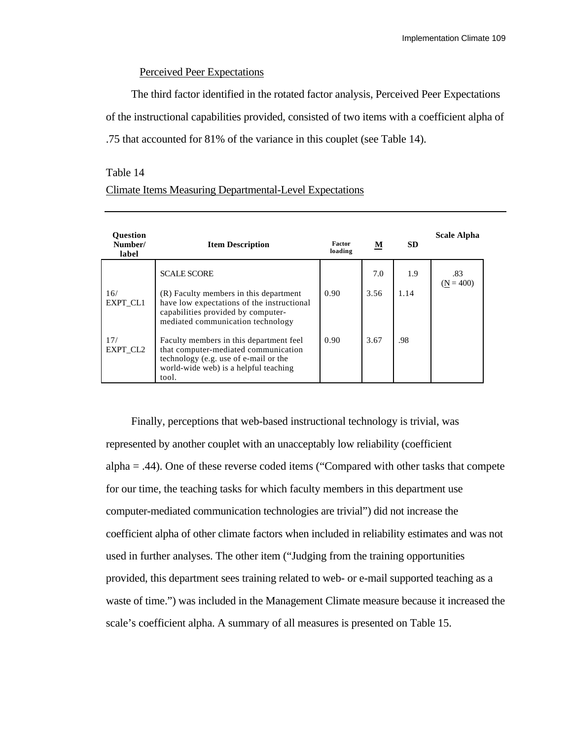Perceived Peer Expectations

The third factor identified in the rotated factor analysis, Perceived Peer Expectations of the instructional capabilities provided, consisted of two items with a coefficient alpha of .75 that accounted for 81% of the variance in this couplet (see Table 14).

Table 14

Climate Items Measuring Departmental-Level Expectations

| Question Number/ label | Item Description | Factor loading | M | SD | Scale Alpha |
|---|---|---|---|---|---|
| | SCALE SCORE | | 7.0 | 1.9 | .83 (N = 400) |
| 16/ EXPT_CL1 | (R) Faculty members in this department have low expectations of the instructional capabilities provided by computer-mediated communication technology | 0.90 | 3.56 | 1.14 | |
| 17/ EXPT_CL2 | Faculty members in this department feel that computer-mediated communication technology (e.g. use of e-mail or the world-wide web) is a helpful teaching tool. | 0.90 | 3.67 | .98 | |

Finally, perceptions that web-based instructional technology is trivial, was represented by another couplet with an unacceptably low reliability (coefficient alpha = .44). One of these reverse coded items ("Compared with other tasks that compete for our time, the teaching tasks for which faculty members in this department use computer-mediated communication technologies are trivial") did not increase the coefficient alpha of other climate factors when included in reliability estimates and was not used in further analyses. The other item ("Judging from the training opportunities provided, this department sees training related to web- or e-mail supported teaching as a waste of time.") was included in the Management Climate measure because it increased the scale's coefficient alpha. A summary of all measures is presented on Table 15.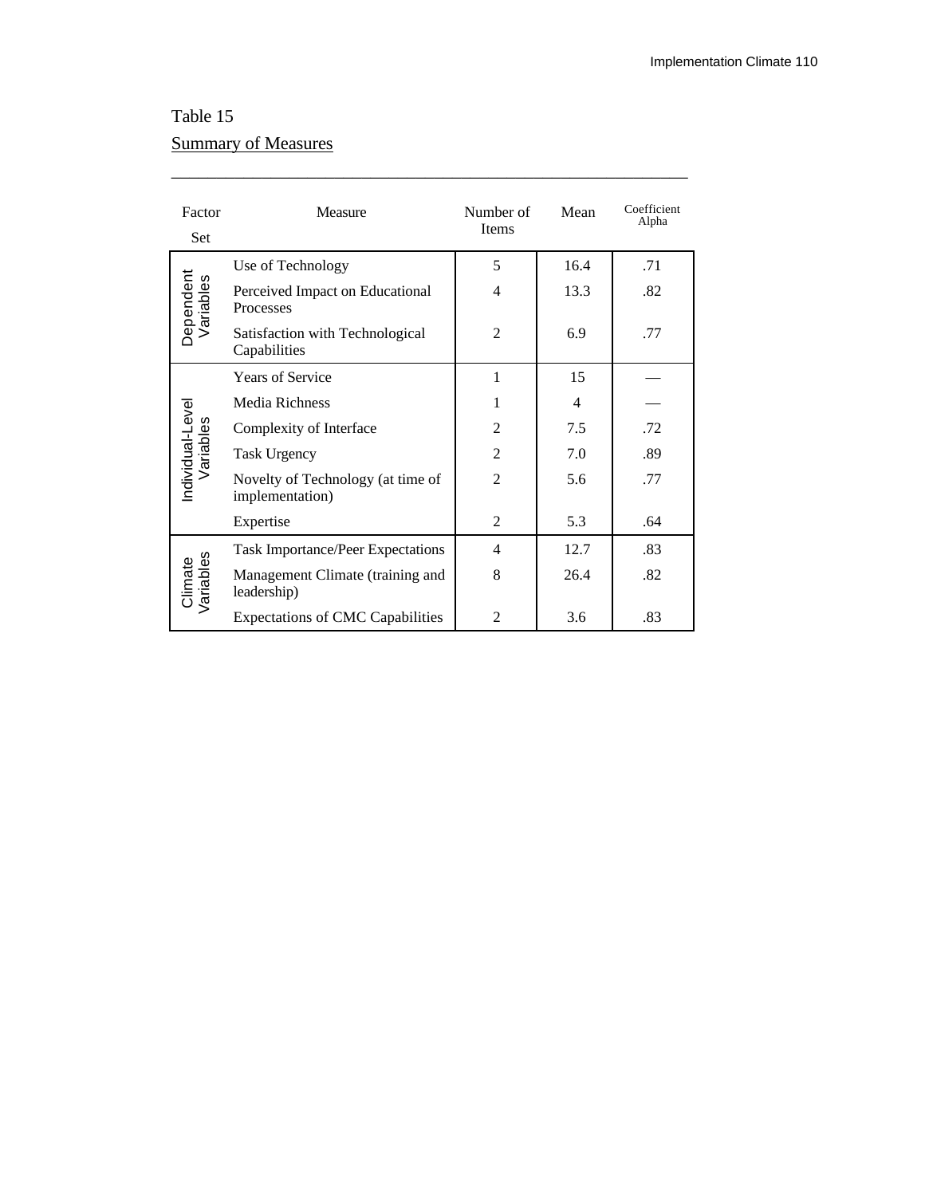Table 15

Summary of Measures

| Factor Set | Measure | Number of Items | Mean | Coefficient Alpha |
|---|---|---|---|---|
| Dependent Variables | Use of Technology | 5 | 16.4 | .71 |
| | Perceived Impact on Educational Processes | 4 | 13.3 | .82 |
| | Satisfaction with Technological Capabilities | 2 | 6.9 | .77 |
| Individual-Level Variables | Years of Service | 1 | 15 | — |
| | Media Richness | 1 | 4 | — |
| | Complexity of Interface | 2 | 7.5 | .72 |
| | Task Urgency | 2 | 7.0 | .89 |
| | Novelty of Technology (at time of implementation) | 2 | 5.6 | .77 |
| | Expertise | 2 | 5.3 | .64 |
| Climate Variables | Task Importance/Peer Expectations | 4 | 12.7 | .83 |
| | Management Climate (training and leadership) | 8 | 26.4 | .82 |
| | Expectations of CMC Capabilities | 2 | 3.6 | .83 |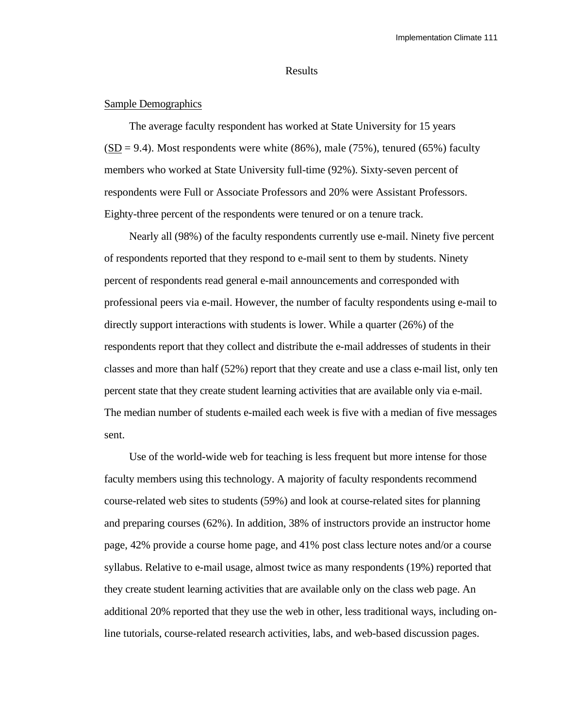# Results

## Sample Demographics

The average faculty respondent has worked at State University for 15 years (SD = 9.4). Most respondents were white (86%), male (75%), tenured (65%) faculty members who worked at State University full-time (92%). Sixty-seven percent of respondents were Full or Associate Professors and 20% were Assistant Professors. Eighty-three percent of the respondents were tenured or on a tenure track.

Nearly all (98%) of the faculty respondents currently use e-mail. Ninety five percent of respondents reported that they respond to e-mail sent to them by students. Ninety percent of respondents read general e-mail announcements and corresponded with professional peers via e-mail. However, the number of faculty respondents using e-mail to directly support interactions with students is lower. While a quarter (26%) of the respondents report that they collect and distribute the e-mail addresses of students in their classes and more than half (52%) report that they create and use a class e-mail list, only ten percent state that they create student learning activities that are available only via e-mail. The median number of students e-mailed each week is five with a median of five messages sent.

Use of the world-wide web for teaching is less frequent but more intense for those faculty members using this technology. A majority of faculty respondents recommend course-related web sites to students (59%) and look at course-related sites for planning and preparing courses (62%). In addition, 38% of instructors provide an instructor home page, 42% provide a course home page, and 41% post class lecture notes and/or a course syllabus. Relative to e-mail usage, almost twice as many respondents (19%) reported that they create student learning activities that are available only on the class web page. An additional 20% reported that they use the web in other, less traditional ways, including on-line tutorials, course-related research activities, labs, and web-based discussion pages.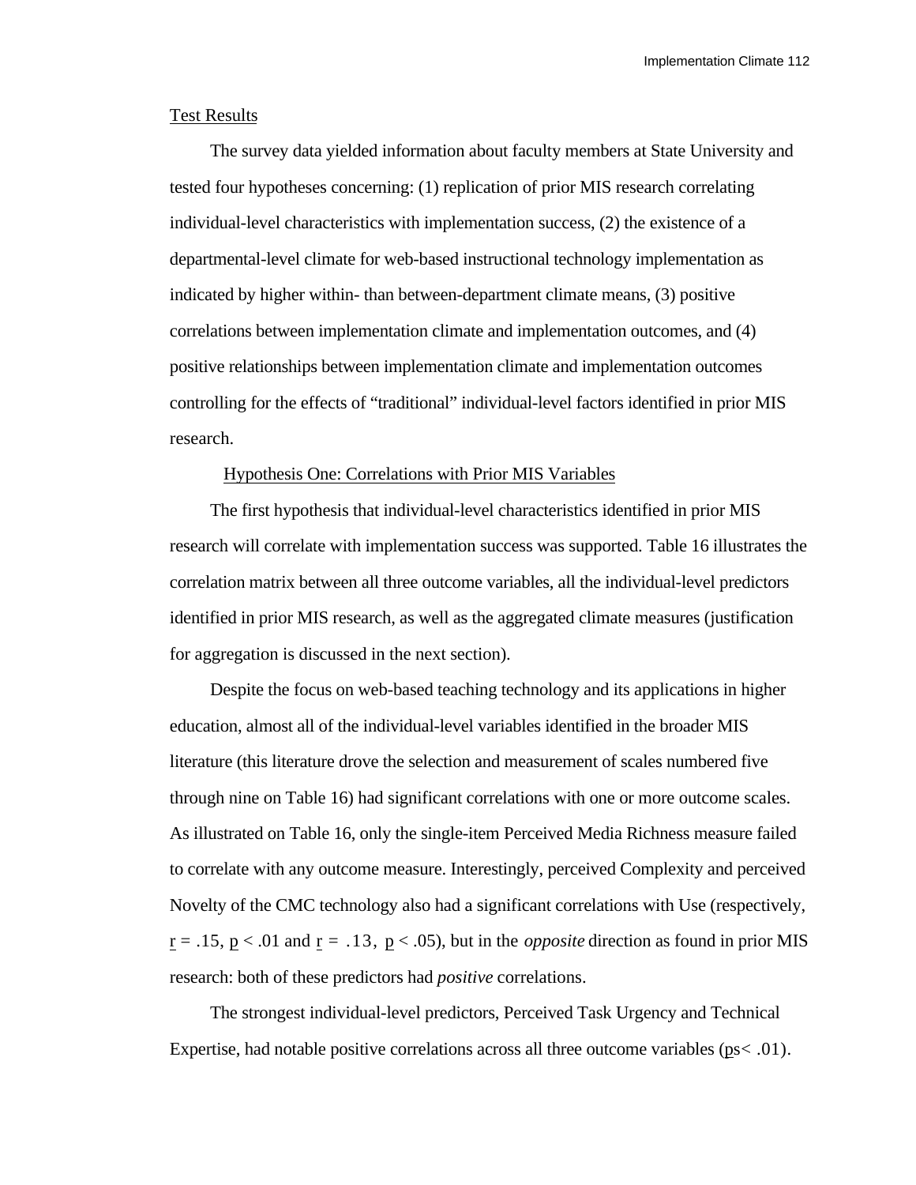## Test Results

The survey data yielded information about faculty members at State University and tested four hypotheses concerning: (1) replication of prior MIS research correlating individual-level characteristics with implementation success, (2) the existence of a departmental-level climate for web-based instructional technology implementation as indicated by higher within- than between-department climate means, (3) positive correlations between implementation climate and implementation outcomes, and (4) positive relationships between implementation climate and implementation outcomes controlling for the effects of "traditional" individual-level factors identified in prior MIS research.

### Hypothesis One: Correlations with Prior MIS Variables

The first hypothesis that individual-level characteristics identified in prior MIS research will correlate with implementation success was supported. Table 16 illustrates the correlation matrix between all three outcome variables, all the individual-level predictors identified in prior MIS research, as well as the aggregated climate measures (justification for aggregation is discussed in the next section).

Despite the focus on web-based teaching technology and its applications in higher education, almost all of the individual-level variables identified in the broader MIS literature (this literature drove the selection and measurement of scales numbered five through nine on Table 16) had significant correlations with one or more outcome scales. As illustrated on Table 16, only the single-item Perceived Media Richness measure failed to correlate with any outcome measure. Interestingly, perceived Complexity and perceived Novelty of the CMC technology also had a significant correlations with Use (respectively, $r = .15$, $p < .01$ and $r = .13$, $p < .05$), but in the *opposite* direction as found in prior MIS research: both of these predictors had *positive* correlations.

The strongest individual-level predictors, Perceived Task Urgency and Technical Expertise, had notable positive correlations across all three outcome variables ($ps < .01$).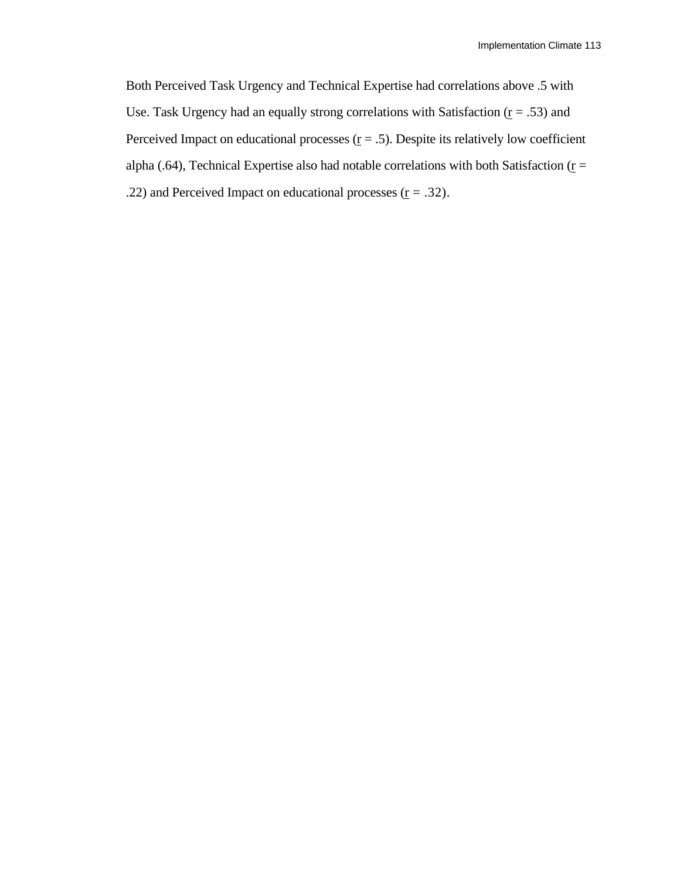Both Perceived Task Urgency and Technical Expertise had correlations above .5 with Use. Task Urgency had an equally strong correlations with Satisfaction ($r$ = .53) and Perceived Impact on educational processes ($r$ = .5). Despite its relatively low coefficient alpha (.64), Technical Expertise also had notable correlations with both Satisfaction ($r$ = .22) and Perceived Impact on educational processes ($r$ = .32).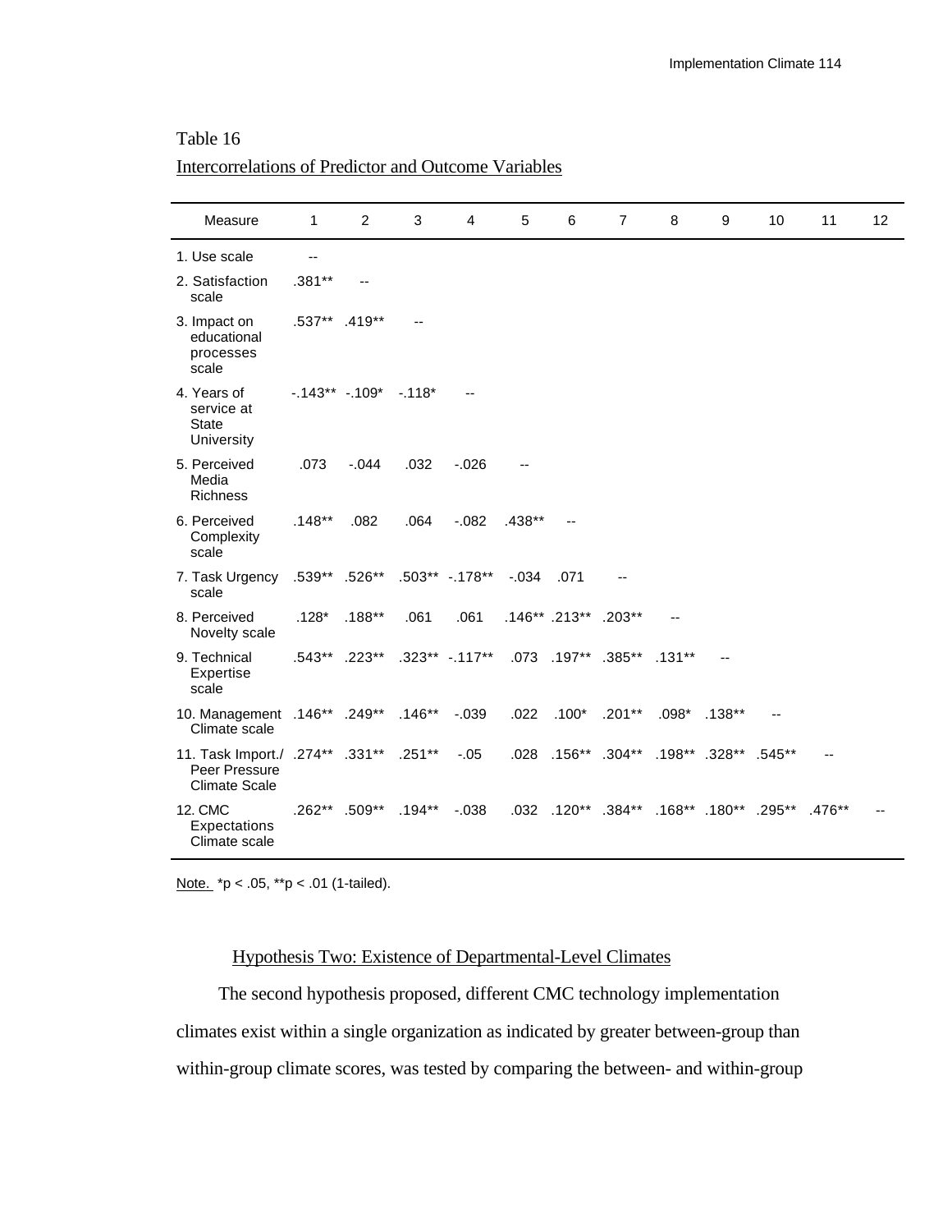Table 16

Intercorrelations of Predictor and Outcome Variables

| Measure | 1 | 2 | 3 | 4 | 5 | 6 | 7 | 8 | 9 | 10 | 11 | 12 |
|---|---|---|---|---|---|---|---|---|---|---|---|---|
| 1. Use scale | -- | | | | | | | | | | | |
| 2. Satisfaction scale | .381** | -- | | | | | | | | | | |
| 3. Impact on educational processes scale | .537** | .419** | -- | | | | | | | | | |
| 4. Years of service at State University | -.143** | -.109* | -.118* | -- | | | | | | | | |
| 5. Perceived Media Richness | .073 | -.044 | .032 | -.026 | -- | | | | | | | |
| 6. Perceived Complexity scale | .148** | .082 | .064 | -.082 | .438** | -- | | | | | | |
| 7. Task Urgency scale | .539** | .526** | .503** | -.178** | -.034 | .071 | -- | | | | | |
| 8. Perceived Novelty scale | .128* | .188** | .061 | .061 | .146** | .213** | .203** | -- | | | | |
| 9. Technical Expertise scale | .543** | .223** | .323** | -.117** | .073 | .197** | .385** | .131** | -- | | | |
| 10. Management Climate scale | .146** | .249** | .146** | -.039 | .022 | .100* | .201** | .098* | .138** | -- | | |
| 11. Task Import./ Peer Pressure Climate Scale | .274** | .331** | .251** | -.05 | .028 | .156** | .304** | .198** | .328** | .545** | -- | |
| 12. CMC Expectations Climate scale | .262** | .509** | .194** | -.038 | .032 | .120** | .384** | .168** | .180** | .295** | .476** | -- |

Note. *p < .05, **p < .01 (1-tailed).

## Hypothesis Two: Existence of Departmental-Level Climates

The second hypothesis proposed, different CMC technology implementation climates exist within a single organization as indicated by greater between-group than within-group climate scores, was tested by comparing the between- and within-group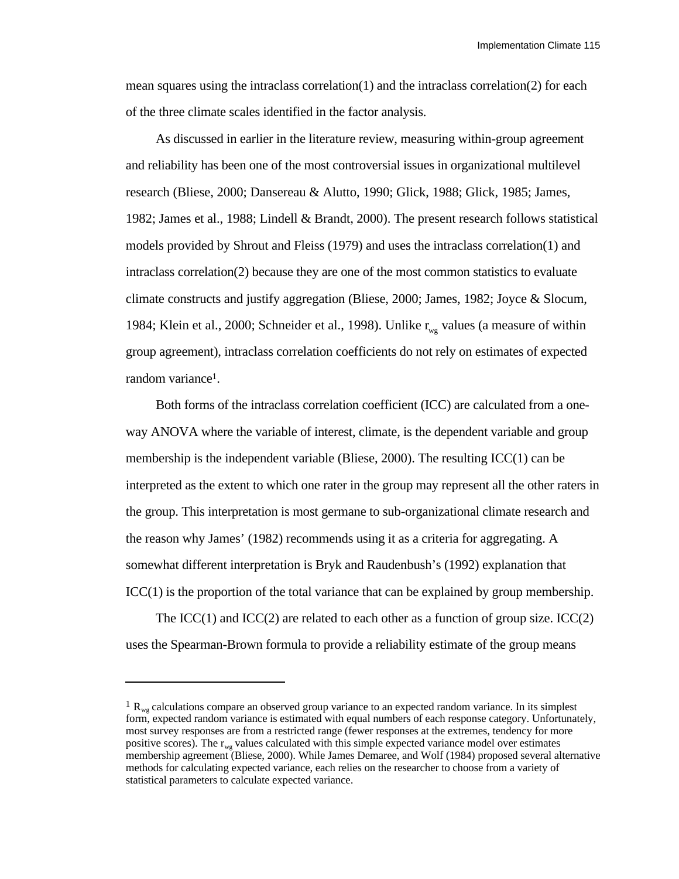mean squares using the intraclass correlation(1) and the intraclass correlation(2) for each of the three climate scales identified in the factor analysis.

As discussed in earlier in the literature review, measuring within-group agreement and reliability has been one of the most controversial issues in organizational multilevel research (Bliese, 2000; Dansereau & Alutto, 1990; Glick, 1988; Glick, 1985; James, 1982; James et al., 1988; Lindell & Brandt, 2000). The present research follows statistical models provided by Shrout and Fleiss (1979) and uses the intraclass correlation(1) and intraclass correlation(2) because they are one of the most common statistics to evaluate climate constructs and justify aggregation (Bliese, 2000; James, 1982; Joyce & Slocum, 1984; Klein et al., 2000; Schneider et al., 1998). Unlike $r_{wg}$ values (a measure of within group agreement), intraclass correlation coefficients do not rely on estimates of expected random variance[1].

Both forms of the intraclass correlation coefficient (ICC) are calculated from a one-way ANOVA where the variable of interest, climate, is the dependent variable and group membership is the independent variable (Bliese, 2000). The resulting ICC(1) can be interpreted as the extent to which one rater in the group may represent all the other raters in the group. This interpretation is most germane to sub-organizational climate research and the reason why James' (1982) recommends using it as a criteria for aggregating. A somewhat different interpretation is Bryk and Raudenbush's (1992) explanation that ICC(1) is the proportion of the total variance that can be explained by group membership.

The ICC(1) and ICC(2) are related to each other as a function of group size. ICC(2) uses the Spearman-Brown formula to provide a reliability estimate of the group means

---

[1] $R_{wg}$ calculations compare an observed group variance to an expected random variance. In its simplest form, expected random variance is estimated with equal numbers of each response category. Unfortunately, most survey responses are from a restricted range (fewer responses at the extremes, tendency for more positive scores). The $r_{wg}$ values calculated with this simple expected variance model over estimates membership agreement (Bliese, 2000). While James Demaree, and Wolf (1984) proposed several alternative methods for calculating expected variance, each relies on the researcher to choose from a variety of statistical parameters to calculate expected variance.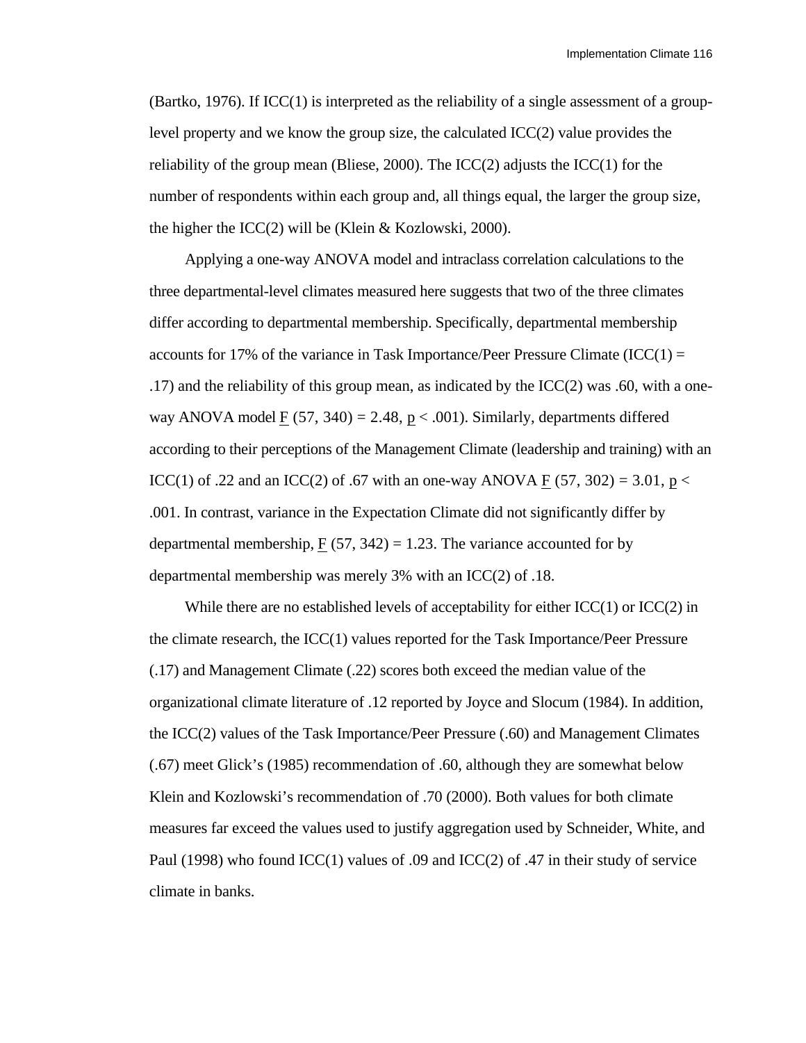(Bartko, 1976). If ICC(1) is interpreted as the reliability of a single assessment of a group-level property and we know the group size, the calculated ICC(2) value provides the reliability of the group mean (Bliese, 2000). The ICC(2) adjusts the ICC(1) for the number of respondents within each group and, all things equal, the larger the group size, the higher the ICC(2) will be (Klein & Kozlowski, 2000).

Applying a one-way ANOVA model and intraclass correlation calculations to the three departmental-level climates measured here suggests that two of the three climates differ according to departmental membership. Specifically, departmental membership accounts for 17% of the variance in Task Importance/Peer Pressure Climate (ICC(1) = .17) and the reliability of this group mean, as indicated by the ICC(2) was .60, with a one-way ANOVA model $F$ (57, 340) = 2.48, $p < .001$). Similarly, departments differed according to their perceptions of the Management Climate (leadership and training) with an ICC(1) of .22 and an ICC(2) of .67 with an one-way ANOVA $F$ (57, 302) = 3.01, $p < .001$. In contrast, variance in the Expectation Climate did not significantly differ by departmental membership, $F$ (57, 342) = 1.23. The variance accounted for by departmental membership was merely 3% with an ICC(2) of .18.

While there are no established levels of acceptability for either ICC(1) or ICC(2) in the climate research, the ICC(1) values reported for the Task Importance/Peer Pressure (.17) and Management Climate (.22) scores both exceed the median value of the organizational climate literature of .12 reported by Joyce and Slocum (1984). In addition, the ICC(2) values of the Task Importance/Peer Pressure (.60) and Management Climates (.67) meet Glick's (1985) recommendation of .60, although they are somewhat below Klein and Kozlowski's recommendation of .70 (2000). Both values for both climate measures far exceed the values used to justify aggregation used by Schneider, White, and Paul (1998) who found ICC(1) values of .09 and ICC(2) of .47 in their study of service climate in banks.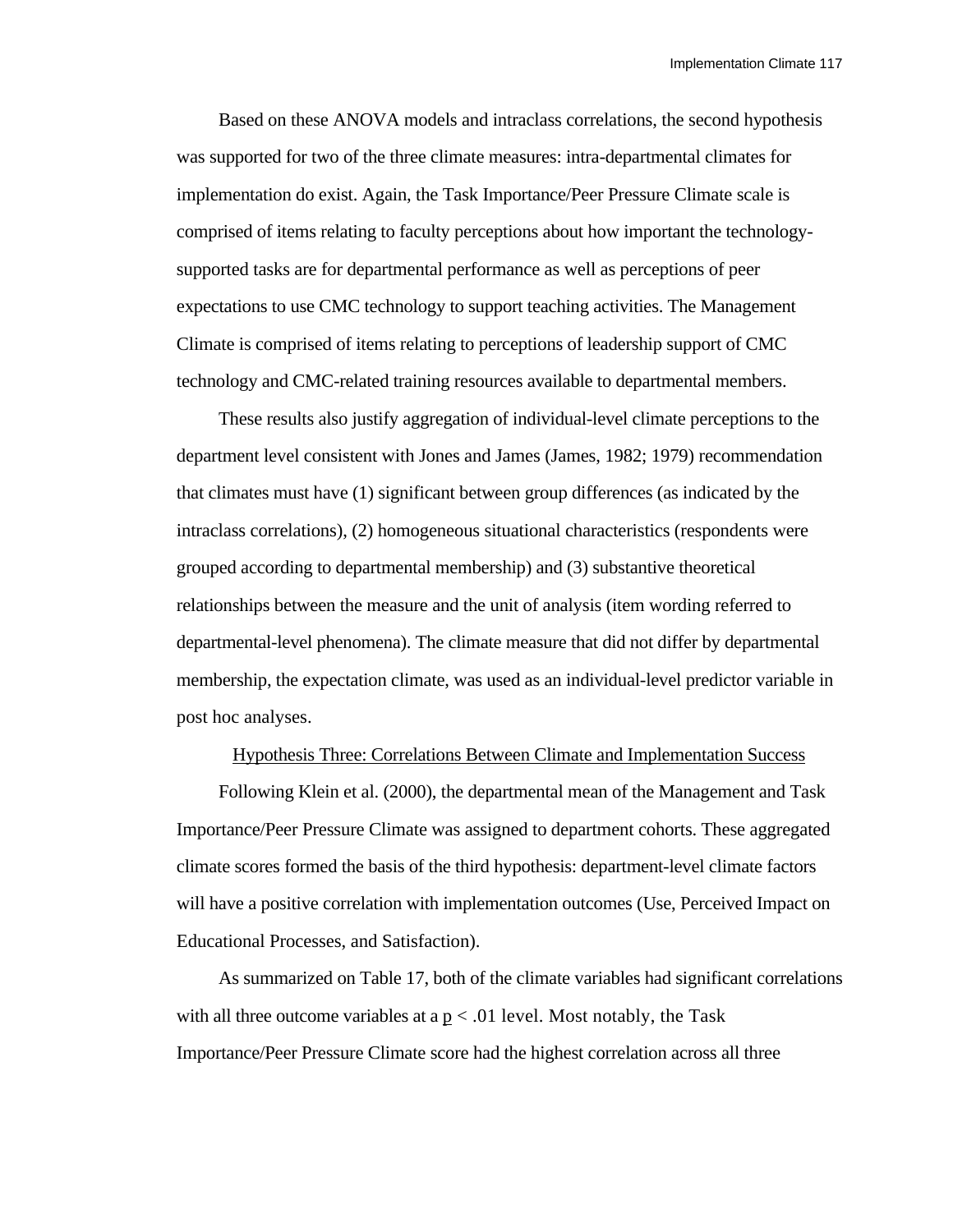Based on these ANOVA models and intraclass correlations, the second hypothesis was supported for two of the three climate measures: intra-departmental climates for implementation do exist. Again, the Task Importance/Peer Pressure Climate scale is comprised of items relating to faculty perceptions about how important the technology-supported tasks are for departmental performance as well as perceptions of peer expectations to use CMC technology to support teaching activities. The Management Climate is comprised of items relating to perceptions of leadership support of CMC technology and CMC-related training resources available to departmental members.

These results also justify aggregation of individual-level climate perceptions to the department level consistent with Jones and James (James, 1982; 1979) recommendation that climates must have (1) significant between group differences (as indicated by the intraclass correlations), (2) homogeneous situational characteristics (respondents were grouped according to departmental membership) and (3) substantive theoretical relationships between the measure and the unit of analysis (item wording referred to departmental-level phenomena). The climate measure that did not differ by departmental membership, the expectation climate, was used as an individual-level predictor variable in post hoc analyses.

### Hypothesis Three: Correlations Between Climate and Implementation Success

Following Klein et al. (2000), the departmental mean of the Management and Task Importance/Peer Pressure Climate was assigned to department cohorts. These aggregated climate scores formed the basis of the third hypothesis: department-level climate factors will have a positive correlation with implementation outcomes (Use, Perceived Impact on Educational Processes, and Satisfaction).

As summarized on Table 17, both of the climate variables had significant correlations with all three outcome variables at a $p < .01$ level. Most notably, the Task Importance/Peer Pressure Climate score had the highest correlation across all three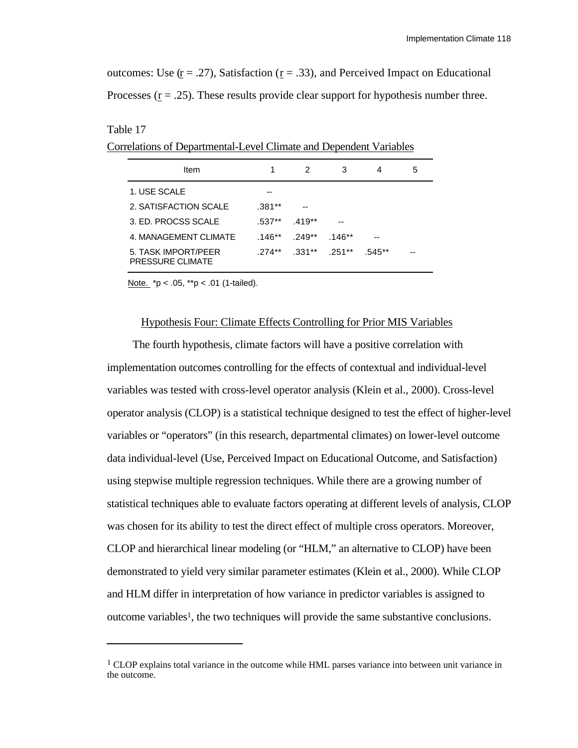outcomes: Use ($r$ = .27), Satisfaction ($r$ = .33), and Perceived Impact on Educational Processes ($r$ = .25). These results provide clear support for hypothesis number three.

Table 17

Correlations of Departmental-Level Climate and Dependent Variables

| Item | 1 | 2 | 3 | 4 | 5 |
|---|---|---|---|---|---|
| 1. USE SCALE | -- | | | | |
| 2. SATISFACTION SCALE | .381** | -- | | | |
| 3. ED. PROCSS SCALE | .537** | .419** | -- | | |
| 4. MANAGEMENT CLIMATE | .146** | .249** | .146** | -- | |
| 5. TASK IMPORT/PEER PRESSURE CLIMATE | .274** | .331** | .251** | .545** | -- |

Note. *p < .05, **p < .01 (1-tailed).

## Hypothesis Four: Climate Effects Controlling for Prior MIS Variables

The fourth hypothesis, climate factors will have a positive correlation with implementation outcomes controlling for the effects of contextual and individual-level variables was tested with cross-level operator analysis (Klein et al., 2000). Cross-level operator analysis (CLOP) is a statistical technique designed to test the effect of higher-level variables or "operators" (in this research, departmental climates) on lower-level outcome data individual-level (Use, Perceived Impact on Educational Outcome, and Satisfaction) using stepwise multiple regression techniques. While there are a growing number of statistical techniques able to evaluate factors operating at different levels of analysis, CLOP was chosen for its ability to test the direct effect of multiple cross operators. Moreover, CLOP and hierarchical linear modeling (or "HLM," an alternative to CLOP) have been demonstrated to yield very similar parameter estimates (Klein et al., 2000). While CLOP and HLM differ in interpretation of how variance in predictor variables is assigned to outcome variables[1], the two techniques will provide the same substantive conclusions.

---

[1] CLOP explains total variance in the outcome while HML parses variance into between unit variance in the outcome.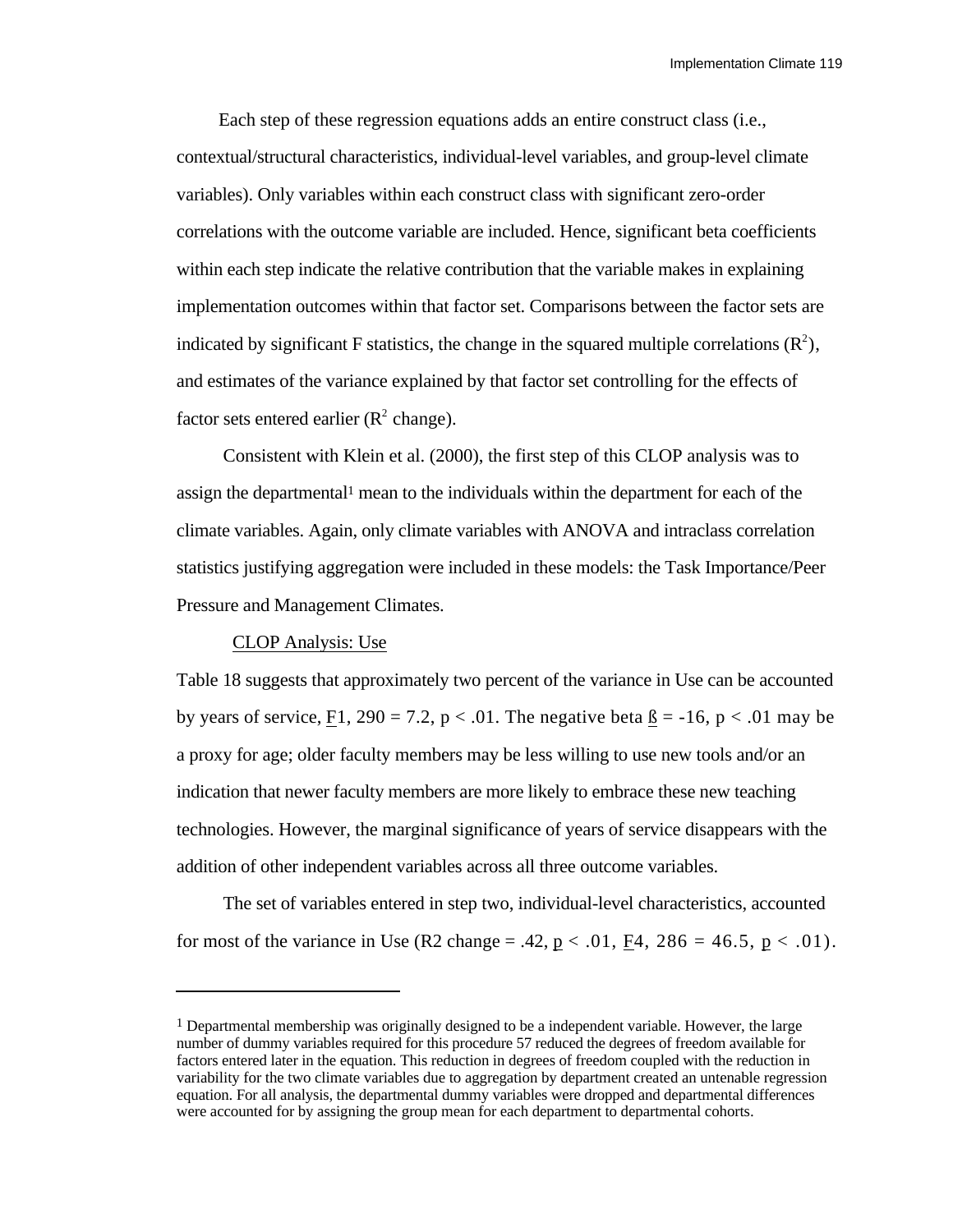Each step of these regression equations adds an entire construct class (i.e., contextual/structural characteristics, individual-level variables, and group-level climate variables). Only variables within each construct class with significant zero-order correlations with the outcome variable are included. Hence, significant beta coefficients within each step indicate the relative contribution that the variable makes in explaining implementation outcomes within that factor set. Comparisons between the factor sets are indicated by significant F statistics, the change in the squared multiple correlations ($R^2$), and estimates of the variance explained by that factor set controlling for the effects of factor sets entered earlier ($R^2$ change).

Consistent with Klein et al. (2000), the first step of this CLOP analysis was to assign the departmental[1] mean to the individuals within the department for each of the climate variables. Again, only climate variables with ANOVA and intraclass correlation statistics justifying aggregation were included in these models: the Task Importance/Peer Pressure and Management Climates.

CLOP Analysis: Use

Table 18 suggests that approximately two percent of the variance in Use can be accounted by years of service, $F_{1, 290} = 7.2$, $p < .01$. The negative beta $ß = -16$, $p < .01$ may be a proxy for age; older faculty members may be less willing to use new tools and/or an indication that newer faculty members are more likely to embrace these new teaching technologies. However, the marginal significance of years of service disappears with the addition of other independent variables across all three outcome variables.

The set of variables entered in step two, individual-level characteristics, accounted for most of the variance in Use (R2 change = .42, $p < .01$, $F_{4, 286} = 46.5$, $p < .01$).

---

[1] Departmental membership was originally designed to be a independent variable. However, the large number of dummy variables required for this procedure 57 reduced the degrees of freedom available for factors entered later in the equation. This reduction in degrees of freedom coupled with the reduction in variability for the two climate variables due to aggregation by department created an untenable regression equation. For all analysis, the departmental dummy variables were dropped and departmental differences were accounted for by assigning the group mean for each department to departmental cohorts.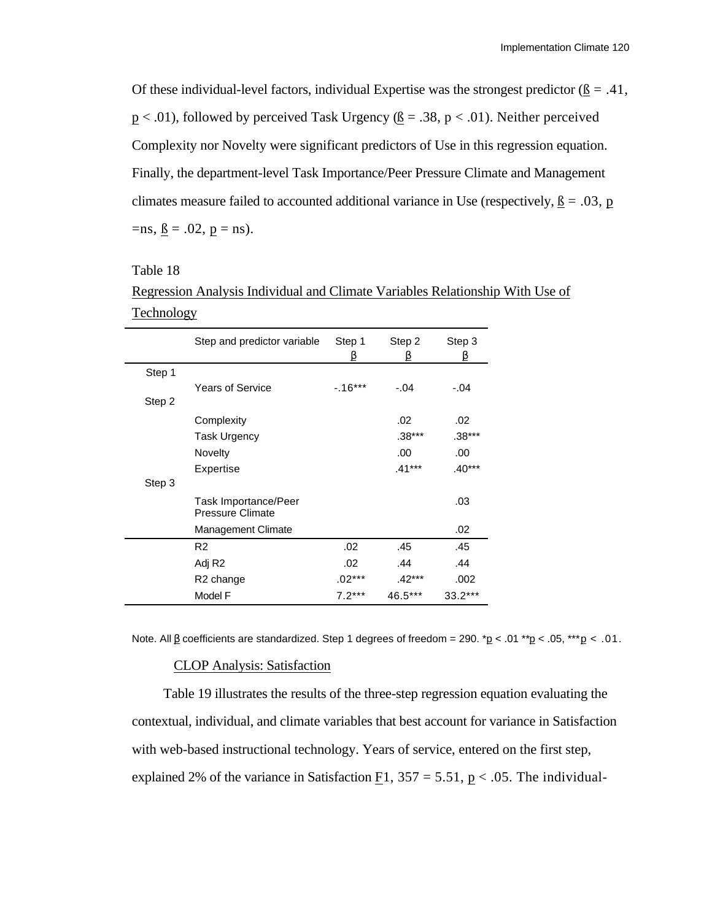Of these individual-level factors, individual Expertise was the strongest predictor (ß = .41, $p < .01$), followed by perceived Task Urgency (ß = .38, $p < .01$). Neither perceived Complexity nor Novelty were significant predictors of Use in this regression equation. Finally, the department-level Task Importance/Peer Pressure Climate and Management climates measure failed to accounted additional variance in Use (respectively, ß = .03, p =ns, ß = .02, p = ns).

Table 18

Regression Analysis Individual and Climate Variables Relationship With Use of Technology

| | Step and predictor variable | Step 1 β | Step 2 β | Step 3 β |
|---|---|---|---|---|
| Step 1 | | | | |
| | Years of Service | -.16*** | -.04 | -.04 |
| Step 2 | | | | |
| | Complexity | | .02 | .02 |
| | Task Urgency | | .38*** | .38*** |
| | Novelty | | .00 | .00 |
| | Expertise | | .41*** | .40*** |
| Step 3 | | | | |
| | Task Importance/Peer Pressure Climate | | | .03 |
| | Management Climate | | | .02 |
| | R2 | .02 | .45 | .45 |
| | Adj R2 | .02 | .44 | .44 |
| | R2 change | .02*** | .42*** | .002 |
| | Model F | 7.2*** | 46.5*** | 33.2*** |

Note. All β coefficients are standardized. Step 1 degrees of freedom = 290. *$p < .01$ **$p < .05$, ***$p < .01$.

### CLOP Analysis: Satisfaction

Table 19 illustrates the results of the three-step regression equation evaluating the contextual, individual, and climate variables that best account for variance in Satisfaction with web-based instructional technology. Years of service, entered on the first step, explained 2% of the variance in Satisfaction $F$1, 357 = 5.51, $p < .05$. The individual-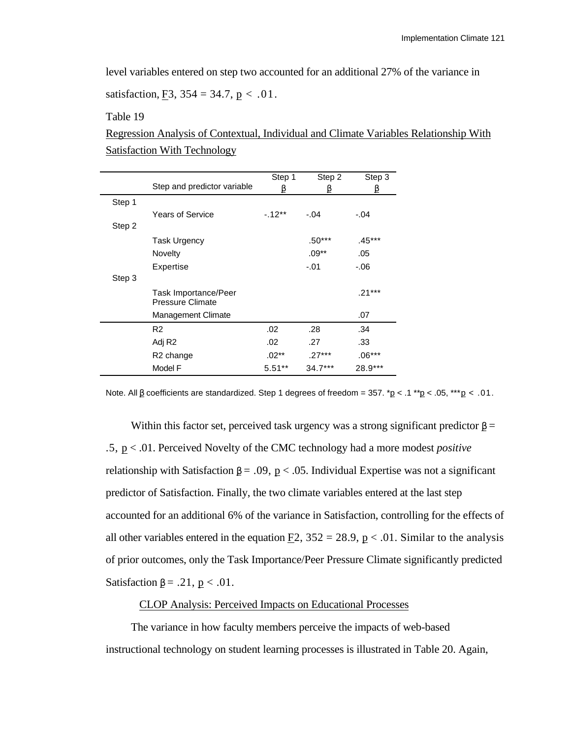level variables entered on step two accounted for an additional 27% of the variance in satisfaction, $F_{3, 354} = 34.7$, $p < .01$.

Table 19

Regression Analysis of Contextual, Individual and Climate Variables Relationship With Satisfaction With Technology

| | Step and predictor variable | Step 1 β | Step 2 β | Step 3 β |
|---|---|---|---|---|
| Step 1 | | | | |
| | Years of Service | -.12** | -.04 | -.04 |
| Step 2 | | | | |
| | Task Urgency | | .50*** | .45*** |
| | Novelty | | .09** | .05 |
| | Expertise | | -.01 | -.06 |
| Step 3 | | | | |
| | Task Importance/Peer Pressure Climate | | | .21*** |
| | Management Climate | | | .07 |
| | $R^2$ | .02 | .28 | .34 |
| | Adj $R^2$ | .02 | .27 | .33 |
| | $R^2$ change | .02** | .27*** | .06*** |
| | Model F | 5.51** | 34.7*** | 28.9*** |

Note. All β coefficients are standardized. Step 1 degrees of freedom = 357. *$p < .1$ **$p < .05$, ***$p < .01$.

Within this factor set, perceived task urgency was a strong significant predictor $\beta = .5$, $p < .01$. Perceived Novelty of the CMC technology had a more modest *positive* relationship with Satisfaction $\beta = .09$, $p < .05$. Individual Expertise was not a significant predictor of Satisfaction. Finally, the two climate variables entered at the last step accounted for an additional 6% of the variance in Satisfaction, controlling for the effects of all other variables entered in the equation $F_{2, 352} = 28.9$, $p < .01$. Similar to the analysis of prior outcomes, only the Task Importance/Peer Pressure Climate significantly predicted Satisfaction $\beta = .21$, $p < .01$.

CLOP Analysis: Perceived Impacts on Educational Processes

The variance in how faculty members perceive the impacts of web-based instructional technology on student learning processes is illustrated in Table 20. Again,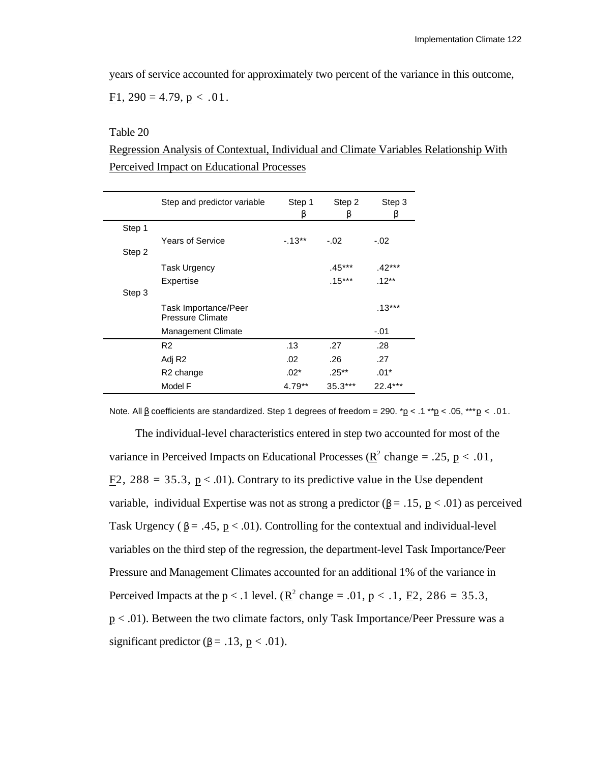years of service accounted for approximately two percent of the variance in this outcome, $F_{1, 290} = 4.79$, $p < .01$.

Table 20

Regression Analysis of Contextual, Individual and Climate Variables Relationship With Perceived Impact on Educational Processes

| | Step and predictor variable | Step 1 β | Step 2 β | Step 3 β |
|---|---|---|---|---|
| Step 1 | | | | |
| | Years of Service | -.13** | -.02 | -.02 |
| Step 2 | | | | |
| | Task Urgency | | .45*** | .42*** |
| | Expertise | | .15*** | .12** |
| Step 3 | | | | |
| | Task Importance/Peer Pressure Climate | | | .13*** |
| | Management Climate | | | -.01 |
| | R2 | .13 | .27 | .28 |
| | Adj R2 | .02 | .26 | .27 |
| | R2 change | .02* | .25** | .01* |
| | Model F | 4.79** | 35.3*** | 22.4*** |

Note. All β coefficients are standardized. Step 1 degrees of freedom = 290. *$p < .1$ **$p < .05$, ***$p < .01$.

The individual-level characteristics entered in step two accounted for most of the variance in Perceived Impacts on Educational Processes ($R^2$ change = .25, $p < .01$, $F_{2,\ 288} = 35.3$, $p < .01$). Contrary to its predictive value in the Use dependent variable, individual Expertise was not as strong a predictor (β = .15, $p < .01$) as perceived Task Urgency ( β = .45, $p < .01$). Controlling for the contextual and individual-level variables on the third step of the regression, the department-level Task Importance/Peer Pressure and Management Climates accounted for an additional 1% of the variance in Perceived Impacts at the $p < .1$ level. ($R^2$ change = .01, $p < .1$, $F_{2,\ 286} = 35.3$, $p < .01$). Between the two climate factors, only Task Importance/Peer Pressure was a significant predictor (β = .13, $p < .01$).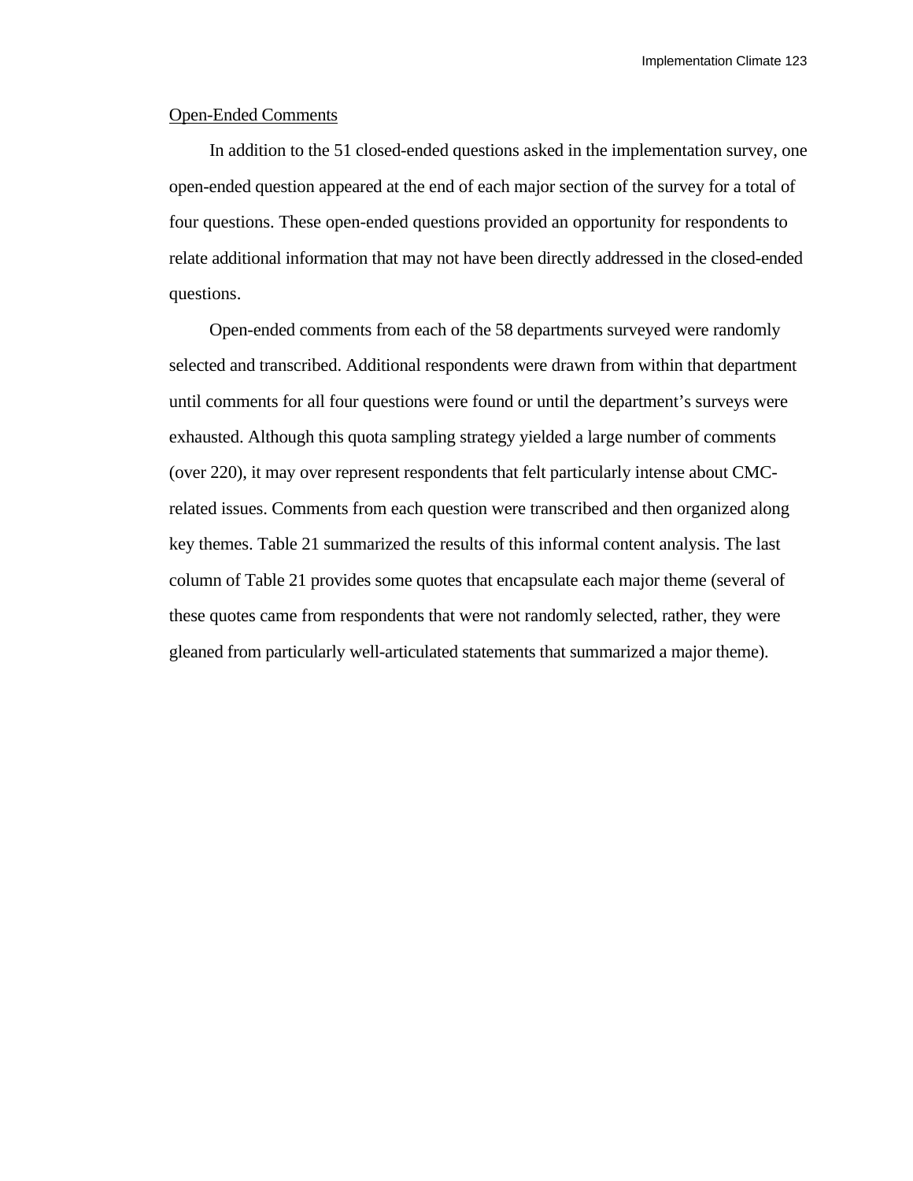Open-Ended Comments

In addition to the 51 closed-ended questions asked in the implementation survey, one open-ended question appeared at the end of each major section of the survey for a total of four questions. These open-ended questions provided an opportunity for respondents to relate additional information that may not have been directly addressed in the closed-ended questions.

Open-ended comments from each of the 58 departments surveyed were randomly selected and transcribed. Additional respondents were drawn from within that department until comments for all four questions were found or until the department's surveys were exhausted. Although this quota sampling strategy yielded a large number of comments (over 220), it may over represent respondents that felt particularly intense about CMC-related issues. Comments from each question were transcribed and then organized along key themes. Table 21 summarized the results of this informal content analysis. The last column of Table 21 provides some quotes that encapsulate each major theme (several of these quotes came from respondents that were not randomly selected, rather, they were gleaned from particularly well-articulated statements that summarized a major theme).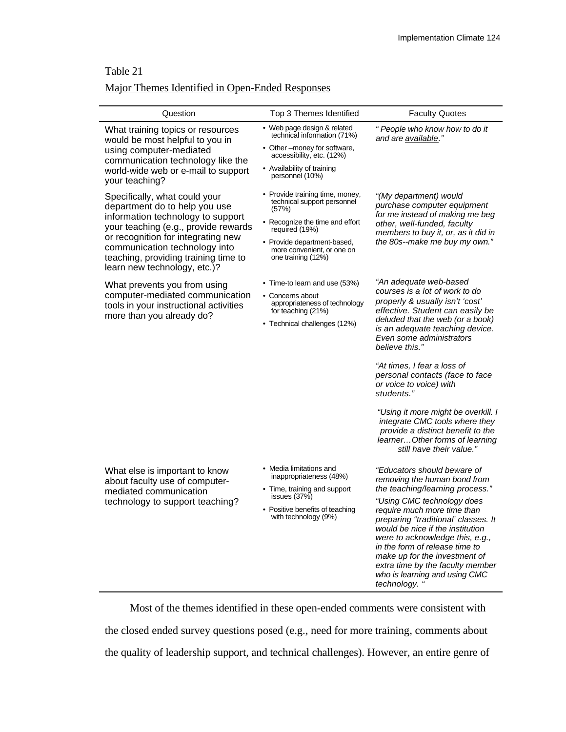Table 21

Major Themes Identified in Open-Ended Responses

| Question | Top 3 Themes Identified | Faculty Quotes |
|---|---|---|
| What training topics or resources would be most helpful to you in using computer-mediated communication technology like the world-wide web or e-mail to support your teaching? | • Web page design & related technical information (71%)<br>• Other –money for software, accessibility, etc. (12%)<br>• Availability of training personnel (10%) | *" People who know how to do it and are available."* |
| Specifically, what could your department do to help you use information technology to support your teaching (e.g., provide rewards or recognition for integrating new communication technology into teaching, providing training time to learn new technology, etc.)? | • Provide training time, money, technical support personnel (57%)<br>• Recognize the time and effort required (19%)<br>• Provide department-based, more convenient, or one on one training (12%) | *"(My department) would purchase computer equipment for me instead of making me beg other, well-funded, faculty members to buy it, or, as it did in the 80s--make me buy my own."* |
| What prevents you from using computer-mediated communication tools in your instructional activities more than you already do? | • Time-to learn and use (53%)<br>• Concerns about appropriateness of technology for teaching (21%)<br>• Technical challenges (12%) | *"An adequate web-based courses is a lot of work to do properly & usually isn't 'cost' effective. Student can easily be deluded that the web (or a book) is an adequate teaching device. Even some administrators believe this."*<br><br>*"At times, I fear a loss of personal contacts (face to face or voice to voice) with students."*<br><br>*"Using it more might be overkill. I integrate CMC tools where they provide a distinct benefit to the learner…Other forms of learning still have their value."* |
| What else is important to know about faculty use of computer-mediated communication technology to support teaching? | • Media limitations and inappropriateness (48%)<br>• Time, training and support issues (37%)<br>• Positive benefits of teaching with technology (9%) | *"Educators should beware of removing the human bond from the teaching/learning process."*<br><br>*"Using CMC technology does require much more time than preparing "traditional' classes. It would be nice if the institution were to acknowledge this, e.g., in the form of release time to make up for the investment of extra time by the faculty member who is learning and using CMC technology. "* |

Most of the themes identified in these open-ended comments were consistent with the closed ended survey questions posed (e.g., need for more training, comments about the quality of leadership support, and technical challenges). However, an entire genre of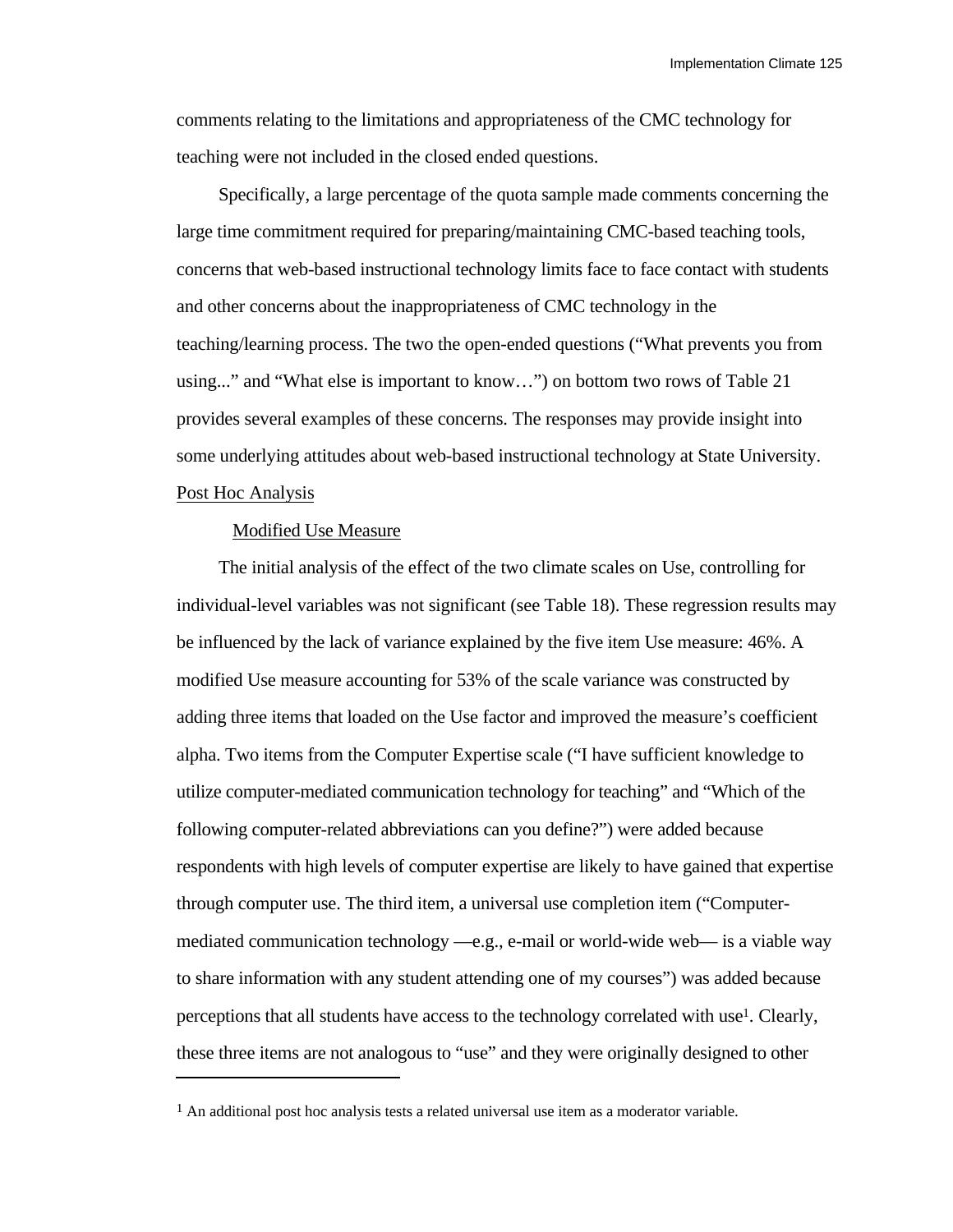comments relating to the limitations and appropriateness of the CMC technology for teaching were not included in the closed ended questions.

Specifically, a large percentage of the quota sample made comments concerning the large time commitment required for preparing/maintaining CMC-based teaching tools, concerns that web-based instructional technology limits face to face contact with students and other concerns about the inappropriateness of CMC technology in the teaching/learning process. The two the open-ended questions ("What prevents you from using..." and "What else is important to know…") on bottom two rows of Table 21 provides several examples of these concerns. The responses may provide insight into some underlying attitudes about web-based instructional technology at State University.

## Post Hoc Analysis

### Modified Use Measure

The initial analysis of the effect of the two climate scales on Use, controlling for individual-level variables was not significant (see Table 18). These regression results may be influenced by the lack of variance explained by the five item Use measure: 46%. A modified Use measure accounting for 53% of the scale variance was constructed by adding three items that loaded on the Use factor and improved the measure's coefficient alpha. Two items from the Computer Expertise scale ("I have sufficient knowledge to utilize computer-mediated communication technology for teaching" and "Which of the following computer-related abbreviations can you define?") were added because respondents with high levels of computer expertise are likely to have gained that expertise through computer use. The third item, a universal use completion item ("Computer-mediated communication technology —e.g., e-mail or world-wide web— is a viable way to share information with any student attending one of my courses") was added because perceptions that all students have access to the technology correlated with use[1]. Clearly, these three items are not analogous to "use" and they were originally designed to other

[1] An additional post hoc analysis tests a related universal use item as a moderator variable.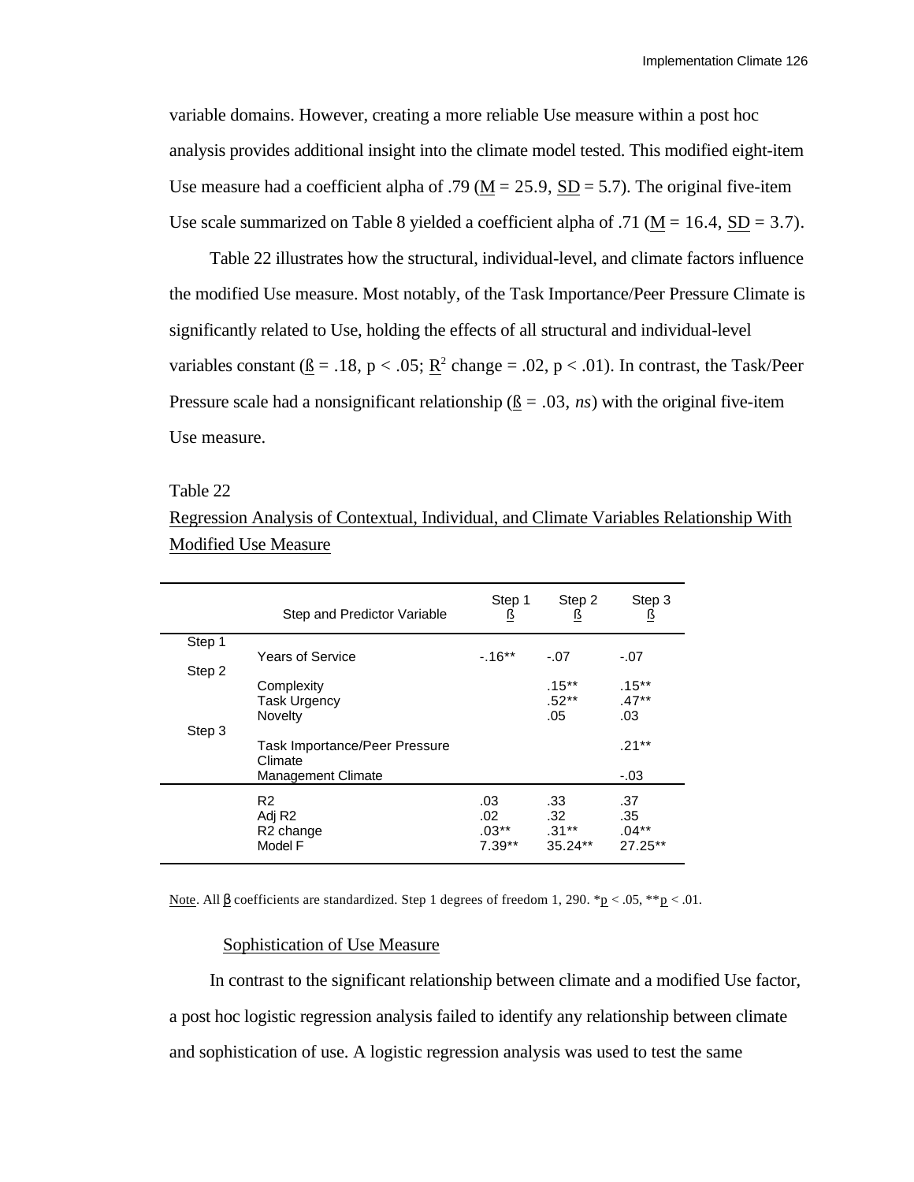variable domains. However, creating a more reliable Use measure within a post hoc analysis provides additional insight into the climate model tested. This modified eight-item Use measure had a coefficient alpha of .79 (M = 25.9, SD = 5.7). The original five-item Use scale summarized on Table 8 yielded a coefficient alpha of .71 (M = 16.4, SD = 3.7).

Table 22 illustrates how the structural, individual-level, and climate factors influence the modified Use measure. Most notably, of the Task Importance/Peer Pressure Climate is significantly related to Use, holding the effects of all structural and individual-level variables constant (ß = .18, $p < .05$; $R^2$ change = .02, $p < .01$). In contrast, the Task/Peer Pressure scale had a nonsignificant relationship (ß = .03, *ns*) with the original five-item Use measure.

Table 22

Regression Analysis of Contextual, Individual, and Climate Variables Relationship With Modified Use Measure

| | Step and Predictor Variable | Step 1 ß | Step 2 ß | Step 3 ß |
|---|---|---|---|---|
| Step 1 | | | | |
| | Years of Service | -.16** | -.07 | -.07 |
| Step 2 | | | | |
| | Complexity | | .15** | .15** |
| | Task Urgency | | .52** | .47** |
| | Novelty | | .05 | .03 |
| Step 3 | | | | |
| | Task Importance/Peer Pressure Climate | | | .21** |
| | Management Climate | | | -.03 |
| | R2 | .03 | .33 | .37 |
| | Adj R2 | .02 | .32 | .35 |
| | R2 change | .03** | .31** | .04** |
| | Model F | 7.39** | 35.24** | 27.25** |

Note. All β coefficients are standardized. Step 1 degrees of freedom 1, 290. *$p < .05$, **$p < .01$.

## Sophistication of Use Measure

In contrast to the significant relationship between climate and a modified Use factor, a post hoc logistic regression analysis failed to identify any relationship between climate and sophistication of use. A logistic regression analysis was used to test the same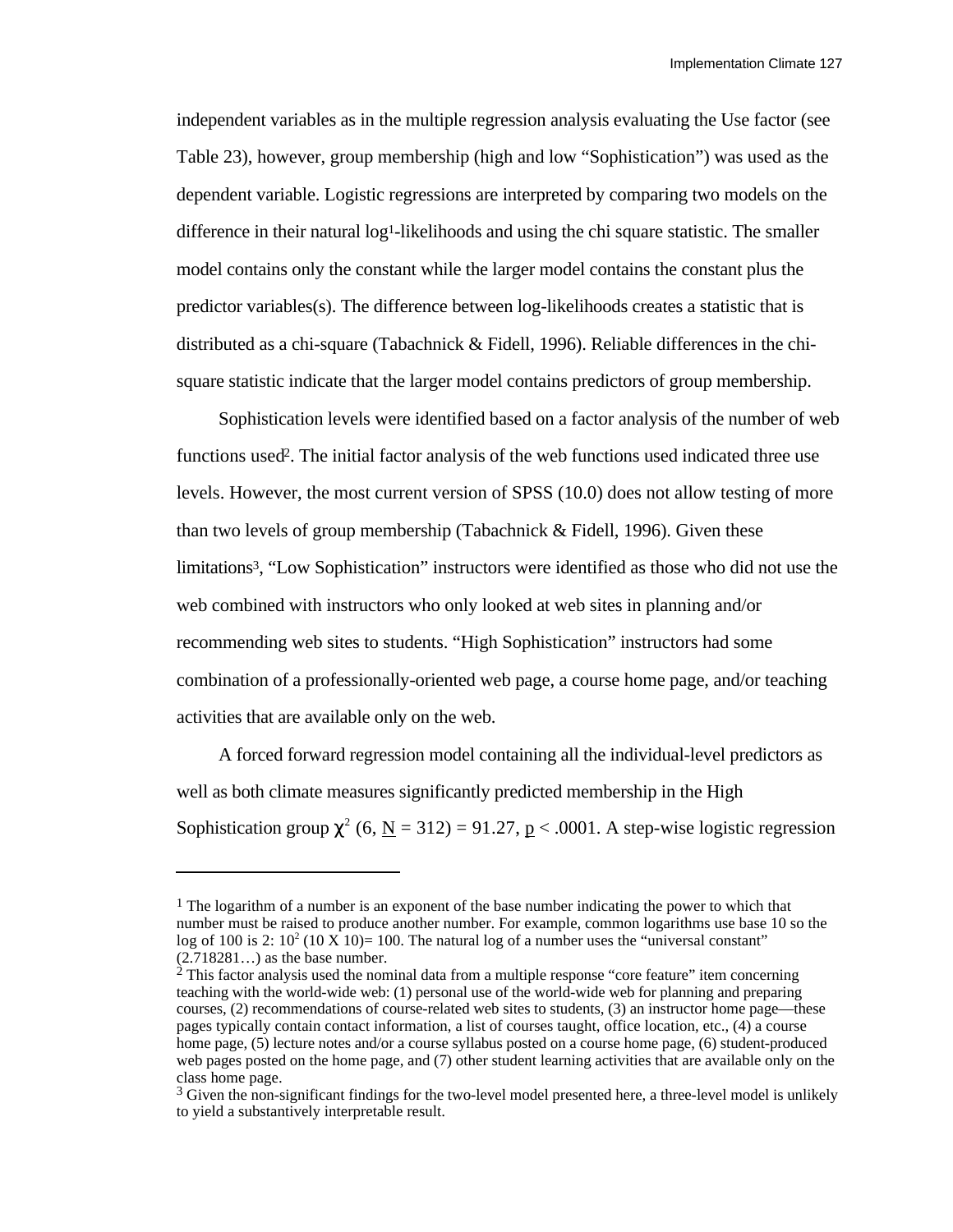independent variables as in the multiple regression analysis evaluating the Use factor (see Table 23), however, group membership (high and low "Sophistication") was used as the dependent variable. Logistic regressions are interpreted by comparing two models on the difference in their natural log[1]-likelihoods and using the chi square statistic. The smaller model contains only the constant while the larger model contains the constant plus the predictor variables(s). The difference between log-likelihoods creates a statistic that is distributed as a chi-square (Tabachnick & Fidell, 1996). Reliable differences in the chi-square statistic indicate that the larger model contains predictors of group membership.

Sophistication levels were identified based on a factor analysis of the number of web functions used[2]. The initial factor analysis of the web functions used indicated three use levels. However, the most current version of SPSS (10.0) does not allow testing of more than two levels of group membership (Tabachnick & Fidell, 1996). Given these limitations[3], "Low Sophistication" instructors were identified as those who did not use the web combined with instructors who only looked at web sites in planning and/or recommending web sites to students. "High Sophistication" instructors had some combination of a professionally-oriented web page, a course home page, and/or teaching activities that are available only on the web.

A forced forward regression model containing all the individual-level predictors as well as both climate measures significantly predicted membership in the High Sophistication group $\chi^2$ (6, N = 312) = 91.27, p < .0001. A step-wise logistic regression

---

[1] The logarithm of a number is an exponent of the base number indicating the power to which that number must be raised to produce another number. For example, common logarithms use base 10 so the log of 100 is 2: $10^2$ (10 X 10)= 100. The natural log of a number uses the "universal constant" (2.718281…) as the base number.

[2] This factor analysis used the nominal data from a multiple response "core feature" item concerning teaching with the world-wide web: (1) personal use of the world-wide web for planning and preparing courses, (2) recommendations of course-related web sites to students, (3) an instructor home page—these pages typically contain contact information, a list of courses taught, office location, etc., (4) a course home page, (5) lecture notes and/or a course syllabus posted on a course home page, (6) student-produced web pages posted on the home page, and (7) other student learning activities that are available only on the class home page.

[3] Given the non-significant findings for the two-level model presented here, a three-level model is unlikely to yield a substantively interpretable result.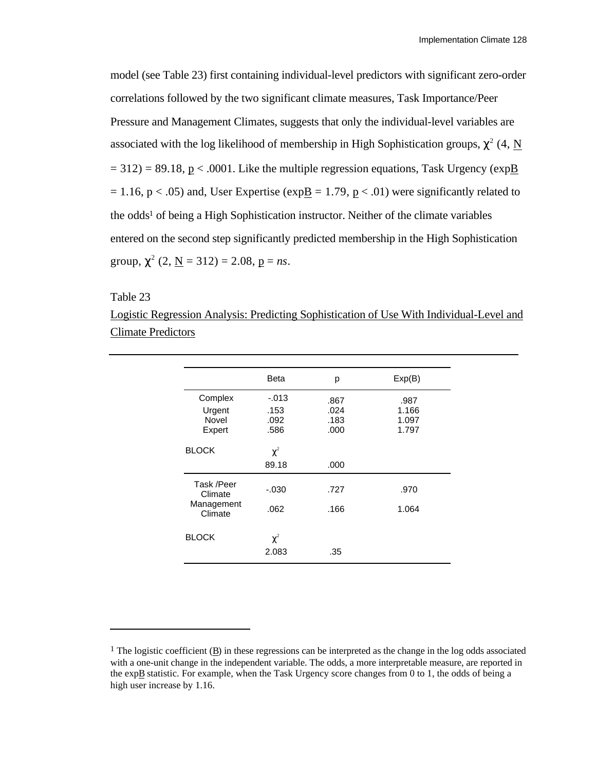model (see Table 23) first containing individual-level predictors with significant zero-order correlations followed by the two significant climate measures, Task Importance/Peer Pressure and Management Climates, suggests that only the individual-level variables are associated with the log likelihood of membership in High Sophistication groups, $\chi^2$ (4, N = 312) = 89.18, p < .0001. Like the multiple regression equations, Task Urgency (expB = 1.16, p < .05) and, User Expertise (expB = 1.79, p < .01) were significantly related to the odds[1] of being a High Sophistication instructor. Neither of the climate variables entered on the second step significantly predicted membership in the High Sophistication group, $\chi^2$ (2, N = 312) = 2.08, p = *ns*.

Table 23

Logistic Regression Analysis: Predicting Sophistication of Use With Individual-Level and Climate Predictors

| | Beta | p | Exp(B) |
|---|---|---|---|
| Complex | -.013 | .867 | .987 |
| Urgent | .153 | .024 | 1.166 |
| Novel | .092 | .183 | 1.097 |
| Expert | .586 | .000 | 1.797 |
| BLOCK | $\chi^2$ | | |
| | 89.18 | .000 | |
| Task /Peer Climate | -.030 | .727 | .970 |
| Management Climate | .062 | .166 | 1.064 |
| BLOCK | $\chi^2$ | | |
| | 2.083 | .35 | |

[1] The logistic coefficient (B) in these regressions can be interpreted as the change in the log odds associated with a one-unit change in the independent variable. The odds, a more interpretable measure, are reported in the expB statistic. For example, when the Task Urgency score changes from 0 to 1, the odds of being a high user increase by 1.16.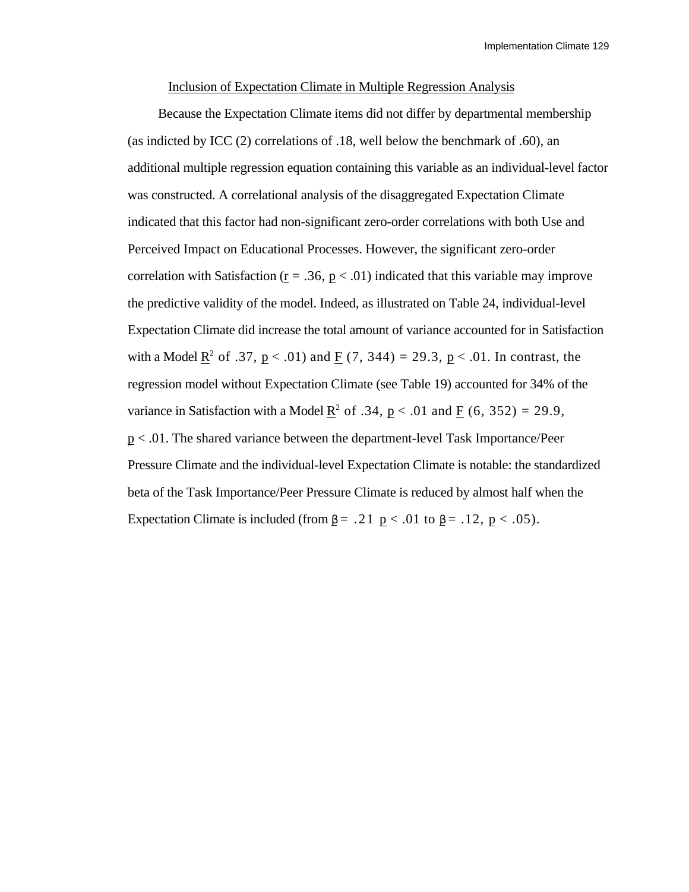## Inclusion of Expectation Climate in Multiple Regression Analysis

Because the Expectation Climate items did not differ by departmental membership (as indicted by ICC (2) correlations of .18, well below the benchmark of .60), an additional multiple regression equation containing this variable as an individual-level factor was constructed. A correlational analysis of the disaggregated Expectation Climate indicated that this factor had non-significant zero-order correlations with both Use and Perceived Impact on Educational Processes. However, the significant zero-order correlation with Satisfaction ($r = .36$, $p < .01$) indicated that this variable may improve the predictive validity of the model. Indeed, as illustrated on Table 24, individual-level Expectation Climate did increase the total amount of variance accounted for in Satisfaction with a Model $R^2$ of .37, $p < .01$) and $F$ (7, 344) = 29.3, $p < .01$. In contrast, the regression model without Expectation Climate (see Table 19) accounted for 34% of the variance in Satisfaction with a Model $R^2$ of .34, $p < .01$ and $F$ (6, 352) = 29.9, $p < .01$. The shared variance between the department-level Task Importance/Peer Pressure Climate and the individual-level Expectation Climate is notable: the standardized beta of the Task Importance/Peer Pressure Climate is reduced by almost half when the Expectation Climate is included (from $\beta = .21$ $p < .01$ to $\beta = .12$, $p < .05$).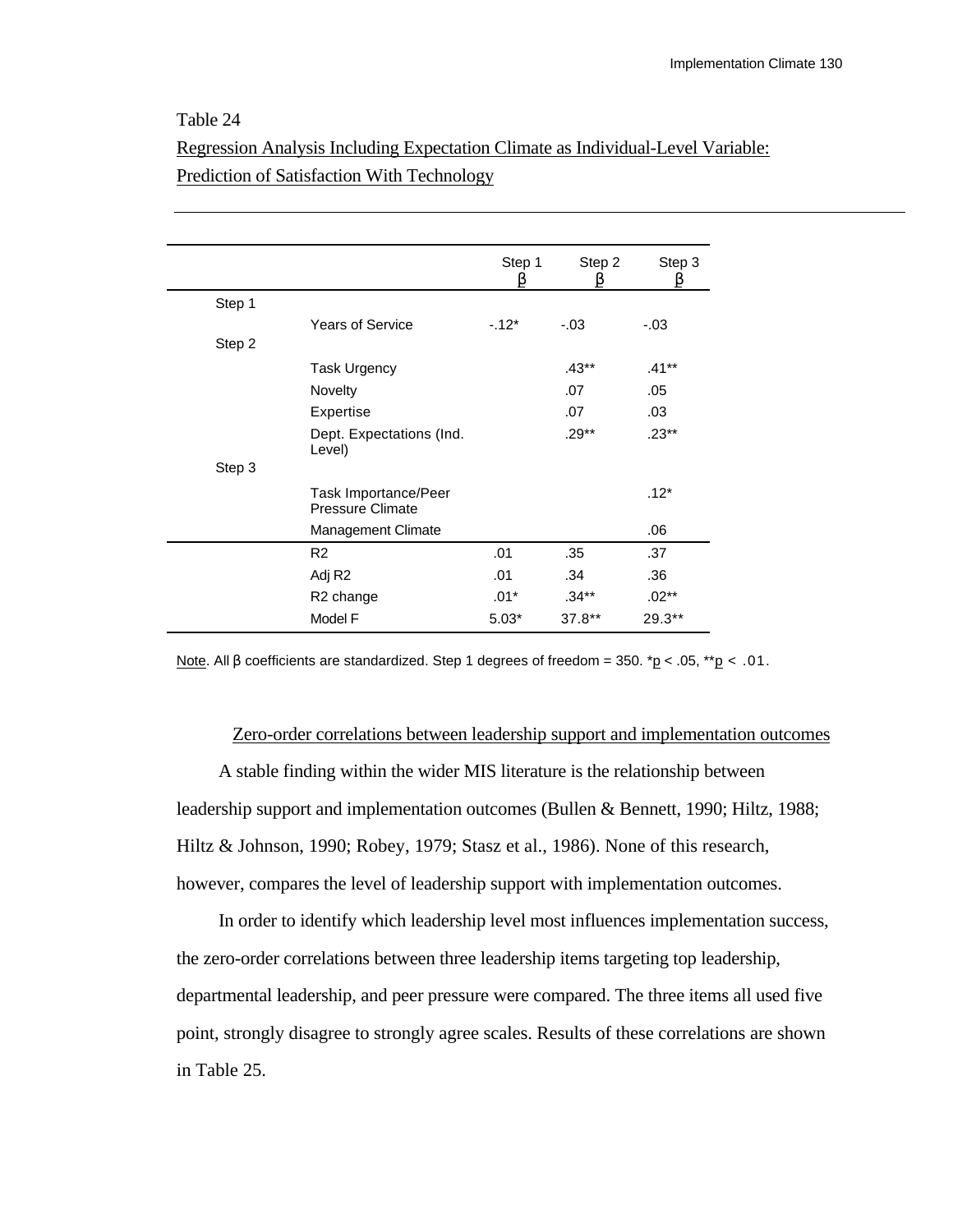Table 24

Regression Analysis Including Expectation Climate as Individual-Level Variable: Prediction of Satisfaction With Technology

| | | Step 1 β | Step 2 β | Step 3 β |
|---|---|---|---|---|
| Step 1 | | | | |
| | Years of Service | -.12* | -.03 | -.03 |
| Step 2 | | | | |
| | Task Urgency | | .43** | .41** |
| | Novelty | | .07 | .05 |
| | Expertise | | .07 | .03 |
| | Dept. Expectations (Ind. Level) | | .29** | .23** |
| Step 3 | | | | |
| | Task Importance/Peer Pressure Climate | | | .12* |
| | Management Climate | | | .06 |
| | $R^2$ | .01 | .35 | .37 |
| | Adj $R^2$ | .01 | .34 | .36 |
| | $R^2$ change | .01* | .34** | .02** |
| | Model F | 5.03* | 37.8** | 29.3** |

Note. All β coefficients are standardized. Step 1 degrees of freedom = 350. *$p < .05$, **$p < .01$.

Zero-order correlations between leadership support and implementation outcomes

A stable finding within the wider MIS literature is the relationship between leadership support and implementation outcomes (Bullen & Bennett, 1990; Hiltz, 1988; Hiltz & Johnson, 1990; Robey, 1979; Stasz et al., 1986). None of this research, however, compares the level of leadership support with implementation outcomes.

In order to identify which leadership level most influences implementation success, the zero-order correlations between three leadership items targeting top leadership, departmental leadership, and peer pressure were compared. The three items all used five point, strongly disagree to strongly agree scales. Results of these correlations are shown in Table 25.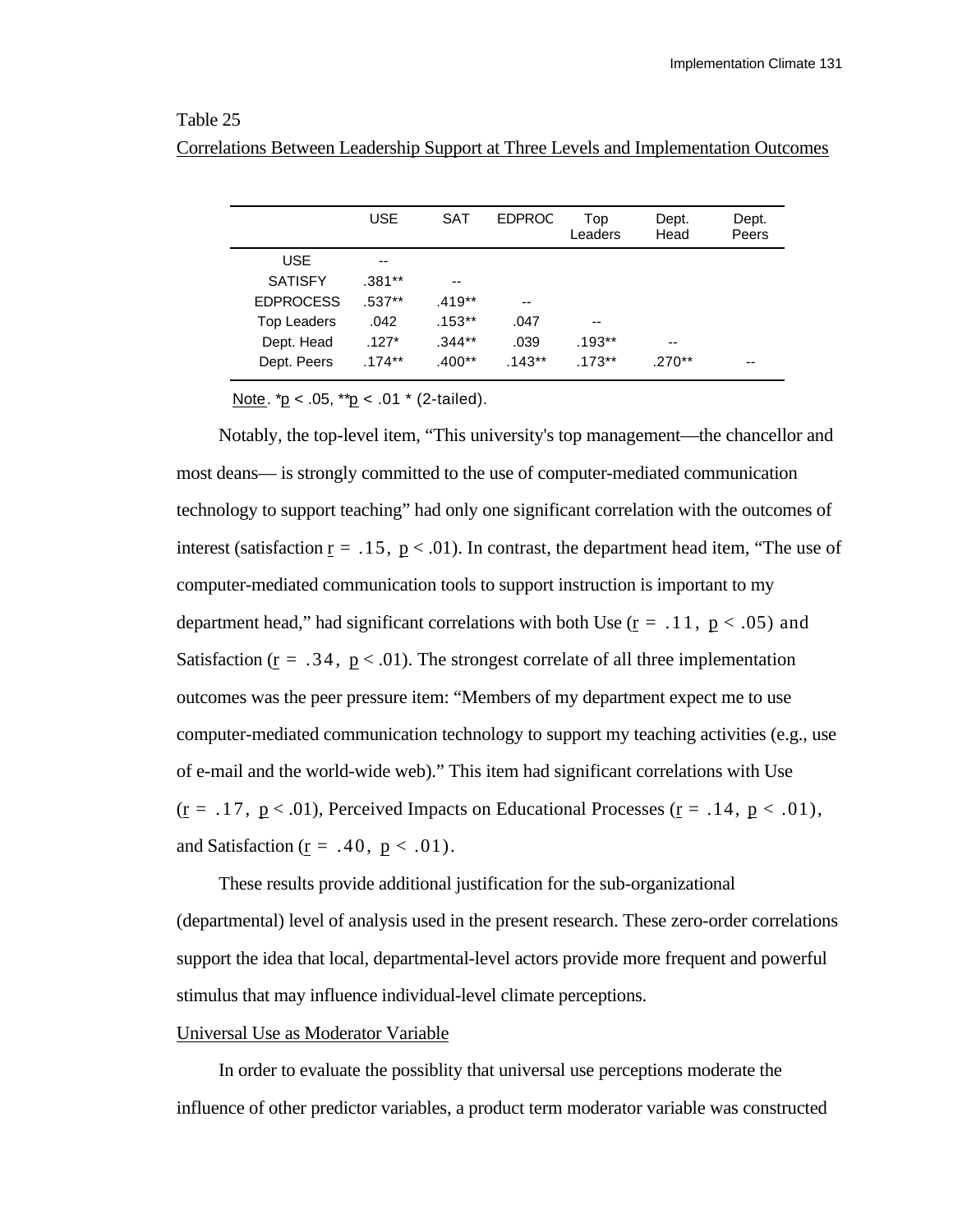Table 25

Correlations Between Leadership Support at Three Levels and Implementation Outcomes

| | USE | SAT | EDPROC | Top Leaders | Dept. Head | Dept. Peers |
|---|---|---|---|---|---|---|
| USE | -- | | | | | |
| SATISFY | .381** | -- | | | | |
| EDPROCESS | .537** | .419** | -- | | | |
| Top Leaders | .042 | .153** | .047 | -- | | |
| Dept. Head | .127* | .344** | .039 | .193** | -- | |
| Dept. Peers | .174** | .400** | .143** | .173** | .270** | -- |

Note. *p < .05, **p < .01 * (2-tailed).

Notably, the top-level item, "This university's top management—the chancellor and most deans— is strongly committed to the use of computer-mediated communication technology to support teaching" had only one significant correlation with the outcomes of interest (satisfaction $r = .15$, $p < .01$). In contrast, the department head item, "The use of computer-mediated communication tools to support instruction is important to my department head," had significant correlations with both Use ($r = .11$, $p < .05$) and Satisfaction ($r = .34$, $p < .01$). The strongest correlate of all three implementation outcomes was the peer pressure item: "Members of my department expect me to use computer-mediated communication technology to support my teaching activities (e.g., use of e-mail and the world-wide web)." This item had significant correlations with Use ($r = .17$, $p < .01$), Perceived Impacts on Educational Processes ($r = .14$, $p < .01$), and Satisfaction ($r = .40$, $p < .01$).

These results provide additional justification for the sub-organizational (departmental) level of analysis used in the present research. These zero-order correlations support the idea that local, departmental-level actors provide more frequent and powerful stimulus that may influence individual-level climate perceptions.

Universal Use as Moderator Variable

In order to evaluate the possiblity that universal use perceptions moderate the influence of other predictor variables, a product term moderator variable was constructed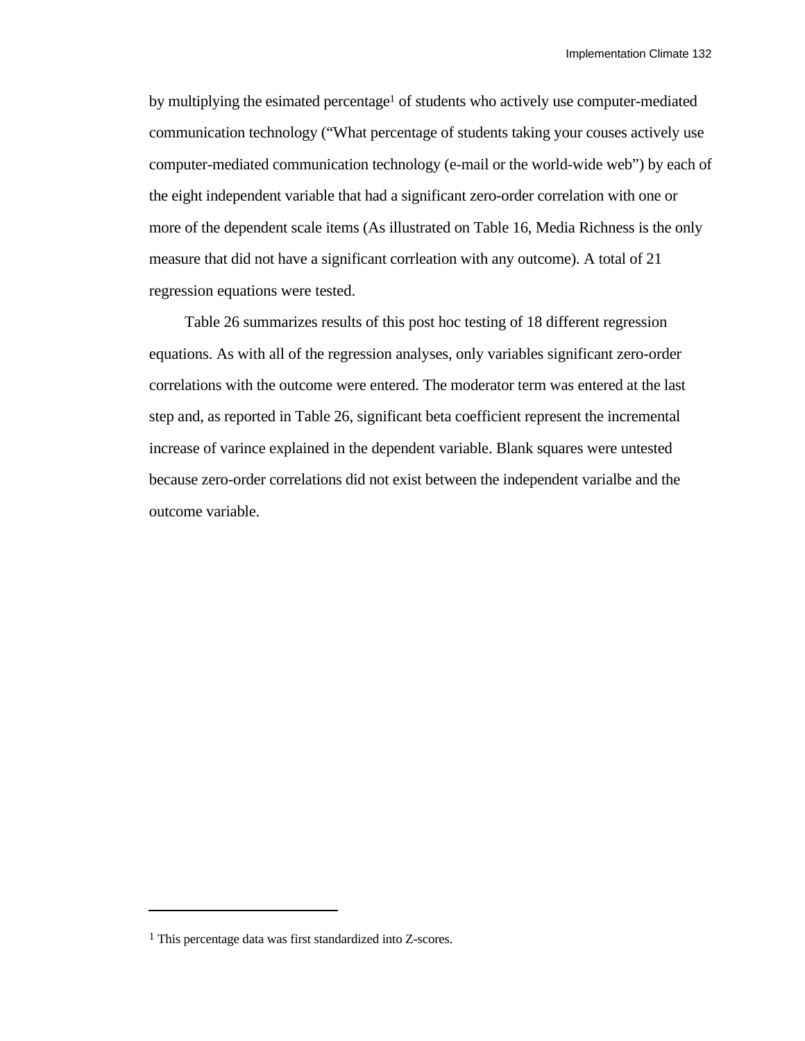by multiplying the esimated percentage[1] of students who actively use computer-mediated communication technology ("What percentage of students taking your couses actively use computer-mediated communication technology (e-mail or the world-wide web") by each of the eight independent variable that had a significant zero-order correlation with one or more of the dependent scale items (As illustrated on Table 16, Media Richness is the only measure that did not have a significant corrleation with any outcome). A total of 21 regression equations were tested.

Table 26 summarizes results of this post hoc testing of 18 different regression equations. As with all of the regression analyses, only variables significant zero-order correlations with the outcome were entered. The moderator term was entered at the last step and, as reported in Table 26, significant beta coefficient represent the incremental increase of varince explained in the dependent variable. Blank squares were untested because zero-order correlations did not exist between the independent varialbe and the outcome variable.

---

[1] This percentage data was first standardized into Z-scores.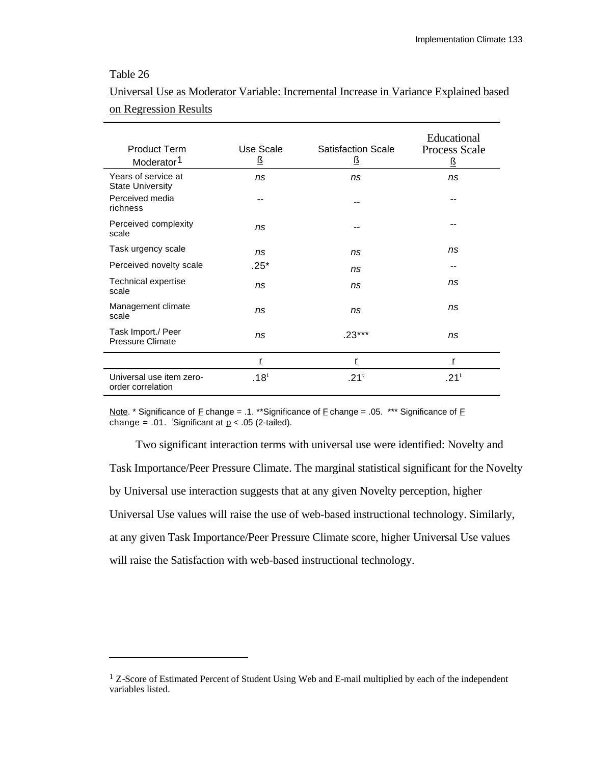Table 26

Universal Use as Moderator Variable: Incremental Increase in Variance Explained based on Regression Results

| Product Term Moderator[1] | Use Scale ß | Satisfaction Scale ß | Educational Process Scale ß |
|---|---|---|---|
| Years of service at State University | *ns* | *ns* | *ns* |
| Perceived media richness | -- | -- | -- |
| Perceived complexity scale | *ns* | -- | -- |
| Task urgency scale | *ns* | *ns* | *ns* |
| Perceived novelty scale | .25* | *ns* | -- |
| Technical expertise scale | *ns* | *ns* | *ns* |
| Management climate scale | *ns* | *ns* | *ns* |
| Task Import./ Peer Pressure Climate | *ns* | .23*** | *ns* |
| | r | r | r |
| Universal use item zero-order correlation | .18[t] | .21[t] | .21[t] |

Note. * Significance of F change = .1. **Significance of F change = .05. *** Significance of F change = .01. [t]Significant at $p < .05$ (2-tailed).

Two significant interaction terms with universal use were identified: Novelty and Task Importance/Peer Pressure Climate. The marginal statistical significant for the Novelty by Universal use interaction suggests that at any given Novelty perception, higher Universal Use values will raise the use of web-based instructional technology. Similarly, at any given Task Importance/Peer Pressure Climate score, higher Universal Use values will raise the Satisfaction with web-based instructional technology.

---

[1] Z-Score of Estimated Percent of Student Using Web and E-mail multiplied by each of the independent variables listed.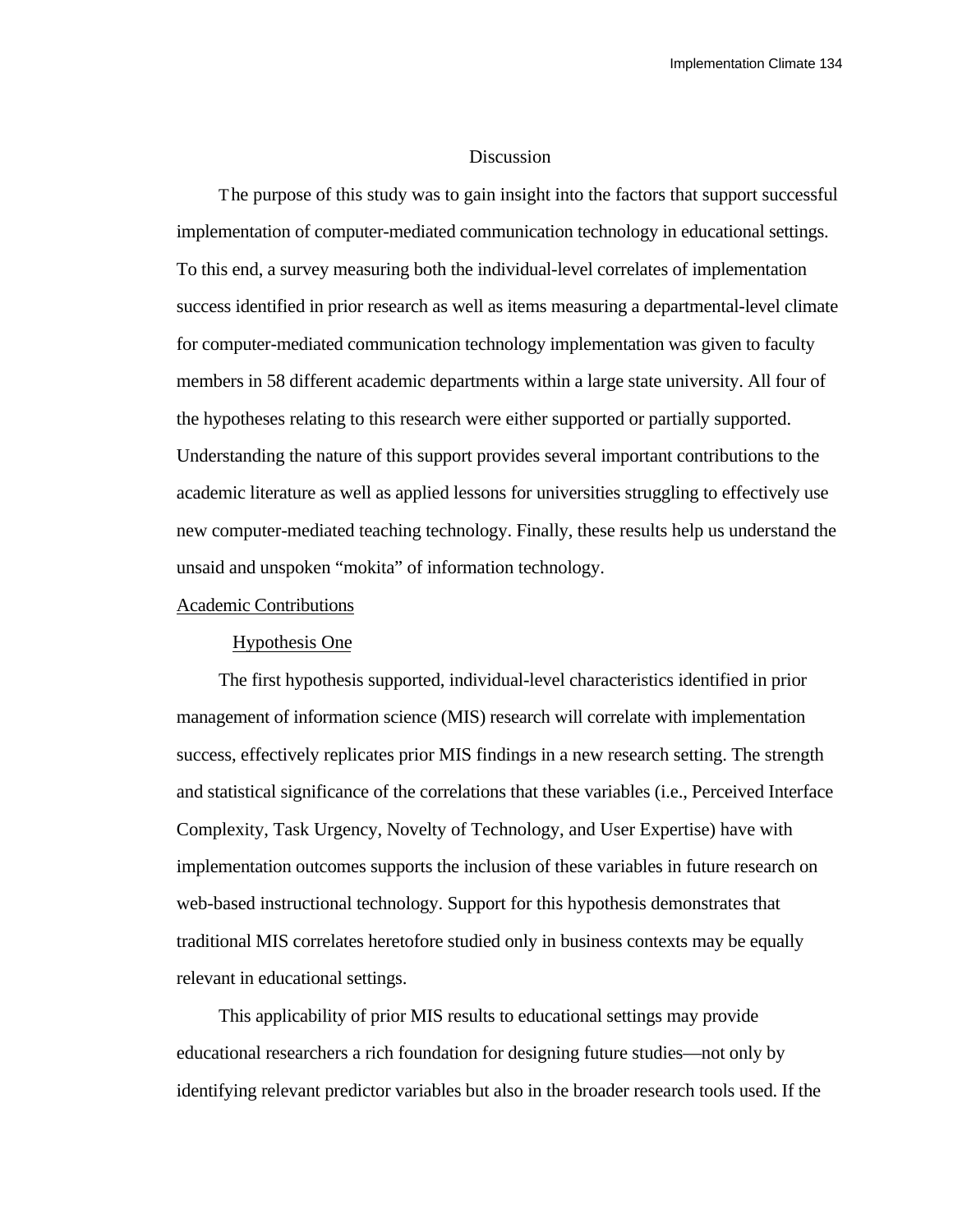# Discussion

The purpose of this study was to gain insight into the factors that support successful implementation of computer-mediated communication technology in educational settings. To this end, a survey measuring both the individual-level correlates of implementation success identified in prior research as well as items measuring a departmental-level climate for computer-mediated communication technology implementation was given to faculty members in 58 different academic departments within a large state university. All four of the hypotheses relating to this research were either supported or partially supported. Understanding the nature of this support provides several important contributions to the academic literature as well as applied lessons for universities struggling to effectively use new computer-mediated teaching technology. Finally, these results help us understand the unsaid and unspoken "mokita" of information technology.

## Academic Contributions

### Hypothesis One

The first hypothesis supported, individual-level characteristics identified in prior management of information science (MIS) research will correlate with implementation success, effectively replicates prior MIS findings in a new research setting. The strength and statistical significance of the correlations that these variables (i.e., Perceived Interface Complexity, Task Urgency, Novelty of Technology, and User Expertise) have with implementation outcomes supports the inclusion of these variables in future research on web-based instructional technology. Support for this hypothesis demonstrates that traditional MIS correlates heretofore studied only in business contexts may be equally relevant in educational settings.

This applicability of prior MIS results to educational settings may provide educational researchers a rich foundation for designing future studies—not only by identifying relevant predictor variables but also in the broader research tools used. If the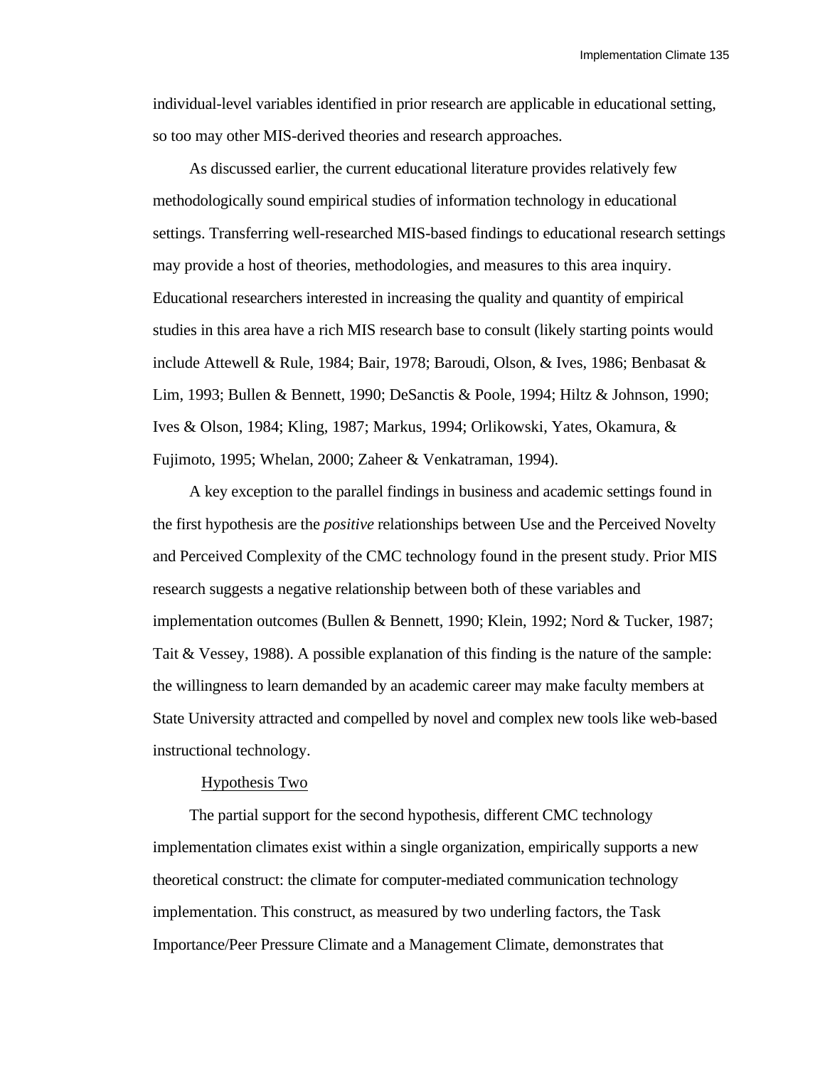individual-level variables identified in prior research are applicable in educational setting, so too may other MIS-derived theories and research approaches.

As discussed earlier, the current educational literature provides relatively few methodologically sound empirical studies of information technology in educational settings. Transferring well-researched MIS-based findings to educational research settings may provide a host of theories, methodologies, and measures to this area inquiry. Educational researchers interested in increasing the quality and quantity of empirical studies in this area have a rich MIS research base to consult (likely starting points would include Attewell & Rule, 1984; Bair, 1978; Baroudi, Olson, & Ives, 1986; Benbasat & Lim, 1993; Bullen & Bennett, 1990; DeSanctis & Poole, 1994; Hiltz & Johnson, 1990; Ives & Olson, 1984; Kling, 1987; Markus, 1994; Orlikowski, Yates, Okamura, & Fujimoto, 1995; Whelan, 2000; Zaheer & Venkatraman, 1994).

A key exception to the parallel findings in business and academic settings found in the first hypothesis are the *positive* relationships between Use and the Perceived Novelty and Perceived Complexity of the CMC technology found in the present study. Prior MIS research suggests a negative relationship between both of these variables and implementation outcomes (Bullen & Bennett, 1990; Klein, 1992; Nord & Tucker, 1987; Tait & Vessey, 1988). A possible explanation of this finding is the nature of the sample: the willingness to learn demanded by an academic career may make faculty members at State University attracted and compelled by novel and complex new tools like web-based instructional technology.

### Hypothesis Two

The partial support for the second hypothesis, different CMC technology implementation climates exist within a single organization, empirically supports a new theoretical construct: the climate for computer-mediated communication technology implementation. This construct, as measured by two underling factors, the Task Importance/Peer Pressure Climate and a Management Climate, demonstrates that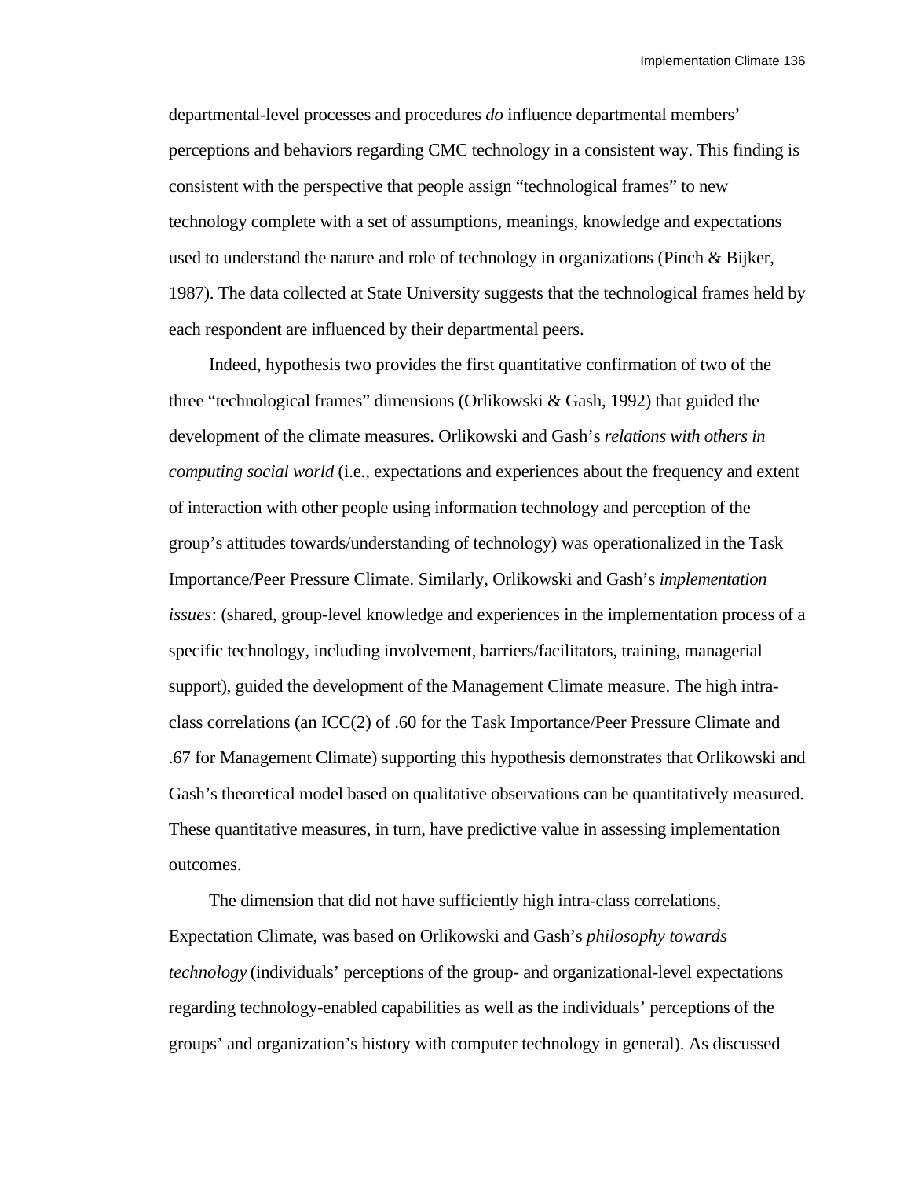departmental-level processes and procedures *do* influence departmental members' perceptions and behaviors regarding CMC technology in a consistent way. This finding is consistent with the perspective that people assign "technological frames" to new technology complete with a set of assumptions, meanings, knowledge and expectations used to understand the nature and role of technology in organizations (Pinch & Bijker, 1987). The data collected at State University suggests that the technological frames held by each respondent are influenced by their departmental peers.

Indeed, hypothesis two provides the first quantitative confirmation of two of the three "technological frames" dimensions (Orlikowski & Gash, 1992) that guided the development of the climate measures. Orlikowski and Gash's *relations with others in computing social world* (i.e., expectations and experiences about the frequency and extent of interaction with other people using information technology and perception of the group's attitudes towards/understanding of technology) was operationalized in the Task Importance/Peer Pressure Climate. Similarly, Orlikowski and Gash's *implementation issues*: (shared, group-level knowledge and experiences in the implementation process of a specific technology, including involvement, barriers/facilitators, training, managerial support), guided the development of the Management Climate measure. The high intra-class correlations (an ICC(2) of .60 for the Task Importance/Peer Pressure Climate and .67 for Management Climate) supporting this hypothesis demonstrates that Orlikowski and Gash's theoretical model based on qualitative observations can be quantitatively measured. These quantitative measures, in turn, have predictive value in assessing implementation outcomes.

The dimension that did not have sufficiently high intra-class correlations, Expectation Climate, was based on Orlikowski and Gash's *philosophy towards technology* (individuals' perceptions of the group- and organizational-level expectations regarding technology-enabled capabilities as well as the individuals' perceptions of the groups' and organization's history with computer technology in general). As discussed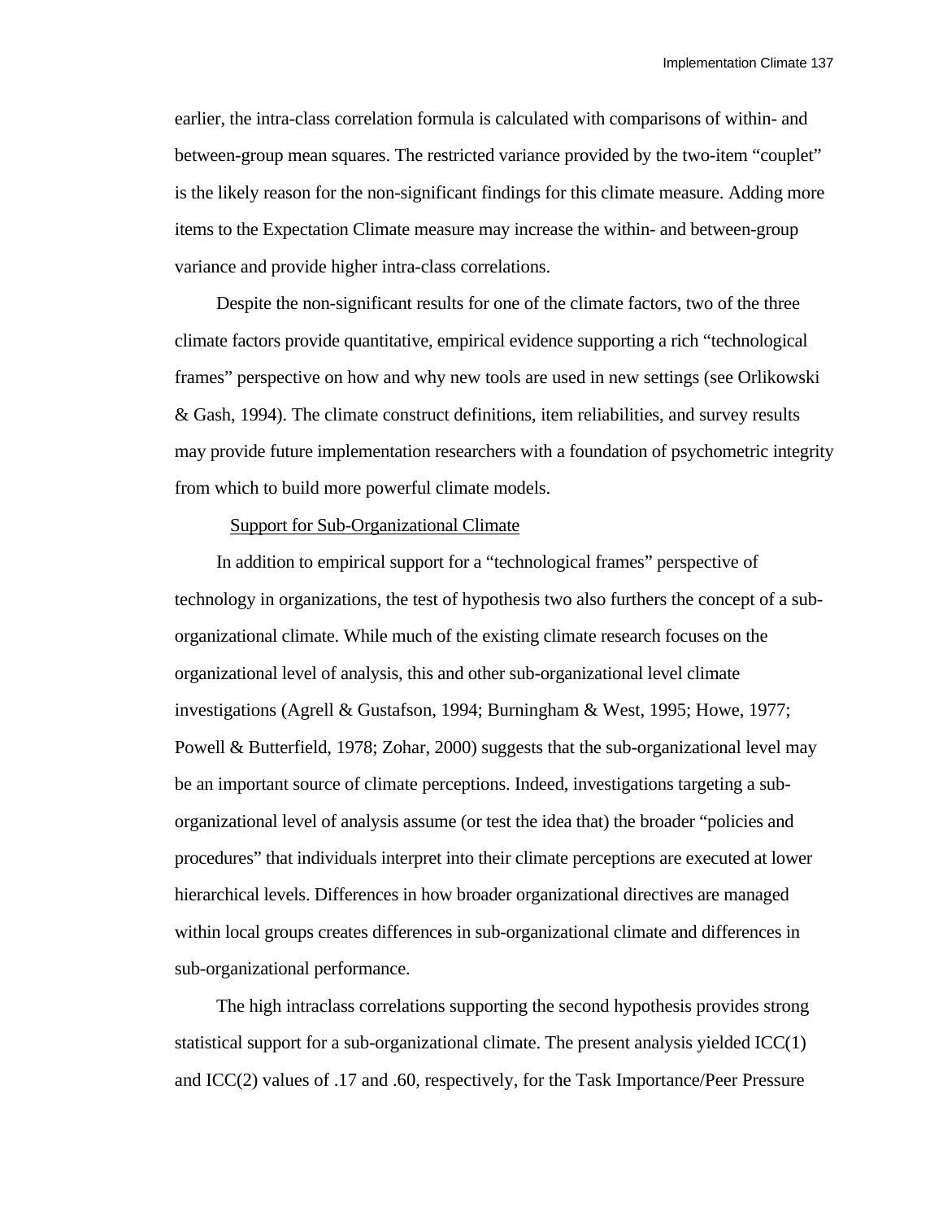earlier, the intra-class correlation formula is calculated with comparisons of within- and between-group mean squares. The restricted variance provided by the two-item "couplet" is the likely reason for the non-significant findings for this climate measure. Adding more items to the Expectation Climate measure may increase the within- and between-group variance and provide higher intra-class correlations.

Despite the non-significant results for one of the climate factors, two of the three climate factors provide quantitative, empirical evidence supporting a rich "technological frames" perspective on how and why new tools are used in new settings (see Orlikowski & Gash, 1994). The climate construct definitions, item reliabilities, and survey results may provide future implementation researchers with a foundation of psychometric integrity from which to build more powerful climate models.

## Support for Sub-Organizational Climate

In addition to empirical support for a "technological frames" perspective of technology in organizations, the test of hypothesis two also furthers the concept of a sub-organizational climate. While much of the existing climate research focuses on the organizational level of analysis, this and other sub-organizational level climate investigations (Agrell & Gustafson, 1994; Burningham & West, 1995; Howe, 1977; Powell & Butterfield, 1978; Zohar, 2000) suggests that the sub-organizational level may be an important source of climate perceptions. Indeed, investigations targeting a sub-organizational level of analysis assume (or test the idea that) the broader "policies and procedures" that individuals interpret into their climate perceptions are executed at lower hierarchical levels. Differences in how broader organizational directives are managed within local groups creates differences in sub-organizational climate and differences in sub-organizational performance.

The high intraclass correlations supporting the second hypothesis provides strong statistical support for a sub-organizational climate. The present analysis yielded ICC(1) and ICC(2) values of .17 and .60, respectively, for the Task Importance/Peer Pressure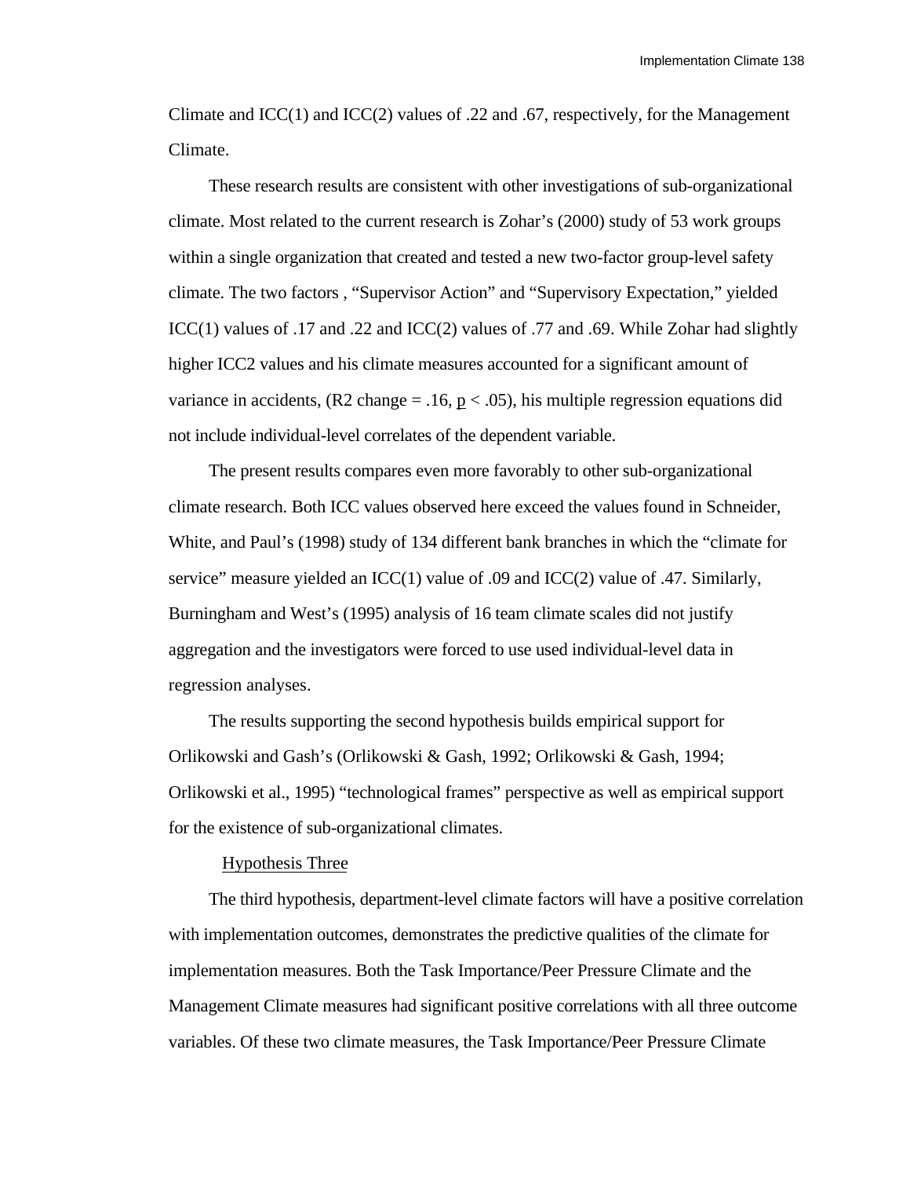Climate and ICC(1) and ICC(2) values of .22 and .67, respectively, for the Management Climate.

These research results are consistent with other investigations of sub-organizational climate. Most related to the current research is Zohar's (2000) study of 53 work groups within a single organization that created and tested a new two-factor group-level safety climate. The two factors , "Supervisor Action" and "Supervisory Expectation," yielded ICC(1) values of .17 and .22 and ICC(2) values of .77 and .69. While Zohar had slightly higher ICC2 values and his climate measures accounted for a significant amount of variance in accidents, ($R^2$ change = .16, $p < .05$), his multiple regression equations did not include individual-level correlates of the dependent variable.

The present results compares even more favorably to other sub-organizational climate research. Both ICC values observed here exceed the values found in Schneider, White, and Paul's (1998) study of 134 different bank branches in which the "climate for service" measure yielded an ICC(1) value of .09 and ICC(2) value of .47. Similarly, Burningham and West's (1995) analysis of 16 team climate scales did not justify aggregation and the investigators were forced to use used individual-level data in regression analyses.

The results supporting the second hypothesis builds empirical support for Orlikowski and Gash's (Orlikowski & Gash, 1992; Orlikowski & Gash, 1994; Orlikowski et al., 1995) "technological frames" perspective as well as empirical support for the existence of sub-organizational climates.

### Hypothesis Three

The third hypothesis, department-level climate factors will have a positive correlation with implementation outcomes, demonstrates the predictive qualities of the climate for implementation measures. Both the Task Importance/Peer Pressure Climate and the Management Climate measures had significant positive correlations with all three outcome variables. Of these two climate measures, the Task Importance/Peer Pressure Climate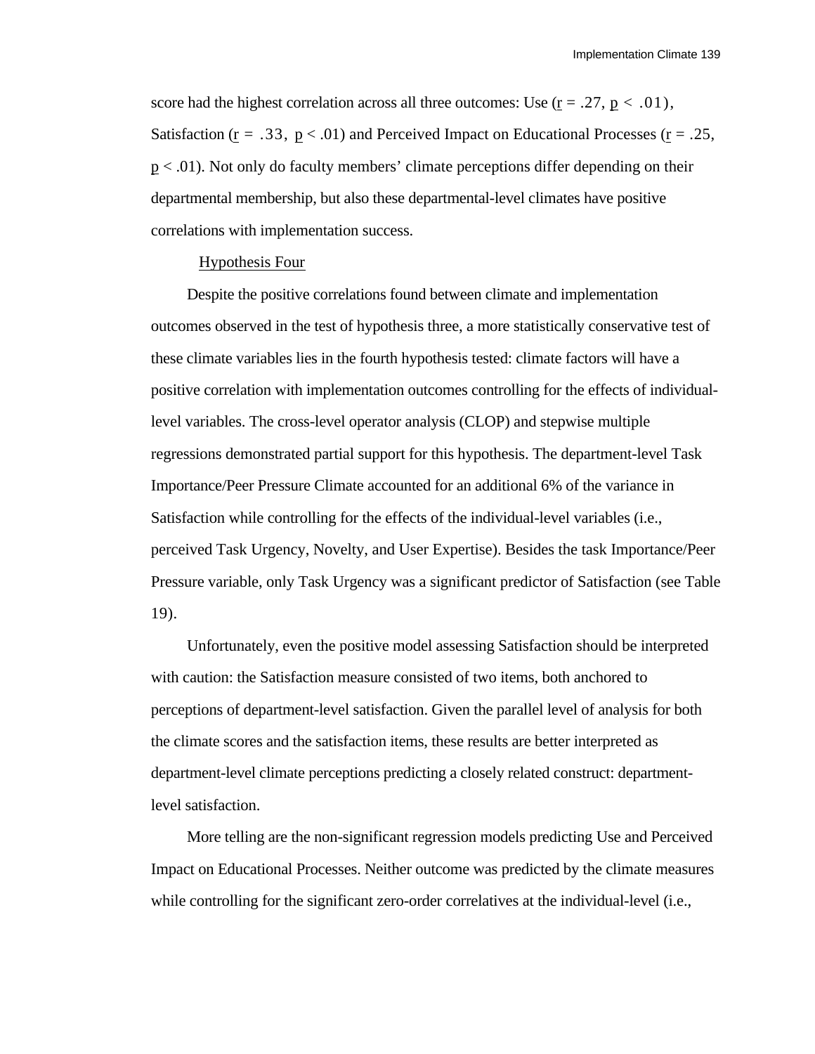score had the highest correlation across all three outcomes: Use ($r = .27$, $p < .01$), Satisfaction ($r = .33$, $p < .01$) and Perceived Impact on Educational Processes ($r = .25$, $p < .01$). Not only do faculty members' climate perceptions differ depending on their departmental membership, but also these departmental-level climates have positive correlations with implementation success.

### Hypothesis Four

Despite the positive correlations found between climate and implementation outcomes observed in the test of hypothesis three, a more statistically conservative test of these climate variables lies in the fourth hypothesis tested: climate factors will have a positive correlation with implementation outcomes controlling for the effects of individual-level variables. The cross-level operator analysis (CLOP) and stepwise multiple regressions demonstrated partial support for this hypothesis. The department-level Task Importance/Peer Pressure Climate accounted for an additional 6% of the variance in Satisfaction while controlling for the effects of the individual-level variables (i.e., perceived Task Urgency, Novelty, and User Expertise). Besides the task Importance/Peer Pressure variable, only Task Urgency was a significant predictor of Satisfaction (see Table 19).

Unfortunately, even the positive model assessing Satisfaction should be interpreted with caution: the Satisfaction measure consisted of two items, both anchored to perceptions of department-level satisfaction. Given the parallel level of analysis for both the climate scores and the satisfaction items, these results are better interpreted as department-level climate perceptions predicting a closely related construct: department-level satisfaction.

More telling are the non-significant regression models predicting Use and Perceived Impact on Educational Processes. Neither outcome was predicted by the climate measures while controlling for the significant zero-order correlatives at the individual-level (i.e.,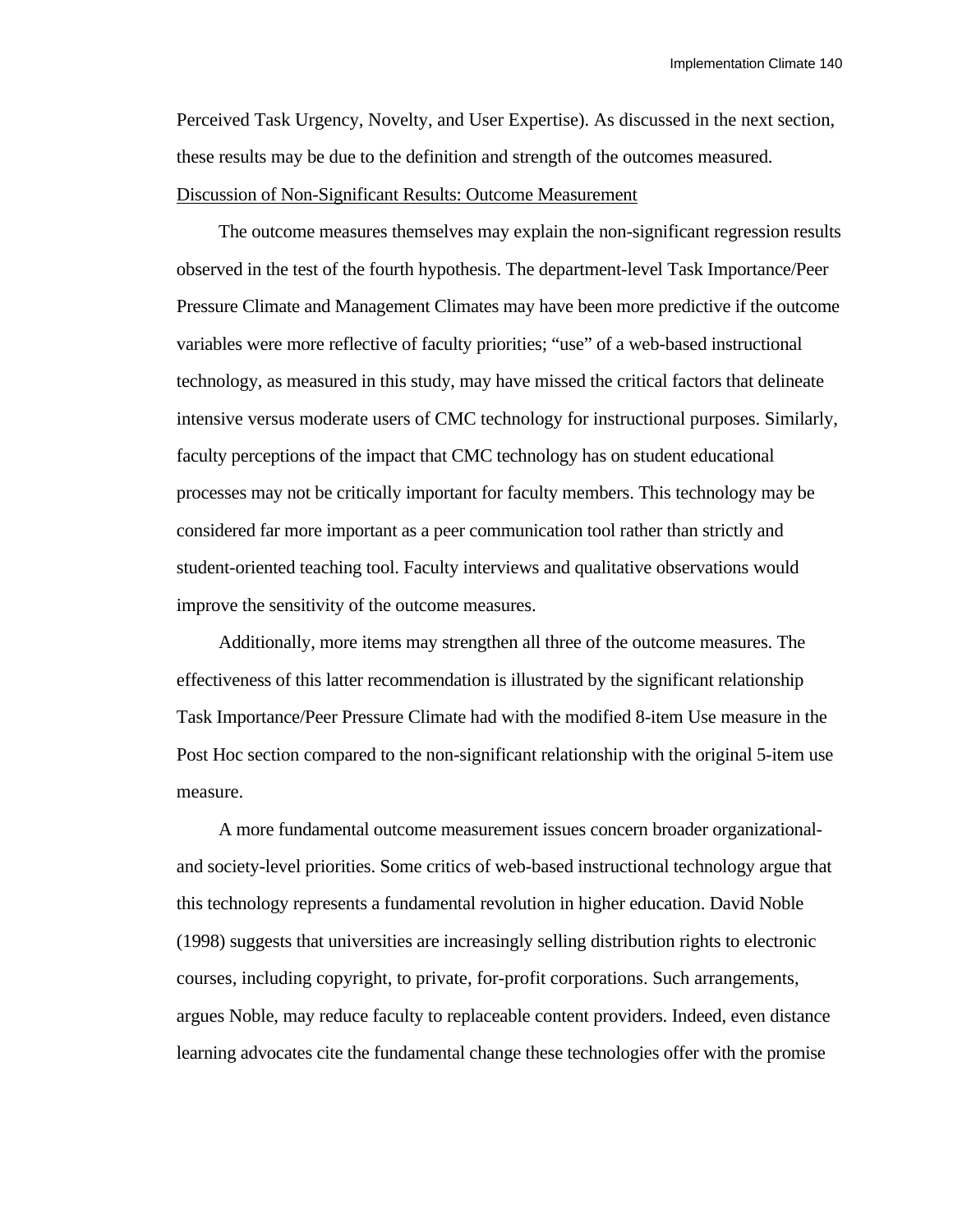Perceived Task Urgency, Novelty, and User Expertise). As discussed in the next section, these results may be due to the definition and strength of the outcomes measured.

<u>Discussion of Non-Significant Results: Outcome Measurement</u>

The outcome measures themselves may explain the non-significant regression results observed in the test of the fourth hypothesis. The department-level Task Importance/Peer Pressure Climate and Management Climates may have been more predictive if the outcome variables were more reflective of faculty priorities; “use” of a web-based instructional technology, as measured in this study, may have missed the critical factors that delineate intensive versus moderate users of CMC technology for instructional purposes. Similarly, faculty perceptions of the impact that CMC technology has on student educational processes may not be critically important for faculty members. This technology may be considered far more important as a peer communication tool rather than strictly and student-oriented teaching tool. Faculty interviews and qualitative observations would improve the sensitivity of the outcome measures.

Additionally, more items may strengthen all three of the outcome measures. The effectiveness of this latter recommendation is illustrated by the significant relationship Task Importance/Peer Pressure Climate had with the modified 8-item Use measure in the Post Hoc section compared to the non-significant relationship with the original 5-item use measure.

A more fundamental outcome measurement issues concern broader organizational- and society-level priorities. Some critics of web-based instructional technology argue that this technology represents a fundamental revolution in higher education. David Noble (1998) suggests that universities are increasingly selling distribution rights to electronic courses, including copyright, to private, for-profit corporations. Such arrangements, argues Noble, may reduce faculty to replaceable content providers. Indeed, even distance learning advocates cite the fundamental change these technologies offer with the promise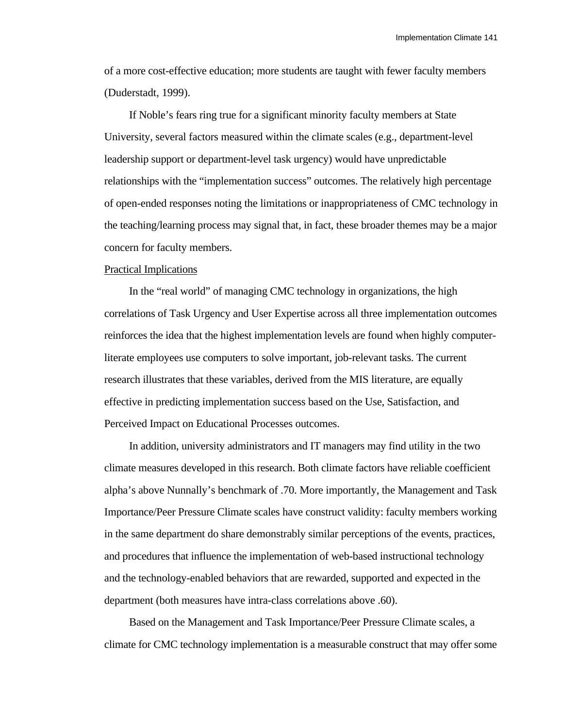of a more cost-effective education; more students are taught with fewer faculty members (Duderstadt, 1999).

If Noble's fears ring true for a significant minority faculty members at State University, several factors measured within the climate scales (e.g., department-level leadership support or department-level task urgency) would have unpredictable relationships with the "implementation success" outcomes. The relatively high percentage of open-ended responses noting the limitations or inappropriateness of CMC technology in the teaching/learning process may signal that, in fact, these broader themes may be a major concern for faculty members.

Practical Implications

In the "real world" of managing CMC technology in organizations, the high correlations of Task Urgency and User Expertise across all three implementation outcomes reinforces the idea that the highest implementation levels are found when highly computer-literate employees use computers to solve important, job-relevant tasks. The current research illustrates that these variables, derived from the MIS literature, are equally effective in predicting implementation success based on the Use, Satisfaction, and Perceived Impact on Educational Processes outcomes.

In addition, university administrators and IT managers may find utility in the two climate measures developed in this research. Both climate factors have reliable coefficient alpha's above Nunnally's benchmark of .70. More importantly, the Management and Task Importance/Peer Pressure Climate scales have construct validity: faculty members working in the same department do share demonstrably similar perceptions of the events, practices, and procedures that influence the implementation of web-based instructional technology and the technology-enabled behaviors that are rewarded, supported and expected in the department (both measures have intra-class correlations above .60).

Based on the Management and Task Importance/Peer Pressure Climate scales, a climate for CMC technology implementation is a measurable construct that may offer some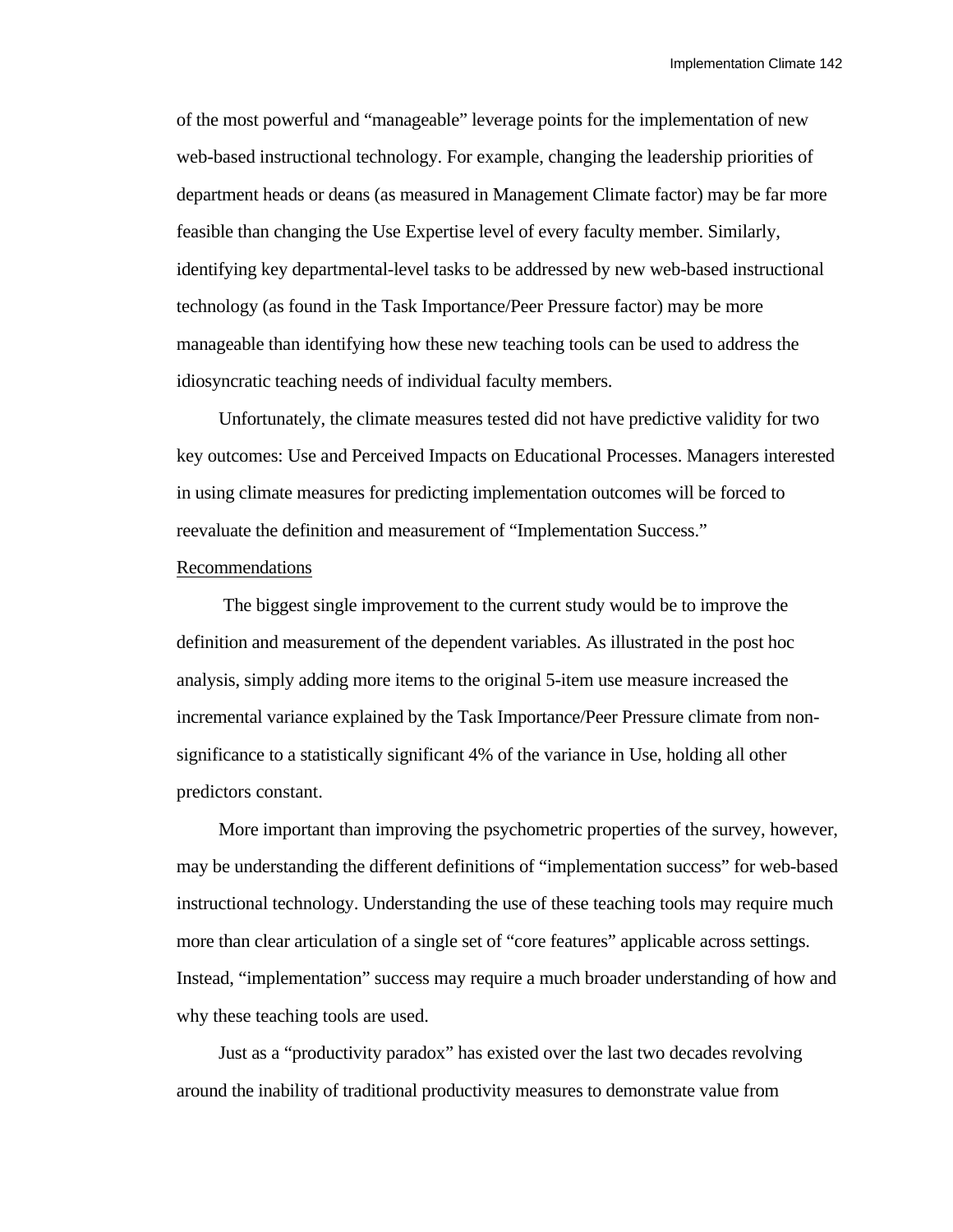of the most powerful and "manageable" leverage points for the implementation of new web-based instructional technology. For example, changing the leadership priorities of department heads or deans (as measured in Management Climate factor) may be far more feasible than changing the Use Expertise level of every faculty member. Similarly, identifying key departmental-level tasks to be addressed by new web-based instructional technology (as found in the Task Importance/Peer Pressure factor) may be more manageable than identifying how these new teaching tools can be used to address the idiosyncratic teaching needs of individual faculty members.

Unfortunately, the climate measures tested did not have predictive validity for two key outcomes: Use and Perceived Impacts on Educational Processes. Managers interested in using climate measures for predicting implementation outcomes will be forced to reevaluate the definition and measurement of "Implementation Success."

Recommendations

The biggest single improvement to the current study would be to improve the definition and measurement of the dependent variables. As illustrated in the post hoc analysis, simply adding more items to the original 5-item use measure increased the incremental variance explained by the Task Importance/Peer Pressure climate from non-significance to a statistically significant 4% of the variance in Use, holding all other predictors constant.

More important than improving the psychometric properties of the survey, however, may be understanding the different definitions of "implementation success" for web-based instructional technology. Understanding the use of these teaching tools may require much more than clear articulation of a single set of "core features" applicable across settings. Instead, "implementation" success may require a much broader understanding of how and why these teaching tools are used.

Just as a "productivity paradox" has existed over the last two decades revolving around the inability of traditional productivity measures to demonstrate value from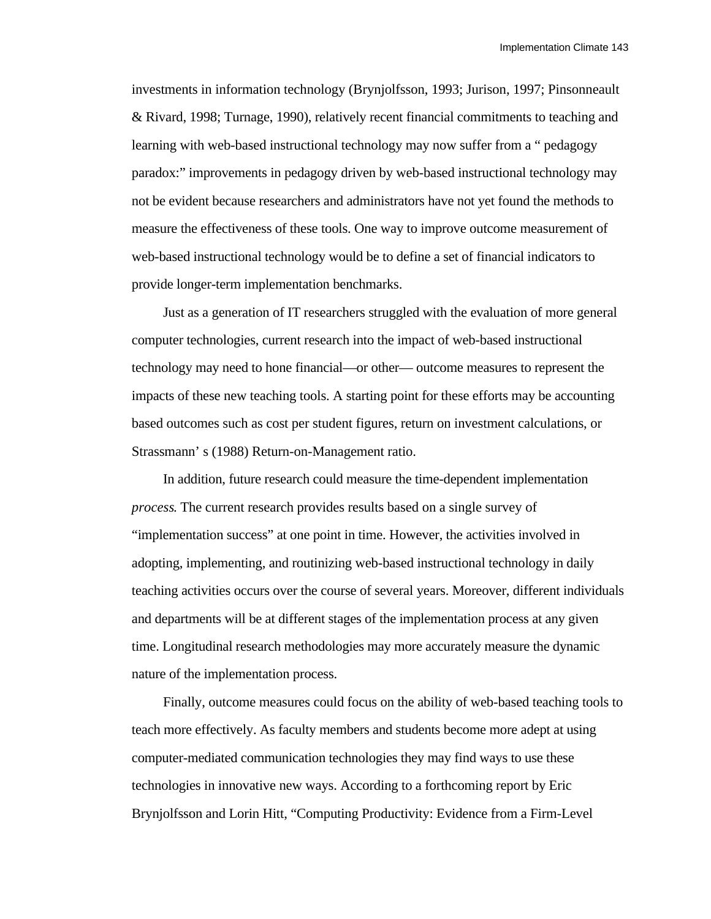investments in information technology (Brynjolfsson, 1993; Jurison, 1997; Pinsonneault & Rivard, 1998; Turnage, 1990), relatively recent financial commitments to teaching and learning with web-based instructional technology may now suffer from a " pedagogy paradox:" improvements in pedagogy driven by web-based instructional technology may not be evident because researchers and administrators have not yet found the methods to measure the effectiveness of these tools. One way to improve outcome measurement of web-based instructional technology would be to define a set of financial indicators to provide longer-term implementation benchmarks.

Just as a generation of IT researchers struggled with the evaluation of more general computer technologies, current research into the impact of web-based instructional technology may need to hone financial—or other— outcome measures to represent the impacts of these new teaching tools. A starting point for these efforts may be accounting based outcomes such as cost per student figures, return on investment calculations, or Strassmann' s (1988) Return-on-Management ratio.

In addition, future research could measure the time-dependent implementation *process*. The current research provides results based on a single survey of "implementation success" at one point in time. However, the activities involved in adopting, implementing, and routinizing web-based instructional technology in daily teaching activities occurs over the course of several years. Moreover, different individuals and departments will be at different stages of the implementation process at any given time. Longitudinal research methodologies may more accurately measure the dynamic nature of the implementation process.

Finally, outcome measures could focus on the ability of web-based teaching tools to teach more effectively. As faculty members and students become more adept at using computer-mediated communication technologies they may find ways to use these technologies in innovative new ways. According to a forthcoming report by Eric Brynjolfsson and Lorin Hitt, "Computing Productivity: Evidence from a Firm-Level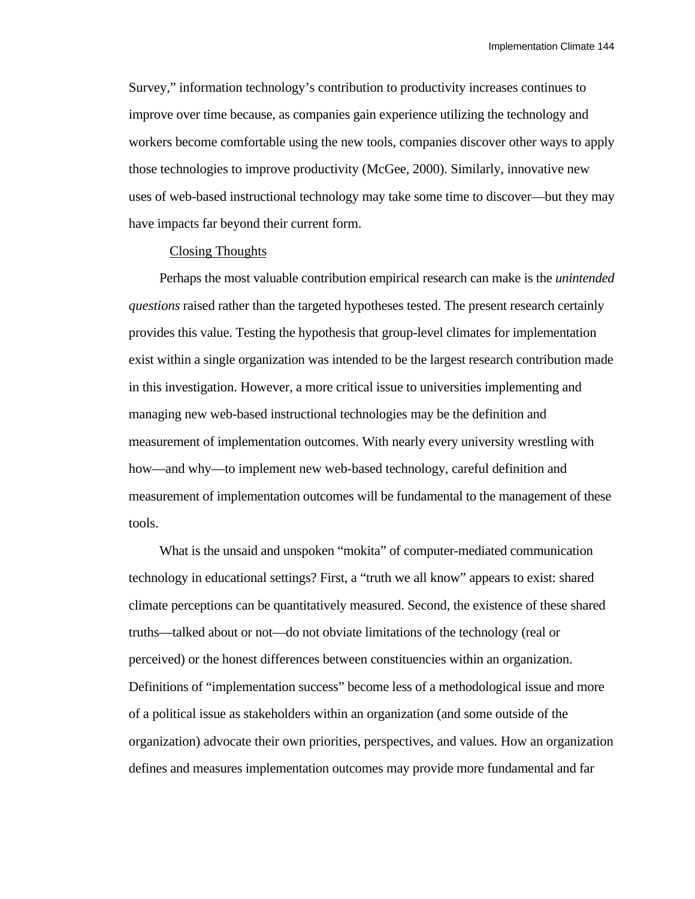Survey," information technology's contribution to productivity increases continues to improve over time because, as companies gain experience utilizing the technology and workers become comfortable using the new tools, companies discover other ways to apply those technologies to improve productivity (McGee, 2000). Similarly, innovative new uses of web-based instructional technology may take some time to discover—but they may have impacts far beyond their current form.

### Closing Thoughts

Perhaps the most valuable contribution empirical research can make is the *unintended questions* raised rather than the targeted hypotheses tested. The present research certainly provides this value. Testing the hypothesis that group-level climates for implementation exist within a single organization was intended to be the largest research contribution made in this investigation. However, a more critical issue to universities implementing and managing new web-based instructional technologies may be the definition and measurement of implementation outcomes. With nearly every university wrestling with how—and why—to implement new web-based technology, careful definition and measurement of implementation outcomes will be fundamental to the management of these tools.

What is the unsaid and unspoken "mokita" of computer-mediated communication technology in educational settings? First, a "truth we all know" appears to exist: shared climate perceptions can be quantitatively measured. Second, the existence of these shared truths—talked about or not—do not obviate limitations of the technology (real or perceived) or the honest differences between constituencies within an organization. Definitions of "implementation success" become less of a methodological issue and more of a political issue as stakeholders within an organization (and some outside of the organization) advocate their own priorities, perspectives, and values. How an organization defines and measures implementation outcomes may provide more fundamental and far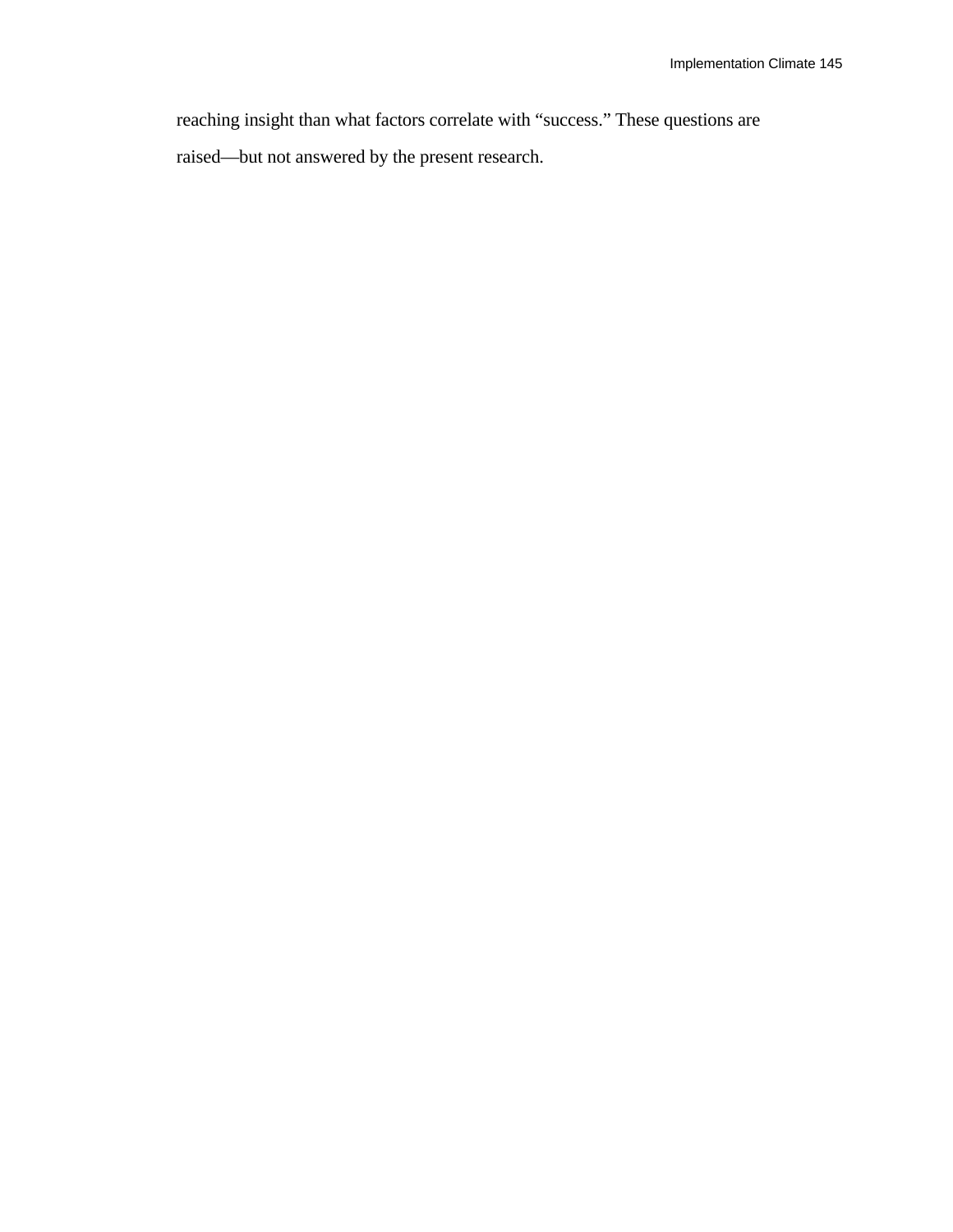reaching insight than what factors correlate with “success.” These questions are raised—but not answered by the present research.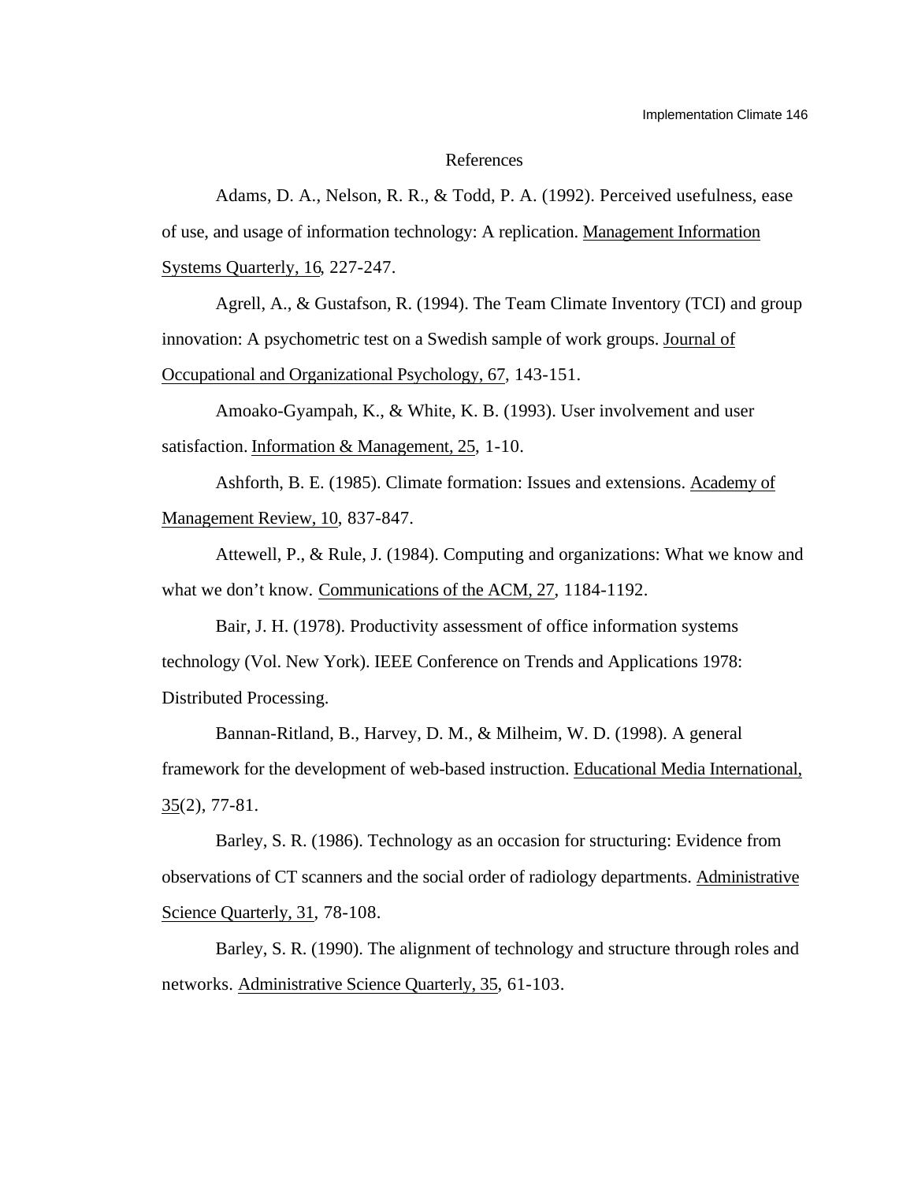# References

Adams, D. A., Nelson, R. R., & Todd, P. A. (1992). Perceived usefulness, ease of use, and usage of information technology: A replication. Management Information Systems Quarterly, 16, 227-247.

Agrell, A., & Gustafson, R. (1994). The Team Climate Inventory (TCI) and group innovation: A psychometric test on a Swedish sample of work groups. Journal of Occupational and Organizational Psychology, 67, 143-151.

Amoako-Gyampah, K., & White, K. B. (1993). User involvement and user satisfaction. Information & Management, 25, 1-10.

Ashforth, B. E. (1985). Climate formation: Issues and extensions. Academy of Management Review, 10, 837-847.

Attewell, P., & Rule, J. (1984). Computing and organizations: What we know and what we don't know. Communications of the ACM, 27, 1184-1192.

Bair, J. H. (1978). Productivity assessment of office information systems technology (Vol. New York). IEEE Conference on Trends and Applications 1978: Distributed Processing.

Bannan-Ritland, B., Harvey, D. M., & Milheim, W. D. (1998). A general framework for the development of web-based instruction. Educational Media International, 35(2), 77-81.

Barley, S. R. (1986). Technology as an occasion for structuring: Evidence from observations of CT scanners and the social order of radiology departments. Administrative Science Quarterly, 31, 78-108.

Barley, S. R. (1990). The alignment of technology and structure through roles and networks. Administrative Science Quarterly, 35, 61-103.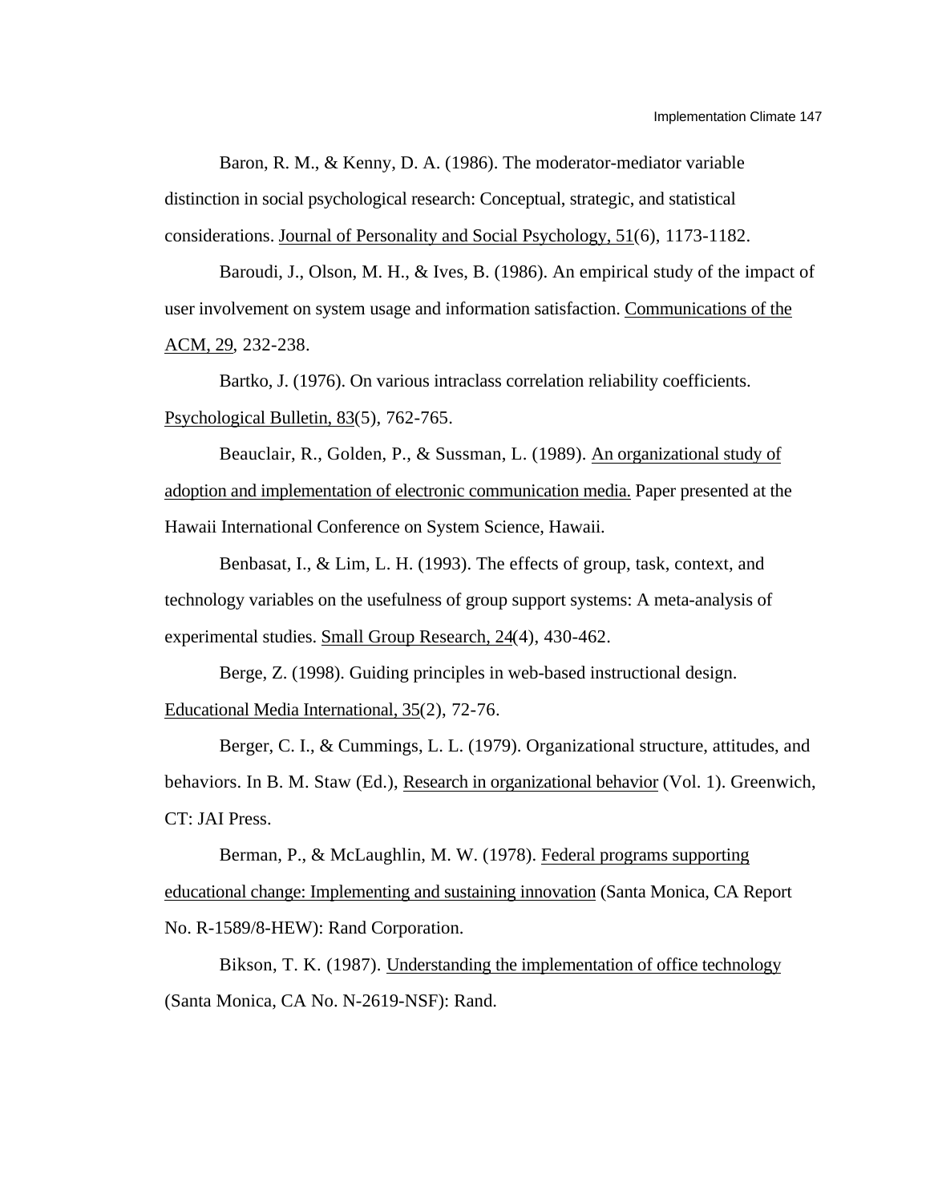Baron, R. M., & Kenny, D. A. (1986). The moderator-mediator variable distinction in social psychological research: Conceptual, strategic, and statistical considerations. Journal of Personality and Social Psychology, 51(6), 1173-1182.

Baroudi, J., Olson, M. H., & Ives, B. (1986). An empirical study of the impact of user involvement on system usage and information satisfaction. Communications of the ACM, 29, 232-238.

Bartko, J. (1976). On various intraclass correlation reliability coefficients. Psychological Bulletin, 83(5), 762-765.

Beauclair, R., Golden, P., & Sussman, L. (1989). An organizational study of adoption and implementation of electronic communication media. Paper presented at the Hawaii International Conference on System Science, Hawaii.

Benbasat, I., & Lim, L. H. (1993). The effects of group, task, context, and technology variables on the usefulness of group support systems: A meta-analysis of experimental studies. Small Group Research, 24(4), 430-462.

Berge, Z. (1998). Guiding principles in web-based instructional design. Educational Media International, 35(2), 72-76.

Berger, C. I., & Cummings, L. L. (1979). Organizational structure, attitudes, and behaviors. In B. M. Staw (Ed.), Research in organizational behavior (Vol. 1). Greenwich, CT: JAI Press.

Berman, P., & McLaughlin, M. W. (1978). Federal programs supporting educational change: Implementing and sustaining innovation (Santa Monica, CA Report No. R-1589/8-HEW): Rand Corporation.

Bikson, T. K. (1987). Understanding the implementation of office technology (Santa Monica, CA No. N-2619-NSF): Rand.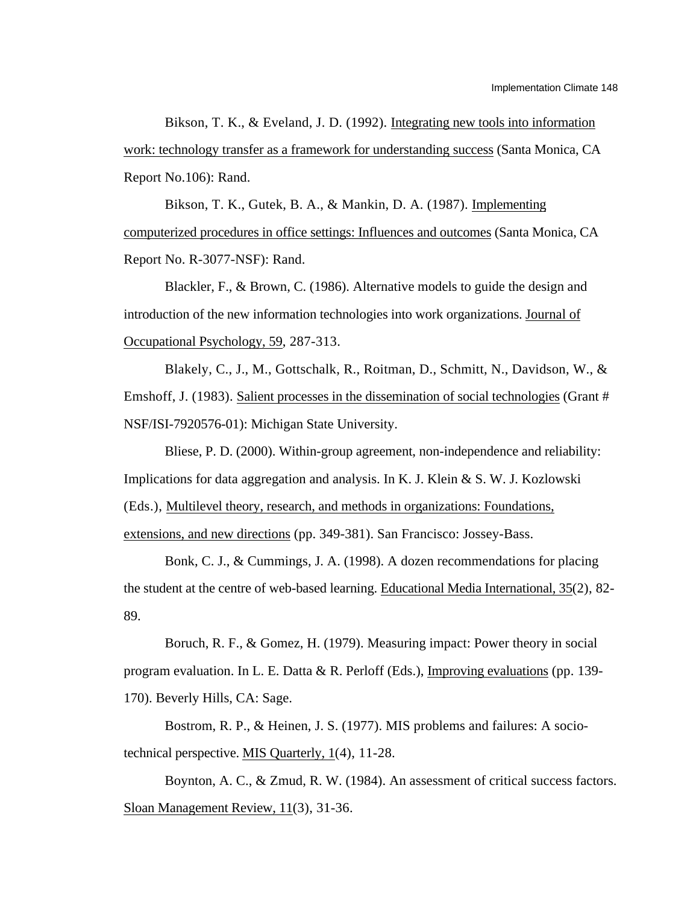Bikson, T. K., & Eveland, J. D. (1992). Integrating new tools into information work: technology transfer as a framework for understanding success (Santa Monica, CA Report No.106): Rand.

Bikson, T. K., Gutek, B. A., & Mankin, D. A. (1987). Implementing computerized procedures in office settings: Influences and outcomes (Santa Monica, CA Report No. R-3077-NSF): Rand.

Blackler, F., & Brown, C. (1986). Alternative models to guide the design and introduction of the new information technologies into work organizations. Journal of Occupational Psychology, 59, 287-313.

Blakely, C., J., M., Gottschalk, R., Roitman, D., Schmitt, N., Davidson, W., & Emshoff, J. (1983). Salient processes in the dissemination of social technologies (Grant # NSF/ISI-7920576-01): Michigan State University.

Bliese, P. D. (2000). Within-group agreement, non-independence and reliability: Implications for data aggregation and analysis. In K. J. Klein & S. W. J. Kozlowski (Eds.), Multilevel theory, research, and methods in organizations: Foundations, extensions, and new directions (pp. 349-381). San Francisco: Jossey-Bass.

Bonk, C. J., & Cummings, J. A. (1998). A dozen recommendations for placing the student at the centre of web-based learning. Educational Media International, 35(2), 82-89.

Boruch, R. F., & Gomez, H. (1979). Measuring impact: Power theory in social program evaluation. In L. E. Datta & R. Perloff (Eds.), Improving evaluations (pp. 139-170). Beverly Hills, CA: Sage.

Bostrom, R. P., & Heinen, J. S. (1977). MIS problems and failures: A socio-technical perspective. MIS Quarterly, 1(4), 11-28.

Boynton, A. C., & Zmud, R. W. (1984). An assessment of critical success factors. Sloan Management Review, 11(3), 31-36.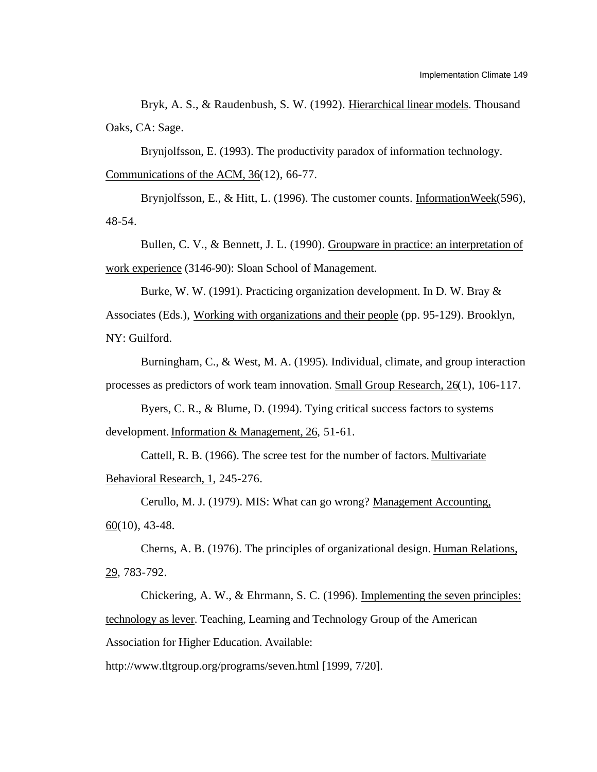Bryk, A. S., & Raudenbush, S. W. (1992). Hierarchical linear models. Thousand Oaks, CA: Sage.

Brynjolfsson, E. (1993). The productivity paradox of information technology. Communications of the ACM, 36(12), 66-77.

Brynjolfsson, E., & Hitt, L. (1996). The customer counts. InformationWeek(596), 48-54.

Bullen, C. V., & Bennett, J. L. (1990). Groupware in practice: an interpretation of work experience (3146-90): Sloan School of Management.

Burke, W. W. (1991). Practicing organization development. In D. W. Bray & Associates (Eds.), Working with organizations and their people (pp. 95-129). Brooklyn, NY: Guilford.

Burningham, C., & West, M. A. (1995). Individual, climate, and group interaction processes as predictors of work team innovation. Small Group Research, 26(1), 106-117.

Byers, C. R., & Blume, D. (1994). Tying critical success factors to systems development. Information & Management, 26, 51-61.

Cattell, R. B. (1966). The scree test for the number of factors. Multivariate Behavioral Research, 1, 245-276.

Cerullo, M. J. (1979). MIS: What can go wrong? Management Accounting, 60(10), 43-48.

Cherns, A. B. (1976). The principles of organizational design. Human Relations, 29, 783-792.

Chickering, A. W., & Ehrmann, S. C. (1996). Implementing the seven principles: technology as lever. Teaching, Learning and Technology Group of the American Association for Higher Education. Available: http://www.tltgroup.org/programs/seven.html [1999, 7/20].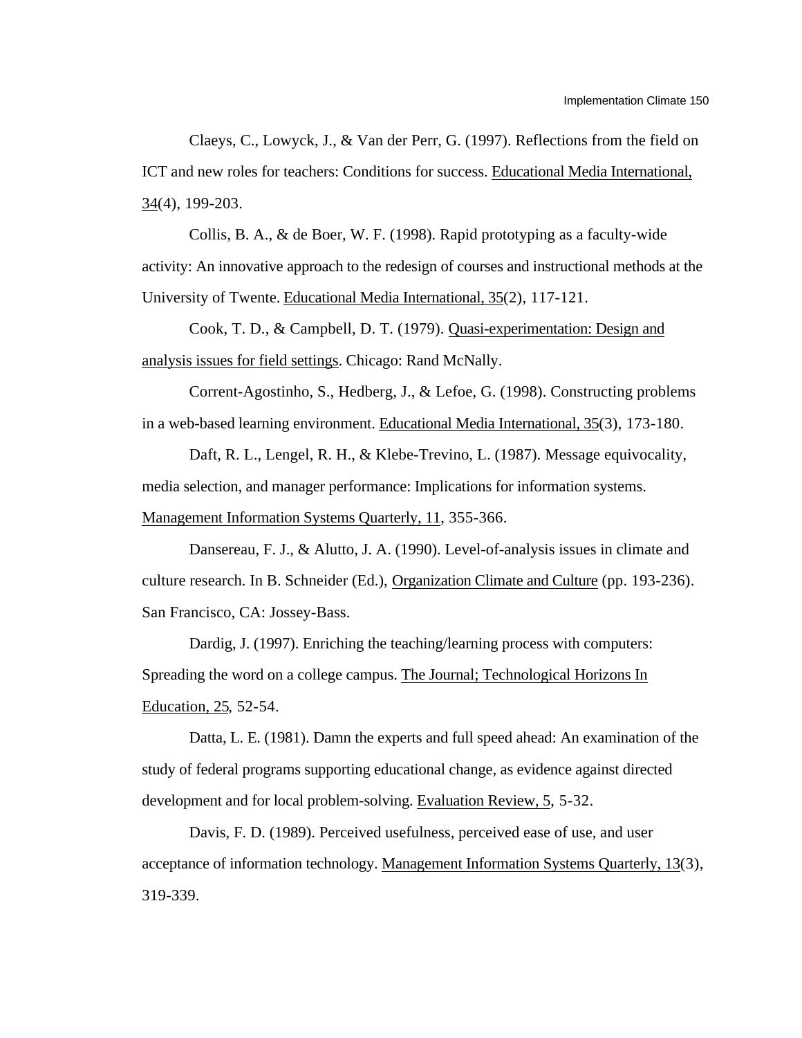Claeys, C., Lowyck, J., & Van der Perr, G. (1997). Reflections from the field on ICT and new roles for teachers: Conditions for success. Educational Media International, 34(4), 199-203.

Collis, B. A., & de Boer, W. F. (1998). Rapid prototyping as a faculty-wide activity: An innovative approach to the redesign of courses and instructional methods at the University of Twente. Educational Media International, 35(2), 117-121.

Cook, T. D., & Campbell, D. T. (1979). Quasi-experimentation: Design and analysis issues for field settings. Chicago: Rand McNally.

Corrent-Agostinho, S., Hedberg, J., & Lefoe, G. (1998). Constructing problems in a web-based learning environment. Educational Media International, 35(3), 173-180.

Daft, R. L., Lengel, R. H., & Klebe-Trevino, L. (1987). Message equivocality, media selection, and manager performance: Implications for information systems. Management Information Systems Quarterly, 11, 355-366.

Dansereau, F. J., & Alutto, J. A. (1990). Level-of-analysis issues in climate and culture research. In B. Schneider (Ed.), Organization Climate and Culture (pp. 193-236). San Francisco, CA: Jossey-Bass.

Dardig, J. (1997). Enriching the teaching/learning process with computers: Spreading the word on a college campus. The Journal; Technological Horizons In Education, 25, 52-54.

Datta, L. E. (1981). Damn the experts and full speed ahead: An examination of the study of federal programs supporting educational change, as evidence against directed development and for local problem-solving. Evaluation Review, 5, 5-32.

Davis, F. D. (1989). Perceived usefulness, perceived ease of use, and user acceptance of information technology. Management Information Systems Quarterly, 13(3), 319-339.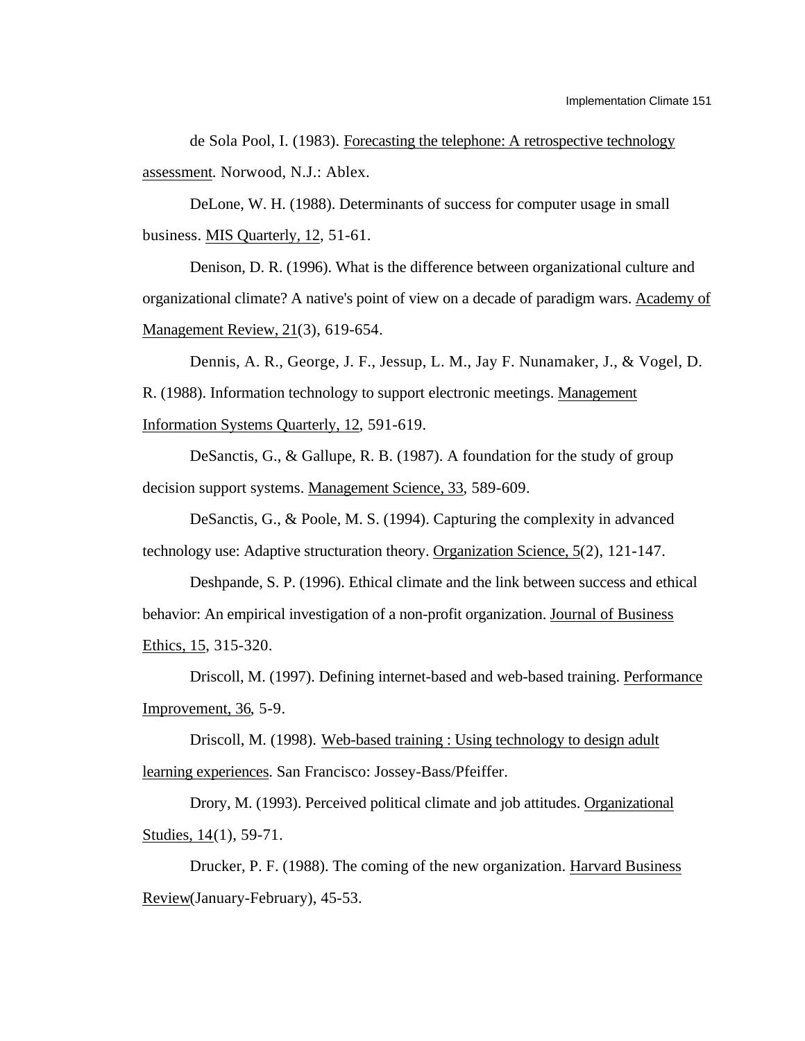de Sola Pool, I. (1983). Forecasting the telephone: A retrospective technology assessment. Norwood, N.J.: Ablex.

DeLone, W. H. (1988). Determinants of success for computer usage in small business. MIS Quarterly, 12, 51-61.

Denison, D. R. (1996). What is the difference between organizational culture and organizational climate? A native's point of view on a decade of paradigm wars. Academy of Management Review, 21(3), 619-654.

Dennis, A. R., George, J. F., Jessup, L. M., Jay F. Nunamaker, J., & Vogel, D. R. (1988). Information technology to support electronic meetings. Management Information Systems Quarterly, 12, 591-619.

DeSanctis, G., & Gallupe, R. B. (1987). A foundation for the study of group decision support systems. Management Science, 33, 589-609.

DeSanctis, G., & Poole, M. S. (1994). Capturing the complexity in advanced technology use: Adaptive structuration theory. Organization Science, 5(2), 121-147.

Deshpande, S. P. (1996). Ethical climate and the link between success and ethical behavior: An empirical investigation of a non-profit organization. Journal of Business Ethics, 15, 315-320.

Driscoll, M. (1997). Defining internet-based and web-based training. Performance Improvement, 36, 5-9.

Driscoll, M. (1998). Web-based training : Using technology to design adult learning experiences. San Francisco: Jossey-Bass/Pfeiffer.

Drory, M. (1993). Perceived political climate and job attitudes. Organizational Studies, 14(1), 59-71.

Drucker, P. F. (1988). The coming of the new organization. Harvard Business Review(January-February), 45-53.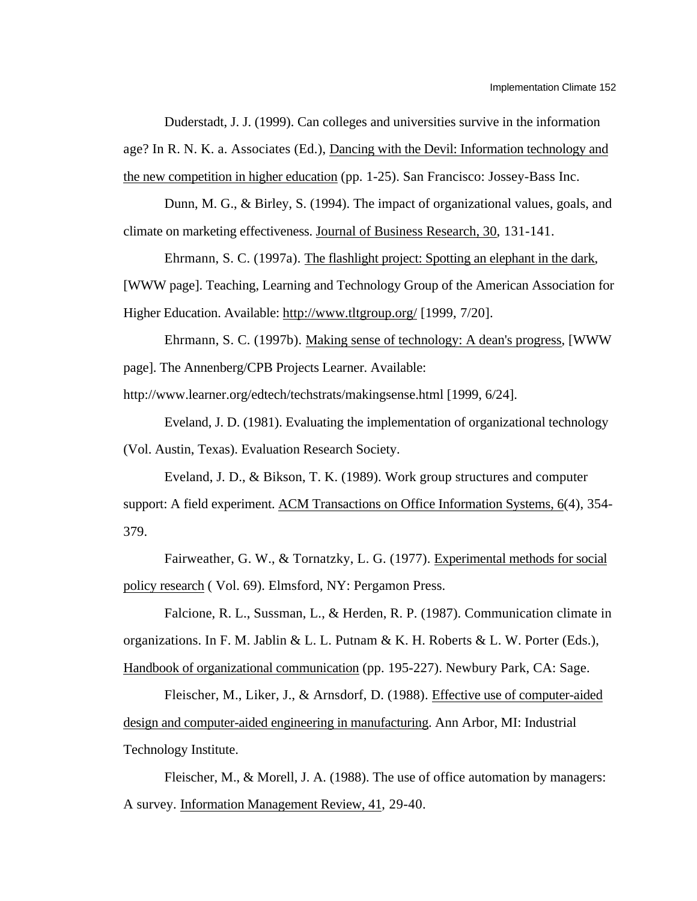Duderstadt, J. J. (1999). Can colleges and universities survive in the information age? In R. N. K. a. Associates (Ed.), Dancing with the Devil: Information technology and the new competition in higher education (pp. 1-25). San Francisco: Jossey-Bass Inc.

Dunn, M. G., & Birley, S. (1994). The impact of organizational values, goals, and climate on marketing effectiveness. Journal of Business Research, 30, 131-141.

Ehrmann, S. C. (1997a). The flashlight project: Spotting an elephant in the dark, [WWW page]. Teaching, Learning and Technology Group of the American Association for Higher Education. Available: http://www.tltgroup.org/ [1999, 7/20].

Ehrmann, S. C. (1997b). Making sense of technology: A dean's progress, [WWW page]. The Annenberg/CPB Projects Learner. Available: http://www.learner.org/edtech/techstrats/makingsense.html [1999, 6/24].

Eveland, J. D. (1981). Evaluating the implementation of organizational technology (Vol. Austin, Texas). Evaluation Research Society.

Eveland, J. D., & Bikson, T. K. (1989). Work group structures and computer support: A field experiment. ACM Transactions on Office Information Systems, 6(4), 354-379.

Fairweather, G. W., & Tornatzky, L. G. (1977). Experimental methods for social policy research ( Vol. 69). Elmsford, NY: Pergamon Press.

Falcione, R. L., Sussman, L., & Herden, R. P. (1987). Communication climate in organizations. In F. M. Jablin & L. L. Putnam & K. H. Roberts & L. W. Porter (Eds.), Handbook of organizational communication (pp. 195-227). Newbury Park, CA: Sage.

Fleischer, M., Liker, J., & Arnsdorf, D. (1988). Effective use of computer-aided design and computer-aided engineering in manufacturing. Ann Arbor, MI: Industrial Technology Institute.

Fleischer, M., & Morell, J. A. (1988). The use of office automation by managers: A survey. Information Management Review, 41, 29-40.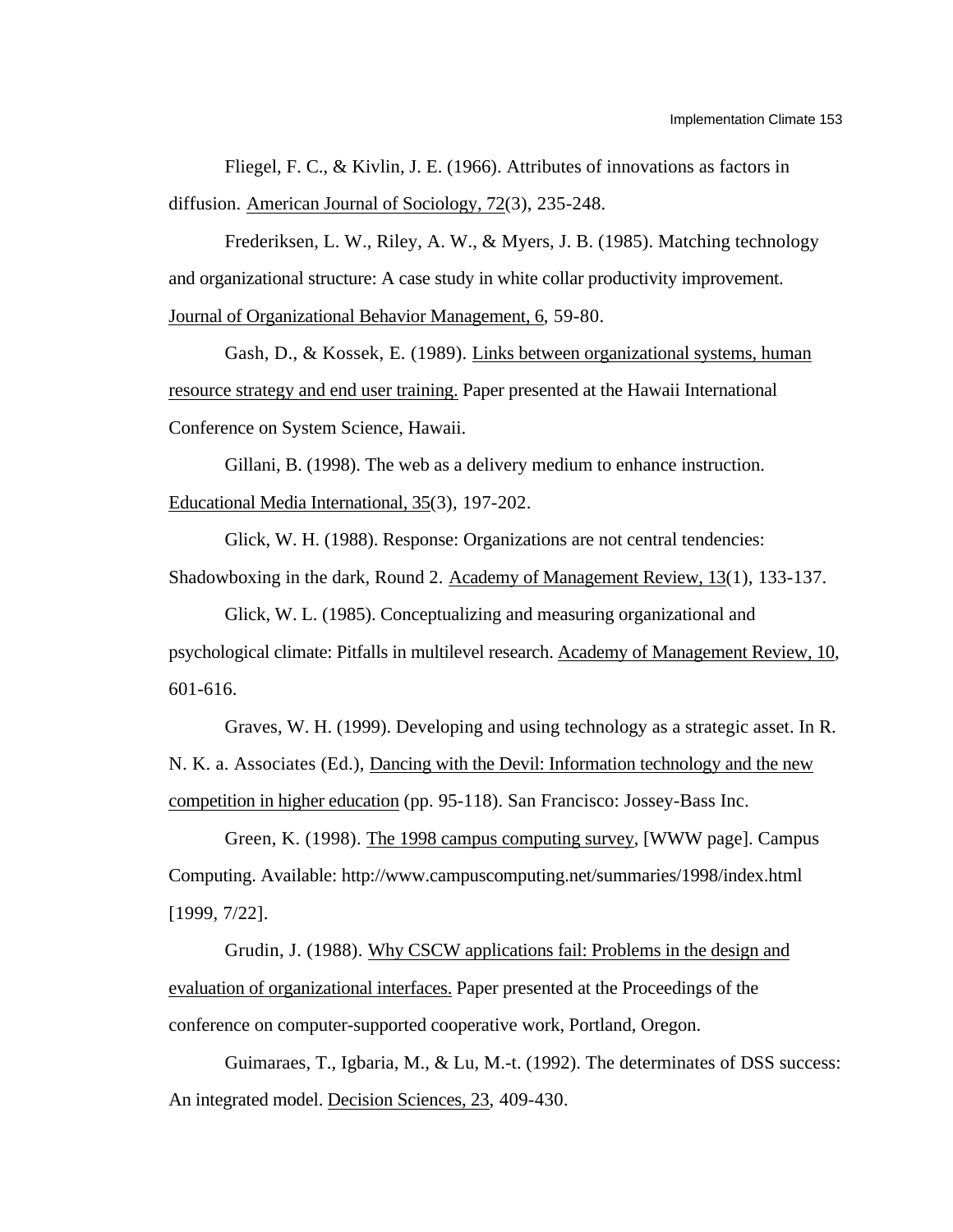Fliegel, F. C., & Kivlin, J. E. (1966). Attributes of innovations as factors in diffusion. American Journal of Sociology, 72(3), 235-248.

Frederiksen, L. W., Riley, A. W., & Myers, J. B. (1985). Matching technology and organizational structure: A case study in white collar productivity improvement. Journal of Organizational Behavior Management, 6, 59-80.

Gash, D., & Kossek, E. (1989). Links between organizational systems, human resource strategy and end user training. Paper presented at the Hawaii International Conference on System Science, Hawaii.

Gillani, B. (1998). The web as a delivery medium to enhance instruction. Educational Media International, 35(3), 197-202.

Glick, W. H. (1988). Response: Organizations are not central tendencies: Shadowboxing in the dark, Round 2. Academy of Management Review, 13(1), 133-137.

Glick, W. L. (1985). Conceptualizing and measuring organizational and psychological climate: Pitfalls in multilevel research. Academy of Management Review, 10, 601-616.

Graves, W. H. (1999). Developing and using technology as a strategic asset. In R. N. K. a. Associates (Ed.), Dancing with the Devil: Information technology and the new competition in higher education (pp. 95-118). San Francisco: Jossey-Bass Inc.

Green, K. (1998). The 1998 campus computing survey, [WWW page]. Campus Computing. Available: http://www.campuscomputing.net/summaries/1998/index.html [1999, 7/22].

Grudin, J. (1988). Why CSCW applications fail: Problems in the design and evaluation of organizational interfaces. Paper presented at the Proceedings of the conference on computer-supported cooperative work, Portland, Oregon.

Guimaraes, T., Igbaria, M., & Lu, M.-t. (1992). The determinates of DSS success: An integrated model. Decision Sciences, 23, 409-430.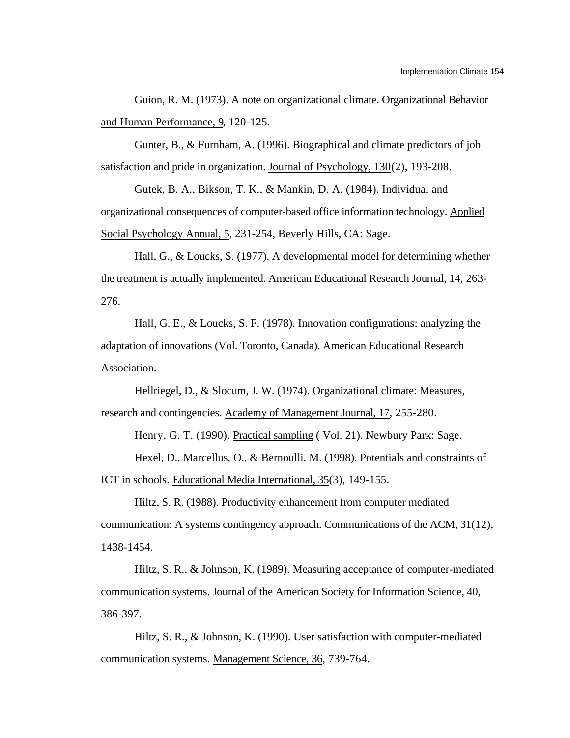Guion, R. M. (1973). A note on organizational climate. Organizational Behavior and Human Performance, 9, 120-125.

Gunter, B., & Furnham, A. (1996). Biographical and climate predictors of job satisfaction and pride in organization. Journal of Psychology, 130(2), 193-208.

Gutek, B. A., Bikson, T. K., & Mankin, D. A. (1984). Individual and organizational consequences of computer-based office information technology. Applied Social Psychology Annual, 5, 231-254, Beverly Hills, CA: Sage.

Hall, G., & Loucks, S. (1977). A developmental model for determining whether the treatment is actually implemented. American Educational Research Journal, 14, 263-276.

Hall, G. E., & Loucks, S. F. (1978). Innovation configurations: analyzing the adaptation of innovations (Vol. Toronto, Canada). American Educational Research Association.

Hellriegel, D., & Slocum, J. W. (1974). Organizational climate: Measures, research and contingencies. Academy of Management Journal, 17, 255-280.

Henry, G. T. (1990). Practical sampling ( Vol. 21). Newbury Park: Sage.

Hexel, D., Marcellus, O., & Bernoulli, M. (1998). Potentials and constraints of ICT in schools. Educational Media International, 35(3), 149-155.

Hiltz, S. R. (1988). Productivity enhancement from computer mediated communication: A systems contingency approach. Communications of the ACM, 31(12), 1438-1454.

Hiltz, S. R., & Johnson, K. (1989). Measuring acceptance of computer-mediated communication systems. Journal of the American Society for Information Science, 40, 386-397.

Hiltz, S. R., & Johnson, K. (1990). User satisfaction with computer-mediated communication systems. Management Science, 36, 739-764.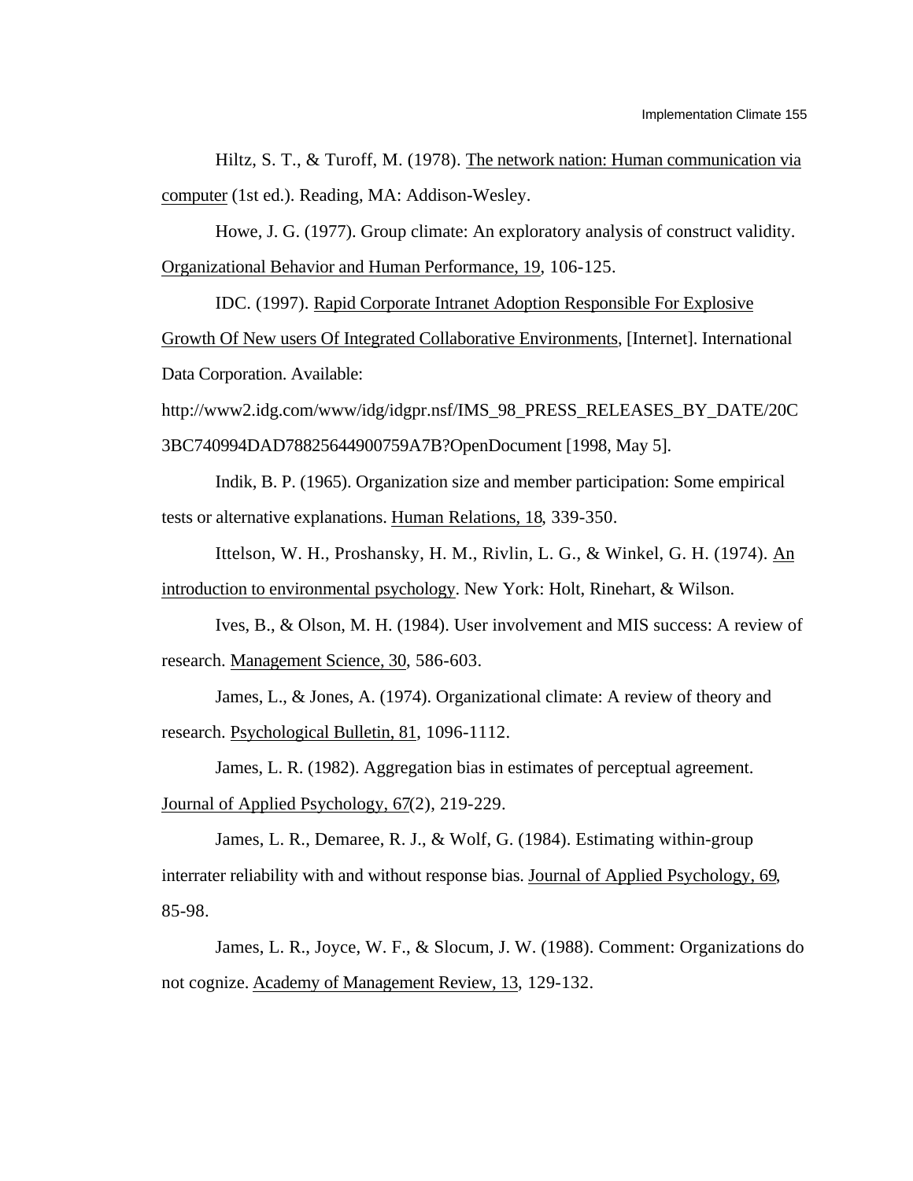Hiltz, S. T., & Turoff, M. (1978). The network nation: Human communication via computer (1st ed.). Reading, MA: Addison-Wesley.

Howe, J. G. (1977). Group climate: An exploratory analysis of construct validity. Organizational Behavior and Human Performance, 19, 106-125.

IDC. (1997). Rapid Corporate Intranet Adoption Responsible For Explosive Growth Of New users Of Integrated Collaborative Environments, [Internet]. International Data Corporation. Available: http://www2.idg.com/www/idg/idgpr.nsf/IMS_98_PRESS_RELEASES_BY_DATE/20C3BC740994DAD78825644900759A7B?OpenDocument [1998, May 5].

Indik, B. P. (1965). Organization size and member participation: Some empirical tests or alternative explanations. Human Relations, 18, 339-350.

Ittelson, W. H., Proshansky, H. M., Rivlin, L. G., & Winkel, G. H. (1974). An introduction to environmental psychology. New York: Holt, Rinehart, & Wilson.

Ives, B., & Olson, M. H. (1984). User involvement and MIS success: A review of research. Management Science, 30, 586-603.

James, L., & Jones, A. (1974). Organizational climate: A review of theory and research. Psychological Bulletin, 81, 1096-1112.

James, L. R. (1982). Aggregation bias in estimates of perceptual agreement. Journal of Applied Psychology, 67(2), 219-229.

James, L. R., Demaree, R. J., & Wolf, G. (1984). Estimating within-group interrater reliability with and without response bias. Journal of Applied Psychology, 69, 85-98.

James, L. R., Joyce, W. F., & Slocum, J. W. (1988). Comment: Organizations do not cognize. Academy of Management Review, 13, 129-132.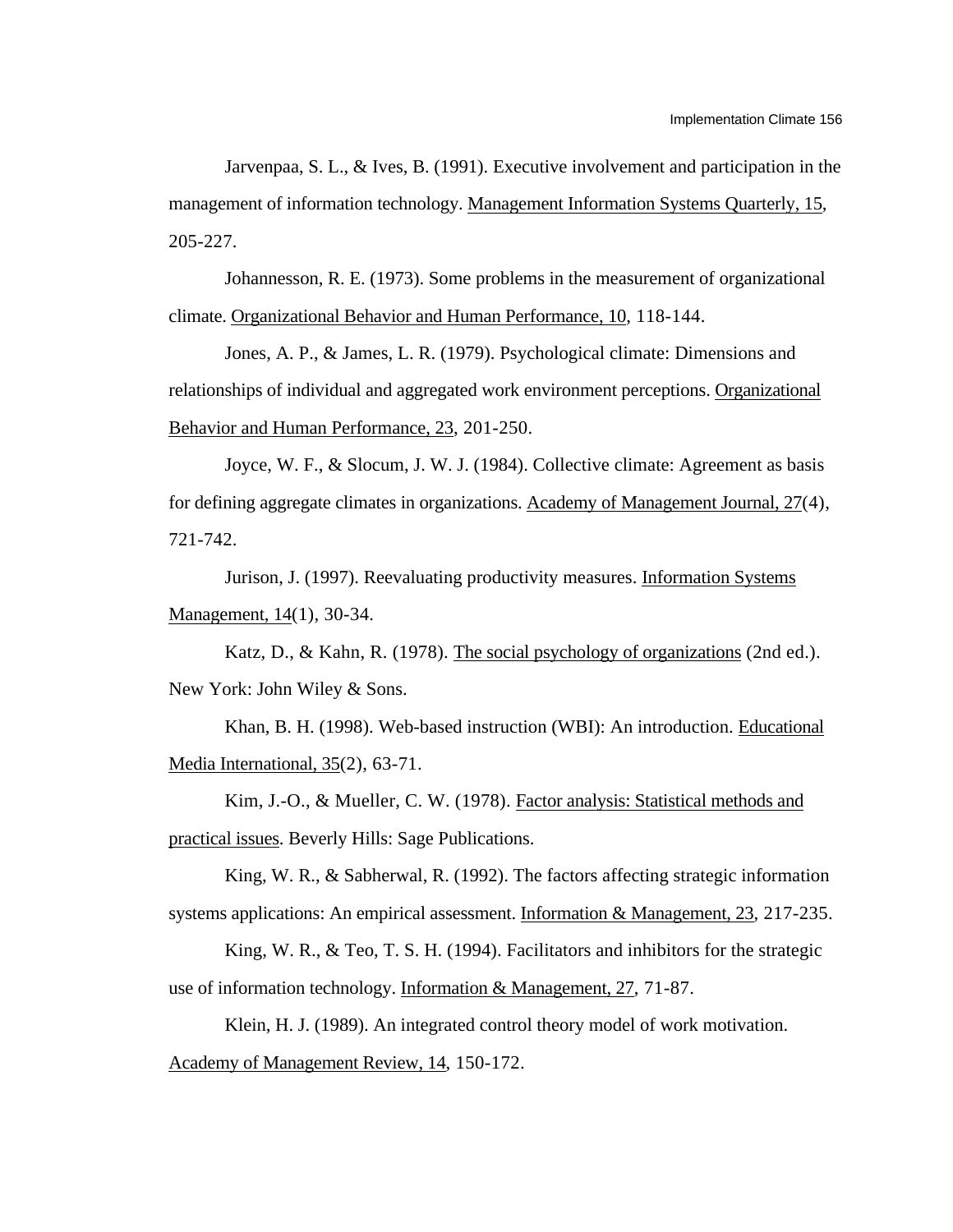Jarvenpaa, S. L., & Ives, B. (1991). Executive involvement and participation in the management of information technology. Management Information Systems Quarterly, 15, 205-227.

Johannesson, R. E. (1973). Some problems in the measurement of organizational climate. Organizational Behavior and Human Performance, 10, 118-144.

Jones, A. P., & James, L. R. (1979). Psychological climate: Dimensions and relationships of individual and aggregated work environment perceptions. Organizational Behavior and Human Performance, 23, 201-250.

Joyce, W. F., & Slocum, J. W. J. (1984). Collective climate: Agreement as basis for defining aggregate climates in organizations. Academy of Management Journal, 27(4), 721-742.

Jurison, J. (1997). Reevaluating productivity measures. Information Systems Management, 14(1), 30-34.

Katz, D., & Kahn, R. (1978). The social psychology of organizations (2nd ed.). New York: John Wiley & Sons.

Khan, B. H. (1998). Web-based instruction (WBI): An introduction. Educational Media International, 35(2), 63-71.

Kim, J.-O., & Mueller, C. W. (1978). Factor analysis: Statistical methods and practical issues. Beverly Hills: Sage Publications.

King, W. R., & Sabherwal, R. (1992). The factors affecting strategic information systems applications: An empirical assessment. Information & Management, 23, 217-235.

King, W. R., & Teo, T. S. H. (1994). Facilitators and inhibitors for the strategic use of information technology. Information & Management, 27, 71-87.

Klein, H. J. (1989). An integrated control theory model of work motivation. Academy of Management Review, 14, 150-172.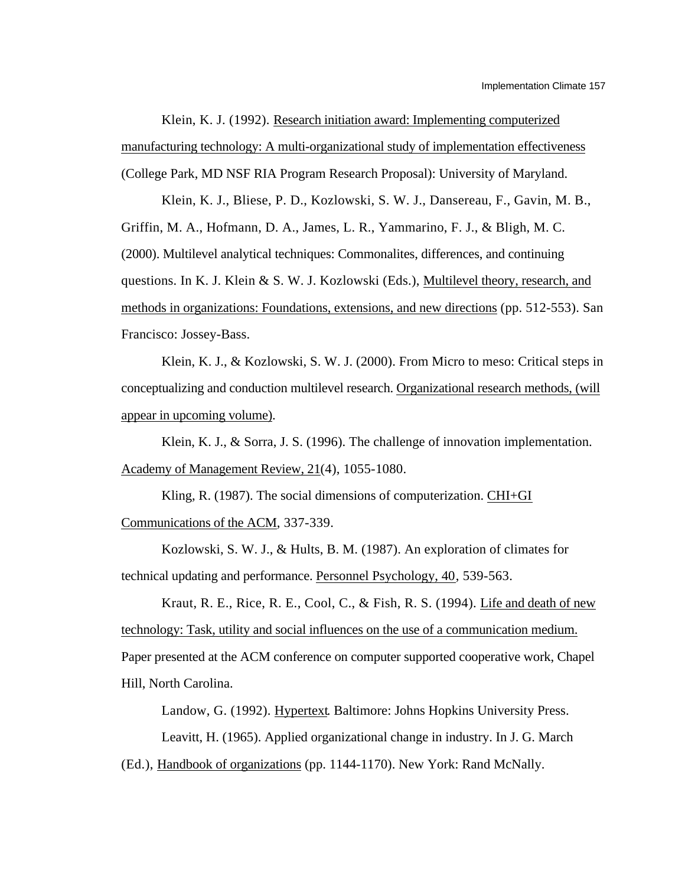Klein, K. J. (1992). Research initiation award: Implementing computerized manufacturing technology: A multi-organizational study of implementation effectiveness (College Park, MD NSF RIA Program Research Proposal): University of Maryland.

Klein, K. J., Bliese, P. D., Kozlowski, S. W. J., Dansereau, F., Gavin, M. B., Griffin, M. A., Hofmann, D. A., James, L. R., Yammarino, F. J., & Bligh, M. C. (2000). Multilevel analytical techniques: Commonalites, differences, and continuing questions. In K. J. Klein & S. W. J. Kozlowski (Eds.), Multilevel theory, research, and methods in organizations: Foundations, extensions, and new directions (pp. 512-553). San Francisco: Jossey-Bass.

Klein, K. J., & Kozlowski, S. W. J. (2000). From Micro to meso: Critical steps in conceptualizing and conduction multilevel research. Organizational research methods, (will appear in upcoming volume).

Klein, K. J., & Sorra, J. S. (1996). The challenge of innovation implementation. Academy of Management Review, 21(4), 1055-1080.

Kling, R. (1987). The social dimensions of computerization. CHI+GI Communications of the ACM, 337-339.

Kozlowski, S. W. J., & Hults, B. M. (1987). An exploration of climates for technical updating and performance. Personnel Psychology, 40, 539-563.

Kraut, R. E., Rice, R. E., Cool, C., & Fish, R. S. (1994). Life and death of new technology: Task, utility and social influences on the use of a communication medium. Paper presented at the ACM conference on computer supported cooperative work, Chapel Hill, North Carolina.

Landow, G. (1992). Hypertext. Baltimore: Johns Hopkins University Press.

Leavitt, H. (1965). Applied organizational change in industry. In J. G. March (Ed.), Handbook of organizations (pp. 1144-1170). New York: Rand McNally.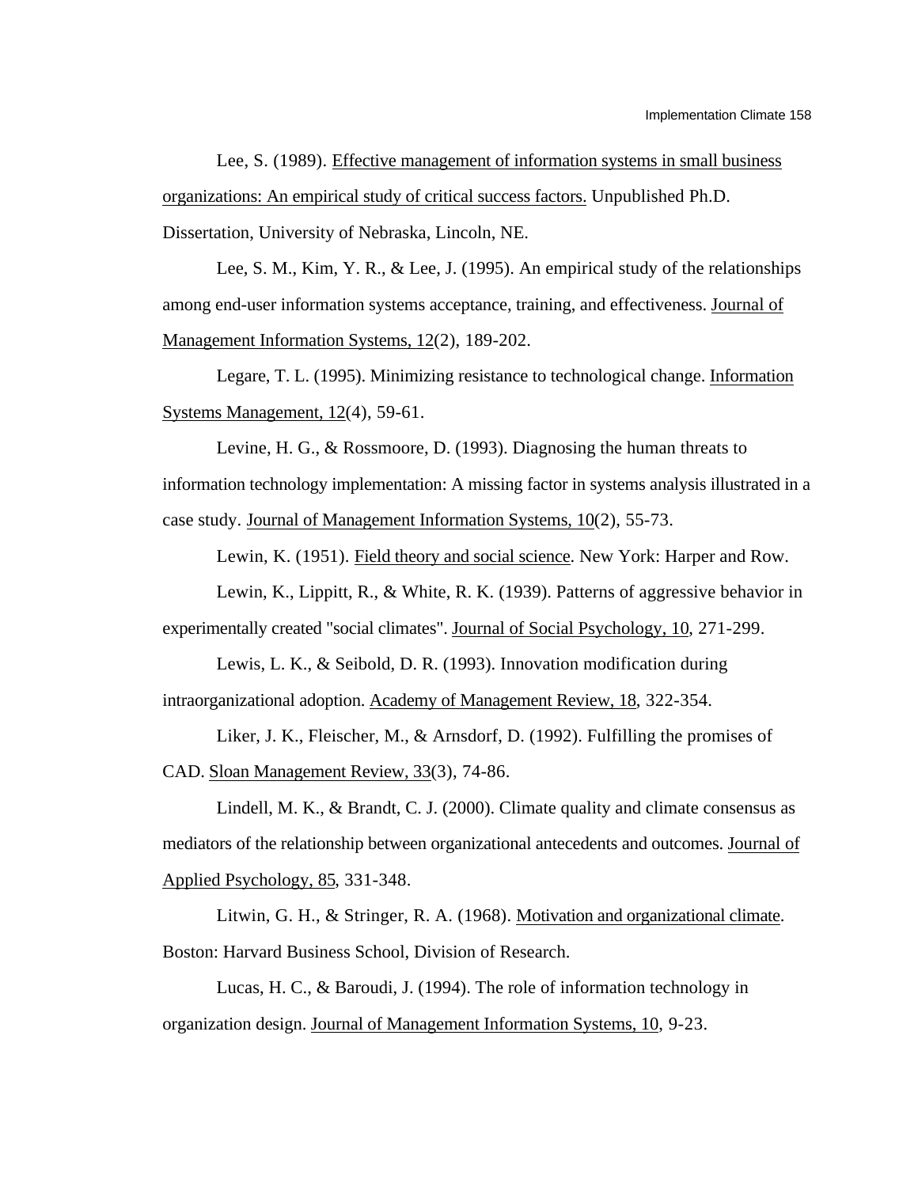Lee, S. (1989). Effective management of information systems in small business organizations: An empirical study of critical success factors. Unpublished Ph.D. Dissertation, University of Nebraska, Lincoln, NE.

Lee, S. M., Kim, Y. R., & Lee, J. (1995). An empirical study of the relationships among end-user information systems acceptance, training, and effectiveness. Journal of Management Information Systems, 12(2), 189-202.

Legare, T. L. (1995). Minimizing resistance to technological change. Information Systems Management, 12(4), 59-61.

Levine, H. G., & Rossmoore, D. (1993). Diagnosing the human threats to information technology implementation: A missing factor in systems analysis illustrated in a case study. Journal of Management Information Systems, 10(2), 55-73.

Lewin, K. (1951). Field theory and social science. New York: Harper and Row.

Lewin, K., Lippitt, R., & White, R. K. (1939). Patterns of aggressive behavior in experimentally created "social climates". Journal of Social Psychology, 10, 271-299.

Lewis, L. K., & Seibold, D. R. (1993). Innovation modification during intraorganizational adoption. Academy of Management Review, 18, 322-354.

Liker, J. K., Fleischer, M., & Arnsdorf, D. (1992). Fulfilling the promises of CAD. Sloan Management Review, 33(3), 74-86.

Lindell, M. K., & Brandt, C. J. (2000). Climate quality and climate consensus as mediators of the relationship between organizational antecedents and outcomes. Journal of Applied Psychology, 85, 331-348.

Litwin, G. H., & Stringer, R. A. (1968). Motivation and organizational climate. Boston: Harvard Business School, Division of Research.

Lucas, H. C., & Baroudi, J. (1994). The role of information technology in organization design. Journal of Management Information Systems, 10, 9-23.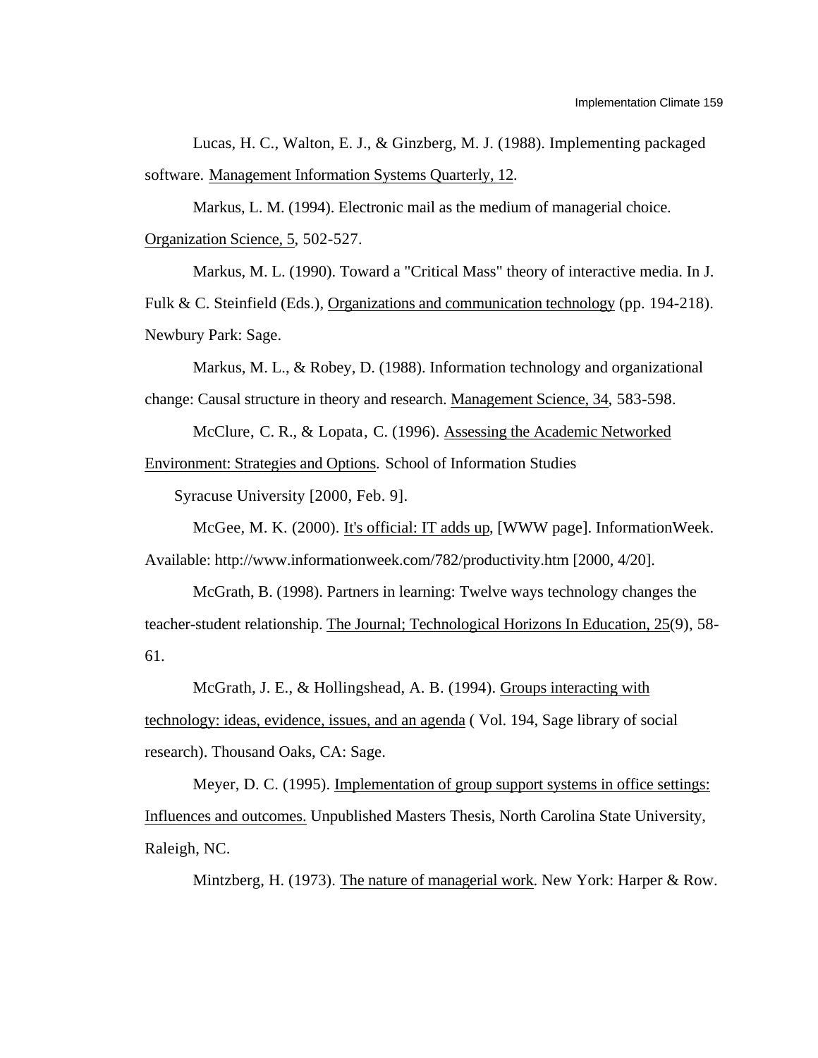Lucas, H. C., Walton, E. J., & Ginzberg, M. J. (1988). Implementing packaged software. Management Information Systems Quarterly, 12.

Markus, L. M. (1994). Electronic mail as the medium of managerial choice. Organization Science, 5, 502-527.

Markus, M. L. (1990). Toward a "Critical Mass" theory of interactive media. In J. Fulk & C. Steinfield (Eds.), Organizations and communication technology (pp. 194-218). Newbury Park: Sage.

Markus, M. L., & Robey, D. (1988). Information technology and organizational change: Causal structure in theory and research. Management Science, 34, 583-598.

McClure, C. R., & Lopata, C. (1996). Assessing the Academic Networked Environment: Strategies and Options. School of Information Studies Syracuse University [2000, Feb. 9].

McGee, M. K. (2000). It's official: IT adds up, [WWW page]. InformationWeek. Available: http://www.informationweek.com/782/productivity.htm [2000, 4/20].

McGrath, B. (1998). Partners in learning: Twelve ways technology changes the teacher-student relationship. The Journal; Technological Horizons In Education, 25(9), 58-61.

McGrath, J. E., & Hollingshead, A. B. (1994). Groups interacting with technology: ideas, evidence, issues, and an agenda ( Vol. 194, Sage library of social research). Thousand Oaks, CA: Sage.

Meyer, D. C. (1995). Implementation of group support systems in office settings: Influences and outcomes. Unpublished Masters Thesis, North Carolina State University, Raleigh, NC.

Mintzberg, H. (1973). The nature of managerial work. New York: Harper & Row.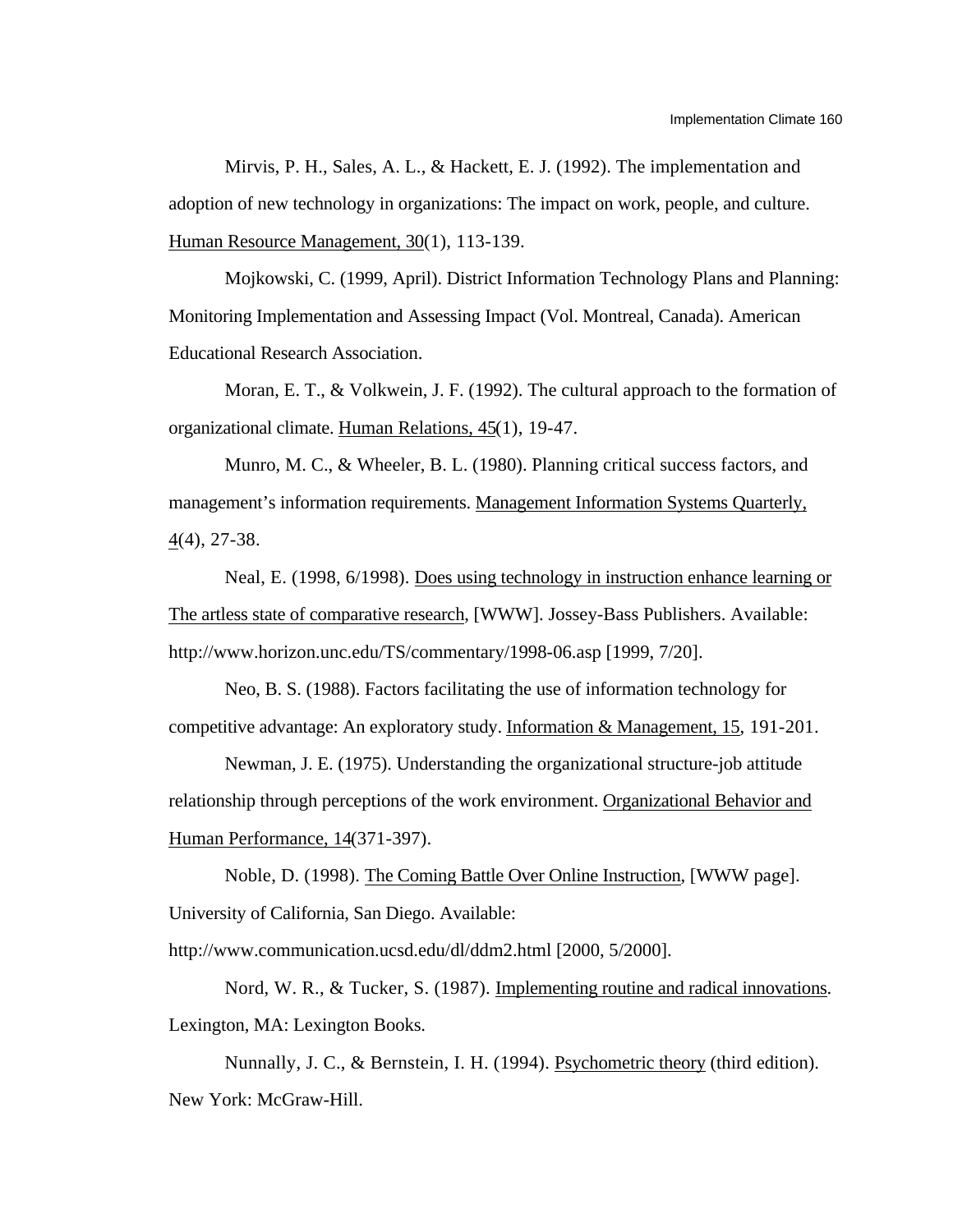Mirvis, P. H., Sales, A. L., & Hackett, E. J. (1992). The implementation and adoption of new technology in organizations: The impact on work, people, and culture. Human Resource Management, 30(1), 113-139.

Mojkowski, C. (1999, April). District Information Technology Plans and Planning: Monitoring Implementation and Assessing Impact (Vol. Montreal, Canada). American Educational Research Association.

Moran, E. T., & Volkwein, J. F. (1992). The cultural approach to the formation of organizational climate. Human Relations, 45(1), 19-47.

Munro, M. C., & Wheeler, B. L. (1980). Planning critical success factors, and management's information requirements. Management Information Systems Quarterly, 4(4), 27-38.

Neal, E. (1998, 6/1998). Does using technology in instruction enhance learning or The artless state of comparative research, [WWW]. Jossey-Bass Publishers. Available: http://www.horizon.unc.edu/TS/commentary/1998-06.asp [1999, 7/20].

Neo, B. S. (1988). Factors facilitating the use of information technology for competitive advantage: An exploratory study. Information & Management, 15, 191-201.

Newman, J. E. (1975). Understanding the organizational structure-job attitude relationship through perceptions of the work environment. Organizational Behavior and Human Performance, 14(371-397).

Noble, D. (1998). The Coming Battle Over Online Instruction, [WWW page]. University of California, San Diego. Available: http://www.communication.ucsd.edu/dl/ddm2.html [2000, 5/2000].

Nord, W. R., & Tucker, S. (1987). Implementing routine and radical innovations. Lexington, MA: Lexington Books.

Nunnally, J. C., & Bernstein, I. H. (1994). Psychometric theory (third edition). New York: McGraw-Hill.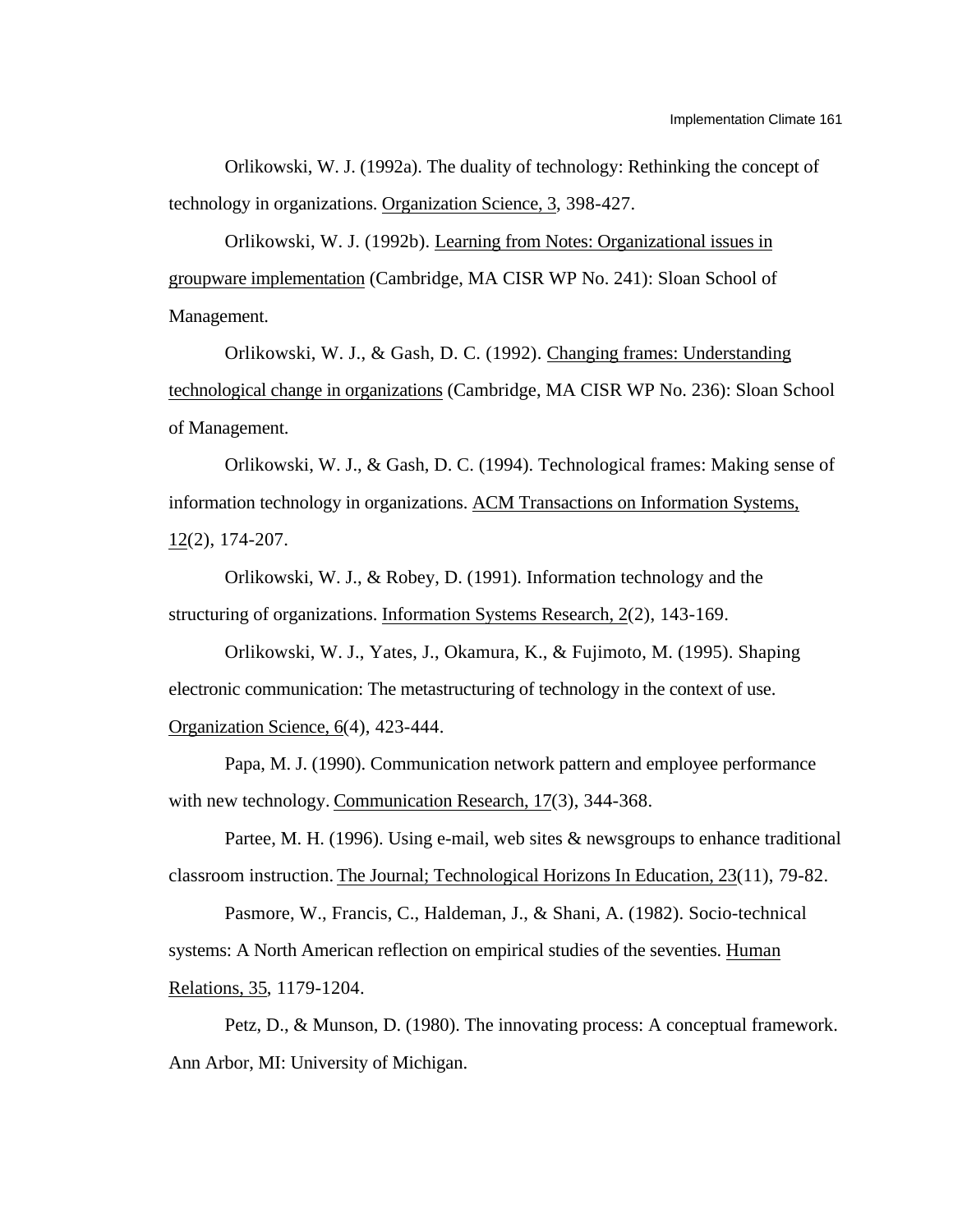Orlikowski, W. J. (1992a). The duality of technology: Rethinking the concept of technology in organizations. Organization Science, 3, 398-427.

Orlikowski, W. J. (1992b). Learning from Notes: Organizational issues in groupware implementation (Cambridge, MA CISR WP No. 241): Sloan School of Management.

Orlikowski, W. J., & Gash, D. C. (1992). Changing frames: Understanding technological change in organizations (Cambridge, MA CISR WP No. 236): Sloan School of Management.

Orlikowski, W. J., & Gash, D. C. (1994). Technological frames: Making sense of information technology in organizations. ACM Transactions on Information Systems, 12(2), 174-207.

Orlikowski, W. J., & Robey, D. (1991). Information technology and the structuring of organizations. Information Systems Research, 2(2), 143-169.

Orlikowski, W. J., Yates, J., Okamura, K., & Fujimoto, M. (1995). Shaping electronic communication: The metastructuring of technology in the context of use. Organization Science, 6(4), 423-444.

Papa, M. J. (1990). Communication network pattern and employee performance with new technology. Communication Research, 17(3), 344-368.

Partee, M. H. (1996). Using e-mail, web sites & newsgroups to enhance traditional classroom instruction. The Journal; Technological Horizons In Education, 23(11), 79-82.

Pasmore, W., Francis, C., Haldeman, J., & Shani, A. (1982). Socio-technical systems: A North American reflection on empirical studies of the seventies. Human Relations, 35, 1179-1204.

Petz, D., & Munson, D. (1980). The innovating process: A conceptual framework. Ann Arbor, MI: University of Michigan.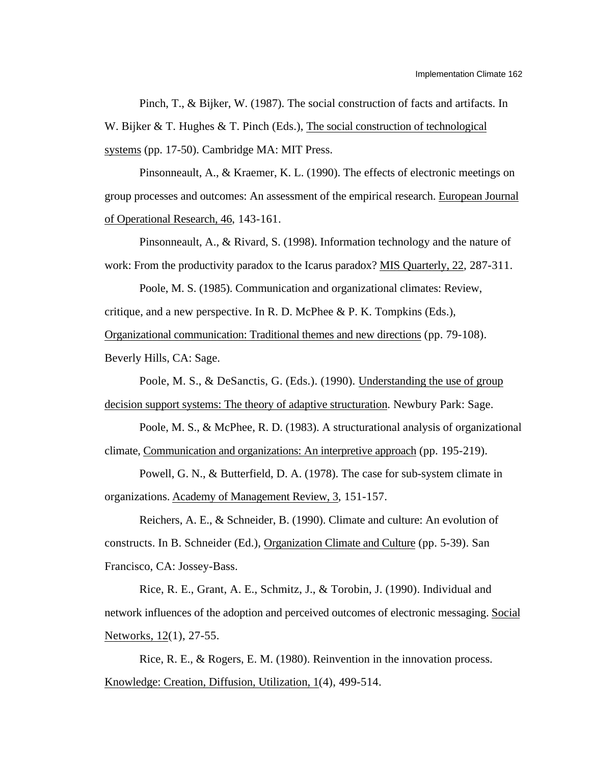Pinch, T., & Bijker, W. (1987). The social construction of facts and artifacts. In W. Bijker & T. Hughes & T. Pinch (Eds.), The social construction of technological systems (pp. 17-50). Cambridge MA: MIT Press.

Pinsonneault, A., & Kraemer, K. L. (1990). The effects of electronic meetings on group processes and outcomes: An assessment of the empirical research. European Journal of Operational Research, 46, 143-161.

Pinsonneault, A., & Rivard, S. (1998). Information technology and the nature of work: From the productivity paradox to the Icarus paradox? MIS Quarterly, 22, 287-311.

Poole, M. S. (1985). Communication and organizational climates: Review, critique, and a new perspective. In R. D. McPhee & P. K. Tompkins (Eds.), Organizational communication: Traditional themes and new directions (pp. 79-108). Beverly Hills, CA: Sage.

Poole, M. S., & DeSanctis, G. (Eds.). (1990). Understanding the use of group decision support systems: The theory of adaptive structuration. Newbury Park: Sage.

Poole, M. S., & McPhee, R. D. (1983). A structurational analysis of organizational climate, Communication and organizations: An interpretive approach (pp. 195-219).

Powell, G. N., & Butterfield, D. A. (1978). The case for sub-system climate in organizations. Academy of Management Review, 3, 151-157.

Reichers, A. E., & Schneider, B. (1990). Climate and culture: An evolution of constructs. In B. Schneider (Ed.), Organization Climate and Culture (pp. 5-39). San Francisco, CA: Jossey-Bass.

Rice, R. E., Grant, A. E., Schmitz, J., & Torobin, J. (1990). Individual and network influences of the adoption and perceived outcomes of electronic messaging. Social Networks, 12(1), 27-55.

Rice, R. E., & Rogers, E. M. (1980). Reinvention in the innovation process. Knowledge: Creation, Diffusion, Utilization, 1(4), 499-514.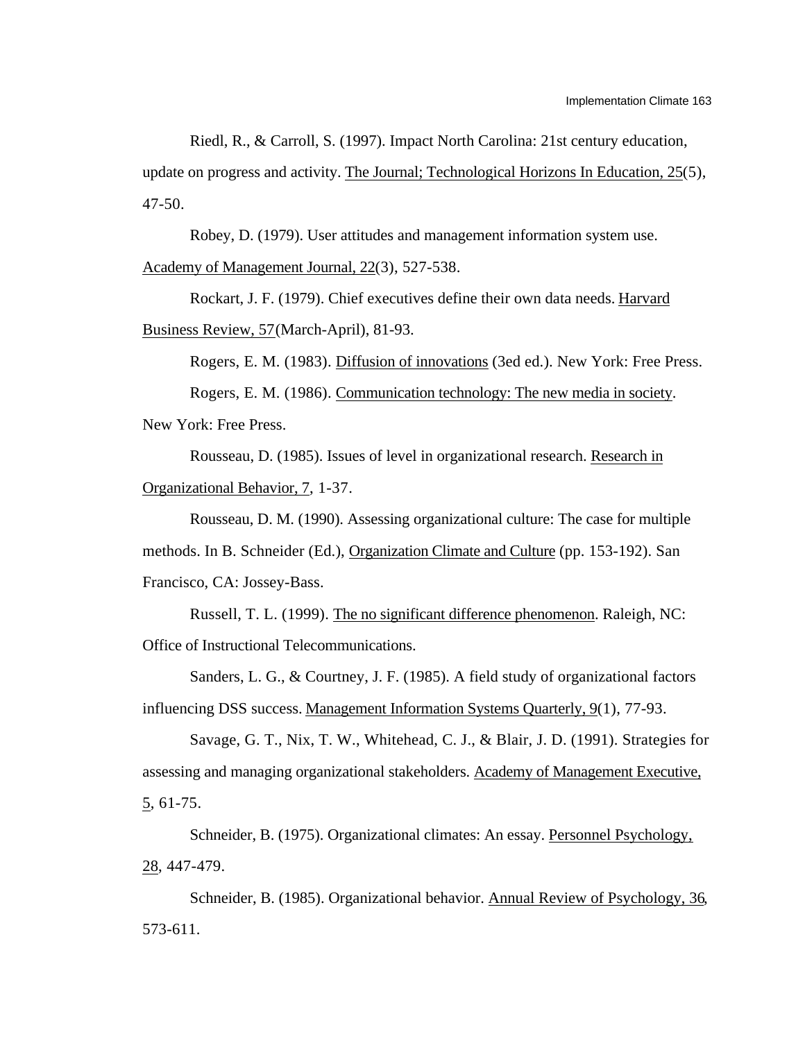Riedl, R., & Carroll, S. (1997). Impact North Carolina: 21st century education, update on progress and activity. The Journal; Technological Horizons In Education, 25(5), 47-50.

Robey, D. (1979). User attitudes and management information system use. Academy of Management Journal, 22(3), 527-538.

Rockart, J. F. (1979). Chief executives define their own data needs. Harvard Business Review, 57(March-April), 81-93.

Rogers, E. M. (1983). Diffusion of innovations (3ed ed.). New York: Free Press.

Rogers, E. M. (1986). Communication technology: The new media in society. New York: Free Press.

Rousseau, D. (1985). Issues of level in organizational research. Research in Organizational Behavior, 7, 1-37.

Rousseau, D. M. (1990). Assessing organizational culture: The case for multiple methods. In B. Schneider (Ed.), Organization Climate and Culture (pp. 153-192). San Francisco, CA: Jossey-Bass.

Russell, T. L. (1999). The no significant difference phenomenon. Raleigh, NC: Office of Instructional Telecommunications.

Sanders, L. G., & Courtney, J. F. (1985). A field study of organizational factors influencing DSS success. Management Information Systems Quarterly, 9(1), 77-93.

Savage, G. T., Nix, T. W., Whitehead, C. J., & Blair, J. D. (1991). Strategies for assessing and managing organizational stakeholders. Academy of Management Executive, 5, 61-75.

Schneider, B. (1975). Organizational climates: An essay. Personnel Psychology, 28, 447-479.

Schneider, B. (1985). Organizational behavior. Annual Review of Psychology, 36, 573-611.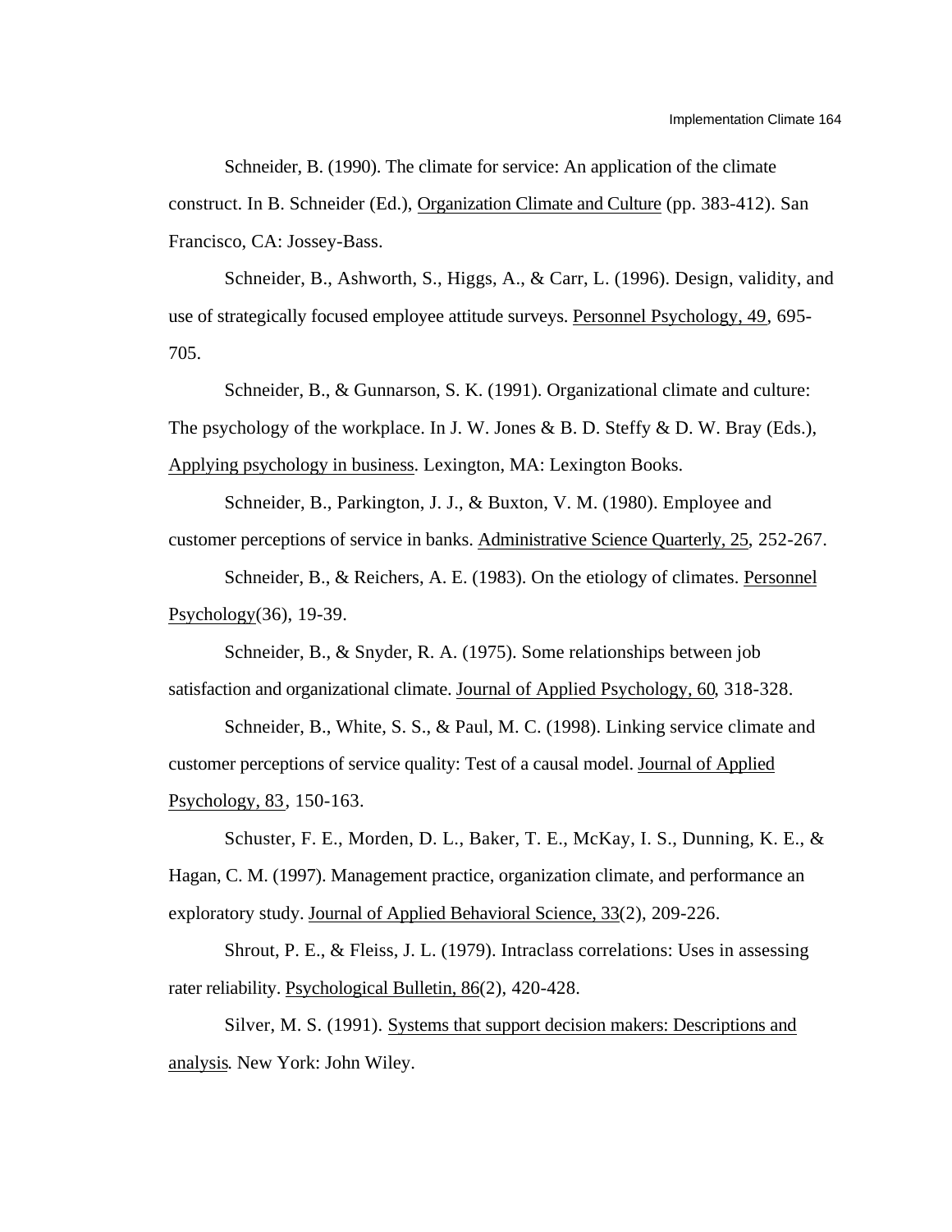Schneider, B. (1990). The climate for service: An application of the climate construct. In B. Schneider (Ed.), Organization Climate and Culture (pp. 383-412). San Francisco, CA: Jossey-Bass.

Schneider, B., Ashworth, S., Higgs, A., & Carr, L. (1996). Design, validity, and use of strategically focused employee attitude surveys. Personnel Psychology, 49, 695-705.

Schneider, B., & Gunnarson, S. K. (1991). Organizational climate and culture: The psychology of the workplace. In J. W. Jones & B. D. Steffy & D. W. Bray (Eds.), Applying psychology in business. Lexington, MA: Lexington Books.

Schneider, B., Parkington, J. J., & Buxton, V. M. (1980). Employee and customer perceptions of service in banks. Administrative Science Quarterly, 25, 252-267.

Schneider, B., & Reichers, A. E. (1983). On the etiology of climates. Personnel Psychology(36), 19-39.

Schneider, B., & Snyder, R. A. (1975). Some relationships between job satisfaction and organizational climate. Journal of Applied Psychology, 60, 318-328.

Schneider, B., White, S. S., & Paul, M. C. (1998). Linking service climate and customer perceptions of service quality: Test of a causal model. Journal of Applied Psychology, 83, 150-163.

Schuster, F. E., Morden, D. L., Baker, T. E., McKay, I. S., Dunning, K. E., & Hagan, C. M. (1997). Management practice, organization climate, and performance an exploratory study. Journal of Applied Behavioral Science, 33(2), 209-226.

Shrout, P. E., & Fleiss, J. L. (1979). Intraclass correlations: Uses in assessing rater reliability. Psychological Bulletin, 86(2), 420-428.

Silver, M. S. (1991). Systems that support decision makers: Descriptions and analysis. New York: John Wiley.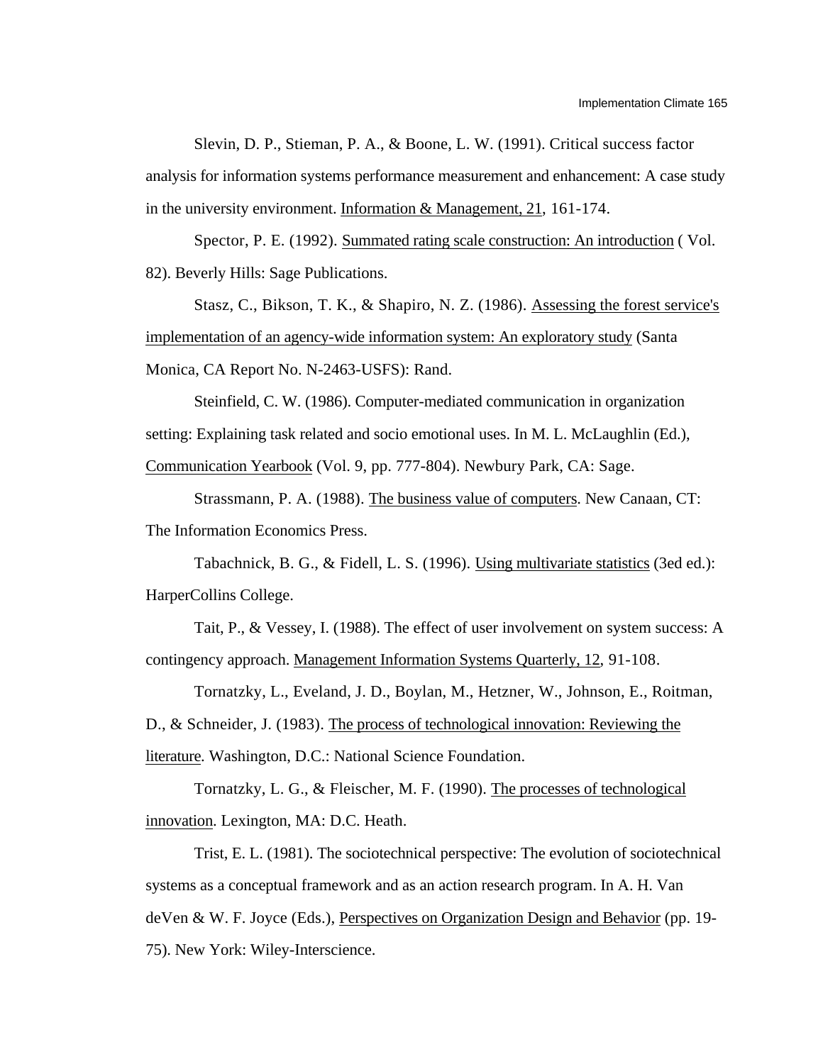Slevin, D. P., Stieman, P. A., & Boone, L. W. (1991). Critical success factor analysis for information systems performance measurement and enhancement: A case study in the university environment. Information & Management, 21, 161-174.

Spector, P. E. (1992). Summated rating scale construction: An introduction ( Vol. 82). Beverly Hills: Sage Publications.

Stasz, C., Bikson, T. K., & Shapiro, N. Z. (1986). Assessing the forest service's implementation of an agency-wide information system: An exploratory study (Santa Monica, CA Report No. N-2463-USFS): Rand.

Steinfield, C. W. (1986). Computer-mediated communication in organization setting: Explaining task related and socio emotional uses. In M. L. McLaughlin (Ed.), Communication Yearbook (Vol. 9, pp. 777-804). Newbury Park, CA: Sage.

Strassmann, P. A. (1988). The business value of computers. New Canaan, CT: The Information Economics Press.

Tabachnick, B. G., & Fidell, L. S. (1996). Using multivariate statistics (3ed ed.): HarperCollins College.

Tait, P., & Vessey, I. (1988). The effect of user involvement on system success: A contingency approach. Management Information Systems Quarterly, 12, 91-108.

Tornatzky, L., Eveland, J. D., Boylan, M., Hetzner, W., Johnson, E., Roitman, D., & Schneider, J. (1983). The process of technological innovation: Reviewing the literature. Washington, D.C.: National Science Foundation.

Tornatzky, L. G., & Fleischer, M. F. (1990). The processes of technological innovation. Lexington, MA: D.C. Heath.

Trist, E. L. (1981). The sociotechnical perspective: The evolution of sociotechnical systems as a conceptual framework and as an action research program. In A. H. Van deVen & W. F. Joyce (Eds.), Perspectives on Organization Design and Behavior (pp. 19-75). New York: Wiley-Interscience.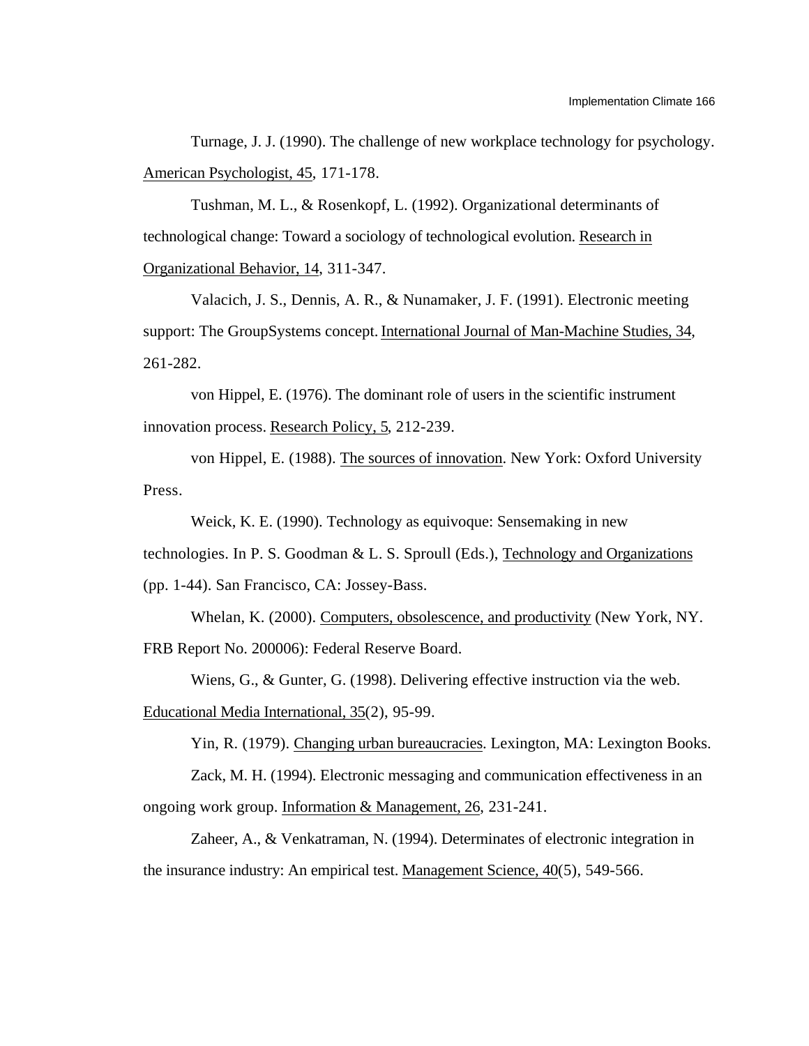Turnage, J. J. (1990). The challenge of new workplace technology for psychology. American Psychologist, 45, 171-178.

Tushman, M. L., & Rosenkopf, L. (1992). Organizational determinants of technological change: Toward a sociology of technological evolution. Research in Organizational Behavior, 14, 311-347.

Valacich, J. S., Dennis, A. R., & Nunamaker, J. F. (1991). Electronic meeting support: The GroupSystems concept. International Journal of Man-Machine Studies, 34, 261-282.

von Hippel, E. (1976). The dominant role of users in the scientific instrument innovation process. Research Policy, 5, 212-239.

von Hippel, E. (1988). The sources of innovation. New York: Oxford University Press.

Weick, K. E. (1990). Technology as equivoque: Sensemaking in new technologies. In P. S. Goodman & L. S. Sproull (Eds.), Technology and Organizations (pp. 1-44). San Francisco, CA: Jossey-Bass.

Whelan, K. (2000). Computers, obsolescence, and productivity (New York, NY. FRB Report No. 200006): Federal Reserve Board.

Wiens, G., & Gunter, G. (1998). Delivering effective instruction via the web. Educational Media International, 35(2), 95-99.

Yin, R. (1979). Changing urban bureaucracies. Lexington, MA: Lexington Books.

Zack, M. H. (1994). Electronic messaging and communication effectiveness in an ongoing work group. Information & Management, 26, 231-241.

Zaheer, A., & Venkatraman, N. (1994). Determinates of electronic integration in the insurance industry: An empirical test. Management Science, 40(5), 549-566.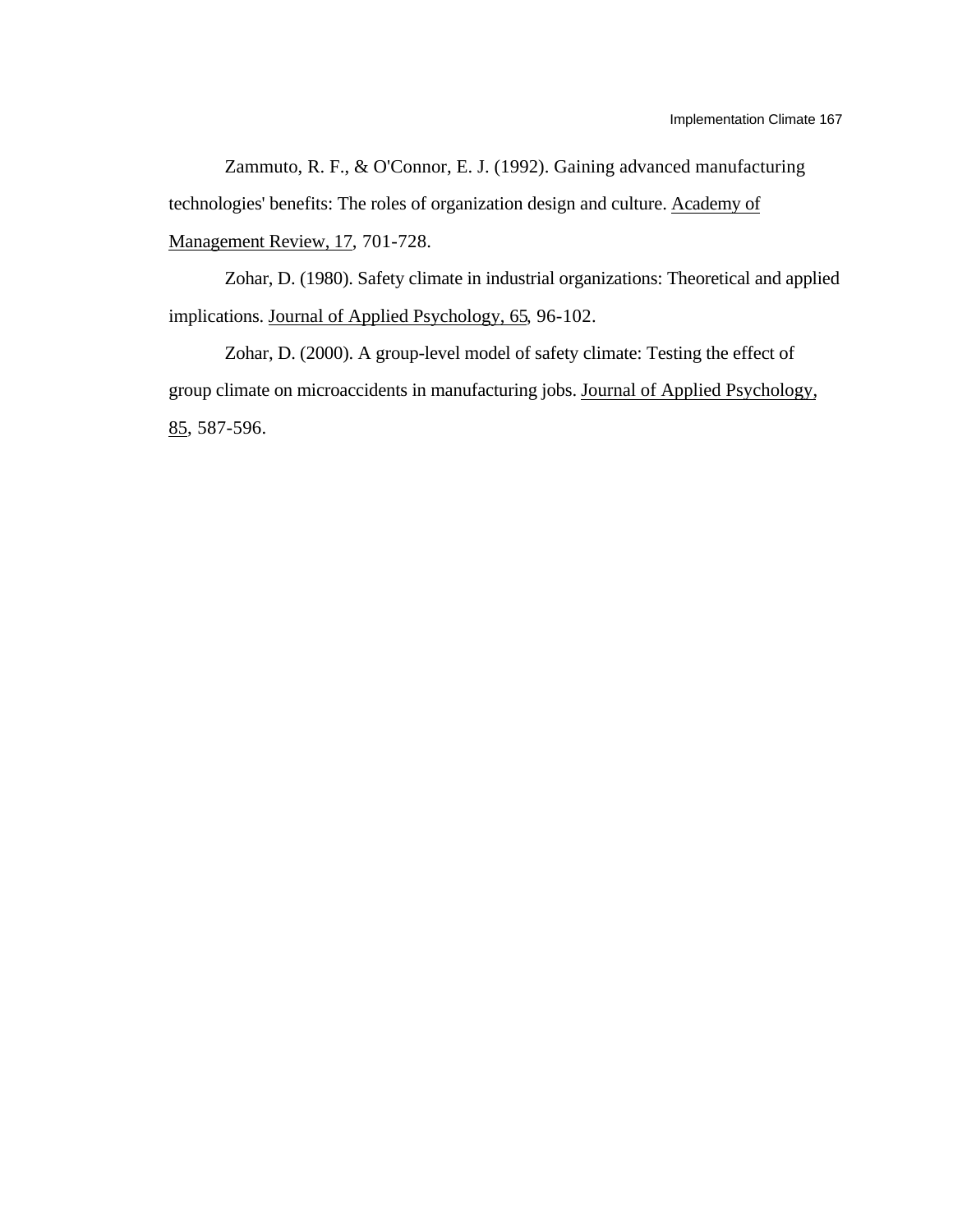Zammuto, R. F., & O'Connor, E. J. (1992). Gaining advanced manufacturing technologies' benefits: The roles of organization design and culture. Academy of Management Review, 17, 701-728.

Zohar, D. (1980). Safety climate in industrial organizations: Theoretical and applied implications. Journal of Applied Psychology, 65, 96-102.

Zohar, D. (2000). A group-level model of safety climate: Testing the effect of group climate on microaccidents in manufacturing jobs. Journal of Applied Psychology, 85, 587-596.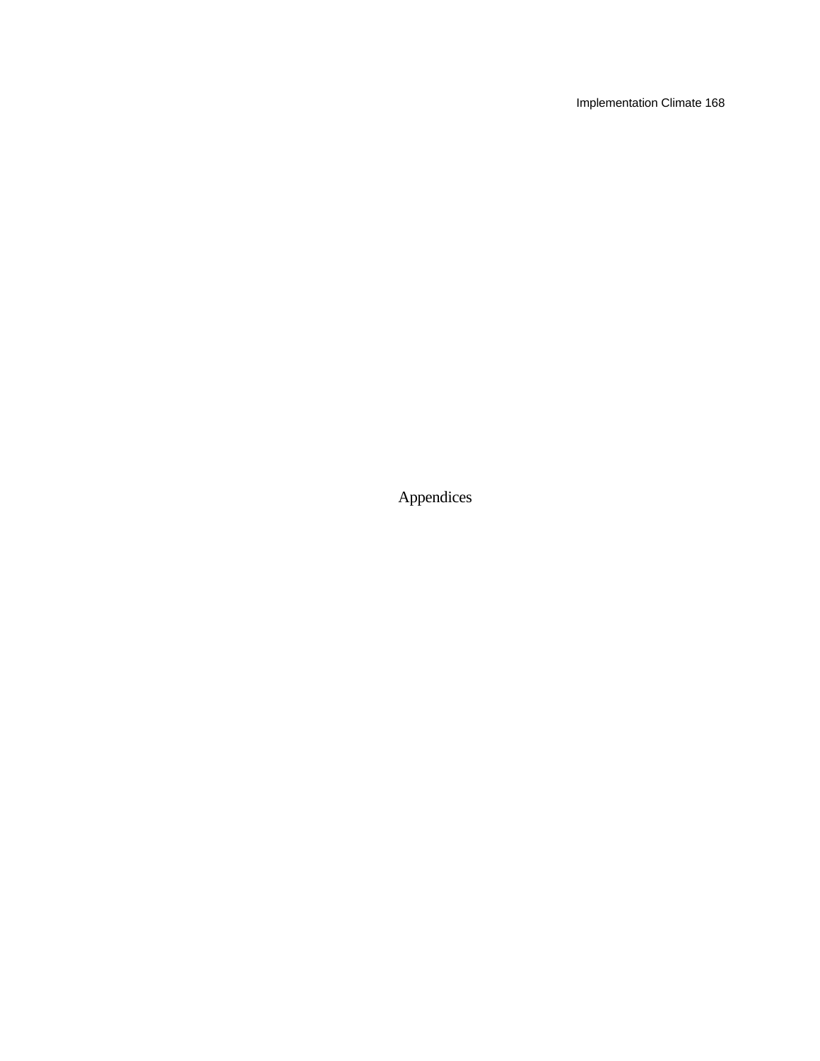# Appendices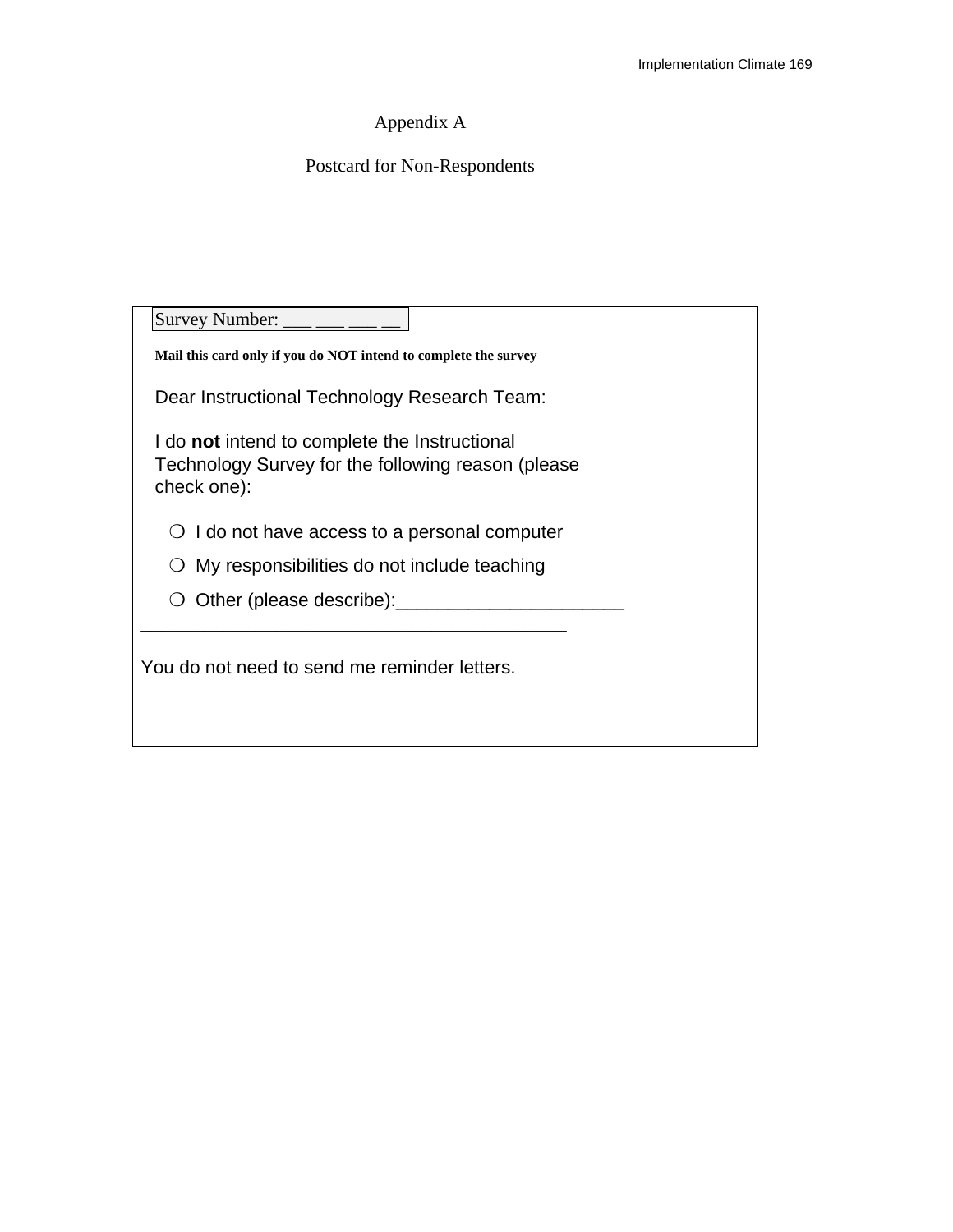# Appendix A

## Postcard for Non-Respondents

Survey Number: ___ ___ ___ __

**Mail this card only if you do NOT intend to complete the survey**

Dear Instructional Technology Research Team:

I do **not** intend to complete the Instructional Technology Survey for the following reason (please check one):

- ❍ I do not have access to a personal computer
- ❍ My responsibilities do not include teaching
- ❍ Other (please describe):______________________

__________________________________________

You do not need to send me reminder letters.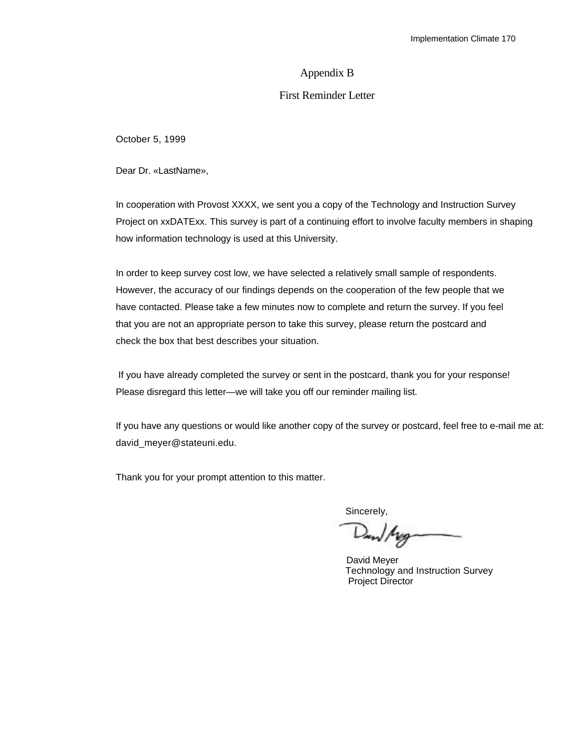# Appendix B

## First Reminder Letter

October 5, 1999

Dear Dr. «LastName»,

In cooperation with Provost XXXX, we sent you a copy of the Technology and Instruction Survey Project on xxDATExx. This survey is part of a continuing effort to involve faculty members in shaping how information technology is used at this University.

In order to keep survey cost low, we have selected a relatively small sample of respondents. However, the accuracy of our findings depends on the cooperation of the few people that we have contacted. Please take a few minutes now to complete and return the survey. If you feel that you are not an appropriate person to take this survey, please return the postcard and check the box that best describes your situation.

If you have already completed the survey or sent in the postcard, thank you for your response! Please disregard this letter—we will take you off our reminder mailing list.

If you have any questions or would like another copy of the survey or postcard, feel free to e-mail me at: david_meyer@stateuni.edu.

Thank you for your prompt attention to this matter.

Sincerely,

David Meyer
Technology and Instruction Survey
Project Director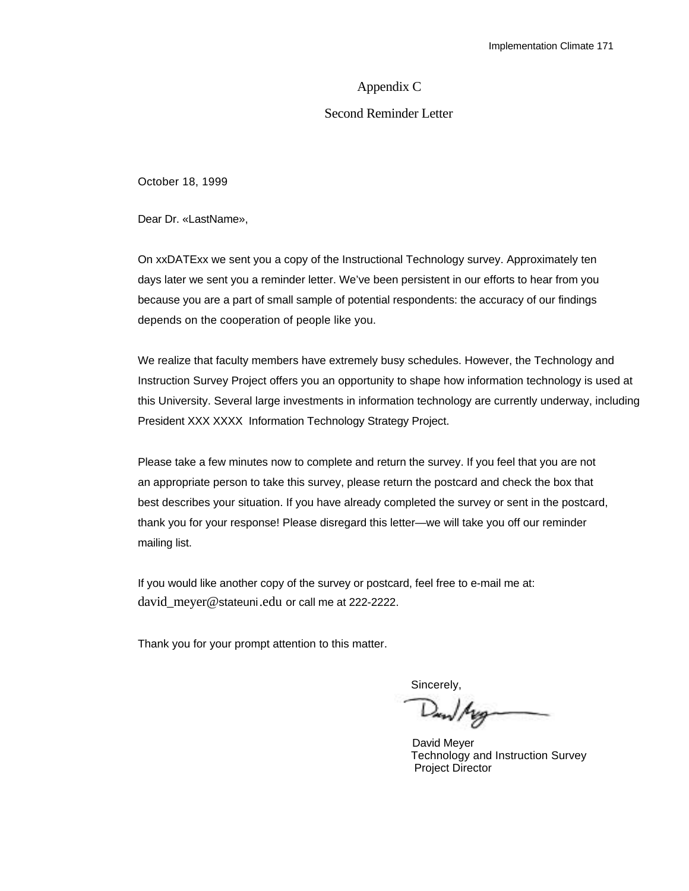# Appendix C

## Second Reminder Letter

October 18, 1999

Dear Dr. «LastName»,

On xxDATExx we sent you a copy of the Instructional Technology survey. Approximately ten days later we sent you a reminder letter. We've been persistent in our efforts to hear from you because you are a part of small sample of potential respondents: the accuracy of our findings depends on the cooperation of people like you.

We realize that faculty members have extremely busy schedules. However, the Technology and Instruction Survey Project offers you an opportunity to shape how information technology is used at this University. Several large investments in information technology are currently underway, including President XXX XXXX Information Technology Strategy Project.

Please take a few minutes now to complete and return the survey. If you feel that you are not an appropriate person to take this survey, please return the postcard and check the box that best describes your situation. If you have already completed the survey or sent in the postcard, thank you for your response! Please disregard this letter—we will take you off our reminder mailing list.

If you would like another copy of the survey or postcard, feel free to e-mail me at: david_meyer@stateuni.edu or call me at 222-2222.

Thank you for your prompt attention to this matter.

Sincerely,

David Meyer
Technology and Instruction Survey
Project Director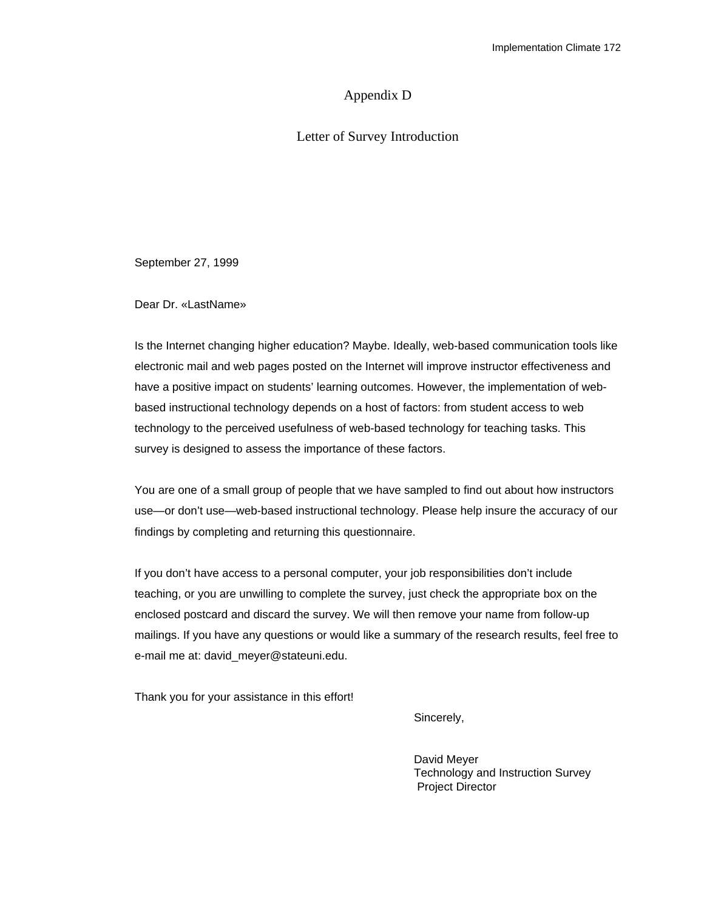# Appendix D

## Letter of Survey Introduction

September 27, 1999

Dear Dr. «LastName»

Is the Internet changing higher education? Maybe. Ideally, web-based communication tools like electronic mail and web pages posted on the Internet will improve instructor effectiveness and have a positive impact on students' learning outcomes. However, the implementation of web-based instructional technology depends on a host of factors: from student access to web technology to the perceived usefulness of web-based technology for teaching tasks. This survey is designed to assess the importance of these factors.

You are one of a small group of people that we have sampled to find out about how instructors use—or don't use—web-based instructional technology. Please help insure the accuracy of our findings by completing and returning this questionnaire.

If you don't have access to a personal computer, your job responsibilities don't include teaching, or you are unwilling to complete the survey, just check the appropriate box on the enclosed postcard and discard the survey. We will then remove your name from follow-up mailings. If you have any questions or would like a summary of the research results, feel free to e-mail me at: david_meyer@stateuni.edu.

Thank you for your assistance in this effort!

Sincerely,

David Meyer
Technology and Instruction Survey
Project Director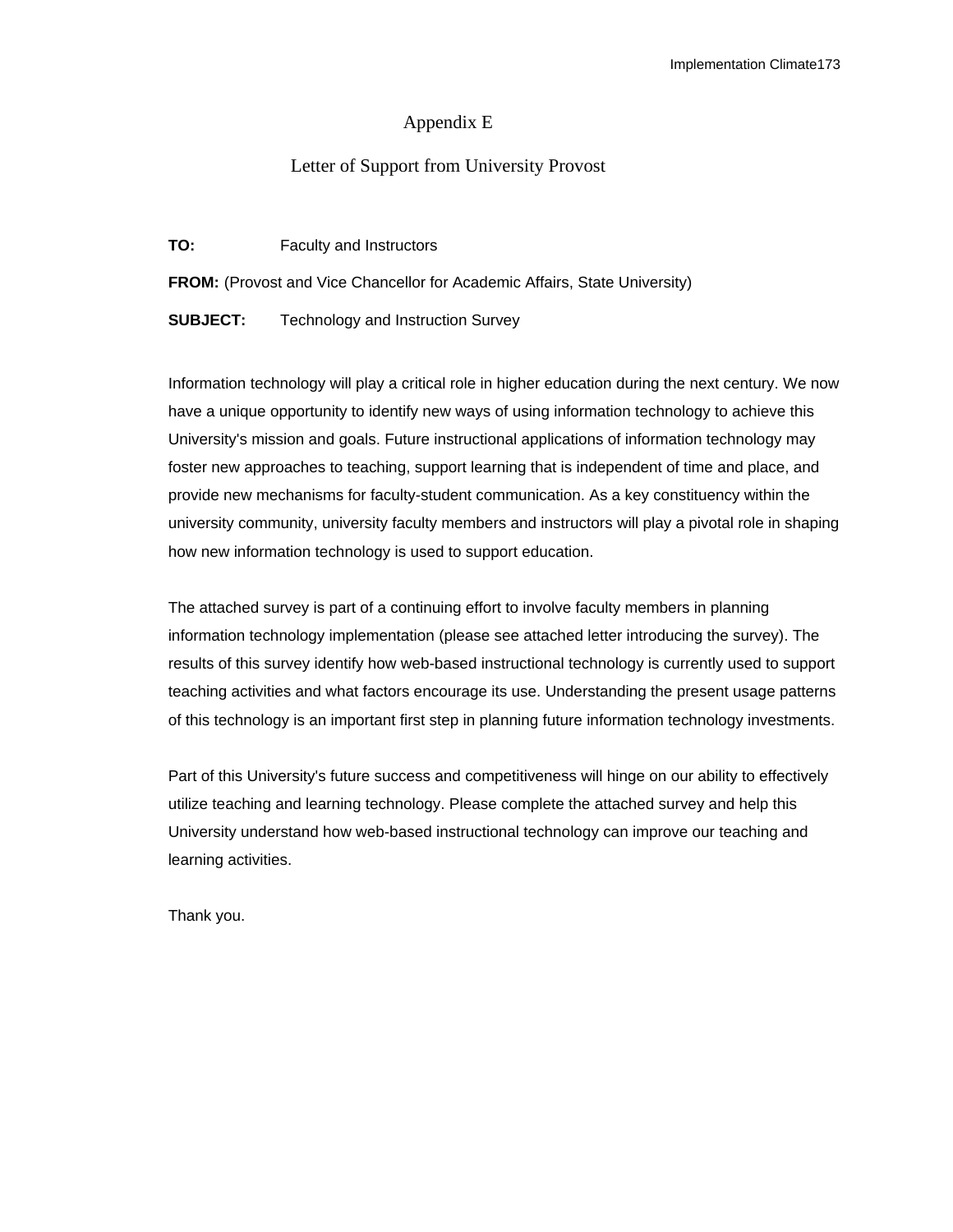# Appendix E

## Letter of Support from University Provost

**TO:** Faculty and Instructors

**FROM:** (Provost and Vice Chancellor for Academic Affairs, State University)

**SUBJECT:** Technology and Instruction Survey

Information technology will play a critical role in higher education during the next century. We now have a unique opportunity to identify new ways of using information technology to achieve this University's mission and goals. Future instructional applications of information technology may foster new approaches to teaching, support learning that is independent of time and place, and provide new mechanisms for faculty-student communication. As a key constituency within the university community, university faculty members and instructors will play a pivotal role in shaping how new information technology is used to support education.

The attached survey is part of a continuing effort to involve faculty members in planning information technology implementation (please see attached letter introducing the survey). The results of this survey identify how web-based instructional technology is currently used to support teaching activities and what factors encourage its use. Understanding the present usage patterns of this technology is an important first step in planning future information technology investments.

Part of this University's future success and competitiveness will hinge on our ability to effectively utilize teaching and learning technology. Please complete the attached survey and help this University understand how web-based instructional technology can improve our teaching and learning activities.

Thank you.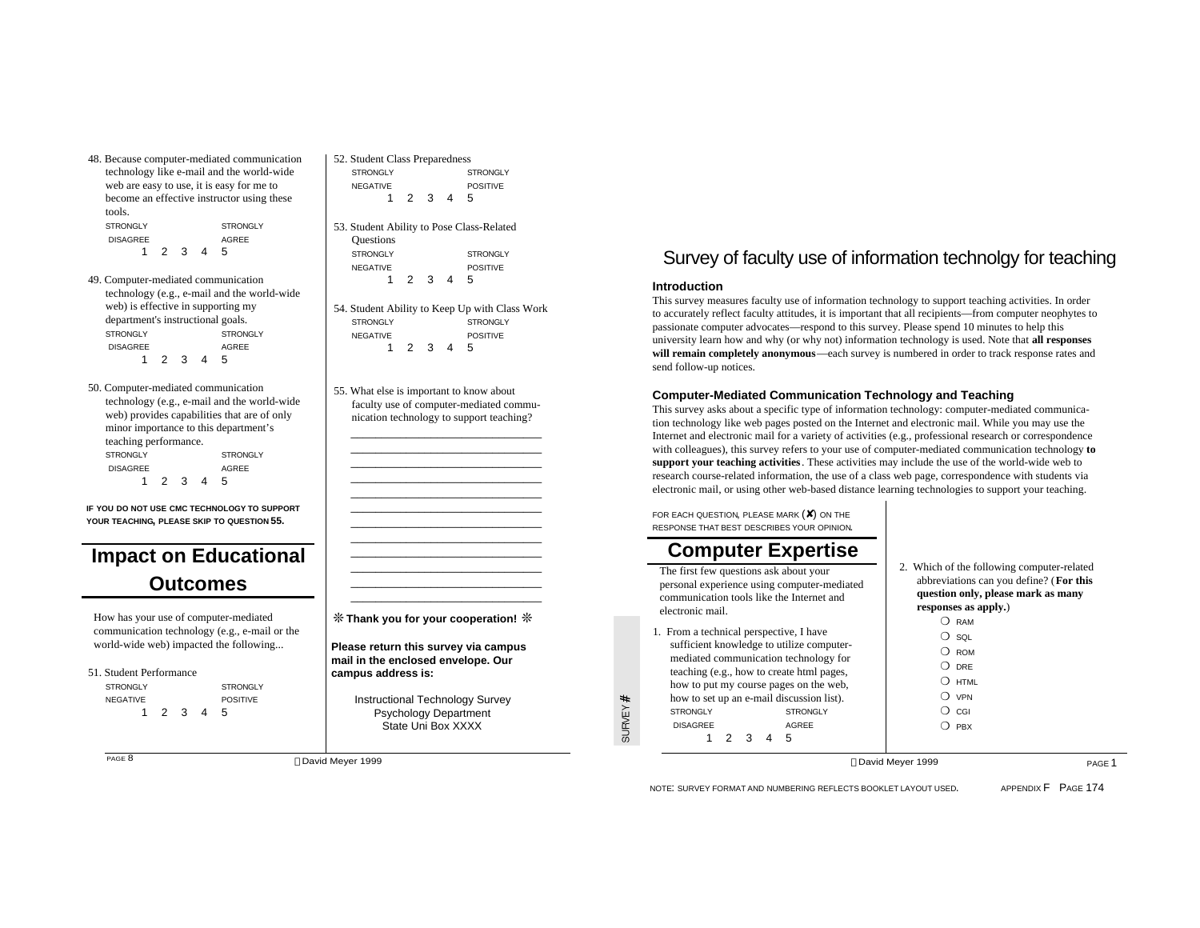48. Because computer-mediated communication technology like e-mail and the world-wide web are easy to use, it is easy for me to become an effective instructor using these tools.

STRONGLY DISAGREE 1 2 3 4 5 STRONGLY AGREE

49. Computer-mediated communication technology (e.g., e-mail and the world-wide web) is effective in supporting my department's instructional goals.

STRONGLY DISAGREE 1 2 3 4 5 STRONGLY AGREE

50. Computer-mediated communication technology (e.g., e-mail and the world-wide web) provides capabilities that are of only minor importance to this department's teaching performance.

STRONGLY DISAGREE 1 2 3 4 5 STRONGLY AGREE

**IF YOU DO NOT USE CMC TECHNOLOGY TO SUPPORT YOUR TEACHING, PLEASE SKIP TO QUESTION 55.**

# Impact on Educational Outcomes

How has your use of computer-mediated communication technology (e.g., e-mail or the world-wide web) impacted the following...

51. Student Performance

STRONGLY NEGATIVE 1 2 3 4 5 STRONGLY POSITIVE

52. Student Class Preparedness

STRONGLY NEGATIVE 1 2 3 4 5 STRONGLY POSITIVE

53. Student Ability to Pose Class-Related Questions

STRONGLY NEGATIVE 1 2 3 4 5 STRONGLY POSITIVE

54. Student Ability to Keep Up with Class Work

STRONGLY NEGATIVE 1 2 3 4 5 STRONGLY POSITIVE

55. What else is important to know about faculty use of computer-mediated communication technology to support teaching?

________________________________
________________________________
________________________________
________________________________
________________________________
________________________________
________________________________
________________________________
________________________________
________________________________
________________________________

**❊ Thank you for your cooperation! ❊**

**Please return this survey via campus mail in the enclosed envelope. Our campus address is:**

Instructional Technology Survey
Psychology Department
State Uni Box XXXX

David Meyer 1999

# Survey of faculty use of information technolgy for teaching

## Introduction

This survey measures faculty use of information technology to support teaching activities. In order to accurately reflect faculty attitudes, it is important that all recipients—from computer neophytes to passionate computer advocates—respond to this survey. Please spend 10 minutes to help this university learn how and why (or why not) information technology is used. Note that **all responses will remain completely anonymous**—each survey is numbered in order to track response rates and send follow-up notices.

## Computer-Mediated Communication Technology and Teaching

This survey asks about a specific type of information technology: computer-mediated communication technology like web pages posted on the Internet and electronic mail. While you may use the Internet and electronic mail for a variety of activities (e.g., professional research or correspondence with colleagues), this survey refers to your use of computer-mediated communication technology **to support your teaching activities**. These activities may include the use of the world-wide web to research course-related information, the use of a class web page, correspondence with students via electronic mail, or using other web-based distance learning technologies to support your teaching.

FOR EACH QUESTION, PLEASE MARK (✘) ON THE RESPONSE THAT BEST DESCRIBES YOUR OPINION.

SURVEY #

# Computer Expertise

The first few questions ask about your personal experience using computer-mediated communication tools like the Internet and electronic mail.

1. From a technical perspective, I have sufficient knowledge to utilize computer-mediated communication technology for teaching (e.g., how to create html pages, how to put my course pages on the web, how to set up an e-mail discussion list).

STRONGLY DISAGREE 1 2 3 4 5 STRONGLY AGREE

2. Which of the following computer-related abbreviations can you define? (**For this question only, please mark as many responses as apply.**)

❍ RAM
❍ SQL
❍ ROM
❍ DRE
❍ HTML
❍ VPN
❍ CGI
❍ PBX

David Meyer 1999

NOTE: SURVEY FORMAT AND NUMBERING REFLECTS BOOKLET LAYOUT USED.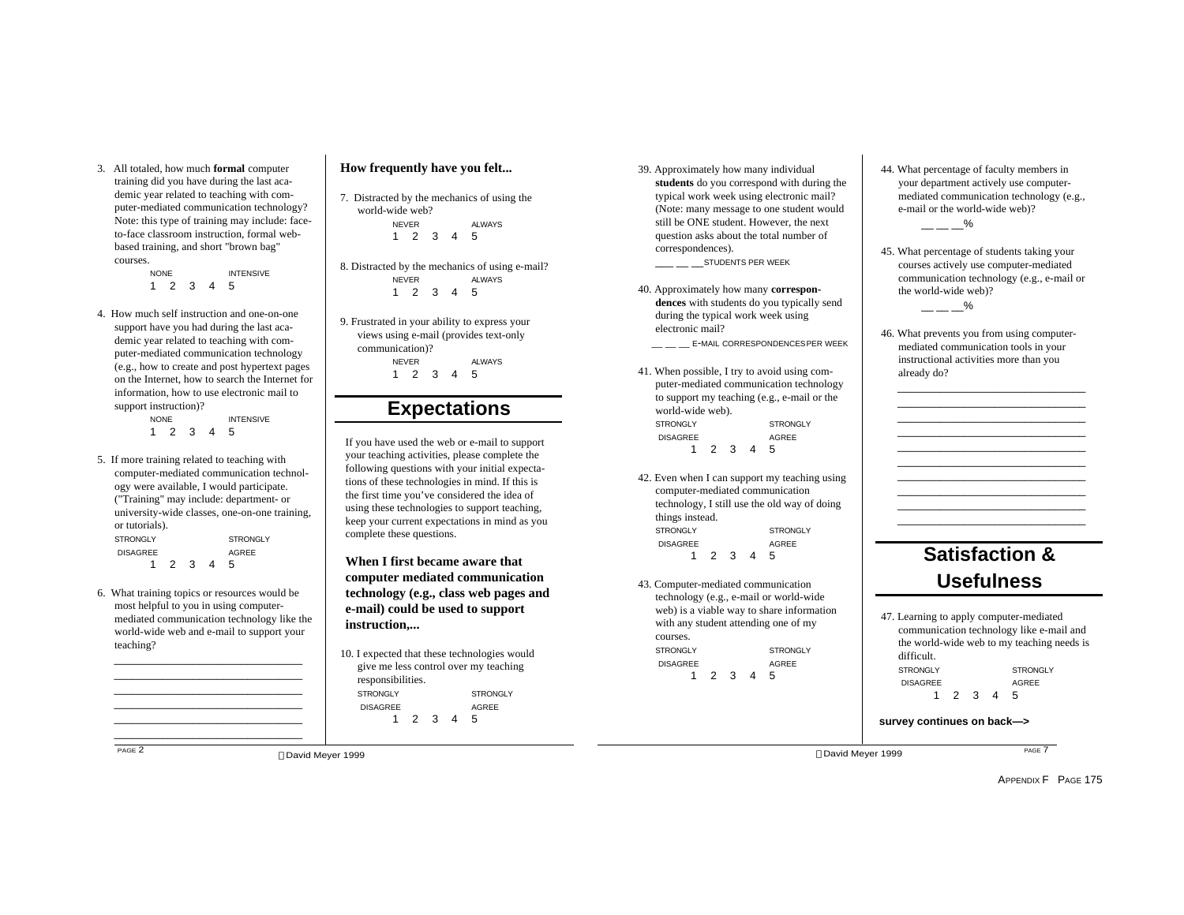3. All totaled, how much **formal** computer training did you have during the last academic year related to teaching with computer-mediated communication technology? Note: this type of training may include: face-to-face classroom instruction, formal web-based training, and short "brown bag" courses.

   NONE — INTENSIVE
   1 2 3 4 5

4. How much self instruction and one-on-one support have you had during the last academic year related to teaching with computer-mediated communication technology (e.g., how to create and post hypertext pages on the Internet, how to search the Internet for information, how to use electronic mail to support instruction)?

   NONE — INTENSIVE
   1 2 3 4 5

5. If more training related to teaching with computer-mediated communication technology were available, I would participate. ("Training" may include: department- or university-wide classes, one-on-one training, or tutorials).

   STRONGLY DISAGREE — STRONGLY AGREE
   1 2 3 4 5

6. What training topics or resources would be most helpful to you in using computer-mediated communication technology like the world-wide web and e-mail to support your teaching?

   ______________________________
   ______________________________
   ______________________________
   ______________________________
   ______________________________
   ______________________________

**How frequently have you felt...**

7. Distracted by the mechanics of using the world-wide web?

   NEVER — ALWAYS
   1 2 3 4 5

8. Distracted by the mechanics of using e-mail?

   NEVER — ALWAYS
   1 2 3 4 5

9. Frustrated in your ability to express your views using e-mail (provides text-only communication)?

   NEVER — ALWAYS
   1 2 3 4 5

## Expectations

If you have used the web or e-mail to support your teaching activities, please complete the following questions with your initial expectations of these technologies in mind. If this is the first time you've considered the idea of using these technologies to support teaching, keep your current expectations in mind as you complete these questions.

**When I first became aware that computer mediated communication technology (e.g., class web pages and e-mail) could be used to support instruction,...**

10. I expected that these technologies would give me less control over my teaching responsibilities.

   STRONGLY DISAGREE — STRONGLY AGREE
   1 2 3 4 5

39. Approximately how many individual **students** do you correspond with during the typical work week using electronic mail? (Note: many message to one student would still be ONE student. However, the next question asks about the total number of correspondences).

   ___ __ __STUDENTS PER WEEK

40. Approximately how many **correspondences** with students do you typically send during the typical work week using electronic mail?

   __ __ __ E-MAIL CORRESPONDENCES PER WEEK

41. When possible, I try to avoid using computer-mediated communication technology to support my teaching (e.g., e-mail or the world-wide web).

   STRONGLY DISAGREE — STRONGLY AGREE
   1 2 3 4 5

42. Even when I can support my teaching using computer-mediated communication technology, I still use the old way of doing things instead.

   STRONGLY DISAGREE — STRONGLY AGREE
   1 2 3 4 5

43. Computer-mediated communication technology (e.g., e-mail or world-wide web) is a viable way to share information with any student attending one of my courses.

   STRONGLY DISAGREE — STRONGLY AGREE
   1 2 3 4 5

44. What percentage of faculty members in your department actively use computer-mediated communication technology (e.g., e-mail or the world-wide web)?

   __ __ __%

45. What percentage of students taking your courses actively use computer-mediated communication technology (e.g., e-mail or the world-wide web)?

   __ __ __%

46. What prevents you from using computer-mediated communication tools in your instructional activities more than you already do?

   ______________________________
   ______________________________
   ______________________________
   ______________________________
   ______________________________
   ______________________________
   ______________________________
   ______________________________
   ______________________________
   ______________________________

## Satisfaction & Usefulness

47. Learning to apply computer-mediated communication technology like e-mail and the world-wide web to my teaching needs is difficult.

   STRONGLY DISAGREE — STRONGLY AGREE
   1 2 3 4 5

**survey continues on back—>**

PAGE 2 — ©David Meyer 1999

©David Meyer 1999 — PAGE 7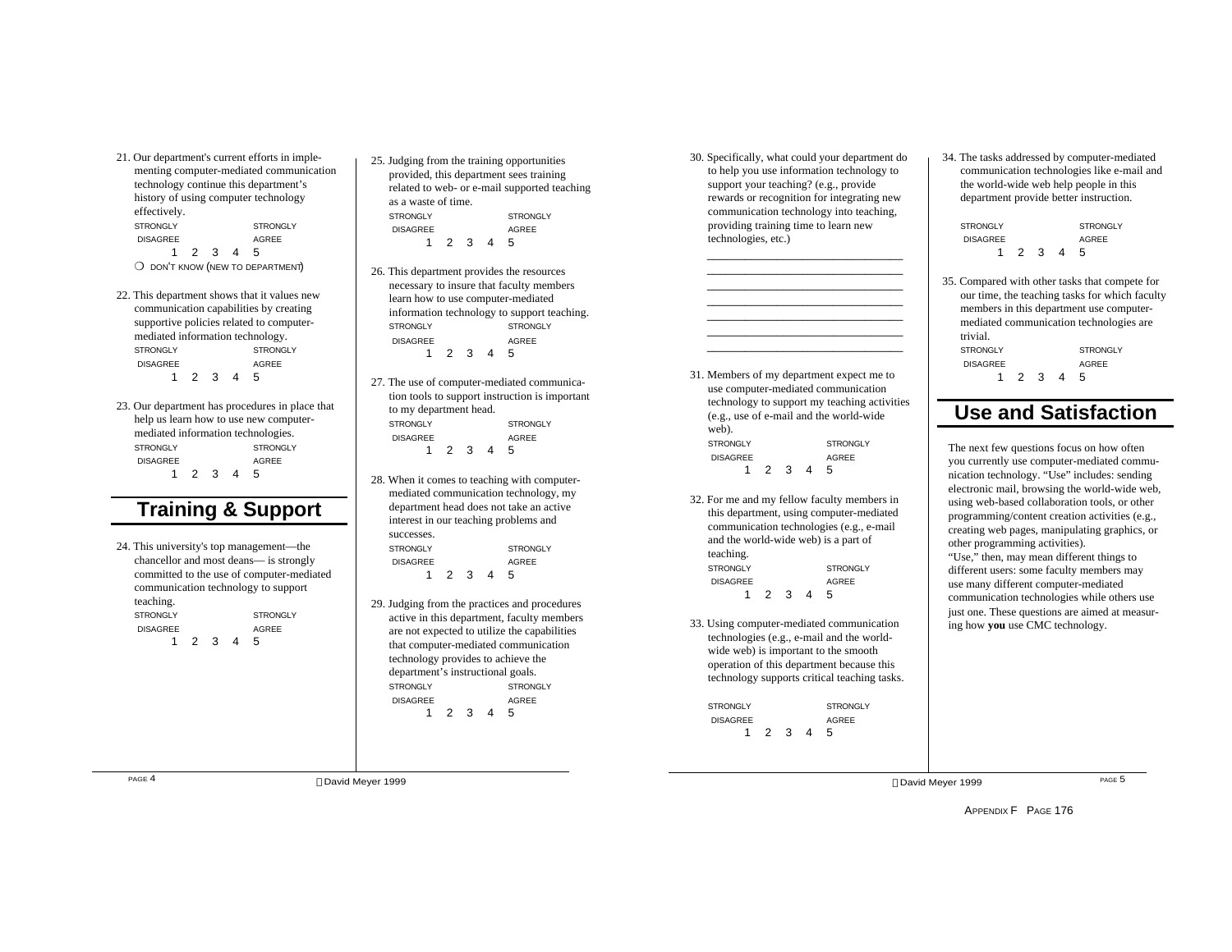21. Our department's current efforts in implementing computer-mediated communication technology continue this department's history of using computer technology effectively.
STRONGLY DISAGREE 1 2 3 4 5 STRONGLY AGREE
❍ DON'T KNOW (NEW TO DEPARTMENT)

22. This department shows that it values new communication capabilities by creating supportive policies related to computer-mediated information technology.
STRONGLY DISAGREE 1 2 3 4 5 STRONGLY AGREE

23. Our department has procedures in place that help us learn how to use new computer-mediated information technologies.
STRONGLY DISAGREE 1 2 3 4 5 STRONGLY AGREE

## Training & Support

24. This university's top management—the chancellor and most deans— is strongly committed to the use of computer-mediated communication technology to support teaching.
STRONGLY DISAGREE 1 2 3 4 5 STRONGLY AGREE

25. Judging from the training opportunities provided, this department sees training related to web- or e-mail supported teaching as a waste of time.
STRONGLY DISAGREE 1 2 3 4 5 STRONGLY AGREE

26. This department provides the resources necessary to insure that faculty members learn how to use computer-mediated information technology to support teaching.
STRONGLY DISAGREE 1 2 3 4 5 STRONGLY AGREE

27. The use of computer-mediated communication tools to support instruction is important to my department head.
STRONGLY DISAGREE 1 2 3 4 5 STRONGLY AGREE

28. When it comes to teaching with computer-mediated communication technology, my department head does not take an active interest in our teaching problems and successes.
STRONGLY DISAGREE 1 2 3 4 5 STRONGLY AGREE

29. Judging from the practices and procedures active in this department, faculty members are not expected to utilize the capabilities that computer-mediated communication technology provides to achieve the department's instructional goals.
STRONGLY DISAGREE 1 2 3 4 5 STRONGLY AGREE

30. Specifically, what could your department do to help you use information technology to support your teaching? (e.g., provide rewards or recognition for integrating new communication technology into teaching, providing training time to learn new technologies, etc.)

__________________________________
__________________________________
__________________________________
__________________________________
__________________________________
__________________________________
__________________________________

31. Members of my department expect me to use computer-mediated communication technology to support my teaching activities (e.g., use of e-mail and the world-wide web).
STRONGLY DISAGREE 1 2 3 4 5 STRONGLY AGREE

32. For me and my fellow faculty members in this department, using computer-mediated communication technologies (e.g., e-mail and the world-wide web) is a part of teaching.
STRONGLY DISAGREE 1 2 3 4 5 STRONGLY AGREE

33. Using computer-mediated communication technologies (e.g., e-mail and the world-wide web) is important to the smooth operation of this department because this technology supports critical teaching tasks.
STRONGLY DISAGREE 1 2 3 4 5 STRONGLY AGREE

34. The tasks addressed by computer-mediated communication technologies like e-mail and the world-wide web help people in this department provide better instruction.
STRONGLY DISAGREE 1 2 3 4 5 STRONGLY AGREE

35. Compared with other tasks that compete for our time, the teaching tasks for which faculty members in this department use computer-mediated communication technologies are trivial.
STRONGLY DISAGREE 1 2 3 4 5 STRONGLY AGREE

## Use and Satisfaction

The next few questions focus on how often you currently use computer-mediated communication technology. "Use" includes: sending electronic mail, browsing the world-wide web, using web-based collaboration tools, or other programming/content creation activities (e.g., creating web pages, manipulating graphics, or other programming activities).
"Use," then, may mean different things to different users: some faculty members may use many different computer-mediated communication technologies while others use just one. These questions are aimed at measuring how **you** use CMC technology.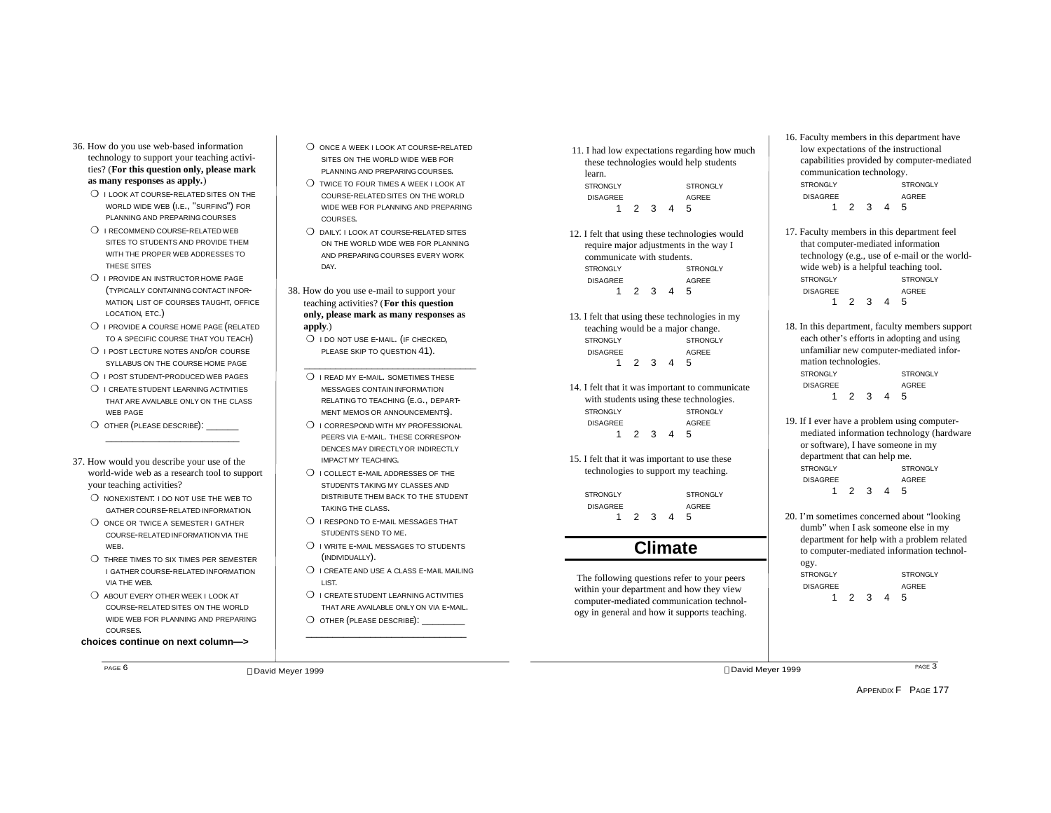36. How do you use web-based information technology to support your teaching activities? (**For this question only, please mark as many responses as apply.**)
   - ❍ I LOOK AT COURSE-RELATED SITES ON THE WORLD WIDE WEB (I.E., "SURFING") FOR PLANNING AND PREPARING COURSES
   - ❍ I RECOMMEND COURSE-RELATED WEB SITES TO STUDENTS AND PROVIDE THEM WITH THE PROPER WEB ADDRESSES TO THESE SITES
   - ❍ I PROVIDE AN INSTRUCTOR HOME PAGE (TYPICALLY CONTAINING CONTACT INFORMATION, LIST OF COURSES TAUGHT, OFFICE LOCATION, ETC.)
   - ❍ I PROVIDE A COURSE HOME PAGE (RELATED TO A SPECIFIC COURSE THAT YOU TEACH)
   - ❍ I POST LECTURE NOTES AND/OR COURSE SYLLABUS ON THE COURSE HOME PAGE
   - ❍ I POST STUDENT-PRODUCED WEB PAGES
   - ❍ I CREATE STUDENT LEARNING ACTIVITIES THAT ARE AVAILABLE ONLY ON THE CLASS WEB PAGE
   - ❍ OTHER (PLEASE DESCRIBE): ______ ________________________

37. How would you describe your use of the world-wide web as a research tool to support your teaching activities?
   - ❍ NONEXISTENT: I DO NOT USE THE WEB TO GATHER COURSE-RELATED INFORMATION.
   - ❍ ONCE OR TWICE A SEMESTER I GATHER COURSE-RELATED INFORMATION VIA THE WEB.
   - ❍ THREE TIMES TO SIX TIMES PER SEMESTER I GATHER COURSE-RELATED INFORMATION VIA THE WEB.
   - ❍ ABOUT EVERY OTHER WEEK I LOOK AT COURSE-RELATED SITES ON THE WORLD WIDE WEB FOR PLANNING AND PREPARING COURSES.

   **choices continue on next column—>**

   - ❍ ONCE A WEEK I LOOK AT COURSE-RELATED SITES ON THE WORLD WIDE WEB FOR PLANNING AND PREPARING COURSES.
   - ❍ TWICE TO FOUR TIMES A WEEK I LOOK AT COURSE-RELATED SITES ON THE WORLD WIDE WEB FOR PLANNING AND PREPARING COURSES.
   - ❍ DAILY: I LOOK AT COURSE-RELATED SITES ON THE WORLD WIDE WEB FOR PLANNING AND PREPARING COURSES EVERY WORK DAY.

38. How do you use e-mail to support your teaching activities? (**For this question only, please mark as many responses as apply.**)
   - ❍ I DO NOT USE E-MAIL. (IF CHECKED, PLEASE SKIP TO QUESTION 41).

   ________________________________

   - ❍ I READ MY E-MAIL. SOMETIMES THESE MESSAGES CONTAIN INFORMATION RELATING TO TEACHING (E.G., DEPARTMENT MEMOS OR ANNOUNCEMENTS).
   - ❍ I CORRESPOND WITH MY PROFESSIONAL PEERS VIA E-MAIL. THESE CORRESPONDENCES MAY DIRECTLY OR INDIRECTLY IMPACT MY TEACHING.
   - ❍ I COLLECT E-MAIL ADDRESSES OF THE STUDENTS TAKING MY CLASSES AND DISTRIBUTE THEM BACK TO THE STUDENT TAKING THE CLASS.
   - ❍ I RESPOND TO E-MAIL MESSAGES THAT STUDENTS SEND TO ME.
   - ❍ I WRITE E-MAIL MESSAGES TO STUDENTS (INDIVIDUALLY).
   - ❍ I CREATE AND USE A CLASS E-MAIL MAILING LIST.
   - ❍ I CREATE STUDENT LEARNING ACTIVITIES THAT ARE AVAILABLE ONLY ON VIA E-MAIL.
   - ❍ OTHER (PLEASE DESCRIBE): ________ ______________________________

© David Meyer 1999

11. I had low expectations regarding how much these technologies would help students learn.
   STRONGLY DISAGREE 1 2 3 4 5 STRONGLY AGREE

12. I felt that using these technologies would require major adjustments in the way I communicate with students.
   STRONGLY DISAGREE 1 2 3 4 5 STRONGLY AGREE

13. I felt that using these technologies in my teaching would be a major change.
   STRONGLY DISAGREE 1 2 3 4 5 STRONGLY AGREE

14. I felt that it was important to communicate with students using these technologies.
   STRONGLY DISAGREE 1 2 3 4 5 STRONGLY AGREE

15. I felt that it was important to use these technologies to support my teaching.
   STRONGLY DISAGREE 1 2 3 4 5 STRONGLY AGREE

## Climate

The following questions refer to your peers within your department and how they view computer-mediated communication technology in general and how it supports teaching.

16. Faculty members in this department have low expectations of the instructional capabilities provided by computer-mediated communication technology.
   STRONGLY DISAGREE 1 2 3 4 5 STRONGLY AGREE

17. Faculty members in this department feel that computer-mediated information technology (e.g., use of e-mail or the world-wide web) is a helpful teaching tool.
   STRONGLY DISAGREE 1 2 3 4 5 STRONGLY AGREE

18. In this department, faculty members support each other's efforts in adopting and using unfamiliar new computer-mediated information technologies.
   STRONGLY DISAGREE 1 2 3 4 5 STRONGLY AGREE

19. If I ever have a problem using computer-mediated information technology (hardware or software), I have someone in my department that can help me.
   STRONGLY DISAGREE 1 2 3 4 5 STRONGLY AGREE

20. I'm sometimes concerned about "looking dumb" when I ask someone else in my department for help with a problem related to computer-mediated information technology.
   STRONGLY DISAGREE 1 2 3 4 5 STRONGLY AGREE

© David Meyer 1999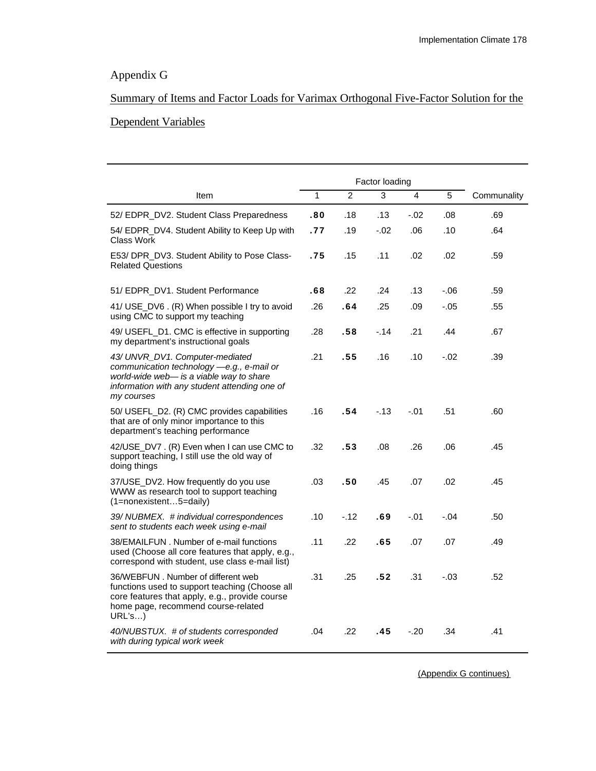Appendix G

Summary of Items and Factor Loads for Varimax Orthogonal Five-Factor Solution for the Dependent Variables

| | Factor loading | | | | | |
|---|---|---|---|---|---|---|
| Item | 1 | 2 | 3 | 4 | 5 | Communality |
| 52/ EDPR_DV2. Student Class Preparedness | **.80** | .18 | .13 | -.02 | .08 | .69 |
| 54/ EDPR_DV4. Student Ability to Keep Up with Class Work | **.77** | .19 | -.02 | .06 | .10 | .64 |
| E53/ DPR_DV3. Student Ability to Pose Class-Related Questions | **.75** | .15 | .11 | .02 | .02 | .59 |
| 51/ EDPR_DV1. Student Performance | **.68** | .22 | .24 | .13 | -.06 | .59 |
| 41/ USE_DV6 . (R) When possible I try to avoid using CMC to support my teaching | .26 | **.64** | .25 | .09 | -.05 | .55 |
| 49/ USEFL_D1. CMC is effective in supporting my department's instructional goals | .28 | **.58** | -.14 | .21 | .44 | .67 |
| *43/ UNVR_DV1. Computer-mediated communication technology —e.g., e-mail or world-wide web— is a viable way to share information with any student attending one of my courses* | .21 | **.55** | .16 | .10 | -.02 | .39 |
| 50/ USEFL_D2. (R) CMC provides capabilities that are of only minor importance to this department's teaching performance | .16 | **.54** | -.13 | -.01 | .51 | .60 |
| 42/USE_DV7 . (R) Even when I can use CMC to support teaching, I still use the old way of doing things | .32 | **.53** | .08 | .26 | .06 | .45 |
| 37/USE_DV2. How frequently do you use WWW as research tool to support teaching (1=nonexistent…5=daily) | .03 | **.50** | .45 | .07 | .02 | .45 |
| *39/ NUBMEX. # individual correspondences sent to students each week using e-mail* | .10 | -.12 | **.69** | -.01 | -.04 | .50 |
| 38/EMAILFUN . Number of e-mail functions used (Choose all core features that apply, e.g., correspond with student, use class e-mail list) | .11 | .22 | **.65** | .07 | .07 | .49 |
| 36/WEBFUN . Number of different web functions used to support teaching (Choose all core features that apply, e.g., provide course home page, recommend course-related URL's…) | .31 | .25 | **.52** | .31 | -.03 | .52 |
| *40/NUBSTUX. # of students corresponded with during typical work week* | .04 | .22 | **.45** | -.20 | .34 | .41 |

(Appendix G continues)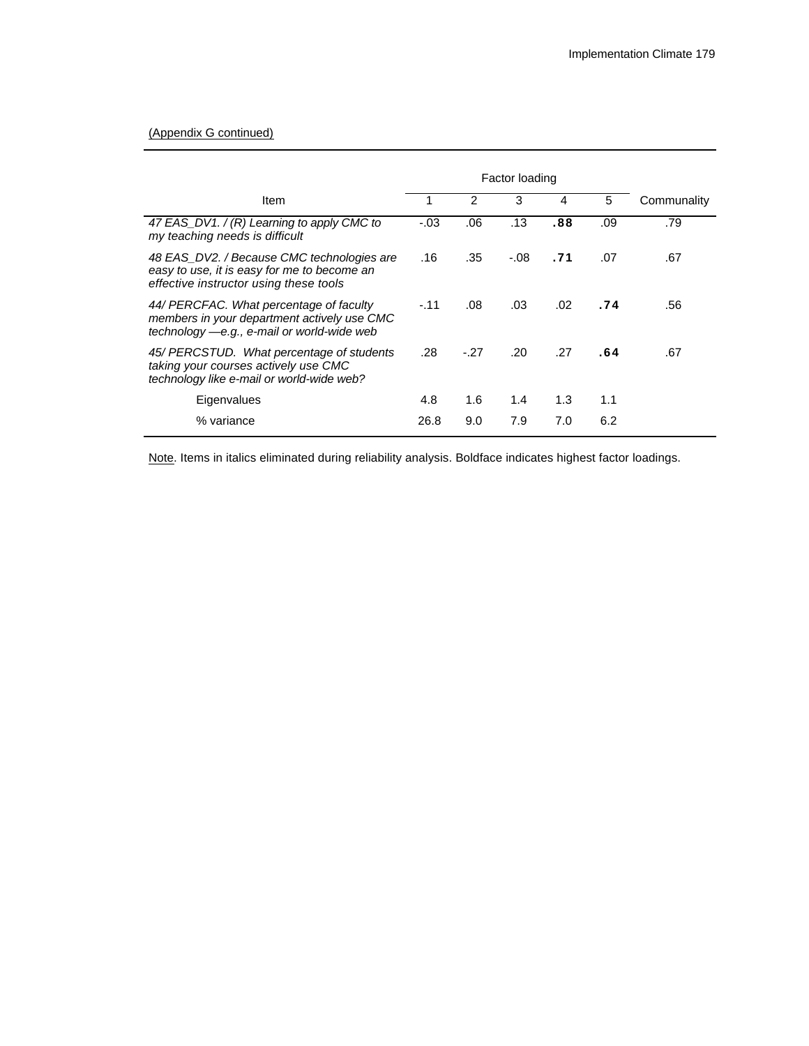(Appendix G continued)

| Item | Factor loading | | | | | Communality |
|---|---|---|---|---|---|---|
| | 1 | 2 | 3 | 4 | 5 | |
| *47 EAS_DV1. / (R) Learning to apply CMC to my teaching needs is difficult* | -.03 | .06 | .13 | **.88** | .09 | .79 |
| *48 EAS_DV2. / Because CMC technologies are easy to use, it is easy for me to become an effective instructor using these tools* | .16 | .35 | -.08 | **.71** | .07 | .67 |
| *44/ PERCFAC. What percentage of faculty members in your department actively use CMC technology —e.g., e-mail or world-wide web* | -.11 | .08 | .03 | .02 | **.74** | .56 |
| *45/ PERCSTUD. What percentage of students taking your courses actively use CMC technology like e-mail or world-wide web?* | .28 | -.27 | .20 | .27 | **.64** | .67 |
| Eigenvalues | 4.8 | 1.6 | 1.4 | 1.3 | 1.1 | |
| % variance | 26.8 | 9.0 | 7.9 | 7.0 | 6.2 | |

Note. Items in italics eliminated during reliability analysis. Boldface indicates highest factor loadings.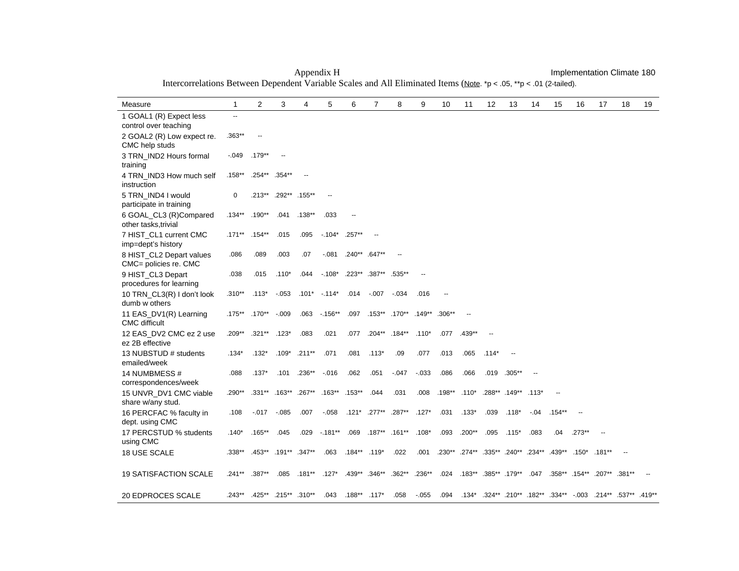Appendix H

Intercorrelations Between Dependent Variable Scales and All Eliminated Items (Note. *p < .05, **p < .01 (2-tailed).

| Measure | 1 | 2 | 3 | 4 | 5 | 6 | 7 | 8 | 9 | 10 | 11 | 12 | 13 | 14 | 15 | 16 | 17 | 18 | 19 |
|---|---|---|---|---|---|---|---|---|---|---|---|---|---|---|---|---|---|---|---|
| 1 GOAL1 (R) Expect less control over teaching | -- | | | | | | | | | | | | | | | | | | |
| 2 GOAL2 (R) Low expect re. CMC help studs | .363** | -- | | | | | | | | | | | | | | | | | |
| 3 TRN_IND2 Hours formal training | -.049 | .179** | -- | | | | | | | | | | | | | | | | |
| 4 TRN_IND3 How much self instruction | .158** | .254** | .354** | -- | | | | | | | | | | | | | | | |
| 5 TRN_IND4 I would participate in training | 0 | .213** | .292** | .155** | -- | | | | | | | | | | | | | | |
| 6 GOAL_CL3 (R)Compared other tasks,trivial | .134** | .190** | .041 | .138** | .033 | -- | | | | | | | | | | | | | |
| 7 HIST_CL1 current CMC imp=dept's history | .171** | .154** | .015 | .095 | -.104* | .257** | -- | | | | | | | | | | | | |
| 8 HIST_CL2 Depart values CMC= policies re. CMC | .086 | .089 | .003 | .07 | -.081 | .240** | .647** | -- | | | | | | | | | | | |
| 9 HIST_CL3 Depart procedures for learning | .038 | .015 | .110* | .044 | -.108* | .223** | .387** | .535** | -- | | | | | | | | | | |
| 10 TRN_CL3(R) I don't look dumb w others | .310** | .113* | -.053 | .101* | -.114* | .014 | -.007 | -.034 | .016 | -- | | | | | | | | | |
| 11 EAS_DV1(R) Learning CMC difficult | .175** | .170** | -.009 | .063 | -.156** | .097 | .153** | .170** | .149** | .306** | -- | | | | | | | | |
| 12 EAS_DV2 CMC ez 2 use ez 2B effective | .209** | .321** | .123* | .083 | .021 | .077 | .204** | .184** | .110* | .077 | .439** | -- | | | | | | | |
| 13 NUBSTUD # students emailed/week | .134* | .132* | .109* | .211** | .071 | .081 | .113* | .09 | .077 | .013 | .065 | .114* | -- | | | | | | |
| 14 NUMBMESS # correspondences/week | .088 | .137* | .101 | .236** | -.016 | .062 | .051 | -.047 | -.033 | .086 | .066 | .019 | .305** | -- | | | | | |
| 15 UNVR_DV1 CMC viable share w/any stud. | .290** | .331** | .163** | .267** | .163** | .153** | .044 | .031 | .008 | .198** | .110* | .288** | .149** | .113* | -- | | | | |
| 16 PERCFAC % faculty in dept. using CMC | .108 | -.017 | -.085 | .007 | -.058 | .121* | .277** | .287** | .127* | .031 | .133* | .039 | .118* | -.04 | .154** | -- | | | |
| 17 PERCSTUD % students using CMC | .140* | .165** | .045 | .029 | -.181** | .069 | .187** | .161** | .108* | .093 | .200** | .095 | .115* | .083 | .04 | .273** | -- | | |
| 18 USE SCALE | .338** | .453** | .191** | .347** | .063 | .184** | .119* | .022 | .001 | .230** | .274** | .335** | .240** | .234** | .439** | .150* | .181** | -- | |
| 19 SATISFACTION SCALE | .241** | .387** | .085 | .181** | .127* | .439** | .346** | .362** | .236** | .024 | .183** | .385** | .179** | .047 | .358** | .154** | .207** | .381** | -- |
| 20 EDPROCES SCALE | .243** | .425** | .215** | .310** | .043 | .188** | .117* | .058 | -.055 | .094 | .134* | .324** | .210** | .182** | .334** | -.003 | .214** | .537** | .419** |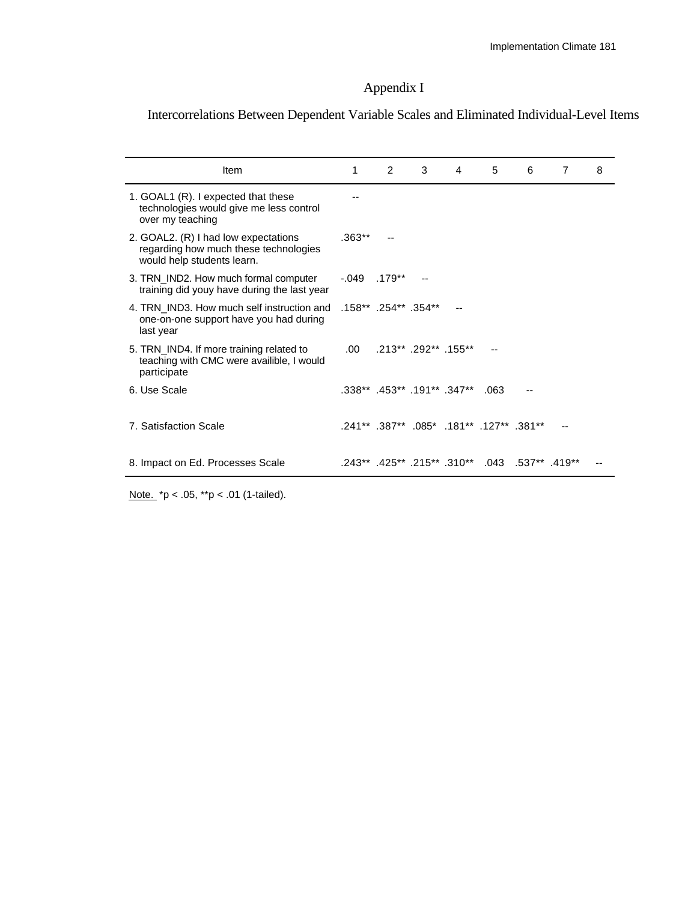# Appendix I

## Intercorrelations Between Dependent Variable Scales and Eliminated Individual-Level Items

| Item | 1 | 2 | 3 | 4 | 5 | 6 | 7 | 8 |
|---|---|---|---|---|---|---|---|---|
| 1. GOAL1 (R). I expected that these technologies would give me less control over my teaching | -- | | | | | | | |
| 2. GOAL2. (R) I had low expectations regarding how much these technologies would help students learn. | .363** | -- | | | | | | |
| 3. TRN_IND2. How much formal computer training did youy have during the last year | -.049 | .179** | -- | | | | | |
| 4. TRN_IND3. How much self instruction and one-on-one support have you had during last year | .158** | .254** | .354** | -- | | | | |
| 5. TRN_IND4. If more training related to teaching with CMC were availible, I would participate | .00 | .213** | .292** | .155** | -- | | | |
| 6. Use Scale | .338** | .453** | .191** | .347** | .063 | -- | | |
| 7. Satisfaction Scale | .241** | .387** | .085* | .181** | .127** | .381** | -- | |
| 8. Impact on Ed. Processes Scale | .243** | .425** | .215** | .310** | .043 | .537** | .419** | -- |

Note. *p < .05, **p < .01 (1-tailed).